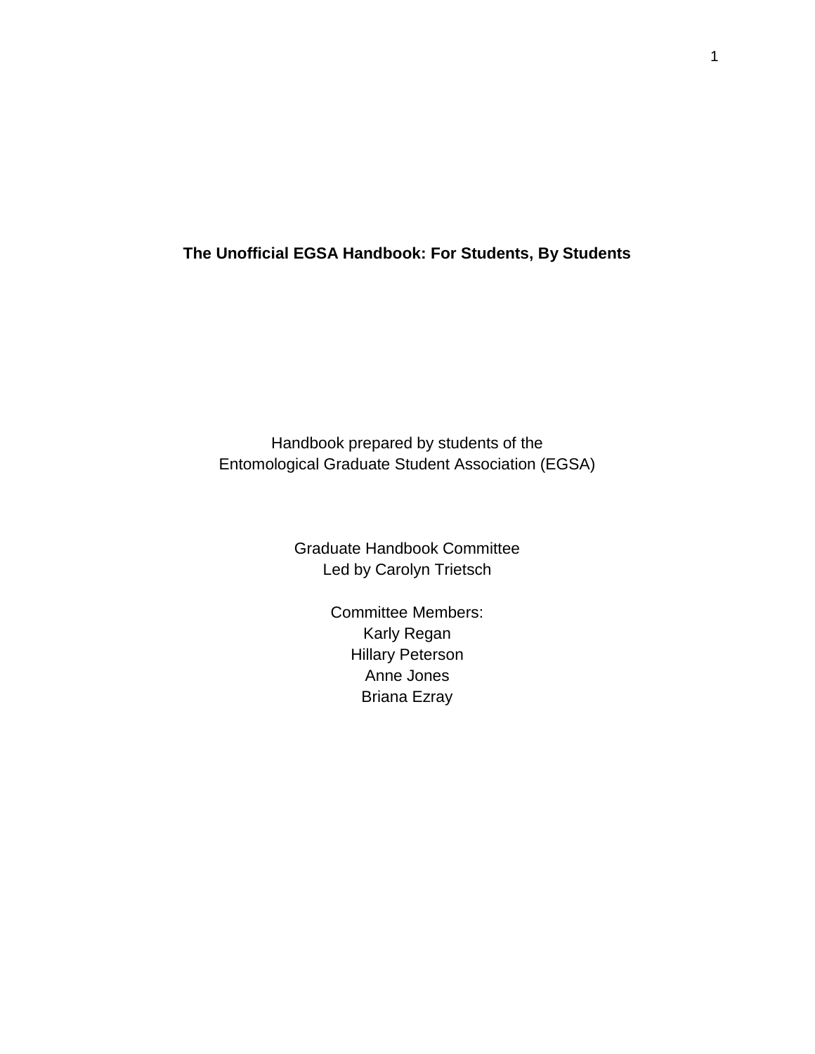# The Unofficial EGSA Handbook: For Students, By Students

Handbook prepared by students of the
Entomological Graduate Student Association (EGSA)

Graduate Handbook Committee
Led by Carolyn Trietsch

Committee Members:
Karly Regan
Hillary Peterson
Anne Jones
Briana Ezray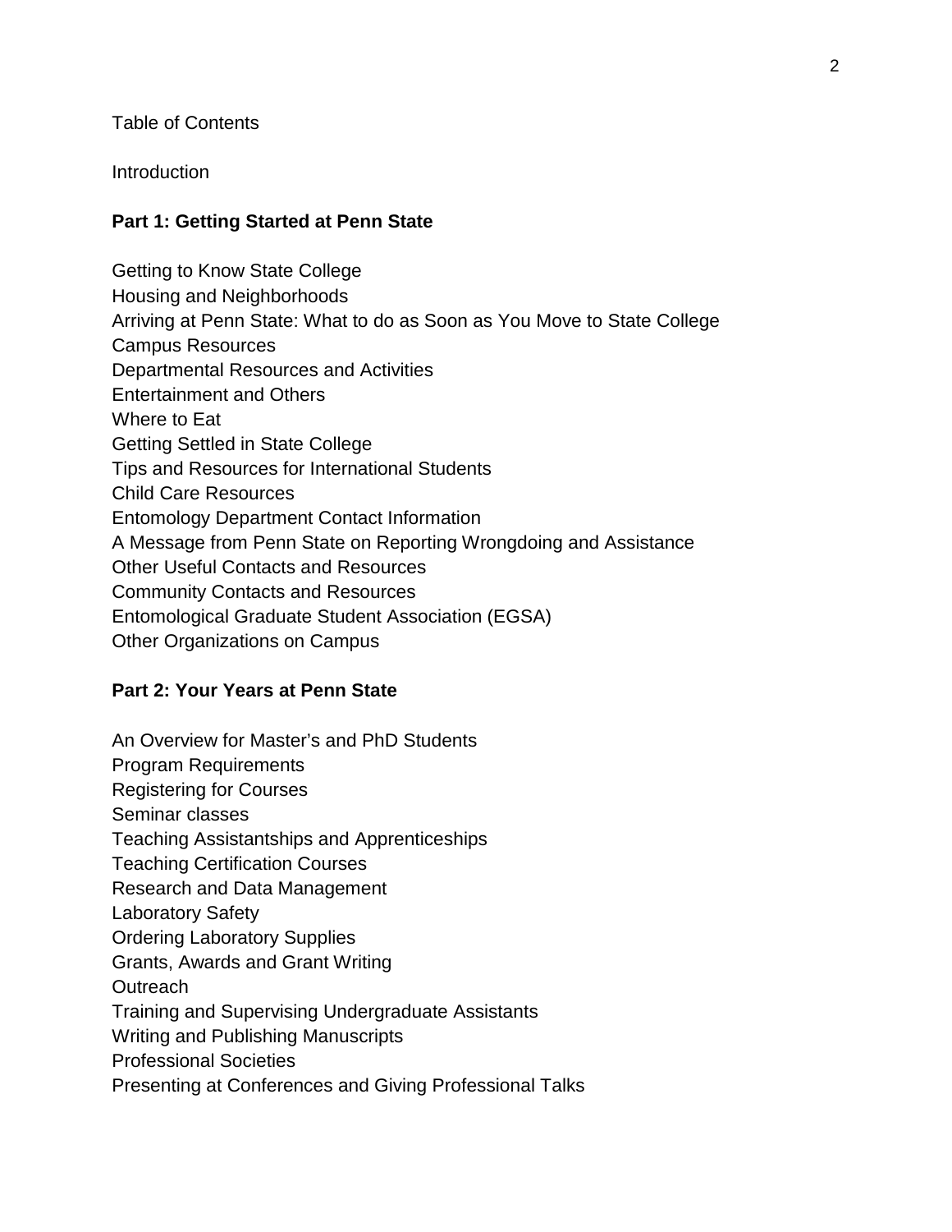Table of Contents

Introduction

**Part 1: Getting Started at Penn State**

Getting to Know State College
Housing and Neighborhoods
Arriving at Penn State: What to do as Soon as You Move to State College
Campus Resources
Departmental Resources and Activities
Entertainment and Others
Where to Eat
Getting Settled in State College
Tips and Resources for International Students
Child Care Resources
Entomology Department Contact Information
A Message from Penn State on Reporting Wrongdoing and Assistance
Other Useful Contacts and Resources
Community Contacts and Resources
Entomological Graduate Student Association (EGSA)
Other Organizations on Campus

**Part 2: Your Years at Penn State**

An Overview for Master's and PhD Students
Program Requirements
Registering for Courses
Seminar classes
Teaching Assistantships and Apprenticeships
Teaching Certification Courses
Research and Data Management
Laboratory Safety
Ordering Laboratory Supplies
Grants, Awards and Grant Writing
Outreach
Training and Supervising Undergraduate Assistants
Writing and Publishing Manuscripts
Professional Societies
Presenting at Conferences and Giving Professional Talks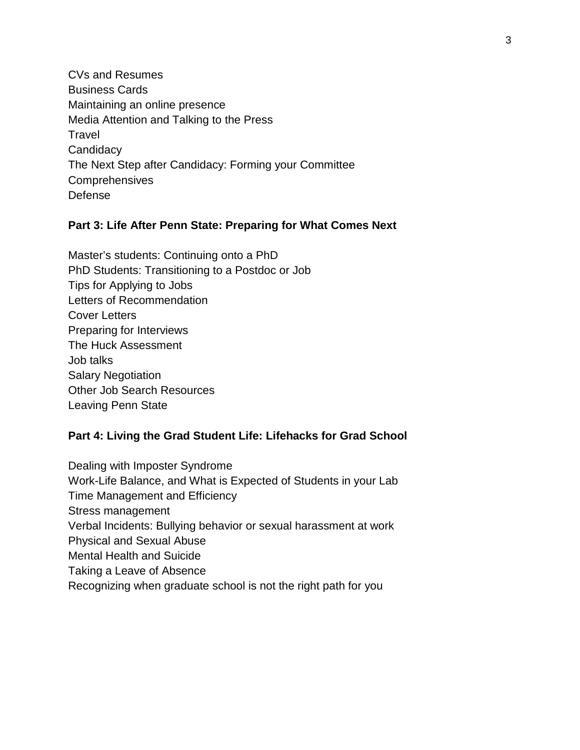CVs and Resumes
Business Cards
Maintaining an online presence
Media Attention and Talking to the Press
Travel
Candidacy
The Next Step after Candidacy: Forming your Committee
Comprehensives
Defense

**Part 3: Life After Penn State: Preparing for What Comes Next**

Master's students: Continuing onto a PhD
PhD Students: Transitioning to a Postdoc or Job
Tips for Applying to Jobs
Letters of Recommendation
Cover Letters
Preparing for Interviews
The Huck Assessment
Job talks
Salary Negotiation
Other Job Search Resources
Leaving Penn State

**Part 4: Living the Grad Student Life: Lifehacks for Grad School**

Dealing with Imposter Syndrome
Work-Life Balance, and What is Expected of Students in your Lab
Time Management and Efficiency
Stress management
Verbal Incidents: Bullying behavior or sexual harassment at work
Physical and Sexual Abuse
Mental Health and Suicide
Taking a Leave of Absence
Recognizing when graduate school is not the right path for you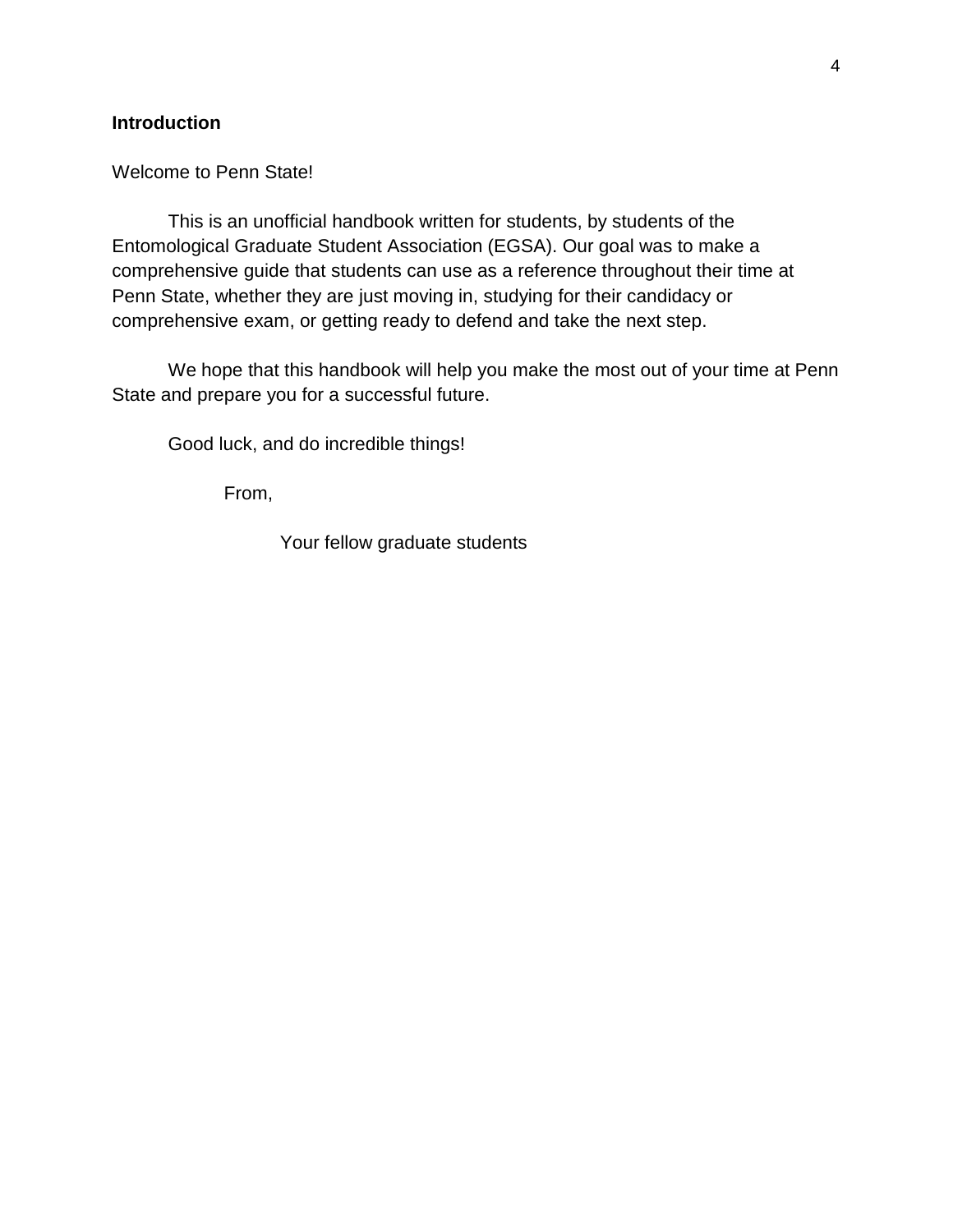## Introduction

Welcome to Penn State!

This is an unofficial handbook written for students, by students of the Entomological Graduate Student Association (EGSA). Our goal was to make a comprehensive guide that students can use as a reference throughout their time at Penn State, whether they are just moving in, studying for their candidacy or comprehensive exam, or getting ready to defend and take the next step.

We hope that this handbook will help you make the most out of your time at Penn State and prepare you for a successful future.

Good luck, and do incredible things!

From,

Your fellow graduate students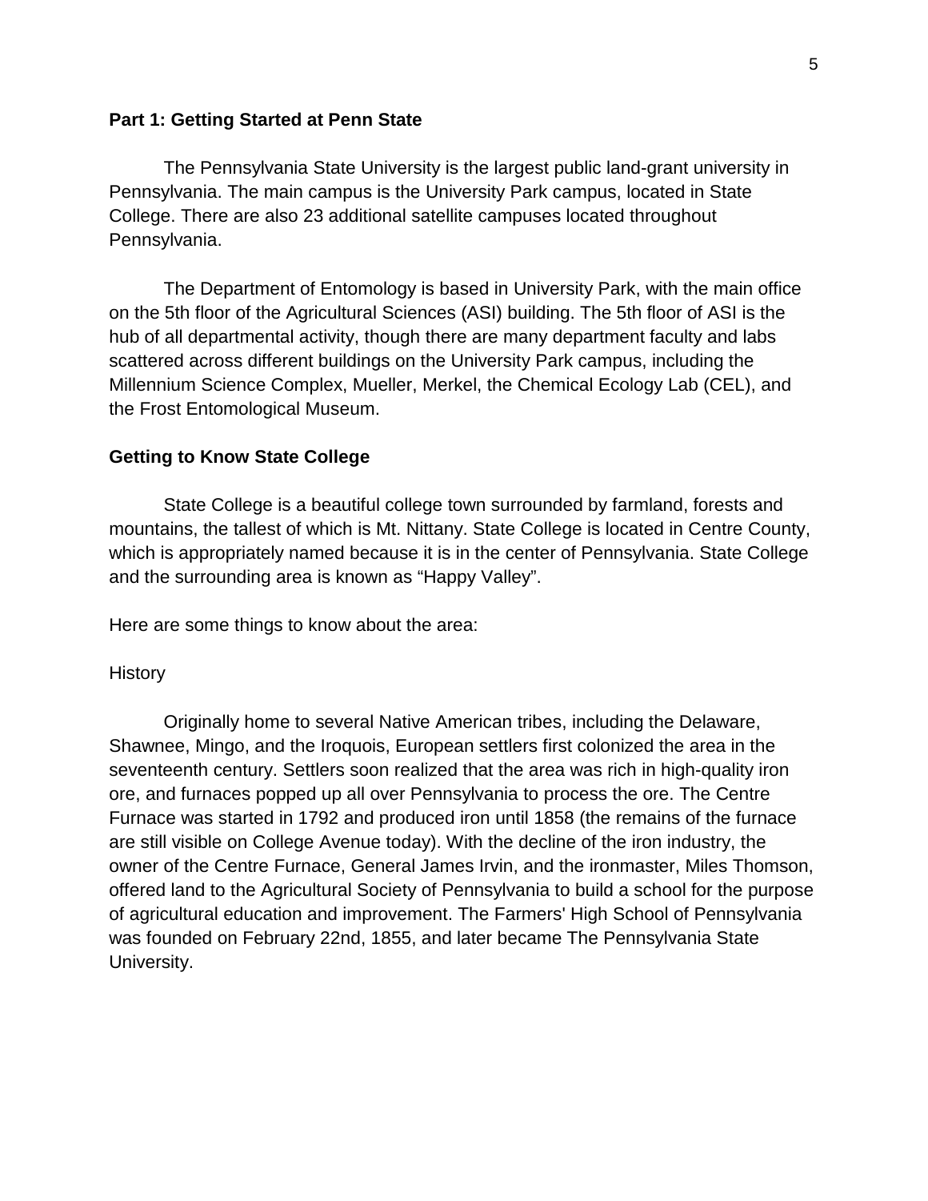## Part 1: Getting Started at Penn State

The Pennsylvania State University is the largest public land-grant university in Pennsylvania. The main campus is the University Park campus, located in State College. There are also 23 additional satellite campuses located throughout Pennsylvania.

The Department of Entomology is based in University Park, with the main office on the 5th floor of the Agricultural Sciences (ASI) building. The 5th floor of ASI is the hub of all departmental activity, though there are many department faculty and labs scattered across different buildings on the University Park campus, including the Millennium Science Complex, Mueller, Merkel, the Chemical Ecology Lab (CEL), and the Frost Entomological Museum.

### Getting to Know State College

State College is a beautiful college town surrounded by farmland, forests and mountains, the tallest of which is Mt. Nittany. State College is located in Centre County, which is appropriately named because it is in the center of Pennsylvania. State College and the surrounding area is known as "Happy Valley".

Here are some things to know about the area:

History

Originally home to several Native American tribes, including the Delaware, Shawnee, Mingo, and the Iroquois, European settlers first colonized the area in the seventeenth century. Settlers soon realized that the area was rich in high-quality iron ore, and furnaces popped up all over Pennsylvania to process the ore. The Centre Furnace was started in 1792 and produced iron until 1858 (the remains of the furnace are still visible on College Avenue today). With the decline of the iron industry, the owner of the Centre Furnace, General James Irvin, and the ironmaster, Miles Thomson, offered land to the Agricultural Society of Pennsylvania to build a school for the purpose of agricultural education and improvement. The Farmers' High School of Pennsylvania was founded on February 22nd, 1855, and later became The Pennsylvania State University.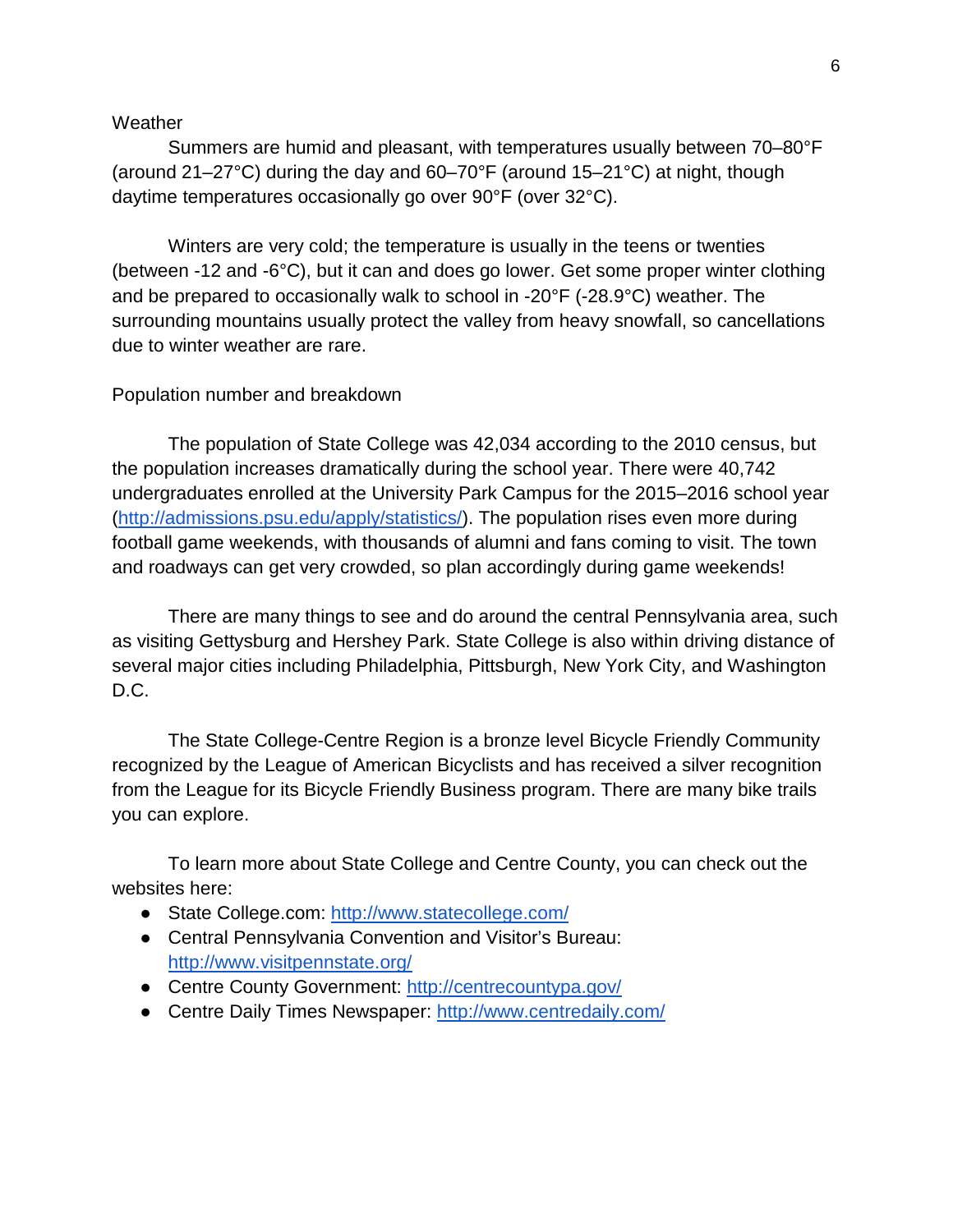## Weather

Summers are humid and pleasant, with temperatures usually between 70–80°F (around 21–27°C) during the day and 60–70°F (around 15–21°C) at night, though daytime temperatures occasionally go over 90°F (over 32°C).

Winters are very cold; the temperature is usually in the teens or twenties (between -12 and -6°C), but it can and does go lower. Get some proper winter clothing and be prepared to occasionally walk to school in -20°F (-28.9°C) weather. The surrounding mountains usually protect the valley from heavy snowfall, so cancellations due to winter weather are rare.

## Population number and breakdown

The population of State College was 42,034 according to the 2010 census, but the population increases dramatically during the school year. There were 40,742 undergraduates enrolled at the University Park Campus for the 2015–2016 school year (http://admissions.psu.edu/apply/statistics/). The population rises even more during football game weekends, with thousands of alumni and fans coming to visit. The town and roadways can get very crowded, so plan accordingly during game weekends!

There are many things to see and do around the central Pennsylvania area, such as visiting Gettysburg and Hershey Park. State College is also within driving distance of several major cities including Philadelphia, Pittsburgh, New York City, and Washington D.C.

The State College-Centre Region is a bronze level Bicycle Friendly Community recognized by the League of American Bicyclists and has received a silver recognition from the League for its Bicycle Friendly Business program. There are many bike trails you can explore.

To learn more about State College and Centre County, you can check out the websites here:

- State College.com: http://www.statecollege.com/
- Central Pennsylvania Convention and Visitor's Bureau: http://www.visitpennstate.org/
- Centre County Government: http://centrecountypa.gov/
- Centre Daily Times Newspaper: http://www.centredaily.com/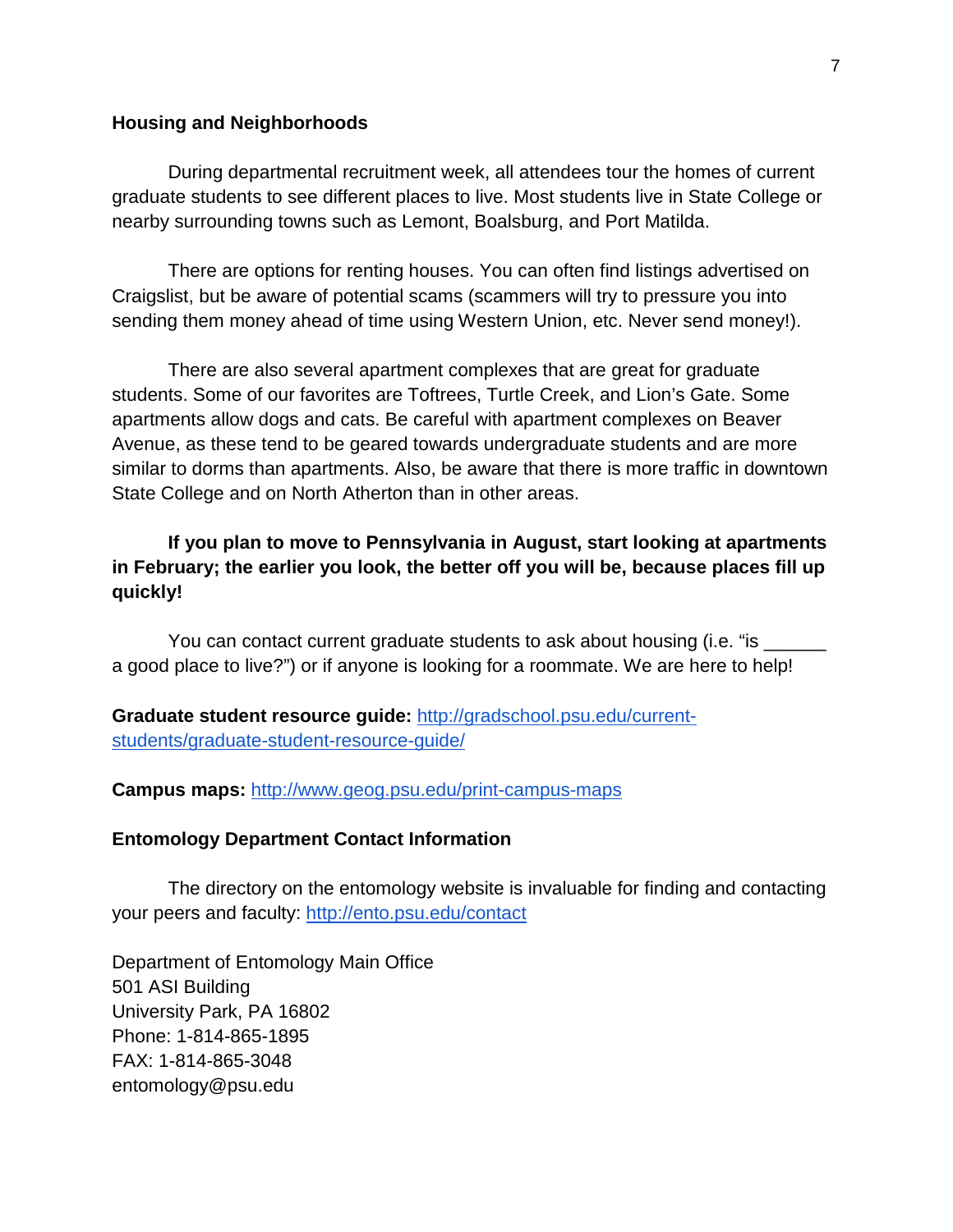## Housing and Neighborhoods

During departmental recruitment week, all attendees tour the homes of current graduate students to see different places to live. Most students live in State College or nearby surrounding towns such as Lemont, Boalsburg, and Port Matilda.

There are options for renting houses. You can often find listings advertised on Craigslist, but be aware of potential scams (scammers will try to pressure you into sending them money ahead of time using Western Union, etc. Never send money!).

There are also several apartment complexes that are great for graduate students. Some of our favorites are Toftrees, Turtle Creek, and Lion's Gate. Some apartments allow dogs and cats. Be careful with apartment complexes on Beaver Avenue, as these tend to be geared towards undergraduate students and are more similar to dorms than apartments. Also, be aware that there is more traffic in downtown State College and on North Atherton than in other areas.

**If you plan to move to Pennsylvania in August, start looking at apartments in February; the earlier you look, the better off you will be, because places fill up quickly!**

You can contact current graduate students to ask about housing (i.e. "is ______ a good place to live?") or if anyone is looking for a roommate. We are here to help!

**Graduate student resource guide:** [http://gradschool.psu.edu/current-students/graduate-student-resource-guide/](http://gradschool.psu.edu/current-students/graduate-student-resource-guide/)

**Campus maps:** [http://www.geog.psu.edu/print-campus-maps](http://www.geog.psu.edu/print-campus-maps)

## Entomology Department Contact Information

The directory on the entomology website is invaluable for finding and contacting your peers and faculty: [http://ento.psu.edu/contact](http://ento.psu.edu/contact)

Department of Entomology Main Office
501 ASI Building
University Park, PA 16802
Phone: 1-814-865-1895
FAX: 1-814-865-3048
entomology@psu.edu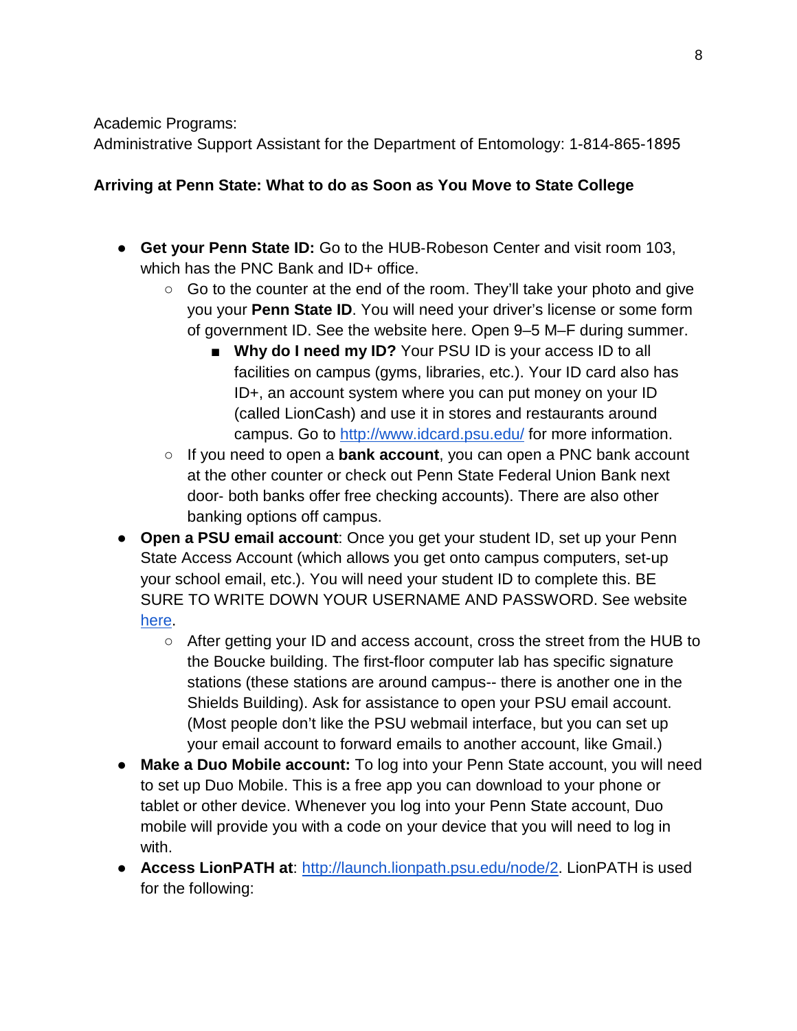Academic Programs:
Administrative Support Assistant for the Department of Entomology: 1-814-865-1895

**Arriving at Penn State: What to do as Soon as You Move to State College**

- **Get your Penn State ID:** Go to the HUB-Robeson Center and visit room 103, which has the PNC Bank and ID+ office.
  - Go to the counter at the end of the room. They'll take your photo and give you your **Penn State ID**. You will need your driver's license or some form of government ID. See the website here. Open 9–5 M–F during summer.
    - **Why do I need my ID?** Your PSU ID is your access ID to all facilities on campus (gyms, libraries, etc.). Your ID card also has ID+, an account system where you can put money on your ID (called LionCash) and use it in stores and restaurants around campus. Go to [http://www.idcard.psu.edu/](http://www.idcard.psu.edu/) for more information.
  - If you need to open a **bank account**, you can open a PNC bank account at the other counter or check out Penn State Federal Union Bank next door- both banks offer free checking accounts). There are also other banking options off campus.
- **Open a PSU email account**: Once you get your student ID, set up your Penn State Access Account (which allows you get onto campus computers, set-up your school email, etc.). You will need your student ID to complete this. BE SURE TO WRITE DOWN YOUR USERNAME AND PASSWORD. See website here.
  - After getting your ID and access account, cross the street from the HUB to the Boucke building. The first-floor computer lab has specific signature stations (these stations are around campus-- there is another one in the Shields Building). Ask for assistance to open your PSU email account. (Most people don't like the PSU webmail interface, but you can set up your email account to forward emails to another account, like Gmail.)
- **Make a Duo Mobile account:** To log into your Penn State account, you will need to set up Duo Mobile. This is a free app you can download to your phone or tablet or other device. Whenever you log into your Penn State account, Duo mobile will provide you with a code on your device that you will need to log in with.
- **Access LionPATH at**: [http://launch.lionpath.psu.edu/node/2](http://launch.lionpath.psu.edu/node/2). LionPATH is used for the following: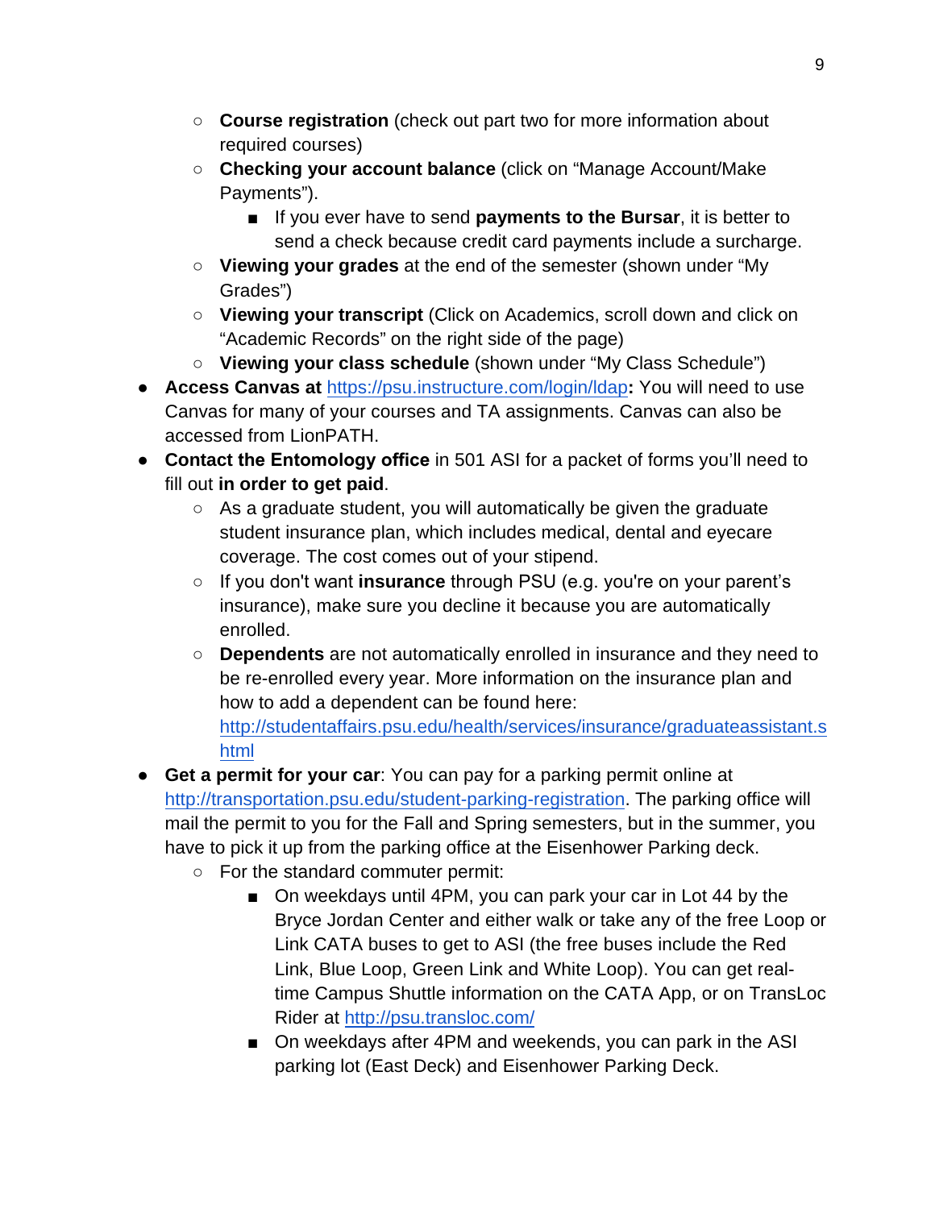- **Course registration** (check out part two for more information about required courses)
    - **Checking your account balance** (click on "Manage Account/Make Payments").
        - If you ever have to send **payments to the Bursar**, it is better to send a check because credit card payments include a surcharge.
    - **Viewing your grades** at the end of the semester (shown under "My Grades")
    - **Viewing your transcript** (Click on Academics, scroll down and click on "Academic Records" on the right side of the page)
    - **Viewing your class schedule** (shown under "My Class Schedule")
- **Access Canvas at** [https://psu.instructure.com/login/ldap](https://psu.instructure.com/login/ldap)**:** You will need to use Canvas for many of your courses and TA assignments. Canvas can also be accessed from LionPATH.
- **Contact the Entomology office** in 501 ASI for a packet of forms you'll need to fill out **in order to get paid**.
    - As a graduate student, you will automatically be given the graduate student insurance plan, which includes medical, dental and eyecare coverage. The cost comes out of your stipend.
    - If you don't want **insurance** through PSU (e.g. you're on your parent's insurance), make sure you decline it because you are automatically enrolled.
    - **Dependents** are not automatically enrolled in insurance and they need to be re-enrolled every year. More information on the insurance plan and how to add a dependent can be found here: [http://studentaffairs.psu.edu/health/services/insurance/graduateassistant.shtml](http://studentaffairs.psu.edu/health/services/insurance/graduateassistant.shtml)
- **Get a permit for your car**: You can pay for a parking permit online at [http://transportation.psu.edu/student-parking-registration](http://transportation.psu.edu/student-parking-registration). The parking office will mail the permit to you for the Fall and Spring semesters, but in the summer, you have to pick it up from the parking office at the Eisenhower Parking deck.
    - For the standard commuter permit:
        - On weekdays until 4PM, you can park your car in Lot 44 by the Bryce Jordan Center and either walk or take any of the free Loop or Link CATA buses to get to ASI (the free buses include the Red Link, Blue Loop, Green Link and White Loop). You can get real-time Campus Shuttle information on the CATA App, or on TransLoc Rider at [http://psu.transloc.com/](http://psu.transloc.com/)
        - On weekdays after 4PM and weekends, you can park in the ASI parking lot (East Deck) and Eisenhower Parking Deck.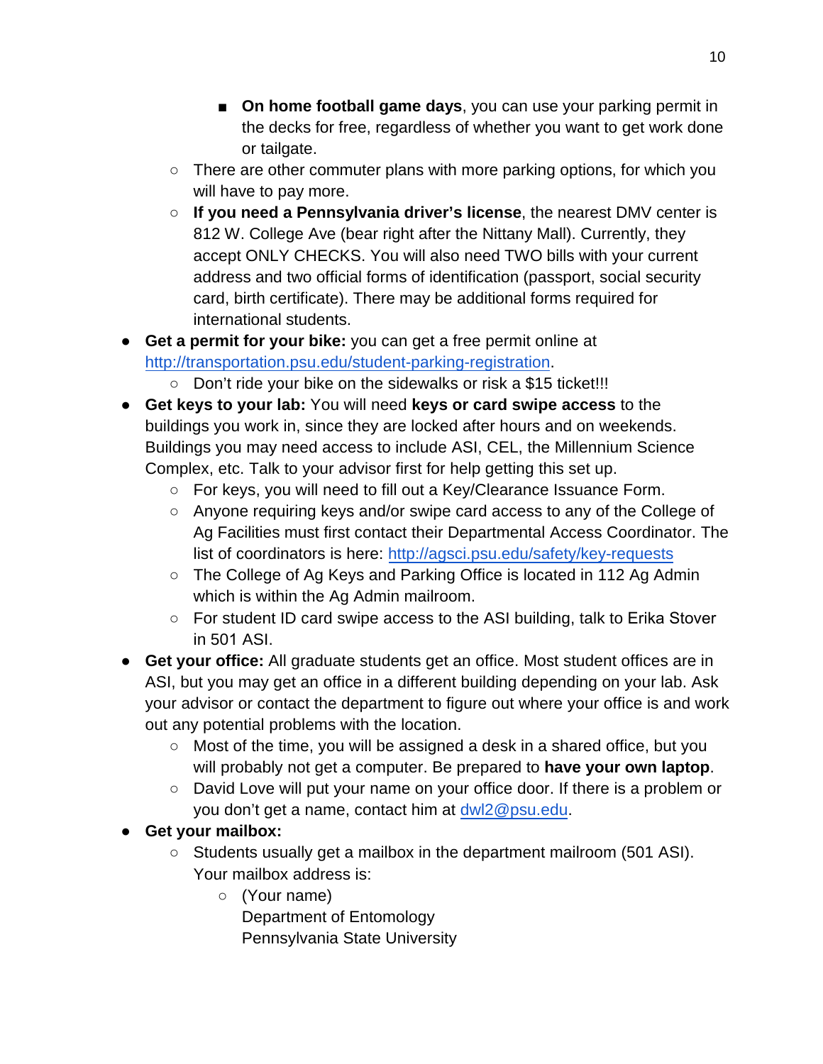- **On home football game days**, you can use your parking permit in the decks for free, regardless of whether you want to get work done or tailgate.
    - There are other commuter plans with more parking options, for which you will have to pay more.
    - **If you need a Pennsylvania driver's license**, the nearest DMV center is 812 W. College Ave (bear right after the Nittany Mall). Currently, they accept ONLY CHECKS. You will also need TWO bills with your current address and two official forms of identification (passport, social security card, birth certificate). There may be additional forms required for international students.
- **Get a permit for your bike:** you can get a free permit online at [http://transportation.psu.edu/student-parking-registration](http://transportation.psu.edu/student-parking-registration).
    - Don't ride your bike on the sidewalks or risk a $15 ticket!!!
- **Get keys to your lab:** You will need **keys or card swipe access** to the buildings you work in, since they are locked after hours and on weekends. Buildings you may need access to include ASI, CEL, the Millennium Science Complex, etc. Talk to your advisor first for help getting this set up.
    - For keys, you will need to fill out a Key/Clearance Issuance Form.
    - Anyone requiring keys and/or swipe card access to any of the College of Ag Facilities must first contact their Departmental Access Coordinator. The list of coordinators is here: [http://agsci.psu.edu/safety/key-requests](http://agsci.psu.edu/safety/key-requests)
    - The College of Ag Keys and Parking Office is located in 112 Ag Admin which is within the Ag Admin mailroom.
    - For student ID card swipe access to the ASI building, talk to Erika Stover in 501 ASI.
- **Get your office:** All graduate students get an office. Most student offices are in ASI, but you may get an office in a different building depending on your lab. Ask your advisor or contact the department to figure out where your office is and work out any potential problems with the location.
    - Most of the time, you will be assigned a desk in a shared office, but you will probably not get a computer. Be prepared to **have your own laptop**.
    - David Love will put your name on your office door. If there is a problem or you don't get a name, contact him at [dwl2@psu.edu](mailto:dwl2@psu.edu).
- **Get your mailbox:**
    - Students usually get a mailbox in the department mailroom (501 ASI). Your mailbox address is:
        - (Your name)
          Department of Entomology
          Pennsylvania State University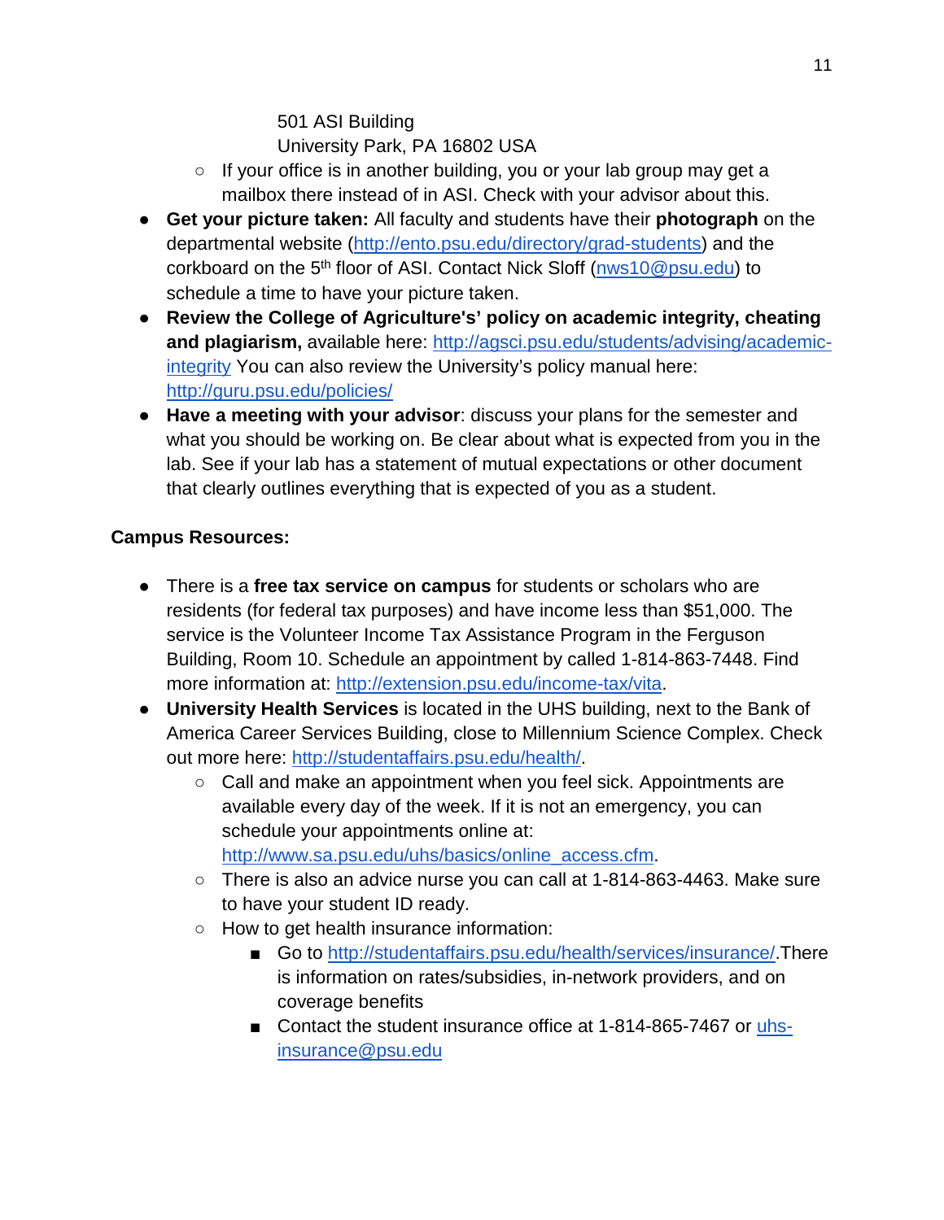501 ASI Building
University Park, PA 16802 USA

  - If your office is in another building, you or your lab group may get a mailbox there instead of in ASI. Check with your advisor about this.
- **Get your picture taken:** All faculty and students have their **photograph** on the departmental website (http://ento.psu.edu/directory/grad-students) and the corkboard on the 5th floor of ASI. Contact Nick Sloff (nws10@psu.edu) to schedule a time to have your picture taken.
- **Review the College of Agriculture's' policy on academic integrity, cheating and plagiarism,** available here: http://agsci.psu.edu/students/advising/academic-integrity You can also review the University's policy manual here: http://guru.psu.edu/policies/
- **Have a meeting with your advisor**: discuss your plans for the semester and what you should be working on. Be clear about what is expected from you in the lab. See if your lab has a statement of mutual expectations or other document that clearly outlines everything that is expected of you as a student.

**Campus Resources:**

- There is a **free tax service on campus** for students or scholars who are residents (for federal tax purposes) and have income less than $51,000. The service is the Volunteer Income Tax Assistance Program in the Ferguson Building, Room 10. Schedule an appointment by called 1-814-863-7448. Find more information at: http://extension.psu.edu/income-tax/vita.
- **University Health Services** is located in the UHS building, next to the Bank of America Career Services Building, close to Millennium Science Complex. Check out more here: http://studentaffairs.psu.edu/health/.
  - Call and make an appointment when you feel sick. Appointments are available every day of the week. If it is not an emergency, you can schedule your appointments online at: http://www.sa.psu.edu/uhs/basics/online_access.cfm.
  - There is also an advice nurse you can call at 1-814-863-4463. Make sure to have your student ID ready.
  - How to get health insurance information:
    - Go to http://studentaffairs.psu.edu/health/services/insurance/.There is information on rates/subsidies, in-network providers, and on coverage benefits
    - Contact the student insurance office at 1-814-865-7467 or uhs-insurance@psu.edu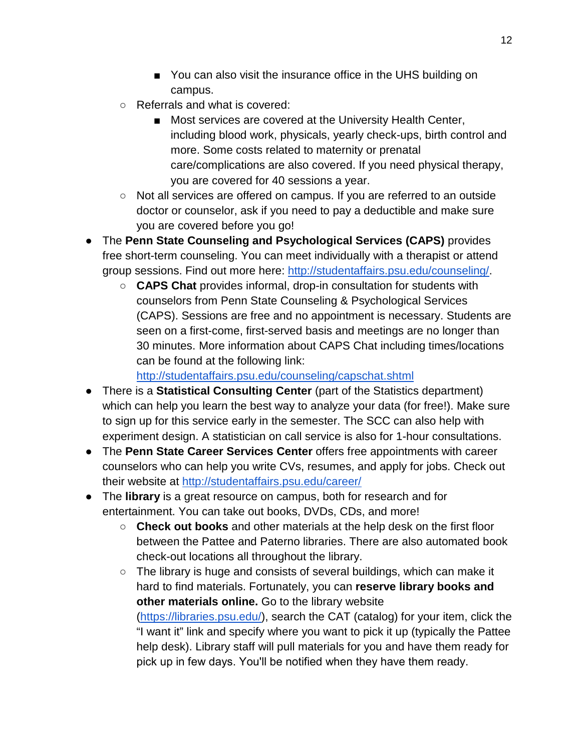- You can also visit the insurance office in the UHS building on campus.
    - Referrals and what is covered:
        - Most services are covered at the University Health Center, including blood work, physicals, yearly check-ups, birth control and more. Some costs related to maternity or prenatal care/complications are also covered. If you need physical therapy, you are covered for 40 sessions a year.
    - Not all services are offered on campus. If you are referred to an outside doctor or counselor, ask if you need to pay a deductible and make sure you are covered before you go!
- The **Penn State Counseling and Psychological Services (CAPS)** provides free short-term counseling. You can meet individually with a therapist or attend group sessions. Find out more here: [http://studentaffairs.psu.edu/counseling/](http://studentaffairs.psu.edu/counseling/).
    - **CAPS Chat** provides informal, drop-in consultation for students with counselors from Penn State Counseling & Psychological Services (CAPS). Sessions are free and no appointment is necessary. Students are seen on a first-come, first-served basis and meetings are no longer than 30 minutes. More information about CAPS Chat including times/locations can be found at the following link: [http://studentaffairs.psu.edu/counseling/capschat.shtml](http://studentaffairs.psu.edu/counseling/capschat.shtml)
- There is a **Statistical Consulting Center** (part of the Statistics department) which can help you learn the best way to analyze your data (for free!). Make sure to sign up for this service early in the semester. The SCC can also help with experiment design. A statistician on call service is also for 1-hour consultations.
- The **Penn State Career Services Center** offers free appointments with career counselors who can help you write CVs, resumes, and apply for jobs. Check out their website at [http://studentaffairs.psu.edu/career/](http://studentaffairs.psu.edu/career/)
- The **library** is a great resource on campus, both for research and for entertainment. You can take out books, DVDs, CDs, and more!
    - **Check out books** and other materials at the help desk on the first floor between the Pattee and Paterno libraries. There are also automated book check-out locations all throughout the library.
    - The library is huge and consists of several buildings, which can make it hard to find materials. Fortunately, you can **reserve library books and other materials online.** Go to the library website ([https://libraries.psu.edu/](https://libraries.psu.edu/)), search the CAT (catalog) for your item, click the "I want it" link and specify where you want to pick it up (typically the Pattee help desk). Library staff will pull materials for you and have them ready for pick up in few days. You'll be notified when they have them ready.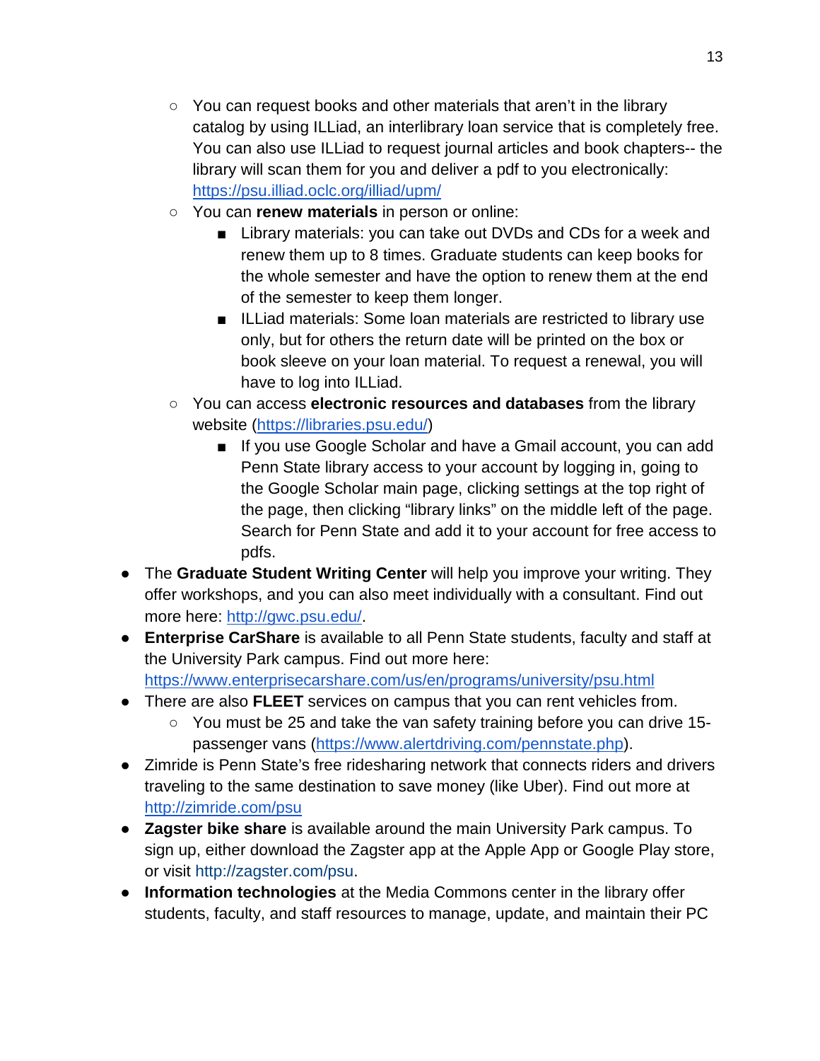- You can request books and other materials that aren't in the library catalog by using ILLiad, an interlibrary loan service that is completely free. You can also use ILLiad to request journal articles and book chapters-- the library will scan them for you and deliver a pdf to you electronically: [https://psu.illiad.oclc.org/illiad/upm/](https://psu.illiad.oclc.org/illiad/upm/)
    - You can **renew materials** in person or online:
        - Library materials: you can take out DVDs and CDs for a week and renew them up to 8 times. Graduate students can keep books for the whole semester and have the option to renew them at the end of the semester to keep them longer.
        - ILLiad materials: Some loan materials are restricted to library use only, but for others the return date will be printed on the box or book sleeve on your loan material. To request a renewal, you will have to log into ILLiad.
    - You can access **electronic resources and databases** from the library website ([https://libraries.psu.edu/](https://libraries.psu.edu/))
        - If you use Google Scholar and have a Gmail account, you can add Penn State library access to your account by logging in, going to the Google Scholar main page, clicking settings at the top right of the page, then clicking "library links" on the middle left of the page. Search for Penn State and add it to your account for free access to pdfs.
- The **Graduate Student Writing Center** will help you improve your writing. They offer workshops, and you can also meet individually with a consultant. Find out more here: [http://gwc.psu.edu/](http://gwc.psu.edu/).
- **Enterprise CarShare** is available to all Penn State students, faculty and staff at the University Park campus. Find out more here: [https://www.enterprisecarshare.com/us/en/programs/university/psu.html](https://www.enterprisecarshare.com/us/en/programs/university/psu.html)
- There are also **FLEET** services on campus that you can rent vehicles from.
    - You must be 25 and take the van safety training before you can drive 15-passenger vans ([https://www.alertdriving.com/pennstate.php](https://www.alertdriving.com/pennstate.php)).
- Zimride is Penn State's free ridesharing network that connects riders and drivers traveling to the same destination to save money (like Uber). Find out more at [http://zimride.com/psu](http://zimride.com/psu)
- **Zagster bike share** is available around the main University Park campus. To sign up, either download the Zagster app at the Apple App or Google Play store, or visit http://zagster.com/psu.
- **Information technologies** at the Media Commons center in the library offer students, faculty, and staff resources to manage, update, and maintain their PC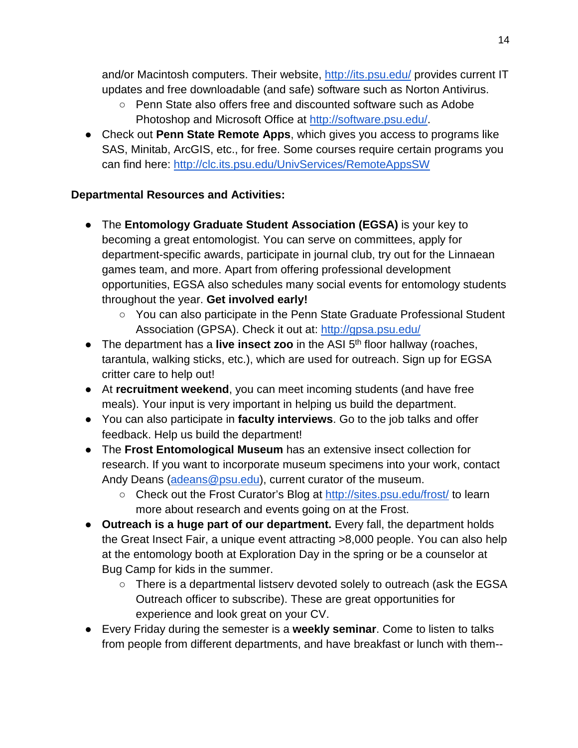and/or Macintosh computers. Their website, http://its.psu.edu/ provides current IT updates and free downloadable (and safe) software such as Norton Antivirus.

  - Penn State also offers free and discounted software such as Adobe Photoshop and Microsoft Office at http://software.psu.edu/.

- Check out **Penn State Remote Apps**, which gives you access to programs like SAS, Minitab, ArcGIS, etc., for free. Some courses require certain programs you can find here: http://clc.its.psu.edu/UnivServices/RemoteAppsSW

**Departmental Resources and Activities:**

- The **Entomology Graduate Student Association (EGSA)** is your key to becoming a great entomologist. You can serve on committees, apply for department-specific awards, participate in journal club, try out for the Linnaean games team, and more. Apart from offering professional development opportunities, EGSA also schedules many social events for entomology students throughout the year. **Get involved early!**
  - You can also participate in the Penn State Graduate Professional Student Association (GPSA). Check it out at: http://gpsa.psu.edu/
- The department has a **live insect zoo** in the ASI 5th floor hallway (roaches, tarantula, walking sticks, etc.), which are used for outreach. Sign up for EGSA critter care to help out!
- At **recruitment weekend**, you can meet incoming students (and have free meals). Your input is very important in helping us build the department.
- You can also participate in **faculty interviews**. Go to the job talks and offer feedback. Help us build the department!
- The **Frost Entomological Museum** has an extensive insect collection for research. If you want to incorporate museum specimens into your work, contact Andy Deans (adeans@psu.edu), current curator of the museum.
  - Check out the Frost Curator's Blog at http://sites.psu.edu/frost/ to learn more about research and events going on at the Frost.
- **Outreach is a huge part of our department.** Every fall, the department holds the Great Insect Fair, a unique event attracting >8,000 people. You can also help at the entomology booth at Exploration Day in the spring or be a counselor at Bug Camp for kids in the summer.
  - There is a departmental listserv devoted solely to outreach (ask the EGSA Outreach officer to subscribe). These are great opportunities for experience and look great on your CV.
- Every Friday during the semester is a **weekly seminar**. Come to listen to talks from people from different departments, and have breakfast or lunch with them--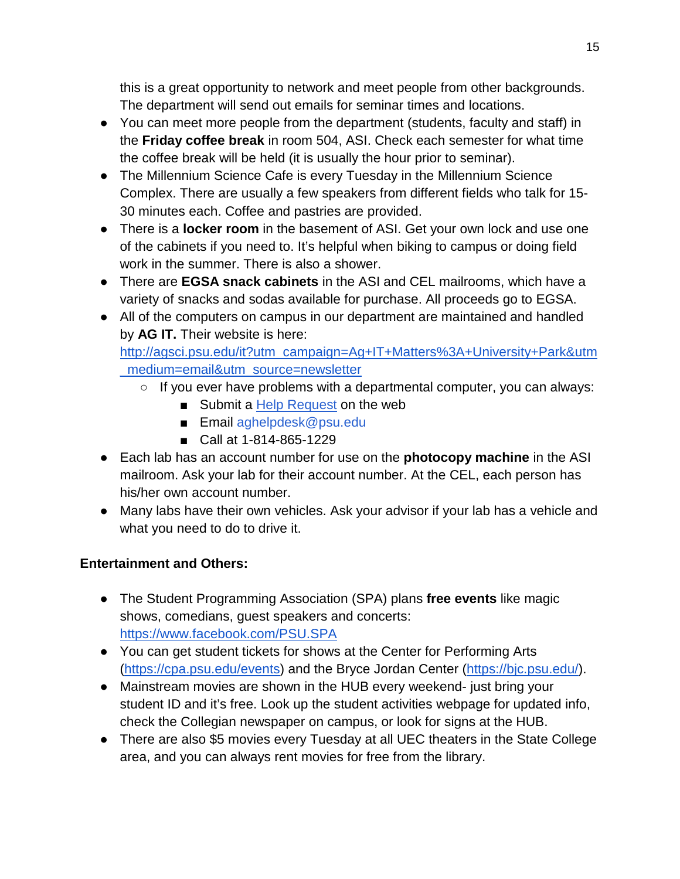this is a great opportunity to network and meet people from other backgrounds. The department will send out emails for seminar times and locations.

- You can meet more people from the department (students, faculty and staff) in the **Friday coffee break** in room 504, ASI. Check each semester for what time the coffee break will be held (it is usually the hour prior to seminar).
- The Millennium Science Cafe is every Tuesday in the Millennium Science Complex. There are usually a few speakers from different fields who talk for 15-30 minutes each. Coffee and pastries are provided.
- There is a **locker room** in the basement of ASI. Get your own lock and use one of the cabinets if you need to. It's helpful when biking to campus or doing field work in the summer. There is also a shower.
- There are **EGSA snack cabinets** in the ASI and CEL mailrooms, which have a variety of snacks and sodas available for purchase. All proceeds go to EGSA.
- All of the computers on campus in our department are maintained and handled by **AG IT.** Their website is here: [http://agsci.psu.edu/it?utm_campaign=Ag+IT+Matters%3A+University+Park&utm_medium=email&utm_source=newsletter](http://agsci.psu.edu/it?utm_campaign=Ag+IT+Matters%3A+University+Park&utm_medium=email&utm_source=newsletter)
  - If you ever have problems with a departmental computer, you can always:
    - Submit a Help Request on the web
    - Email aghelpdesk@psu.edu
    - Call at 1-814-865-1229
- Each lab has an account number for use on the **photocopy machine** in the ASI mailroom. Ask your lab for their account number. At the CEL, each person has his/her own account number.
- Many labs have their own vehicles. Ask your advisor if your lab has a vehicle and what you need to do to drive it.

**Entertainment and Others:**

- The Student Programming Association (SPA) plans **free events** like magic shows, comedians, guest speakers and concerts: [https://www.facebook.com/PSU.SPA](https://www.facebook.com/PSU.SPA)
- You can get student tickets for shows at the Center for Performing Arts ([https://cpa.psu.edu/events](https://cpa.psu.edu/events)) and the Bryce Jordan Center ([https://bjc.psu.edu/](https://bjc.psu.edu/)).
- Mainstream movies are shown in the HUB every weekend- just bring your student ID and it's free. Look up the student activities webpage for updated info, check the Collegian newspaper on campus, or look for signs at the HUB.
- There are also $5 movies every Tuesday at all UEC theaters in the State College area, and you can always rent movies for free from the library.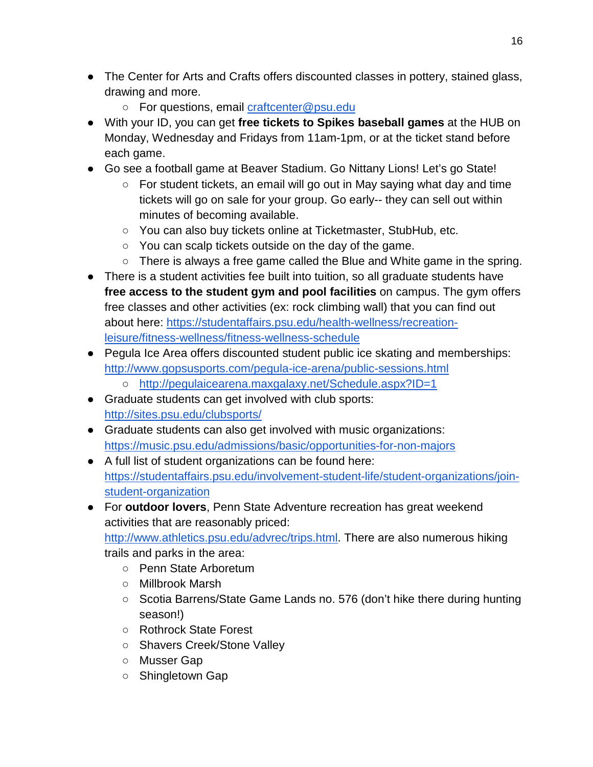- The Center for Arts and Crafts offers discounted classes in pottery, stained glass, drawing and more.
    - For questions, email craftcenter@psu.edu
- With your ID, you can get **free tickets to Spikes baseball games** at the HUB on Monday, Wednesday and Fridays from 11am-1pm, or at the ticket stand before each game.
- Go see a football game at Beaver Stadium. Go Nittany Lions! Let's go State!
    - For student tickets, an email will go out in May saying what day and time tickets will go on sale for your group. Go early-- they can sell out within minutes of becoming available.
    - You can also buy tickets online at Ticketmaster, StubHub, etc.
    - You can scalp tickets outside on the day of the game.
    - There is always a free game called the Blue and White game in the spring.
- There is a student activities fee built into tuition, so all graduate students have **free access to the student gym and pool facilities** on campus. The gym offers free classes and other activities (ex: rock climbing wall) that you can find out about here: https://studentaffairs.psu.edu/health-wellness/recreation-leisure/fitness-wellness/fitness-wellness-schedule
- Pegula Ice Area offers discounted student public ice skating and memberships: http://www.gopsusports.com/pegula-ice-arena/public-sessions.html
    - http://pegulaicearena.maxgalaxy.net/Schedule.aspx?ID=1
- Graduate students can get involved with club sports: http://sites.psu.edu/clubsports/
- Graduate students can also get involved with music organizations: https://music.psu.edu/admissions/basic/opportunities-for-non-majors
- A full list of student organizations can be found here: https://studentaffairs.psu.edu/involvement-student-life/student-organizations/join-student-organization
- For **outdoor lovers**, Penn State Adventure recreation has great weekend activities that are reasonably priced: http://www.athletics.psu.edu/advrec/trips.html. There are also numerous hiking trails and parks in the area:
    - Penn State Arboretum
    - Millbrook Marsh
    - Scotia Barrens/State Game Lands no. 576 (don't hike there during hunting season!)
    - Rothrock State Forest
    - Shavers Creek/Stone Valley
    - Musser Gap
    - Shingletown Gap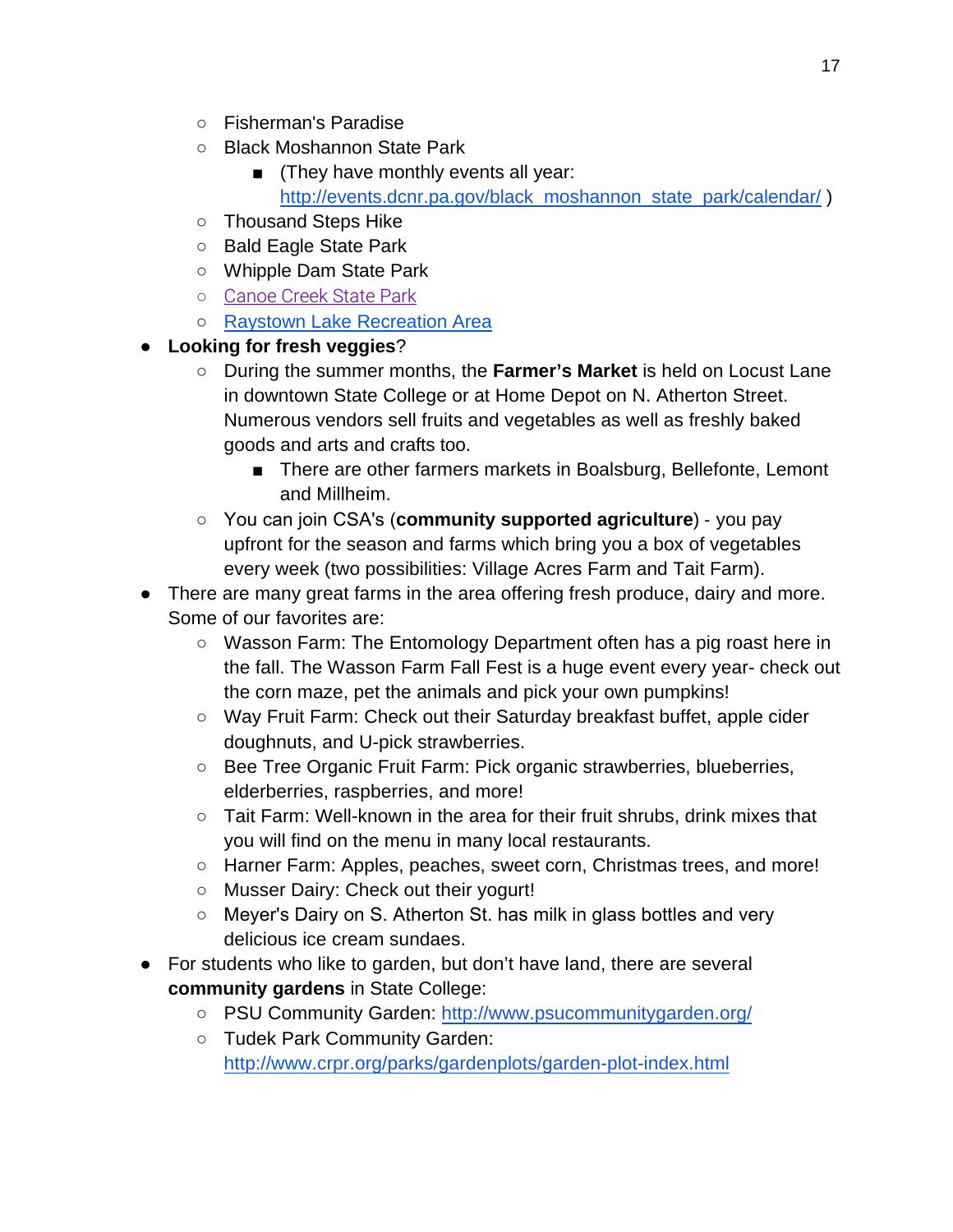- Fisherman's Paradise
    - Black Moshannon State Park
        - (They have monthly events all year: [http://events.dcnr.pa.gov/black_moshannon_state_park/calendar/](http://events.dcnr.pa.gov/black_moshannon_state_park/calendar/) )
    - Thousand Steps Hike
    - Bald Eagle State Park
    - Whipple Dam State Park
    - [Canoe Creek State Park]()
    - [Raystown Lake Recreation Area]()
- **Looking for fresh veggies**?
    - During the summer months, the **Farmer's Market** is held on Locust Lane in downtown State College or at Home Depot on N. Atherton Street. Numerous vendors sell fruits and vegetables as well as freshly baked goods and arts and crafts too.
        - There are other farmers markets in Boalsburg, Bellefonte, Lemont and Millheim.
    - You can join CSA's (**community supported agriculture**) - you pay upfront for the season and farms which bring you a box of vegetables every week (two possibilities: Village Acres Farm and Tait Farm).
- There are many great farms in the area offering fresh produce, dairy and more. Some of our favorites are:
    - Wasson Farm: The Entomology Department often has a pig roast here in the fall. The Wasson Farm Fall Fest is a huge event every year- check out the corn maze, pet the animals and pick your own pumpkins!
    - Way Fruit Farm: Check out their Saturday breakfast buffet, apple cider doughnuts, and U-pick strawberries.
    - Bee Tree Organic Fruit Farm: Pick organic strawberries, blueberries, elderberries, raspberries, and more!
    - Tait Farm: Well-known in the area for their fruit shrubs, drink mixes that you will find on the menu in many local restaurants.
    - Harner Farm: Apples, peaches, sweet corn, Christmas trees, and more!
    - Musser Dairy: Check out their yogurt!
    - Meyer's Dairy on S. Atherton St. has milk in glass bottles and very delicious ice cream sundaes.
- For students who like to garden, but don't have land, there are several **community gardens** in State College:
    - PSU Community Garden: [http://www.psucommunitygarden.org/](http://www.psucommunitygarden.org/)
    - Tudek Park Community Garden: [http://www.crpr.org/parks/gardenplots/garden-plot-index.html](http://www.crpr.org/parks/gardenplots/garden-plot-index.html)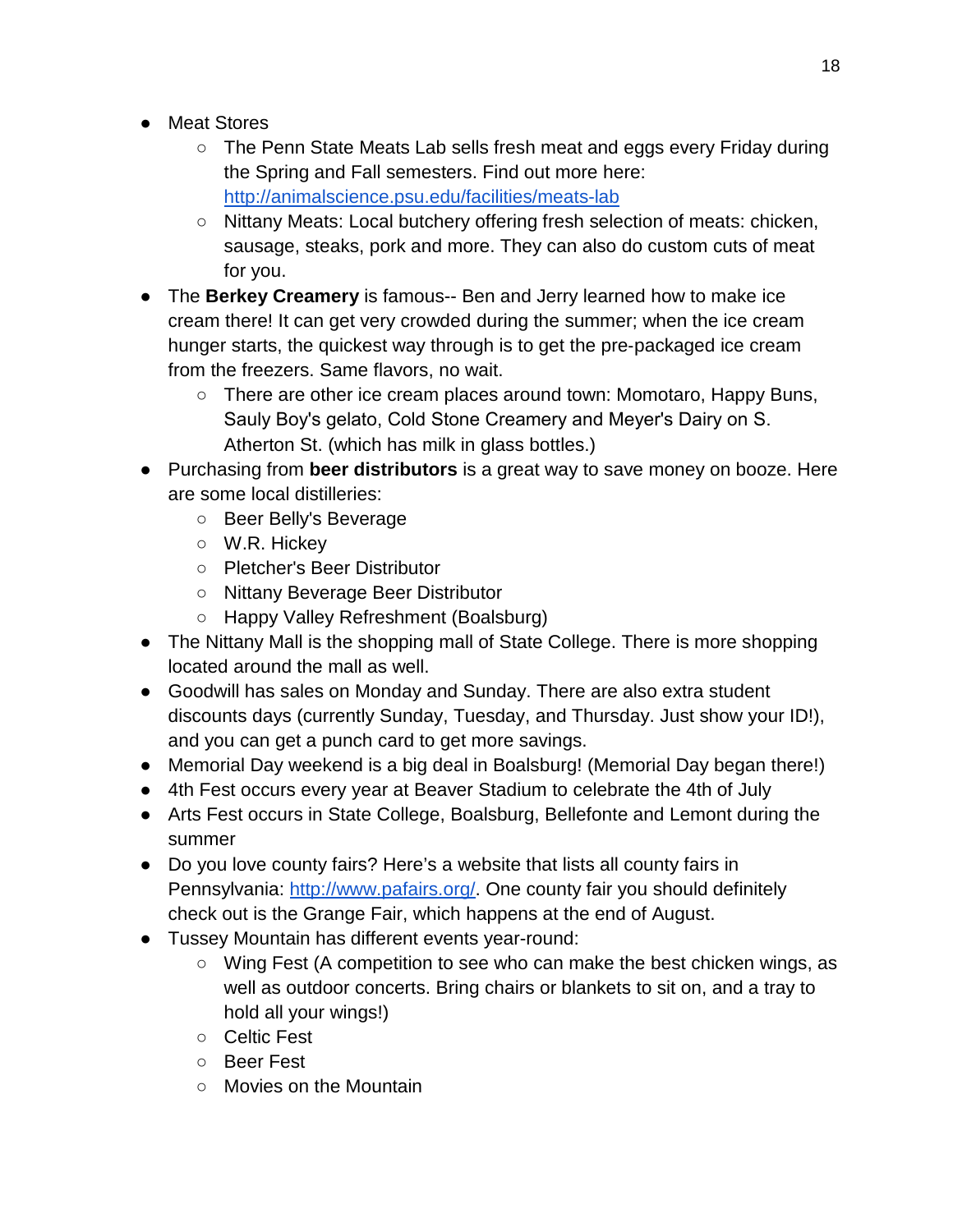- Meat Stores
  - The Penn State Meats Lab sells fresh meat and eggs every Friday during the Spring and Fall semesters. Find out more here: [http://animalscience.psu.edu/facilities/meats-lab](http://animalscience.psu.edu/facilities/meats-lab)
  - Nittany Meats: Local butchery offering fresh selection of meats: chicken, sausage, steaks, pork and more. They can also do custom cuts of meat for you.
- The **Berkey Creamery** is famous-- Ben and Jerry learned how to make ice cream there! It can get very crowded during the summer; when the ice cream hunger starts, the quickest way through is to get the pre-packaged ice cream from the freezers. Same flavors, no wait.
  - There are other ice cream places around town: Momotaro, Happy Buns, Sauly Boy's gelato, Cold Stone Creamery and Meyer's Dairy on S. Atherton St. (which has milk in glass bottles.)
- Purchasing from **beer distributors** is a great way to save money on booze. Here are some local distilleries:
  - Beer Belly's Beverage
  - W.R. Hickey
  - Pletcher's Beer Distributor
  - Nittany Beverage Beer Distributor
  - Happy Valley Refreshment (Boalsburg)
- The Nittany Mall is the shopping mall of State College. There is more shopping located around the mall as well.
- Goodwill has sales on Monday and Sunday. There are also extra student discounts days (currently Sunday, Tuesday, and Thursday. Just show your ID!), and you can get a punch card to get more savings.
- Memorial Day weekend is a big deal in Boalsburg! (Memorial Day began there!)
- 4th Fest occurs every year at Beaver Stadium to celebrate the 4th of July
- Arts Fest occurs in State College, Boalsburg, Bellefonte and Lemont during the summer
- Do you love county fairs? Here's a website that lists all county fairs in Pennsylvania: [http://www.pafairs.org/](http://www.pafairs.org/). One county fair you should definitely check out is the Grange Fair, which happens at the end of August.
- Tussey Mountain has different events year-round:
  - Wing Fest (A competition to see who can make the best chicken wings, as well as outdoor concerts. Bring chairs or blankets to sit on, and a tray to hold all your wings!)
  - Celtic Fest
  - Beer Fest
  - Movies on the Mountain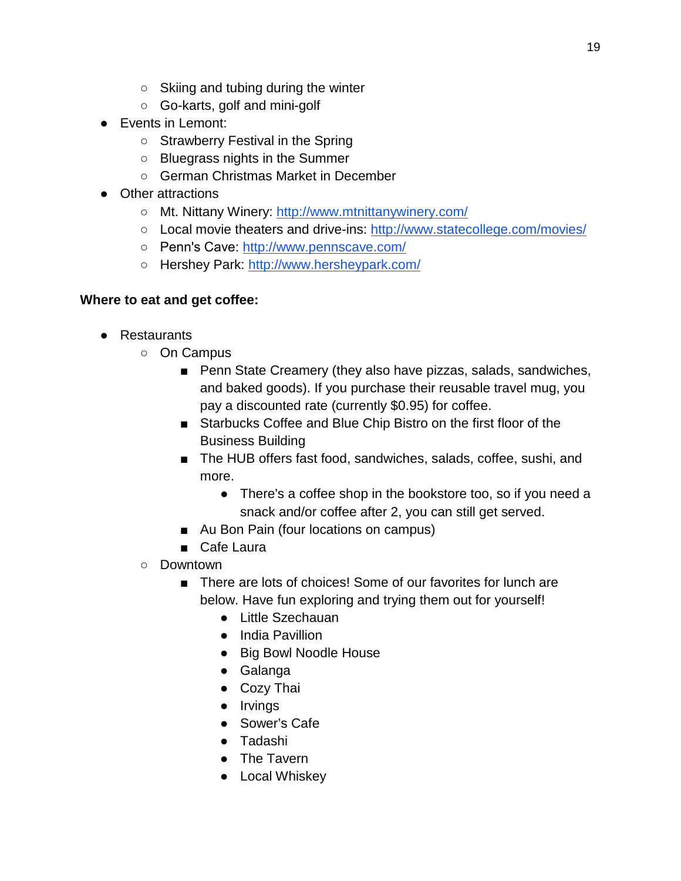- Skiing and tubing during the winter
    - Go-karts, golf and mini-golf
- Events in Lemont:
    - Strawberry Festival in the Spring
    - Bluegrass nights in the Summer
    - German Christmas Market in December
- Other attractions
    - Mt. Nittany Winery: http://www.mtnittanywinery.com/
    - Local movie theaters and drive-ins: http://www.statecollege.com/movies/
    - Penn's Cave: http://www.pennscave.com/
    - Hershey Park: http://www.hersheypark.com/

**Where to eat and get coffee:**

- Restaurants
    - On Campus
        - Penn State Creamery (they also have pizzas, salads, sandwiches, and baked goods). If you purchase their reusable travel mug, you pay a discounted rate (currently $0.95) for coffee.
        - Starbucks Coffee and Blue Chip Bistro on the first floor of the Business Building
        - The HUB offers fast food, sandwiches, salads, coffee, sushi, and more.
            - There's a coffee shop in the bookstore too, so if you need a snack and/or coffee after 2, you can still get served.
        - Au Bon Pain (four locations on campus)
        - Cafe Laura
    - Downtown
        - There are lots of choices! Some of our favorites for lunch are below. Have fun exploring and trying them out for yourself!
            - Little Szechauan
            - India Pavillion
            - Big Bowl Noodle House
            - Galanga
            - Cozy Thai
            - Irvings
            - Sower's Cafe
            - Tadashi
            - The Tavern
            - Local Whiskey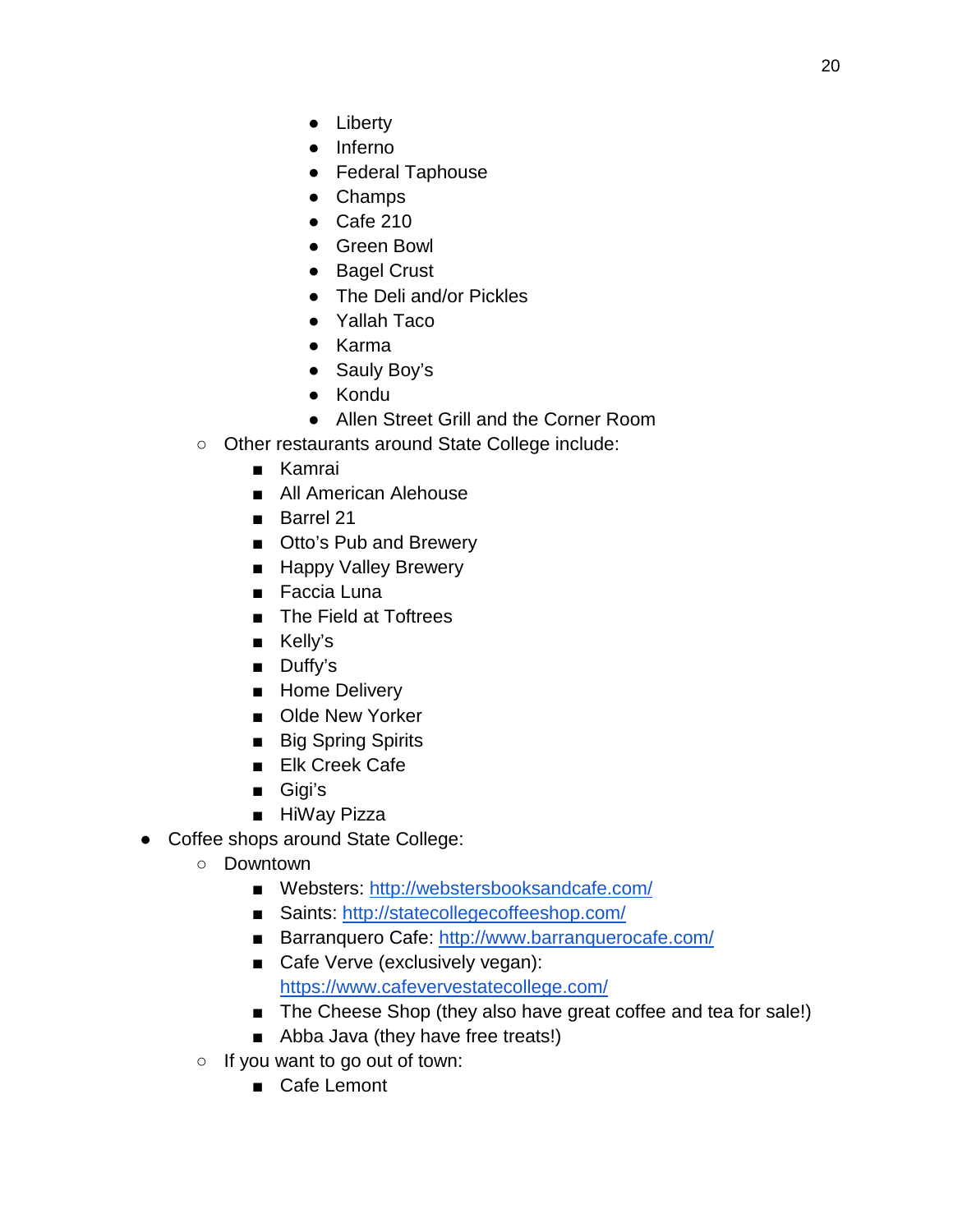- Liberty
            - Inferno
            - Federal Taphouse
            - Champs
            - Cafe 210
            - Green Bowl
            - Bagel Crust
            - The Deli and/or Pickles
            - Yallah Taco
            - Karma
            - Sauly Boy's
            - Kondu
            - Allen Street Grill and the Corner Room
    - Other restaurants around State College include:
        - Kamrai
        - All American Alehouse
        - Barrel 21
        - Otto's Pub and Brewery
        - Happy Valley Brewery
        - Faccia Luna
        - The Field at Toftrees
        - Kelly's
        - Duffy's
        - Home Delivery
        - Olde New Yorker
        - Big Spring Spirits
        - Elk Creek Cafe
        - Gigi's
        - HiWay Pizza
- Coffee shops around State College:
    - Downtown
        - Websters: [http://webstersbooksandcafe.com/](http://webstersbooksandcafe.com/)
        - Saints: [http://statecollegecoffeeshop.com/](http://statecollegecoffeeshop.com/)
        - Barranquero Cafe: [http://www.barranquerocafe.com/](http://www.barranquerocafe.com/)
        - Cafe Verve (exclusively vegan): [https://www.cafevervestatecollege.com/](https://www.cafevervestatecollege.com/)
        - The Cheese Shop (they also have great coffee and tea for sale!)
        - Abba Java (they have free treats!)
    - If you want to go out of town:
        - Cafe Lemont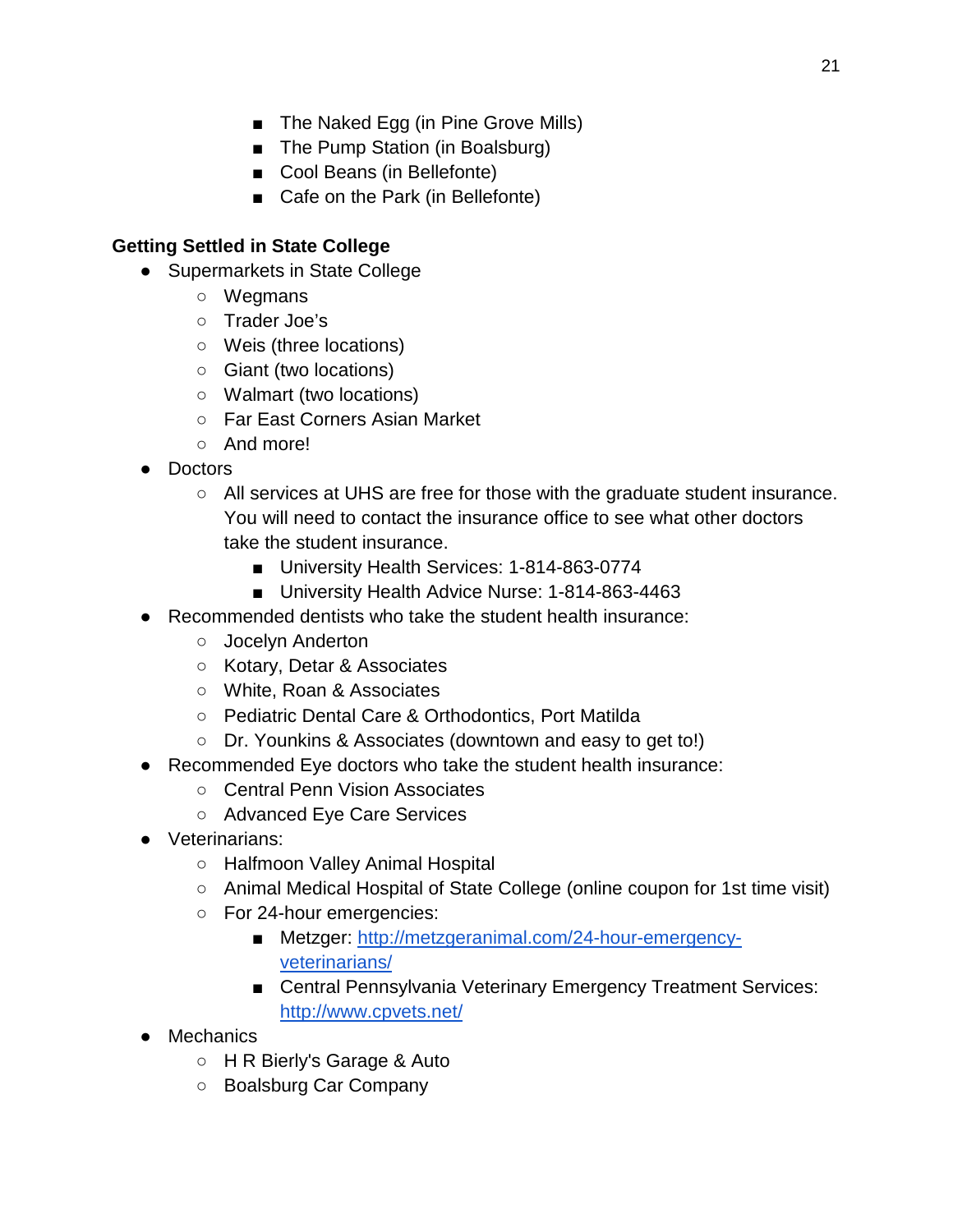- The Naked Egg (in Pine Grove Mills)
        - The Pump Station (in Boalsburg)
        - Cool Beans (in Bellefonte)
        - Cafe on the Park (in Bellefonte)

**Getting Settled in State College**

- Supermarkets in State College
    - Wegmans
    - Trader Joe's
    - Weis (three locations)
    - Giant (two locations)
    - Walmart (two locations)
    - Far East Corners Asian Market
    - And more!
- Doctors
    - All services at UHS are free for those with the graduate student insurance. You will need to contact the insurance office to see what other doctors take the student insurance.
        - University Health Services: 1-814-863-0774
        - University Health Advice Nurse: 1-814-863-4463
- Recommended dentists who take the student health insurance:
    - Jocelyn Anderton
    - Kotary, Detar & Associates
    - White, Roan & Associates
    - Pediatric Dental Care & Orthodontics, Port Matilda
    - Dr. Younkins & Associates (downtown and easy to get to!)
- Recommended Eye doctors who take the student health insurance:
    - Central Penn Vision Associates
    - Advanced Eye Care Services
- Veterinarians:
    - Halfmoon Valley Animal Hospital
    - Animal Medical Hospital of State College (online coupon for 1st time visit)
    - For 24-hour emergencies:
        - Metzger: [http://metzgeranimal.com/24-hour-emergency-veterinarians/](http://metzgeranimal.com/24-hour-emergency-veterinarians/)
        - Central Pennsylvania Veterinary Emergency Treatment Services: [http://www.cpvets.net/](http://www.cpvets.net/)
- Mechanics
    - H R Bierly's Garage & Auto
    - Boalsburg Car Company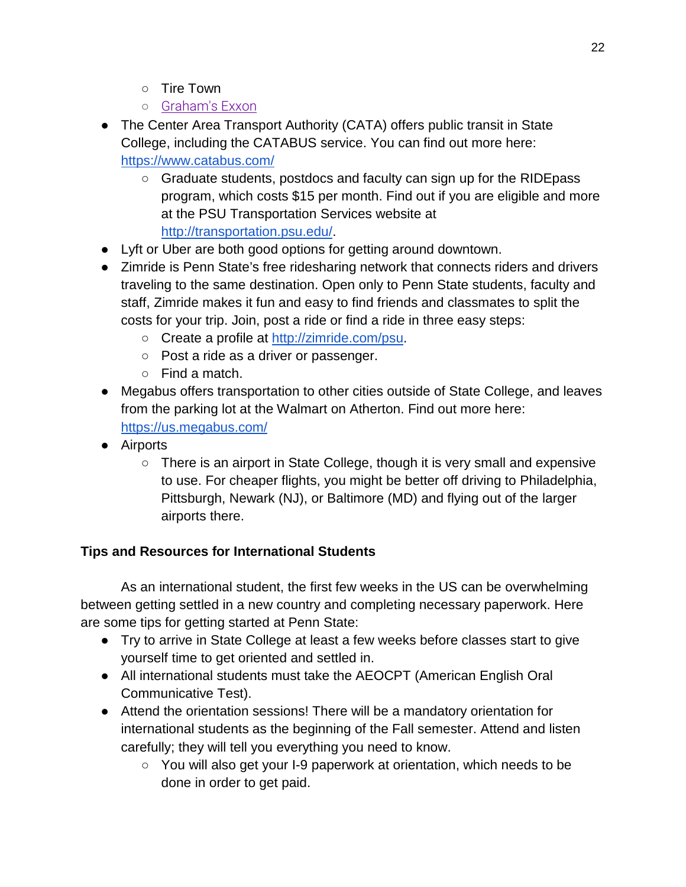- Tire Town
  - [Graham's Exxon](#)
- The Center Area Transport Authority (CATA) offers public transit in State College, including the CATABUS service. You can find out more here: [https://www.catabus.com/](https://www.catabus.com/)
  - Graduate students, postdocs and faculty can sign up for the RIDEpass program, which costs $15 per month. Find out if you are eligible and more at the PSU Transportation Services website at [http://transportation.psu.edu/](http://transportation.psu.edu/).
- Lyft or Uber are both good options for getting around downtown.
- Zimride is Penn State's free ridesharing network that connects riders and drivers traveling to the same destination. Open only to Penn State students, faculty and staff, Zimride makes it fun and easy to find friends and classmates to split the costs for your trip. Join, post a ride or find a ride in three easy steps:
  - Create a profile at [http://zimride.com/psu](http://zimride.com/psu).
  - Post a ride as a driver or passenger.
  - Find a match.
- Megabus offers transportation to other cities outside of State College, and leaves from the parking lot at the Walmart on Atherton. Find out more here: [https://us.megabus.com/](https://us.megabus.com/)
- Airports
  - There is an airport in State College, though it is very small and expensive to use. For cheaper flights, you might be better off driving to Philadelphia, Pittsburgh, Newark (NJ), or Baltimore (MD) and flying out of the larger airports there.

**Tips and Resources for International Students**

As an international student, the first few weeks in the US can be overwhelming between getting settled in a new country and completing necessary paperwork. Here are some tips for getting started at Penn State:

- Try to arrive in State College at least a few weeks before classes start to give yourself time to get oriented and settled in.
- All international students must take the AEOCPT (American English Oral Communicative Test).
- Attend the orientation sessions! There will be a mandatory orientation for international students as the beginning of the Fall semester. Attend and listen carefully; they will tell you everything you need to know.
  - You will also get your I-9 paperwork at orientation, which needs to be done in order to get paid.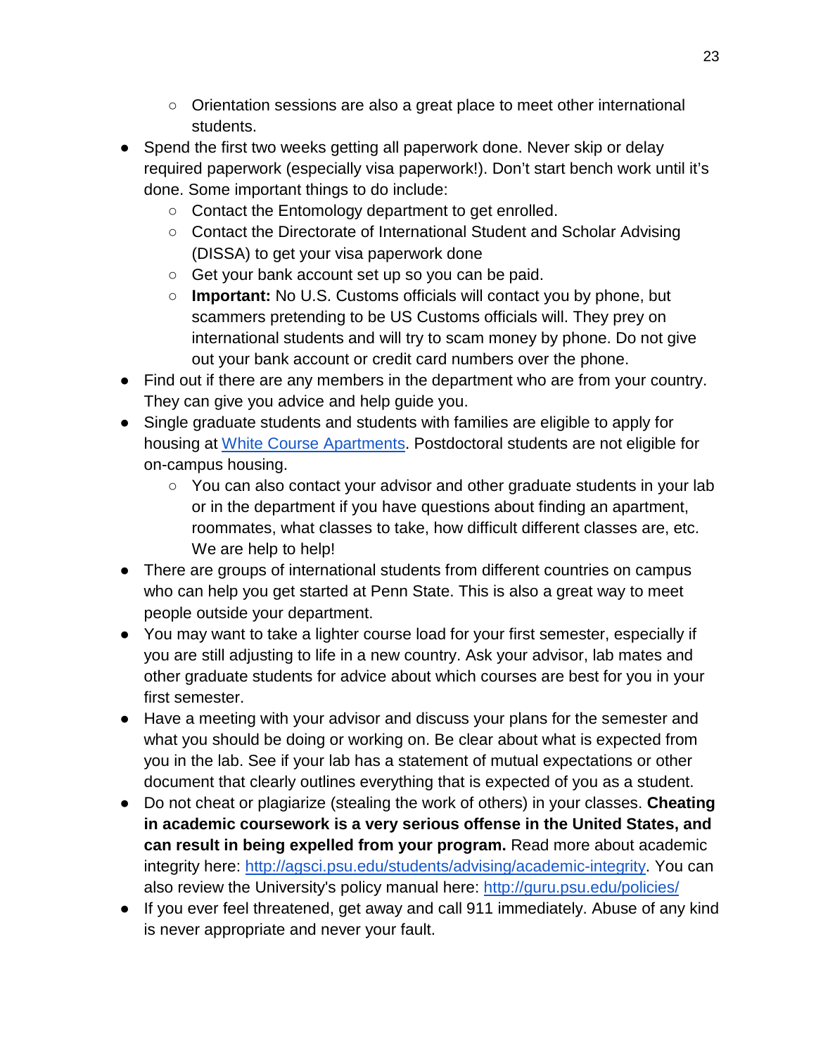- Orientation sessions are also a great place to meet other international students.
- Spend the first two weeks getting all paperwork done. Never skip or delay required paperwork (especially visa paperwork!). Don't start bench work until it's done. Some important things to do include:
    - Contact the Entomology department to get enrolled.
    - Contact the Directorate of International Student and Scholar Advising (DISSA) to get your visa paperwork done
    - Get your bank account set up so you can be paid.
    - **Important:** No U.S. Customs officials will contact you by phone, but scammers pretending to be US Customs officials will. They prey on international students and will try to scam money by phone. Do not give out your bank account or credit card numbers over the phone.
- Find out if there are any members in the department who are from your country. They can give you advice and help guide you.
- Single graduate students and students with families are eligible to apply for housing at White Course Apartments. Postdoctoral students are not eligible for on-campus housing.
    - You can also contact your advisor and other graduate students in your lab or in the department if you have questions about finding an apartment, roommates, what classes to take, how difficult different classes are, etc. We are help to help!
- There are groups of international students from different countries on campus who can help you get started at Penn State. This is also a great way to meet people outside your department.
- You may want to take a lighter course load for your first semester, especially if you are still adjusting to life in a new country. Ask your advisor, lab mates and other graduate students for advice about which courses are best for you in your first semester.
- Have a meeting with your advisor and discuss your plans for the semester and what you should be doing or working on. Be clear about what is expected from you in the lab. See if your lab has a statement of mutual expectations or other document that clearly outlines everything that is expected of you as a student.
- Do not cheat or plagiarize (stealing the work of others) in your classes. **Cheating in academic coursework is a very serious offense in the United States, and can result in being expelled from your program.** Read more about academic integrity here: http://agsci.psu.edu/students/advising/academic-integrity. You can also review the University's policy manual here: http://guru.psu.edu/policies/
- If you ever feel threatened, get away and call 911 immediately. Abuse of any kind is never appropriate and never your fault.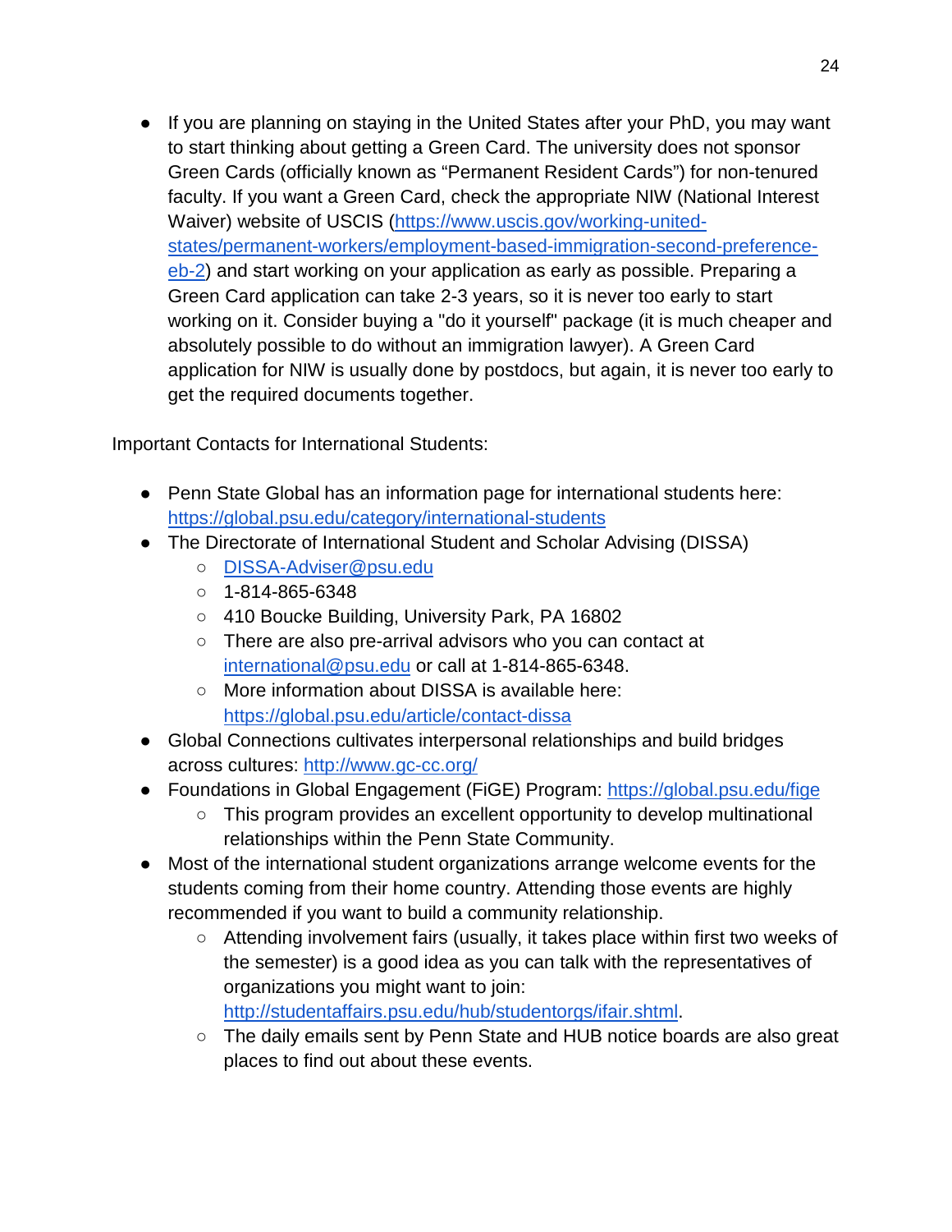- If you are planning on staying in the United States after your PhD, you may want to start thinking about getting a Green Card. The university does not sponsor Green Cards (officially known as "Permanent Resident Cards") for non-tenured faculty. If you want a Green Card, check the appropriate NIW (National Interest Waiver) website of USCIS (https://www.uscis.gov/working-united-states/permanent-workers/employment-based-immigration-second-preference-eb-2) and start working on your application as early as possible. Preparing a Green Card application can take 2-3 years, so it is never too early to start working on it. Consider buying a "do it yourself" package (it is much cheaper and absolutely possible to do without an immigration lawyer). A Green Card application for NIW is usually done by postdocs, but again, it is never too early to get the required documents together.

Important Contacts for International Students:

- Penn State Global has an information page for international students here: https://global.psu.edu/category/international-students
- The Directorate of International Student and Scholar Advising (DISSA)
    - DISSA-Adviser@psu.edu
    - 1-814-865-6348
    - 410 Boucke Building, University Park, PA 16802
    - There are also pre-arrival advisors who you can contact at international@psu.edu or call at 1-814-865-6348.
    - More information about DISSA is available here: https://global.psu.edu/article/contact-dissa
- Global Connections cultivates interpersonal relationships and build bridges across cultures: http://www.gc-cc.org/
- Foundations in Global Engagement (FiGE) Program: https://global.psu.edu/fige
    - This program provides an excellent opportunity to develop multinational relationships within the Penn State Community.
- Most of the international student organizations arrange welcome events for the students coming from their home country. Attending those events are highly recommended if you want to build a community relationship.
    - Attending involvement fairs (usually, it takes place within first two weeks of the semester) is a good idea as you can talk with the representatives of organizations you might want to join: http://studentaffairs.psu.edu/hub/studentorgs/ifair.shtml.
    - The daily emails sent by Penn State and HUB notice boards are also great places to find out about these events.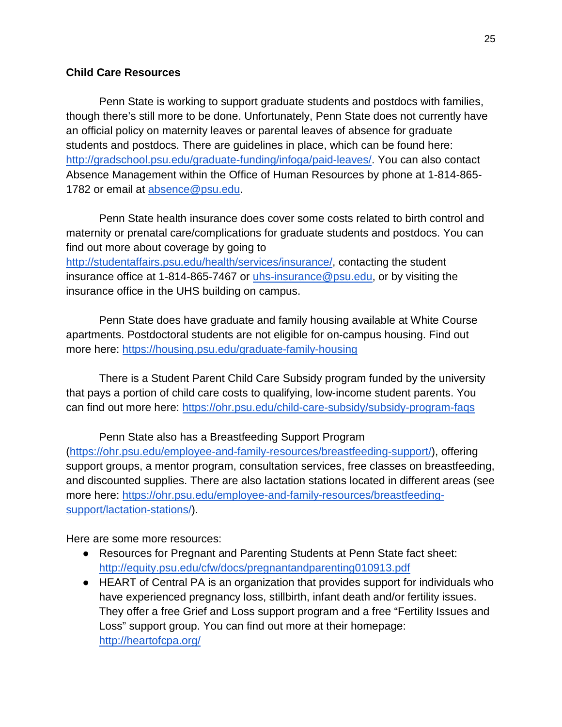**Child Care Resources**

Penn State is working to support graduate students and postdocs with families, though there's still more to be done. Unfortunately, Penn State does not currently have an official policy on maternity leaves or parental leaves of absence for graduate students and postdocs. There are guidelines in place, which can be found here: http://gradschool.psu.edu/graduate-funding/infoga/paid-leaves/. You can also contact Absence Management within the Office of Human Resources by phone at 1-814-865-1782 or email at absence@psu.edu.

Penn State health insurance does cover some costs related to birth control and maternity or prenatal care/complications for graduate students and postdocs. You can find out more about coverage by going to http://studentaffairs.psu.edu/health/services/insurance/, contacting the student insurance office at 1-814-865-7467 or uhs-insurance@psu.edu, or by visiting the insurance office in the UHS building on campus.

Penn State does have graduate and family housing available at White Course apartments. Postdoctoral students are not eligible for on-campus housing. Find out more here: https://housing.psu.edu/graduate-family-housing

There is a Student Parent Child Care Subsidy program funded by the university that pays a portion of child care costs to qualifying, low-income student parents. You can find out more here: https://ohr.psu.edu/child-care-subsidy/subsidy-program-faqs

Penn State also has a Breastfeeding Support Program (https://ohr.psu.edu/employee-and-family-resources/breastfeeding-support/), offering support groups, a mentor program, consultation services, free classes on breastfeeding, and discounted supplies. There are also lactation stations located in different areas (see more here: https://ohr.psu.edu/employee-and-family-resources/breastfeeding-support/lactation-stations/).

Here are some more resources:

- Resources for Pregnant and Parenting Students at Penn State fact sheet: http://equity.psu.edu/cfw/docs/pregnantandparenting010913.pdf
- HEART of Central PA is an organization that provides support for individuals who have experienced pregnancy loss, stillbirth, infant death and/or fertility issues. They offer a free Grief and Loss support program and a free "Fertility Issues and Loss" support group. You can find out more at their homepage: http://heartofcpa.org/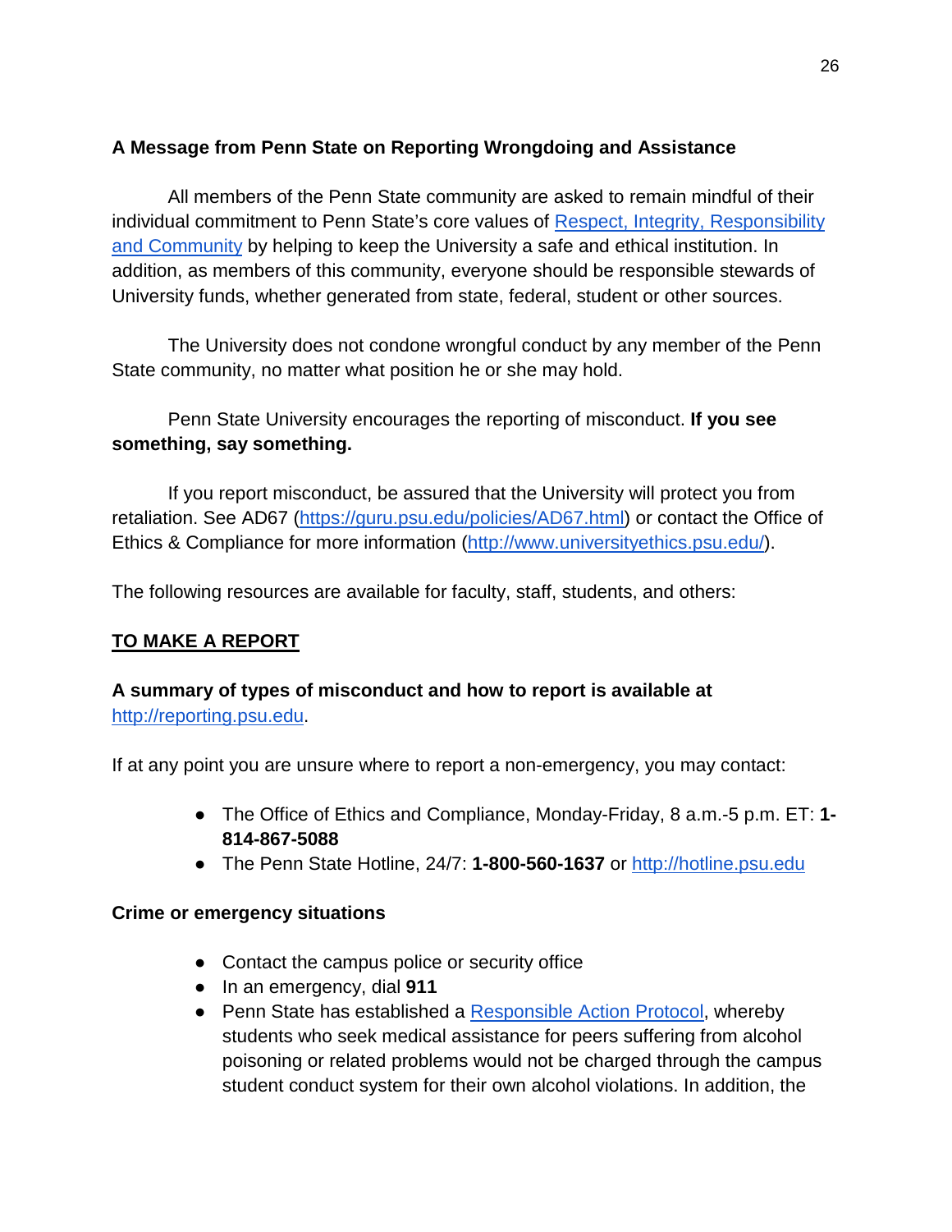**A Message from Penn State on Reporting Wrongdoing and Assistance**

All members of the Penn State community are asked to remain mindful of their individual commitment to Penn State's core values of Respect, Integrity, Responsibility and Community by helping to keep the University a safe and ethical institution. In addition, as members of this community, everyone should be responsible stewards of University funds, whether generated from state, federal, student or other sources.

The University does not condone wrongful conduct by any member of the Penn State community, no matter what position he or she may hold.

Penn State University encourages the reporting of misconduct. **If you see something, say something.**

If you report misconduct, be assured that the University will protect you from retaliation. See AD67 (https://guru.psu.edu/policies/AD67.html) or contact the Office of Ethics & Compliance for more information (http://www.universityethics.psu.edu/).

The following resources are available for faculty, staff, students, and others:

**TO MAKE A REPORT**

**A summary of types of misconduct and how to report is available at** http://reporting.psu.edu.

If at any point you are unsure where to report a non-emergency, you may contact:

- The Office of Ethics and Compliance, Monday-Friday, 8 a.m.-5 p.m. ET: **1-814-867-5088**
- The Penn State Hotline, 24/7: **1-800-560-1637** or http://hotline.psu.edu

**Crime or emergency situations**

- Contact the campus police or security office
- In an emergency, dial **911**
- Penn State has established a Responsible Action Protocol, whereby students who seek medical assistance for peers suffering from alcohol poisoning or related problems would not be charged through the campus student conduct system for their own alcohol violations. In addition, the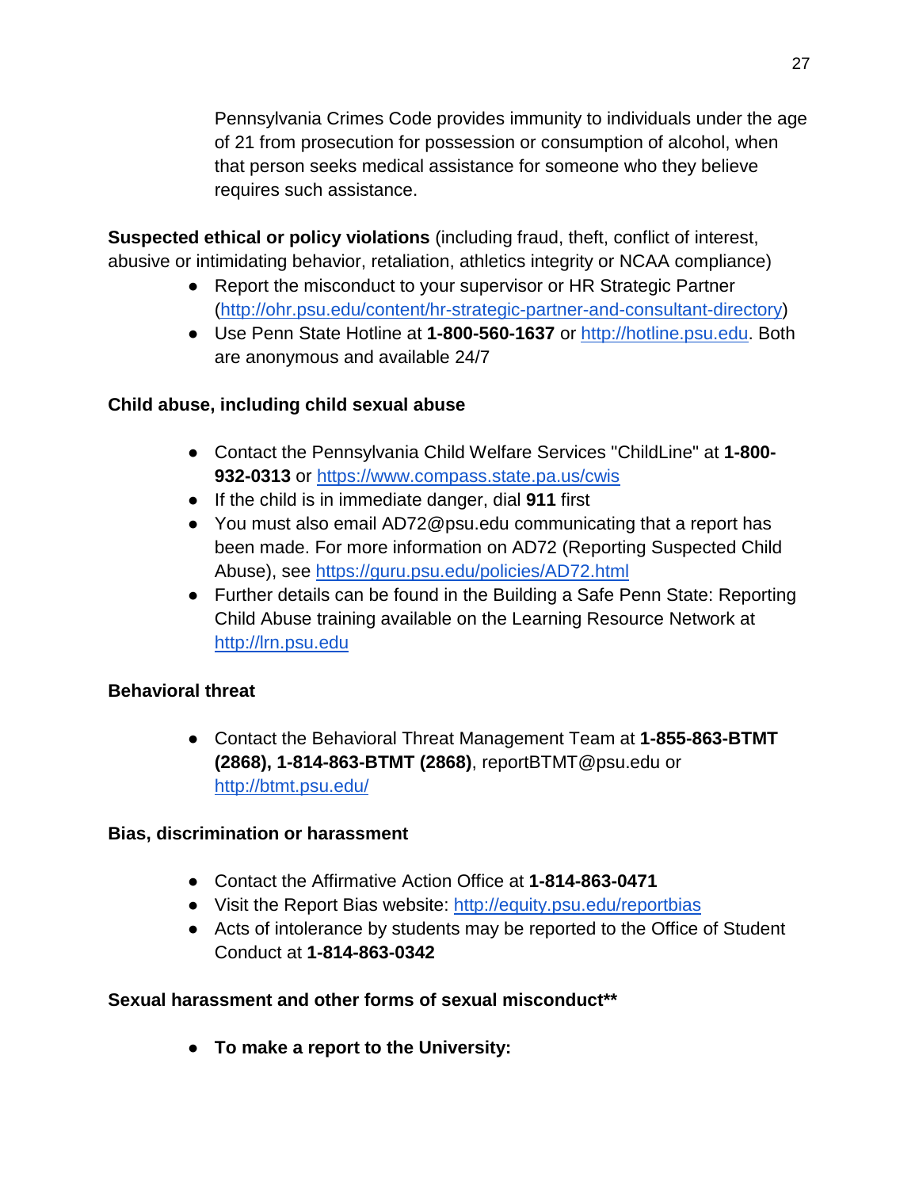Pennsylvania Crimes Code provides immunity to individuals under the age of 21 from prosecution for possession or consumption of alcohol, when that person seeks medical assistance for someone who they believe requires such assistance.

**Suspected ethical or policy violations** (including fraud, theft, conflict of interest, abusive or intimidating behavior, retaliation, athletics integrity or NCAA compliance)

- Report the misconduct to your supervisor or HR Strategic Partner (http://ohr.psu.edu/content/hr-strategic-partner-and-consultant-directory)
- Use Penn State Hotline at **1-800-560-1637** or http://hotline.psu.edu. Both are anonymous and available 24/7

**Child abuse, including child sexual abuse**

- Contact the Pennsylvania Child Welfare Services "ChildLine" at **1-800-932-0313** or https://www.compass.state.pa.us/cwis
- If the child is in immediate danger, dial **911** first
- You must also email AD72@psu.edu communicating that a report has been made. For more information on AD72 (Reporting Suspected Child Abuse), see https://guru.psu.edu/policies/AD72.html
- Further details can be found in the Building a Safe Penn State: Reporting Child Abuse training available on the Learning Resource Network at http://lrn.psu.edu

**Behavioral threat**

- Contact the Behavioral Threat Management Team at **1-855-863-BTMT (2868), 1-814-863-BTMT (2868)**, reportBTMT@psu.edu or http://btmt.psu.edu/

**Bias, discrimination or harassment**

- Contact the Affirmative Action Office at **1-814-863-0471**
- Visit the Report Bias website: http://equity.psu.edu/reportbias
- Acts of intolerance by students may be reported to the Office of Student Conduct at **1-814-863-0342**

**Sexual harassment and other forms of sexual misconduct****

- **To make a report to the University:**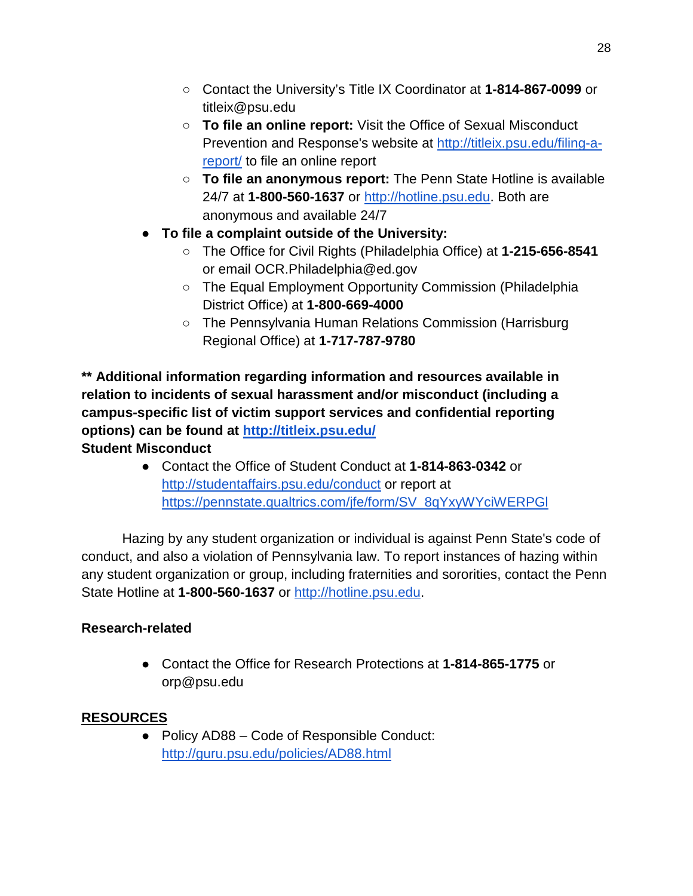- Contact the University's Title IX Coordinator at **1-814-867-0099** or titleix@psu.edu
  - **To file an online report:** Visit the Office of Sexual Misconduct Prevention and Response's website at [http://titleix.psu.edu/filing-a-report/](http://titleix.psu.edu/filing-a-report/) to file an online report
  - **To file an anonymous report:** The Penn State Hotline is available 24/7 at **1-800-560-1637** or [http://hotline.psu.edu](http://hotline.psu.edu). Both are anonymous and available 24/7
- **To file a complaint outside of the University:**
  - The Office for Civil Rights (Philadelphia Office) at **1-215-656-8541** or email OCR.Philadelphia@ed.gov
  - The Equal Employment Opportunity Commission (Philadelphia District Office) at **1-800-669-4000**
  - The Pennsylvania Human Relations Commission (Harrisburg Regional Office) at **1-717-787-9780**

**** Additional information regarding information and resources available in relation to incidents of sexual harassment and/or misconduct (including a campus-specific list of victim support services and confidential reporting options) can be found at [http://titleix.psu.edu/](http://titleix.psu.edu/)**

**Student Misconduct**

- Contact the Office of Student Conduct at **1-814-863-0342** or [http://studentaffairs.psu.edu/conduct](http://studentaffairs.psu.edu/conduct) or report at [https://pennstate.qualtrics.com/jfe/form/SV_8qYxyWYciWERPGl](https://pennstate.qualtrics.com/jfe/form/SV_8qYxyWYciWERPGl)

Hazing by any student organization or individual is against Penn State's code of conduct, and also a violation of Pennsylvania law. To report instances of hazing within any student organization or group, including fraternities and sororities, contact the Penn State Hotline at **1-800-560-1637** or [http://hotline.psu.edu](http://hotline.psu.edu).

**Research-related**

- Contact the Office for Research Protections at **1-814-865-1775** or orp@psu.edu

## RESOURCES

- Policy AD88 – Code of Responsible Conduct: [http://guru.psu.edu/policies/AD88.html](http://guru.psu.edu/policies/AD88.html)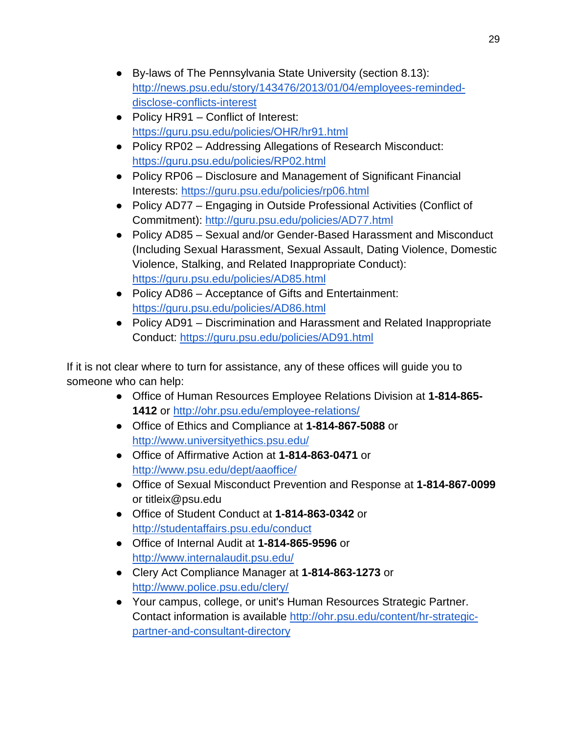- By-laws of The Pennsylvania State University (section 8.13): [http://news.psu.edu/story/143476/2013/01/04/employees-reminded-disclose-conflicts-interest](http://news.psu.edu/story/143476/2013/01/04/employees-reminded-disclose-conflicts-interest)
- Policy HR91 – Conflict of Interest: [https://guru.psu.edu/policies/OHR/hr91.html](https://guru.psu.edu/policies/OHR/hr91.html)
- Policy RP02 – Addressing Allegations of Research Misconduct: [https://guru.psu.edu/policies/RP02.html](https://guru.psu.edu/policies/RP02.html)
- Policy RP06 – Disclosure and Management of Significant Financial Interests: [https://guru.psu.edu/policies/rp06.html](https://guru.psu.edu/policies/rp06.html)
- Policy AD77 – Engaging in Outside Professional Activities (Conflict of Commitment): [http://guru.psu.edu/policies/AD77.html](http://guru.psu.edu/policies/AD77.html)
- Policy AD85 – Sexual and/or Gender-Based Harassment and Misconduct (Including Sexual Harassment, Sexual Assault, Dating Violence, Domestic Violence, Stalking, and Related Inappropriate Conduct): [https://guru.psu.edu/policies/AD85.html](https://guru.psu.edu/policies/AD85.html)
- Policy AD86 – Acceptance of Gifts and Entertainment: [https://guru.psu.edu/policies/AD86.html](https://guru.psu.edu/policies/AD86.html)
- Policy AD91 – Discrimination and Harassment and Related Inappropriate Conduct: [https://guru.psu.edu/policies/AD91.html](https://guru.psu.edu/policies/AD91.html)

If it is not clear where to turn for assistance, any of these offices will guide you to someone who can help:

- Office of Human Resources Employee Relations Division at **1-814-865-1412** or [http://ohr.psu.edu/employee-relations/](http://ohr.psu.edu/employee-relations/)
- Office of Ethics and Compliance at **1-814-867-5088** or [http://www.universityethics.psu.edu/](http://www.universityethics.psu.edu/)
- Office of Affirmative Action at **1-814-863-0471** or [http://www.psu.edu/dept/aaoffice/](http://www.psu.edu/dept/aaoffice/)
- Office of Sexual Misconduct Prevention and Response at **1-814-867-0099** or titleix@psu.edu
- Office of Student Conduct at **1-814-863-0342** or [http://studentaffairs.psu.edu/conduct](http://studentaffairs.psu.edu/conduct)
- Office of Internal Audit at **1-814-865-9596** or [http://www.internalaudit.psu.edu/](http://www.internalaudit.psu.edu/)
- Clery Act Compliance Manager at **1-814-863-1273** or [http://www.police.psu.edu/clery/](http://www.police.psu.edu/clery/)
- Your campus, college, or unit's Human Resources Strategic Partner. Contact information is available [http://ohr.psu.edu/content/hr-strategic-partner-and-consultant-directory](http://ohr.psu.edu/content/hr-strategic-partner-and-consultant-directory)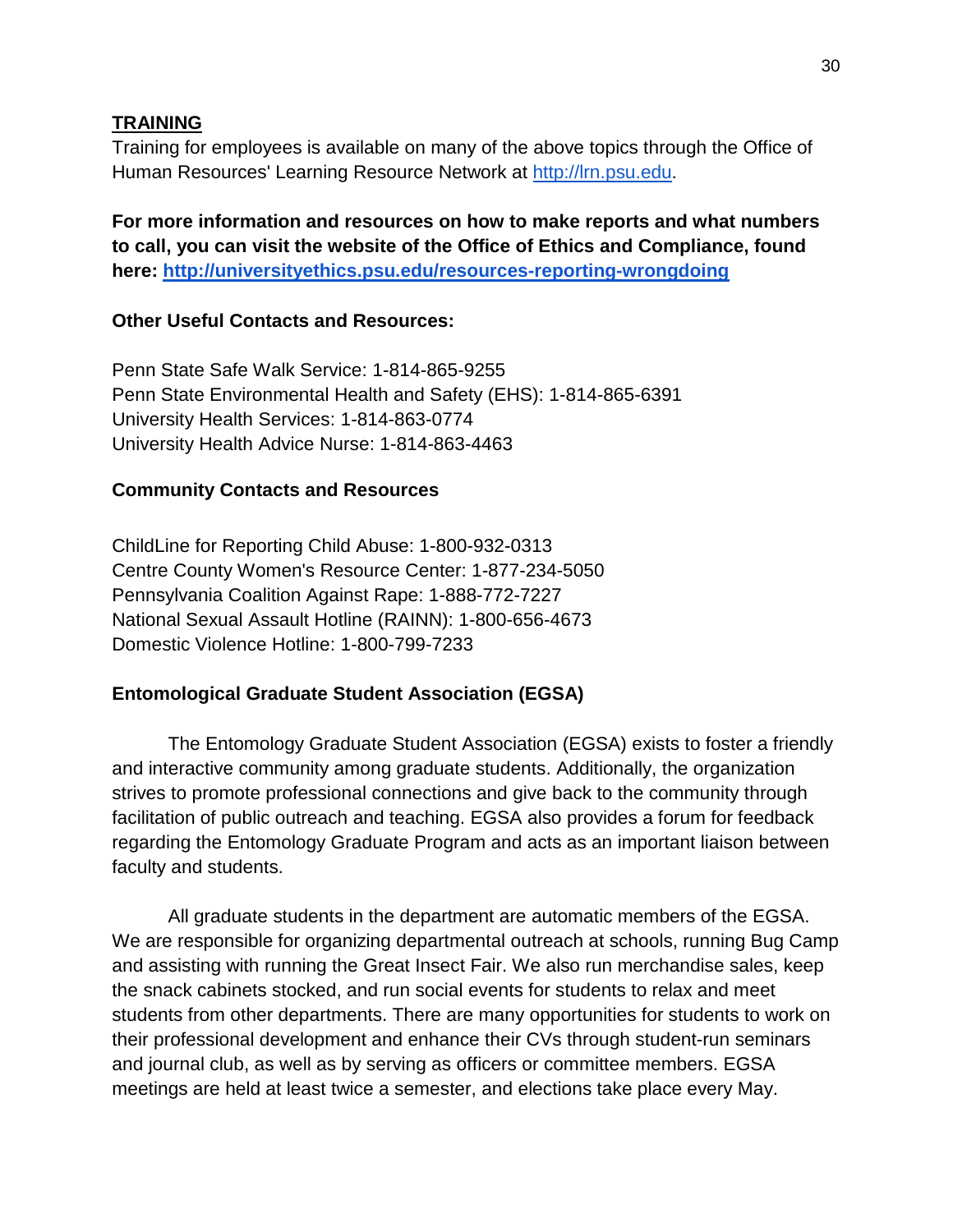## TRAINING

Training for employees is available on many of the above topics through the Office of Human Resources' Learning Resource Network at [http://lrn.psu.edu](http://lrn.psu.edu).

**For more information and resources on how to make reports and what numbers to call, you can visit the website of the Office of Ethics and Compliance, found here: [http://universityethics.psu.edu/resources-reporting-wrongdoing](http://universityethics.psu.edu/resources-reporting-wrongdoing)**

### Other Useful Contacts and Resources:

Penn State Safe Walk Service: 1-814-865-9255
Penn State Environmental Health and Safety (EHS): 1-814-865-6391
University Health Services: 1-814-863-0774
University Health Advice Nurse: 1-814-863-4463

### Community Contacts and Resources

ChildLine for Reporting Child Abuse: 1-800-932-0313
Centre County Women's Resource Center: 1-877-234-5050
Pennsylvania Coalition Against Rape: 1-888-772-7227
National Sexual Assault Hotline (RAINN): 1-800-656-4673
Domestic Violence Hotline: 1-800-799-7233

### Entomological Graduate Student Association (EGSA)

The Entomology Graduate Student Association (EGSA) exists to foster a friendly and interactive community among graduate students. Additionally, the organization strives to promote professional connections and give back to the community through facilitation of public outreach and teaching. EGSA also provides a forum for feedback regarding the Entomology Graduate Program and acts as an important liaison between faculty and students.

All graduate students in the department are automatic members of the EGSA. We are responsible for organizing departmental outreach at schools, running Bug Camp and assisting with running the Great Insect Fair. We also run merchandise sales, keep the snack cabinets stocked, and run social events for students to relax and meet students from other departments. There are many opportunities for students to work on their professional development and enhance their CVs through student-run seminars and journal club, as well as by serving as officers or committee members. EGSA meetings are held at least twice a semester, and elections take place every May.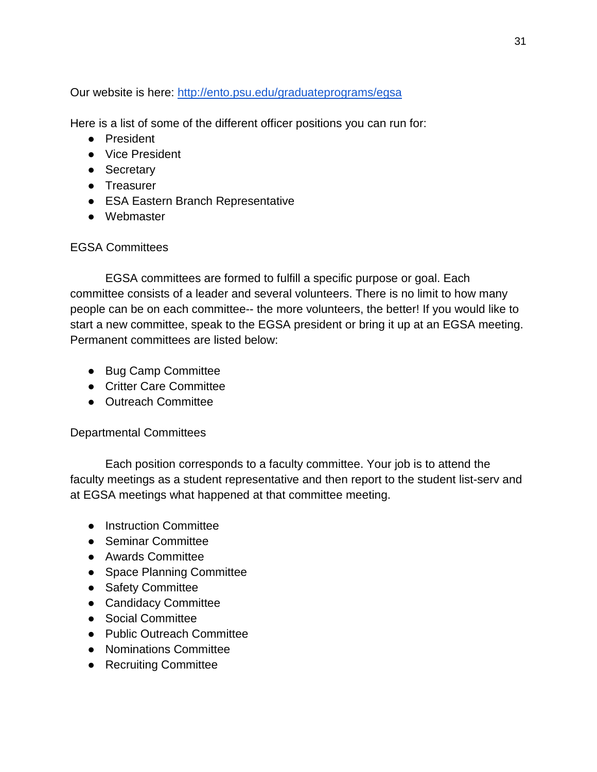Our website is here: [http://ento.psu.edu/graduateprograms/egsa](http://ento.psu.edu/graduateprograms/egsa)

Here is a list of some of the different officer positions you can run for:

- President
- Vice President
- Secretary
- Treasurer
- ESA Eastern Branch Representative
- Webmaster

## EGSA Committees

EGSA committees are formed to fulfill a specific purpose or goal. Each committee consists of a leader and several volunteers. There is no limit to how many people can be on each committee-- the more volunteers, the better! If you would like to start a new committee, speak to the EGSA president or bring it up at an EGSA meeting. Permanent committees are listed below:

- Bug Camp Committee
- Critter Care Committee
- Outreach Committee

## Departmental Committees

Each position corresponds to a faculty committee. Your job is to attend the faculty meetings as a student representative and then report to the student list-serv and at EGSA meetings what happened at that committee meeting.

- Instruction Committee
- Seminar Committee
- Awards Committee
- Space Planning Committee
- Safety Committee
- Candidacy Committee
- Social Committee
- Public Outreach Committee
- Nominations Committee
- Recruiting Committee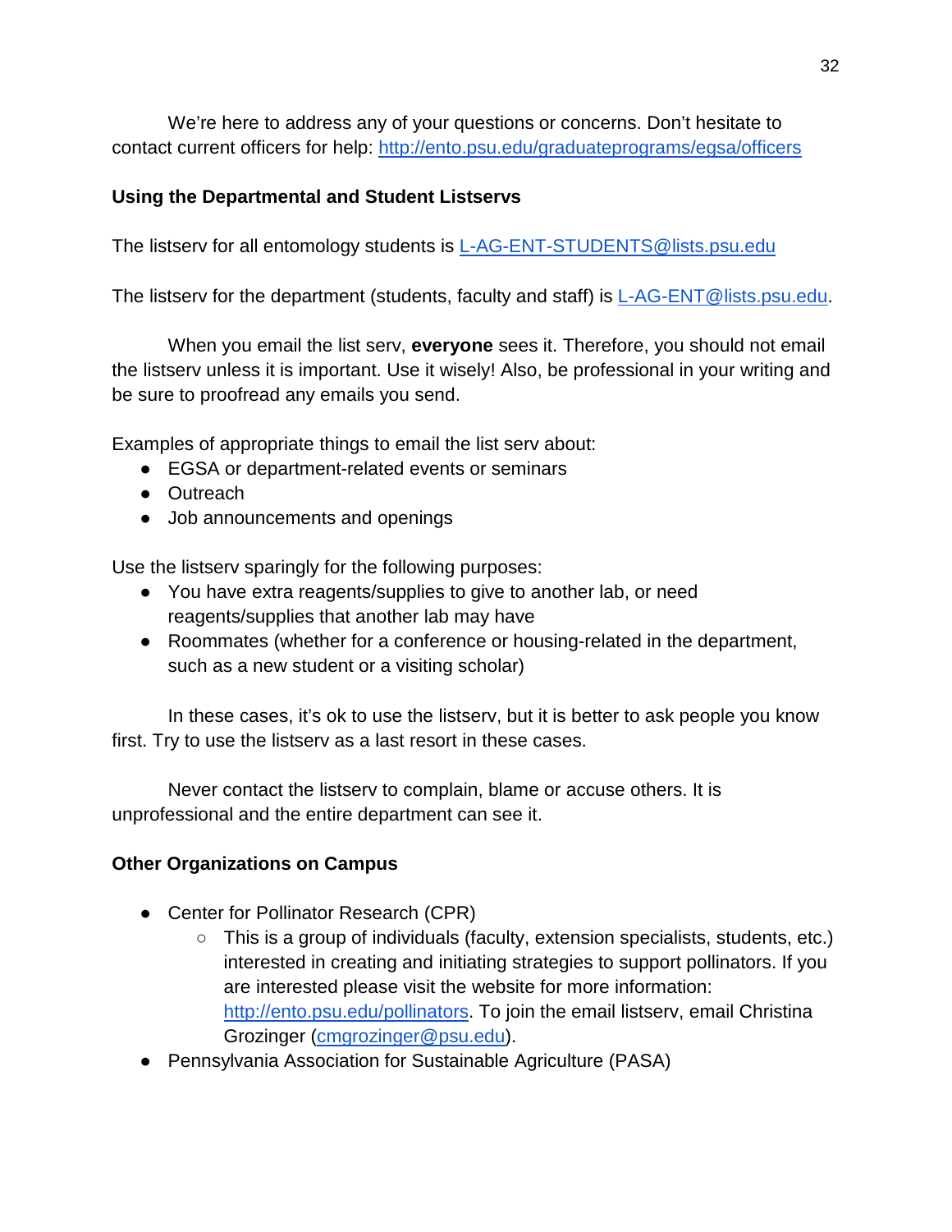We're here to address any of your questions or concerns. Don't hesitate to contact current officers for help: http://ento.psu.edu/graduateprograms/egsa/officers

**Using the Departmental and Student Listservs**

The listserv for all entomology students is L-AG-ENT-STUDENTS@lists.psu.edu

The listserv for the department (students, faculty and staff) is L-AG-ENT@lists.psu.edu.

When you email the list serv, **everyone** sees it. Therefore, you should not email the listserv unless it is important. Use it wisely! Also, be professional in your writing and be sure to proofread any emails you send.

Examples of appropriate things to email the list serv about:

- EGSA or department-related events or seminars
- Outreach
- Job announcements and openings

Use the listserv sparingly for the following purposes:

- You have extra reagents/supplies to give to another lab, or need reagents/supplies that another lab may have
- Roommates (whether for a conference or housing-related in the department, such as a new student or a visiting scholar)

In these cases, it's ok to use the listserv, but it is better to ask people you know first. Try to use the listserv as a last resort in these cases.

Never contact the listserv to complain, blame or accuse others. It is unprofessional and the entire department can see it.

**Other Organizations on Campus**

- Center for Pollinator Research (CPR)
  - This is a group of individuals (faculty, extension specialists, students, etc.) interested in creating and initiating strategies to support pollinators. If you are interested please visit the website for more information: http://ento.psu.edu/pollinators. To join the email listserv, email Christina Grozinger (cmgrozinger@psu.edu).
- Pennsylvania Association for Sustainable Agriculture (PASA)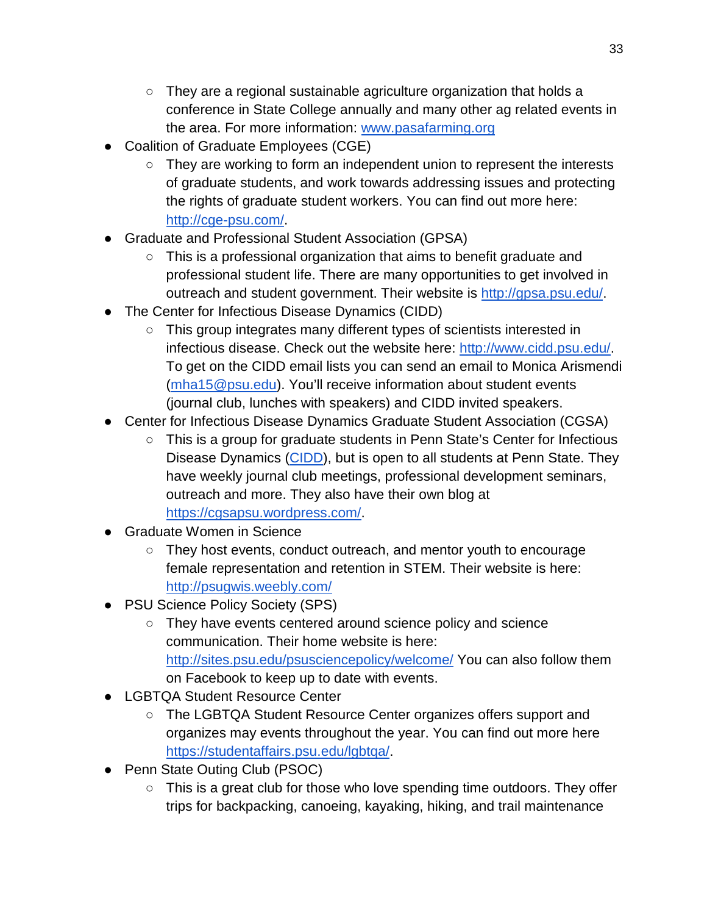- They are a regional sustainable agriculture organization that holds a conference in State College annually and many other ag related events in the area. For more information: [www.pasafarming.org](www.pasafarming.org)
- Coalition of Graduate Employees (CGE)
    - They are working to form an independent union to represent the interests of graduate students, and work towards addressing issues and protecting the rights of graduate student workers. You can find out more here: [http://cge-psu.com/](http://cge-psu.com/).
- Graduate and Professional Student Association (GPSA)
    - This is a professional organization that aims to benefit graduate and professional student life. There are many opportunities to get involved in outreach and student government. Their website is [http://gpsa.psu.edu/](http://gpsa.psu.edu/).
- The Center for Infectious Disease Dynamics (CIDD)
    - This group integrates many different types of scientists interested in infectious disease. Check out the website here: [http://www.cidd.psu.edu/](http://www.cidd.psu.edu/). To get on the CIDD email lists you can send an email to Monica Arismendi ([mha15@psu.edu](mailto:mha15@psu.edu)). You'll receive information about student events (journal club, lunches with speakers) and CIDD invited speakers.
- Center for Infectious Disease Dynamics Graduate Student Association (CGSA)
    - This is a group for graduate students in Penn State's Center for Infectious Disease Dynamics (CIDD), but is open to all students at Penn State. They have weekly journal club meetings, professional development seminars, outreach and more. They also have their own blog at [https://cgsapsu.wordpress.com/](https://cgsapsu.wordpress.com/).
- Graduate Women in Science
    - They host events, conduct outreach, and mentor youth to encourage female representation and retention in STEM. Their website is here: [http://psugwis.weebly.com/](http://psugwis.weebly.com/)
- PSU Science Policy Society (SPS)
    - They have events centered around science policy and science communication. Their home website is here: [http://sites.psu.edu/psusciencepolicy/welcome/](http://sites.psu.edu/psusciencepolicy/welcome/) You can also follow them on Facebook to keep up to date with events.
- LGBTQA Student Resource Center
    - The LGBTQA Student Resource Center organizes offers support and organizes may events throughout the year. You can find out more here [https://studentaffairs.psu.edu/lgbtqa/](https://studentaffairs.psu.edu/lgbtqa/).
- Penn State Outing Club (PSOC)
    - This is a great club for those who love spending time outdoors. They offer trips for backpacking, canoeing, kayaking, hiking, and trail maintenance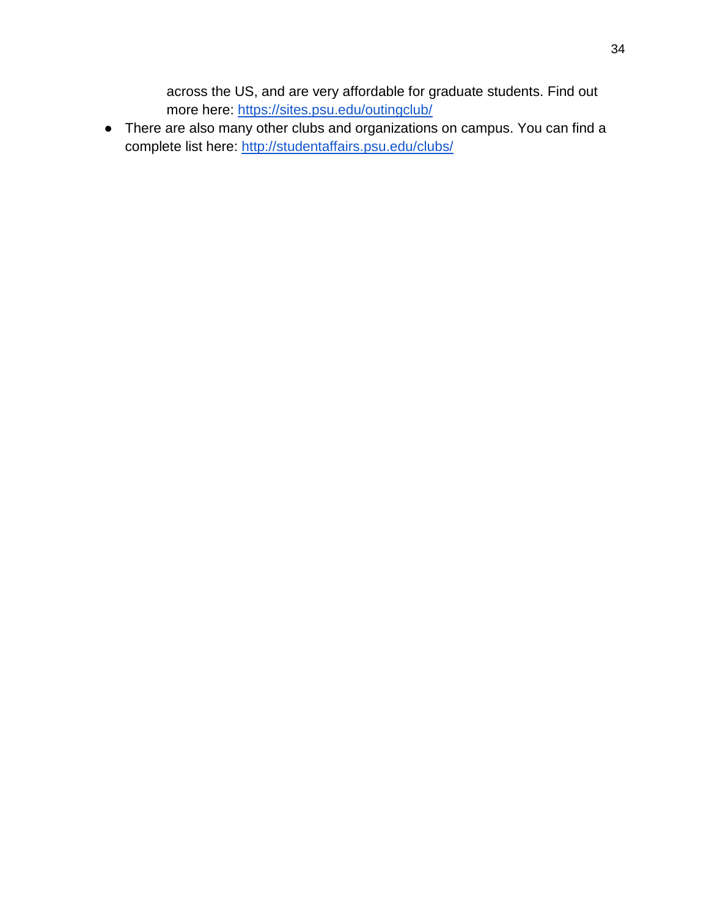across the US, and are very affordable for graduate students. Find out more here: https://sites.psu.edu/outingclub/

- There are also many other clubs and organizations on campus. You can find a complete list here: http://studentaffairs.psu.edu/clubs/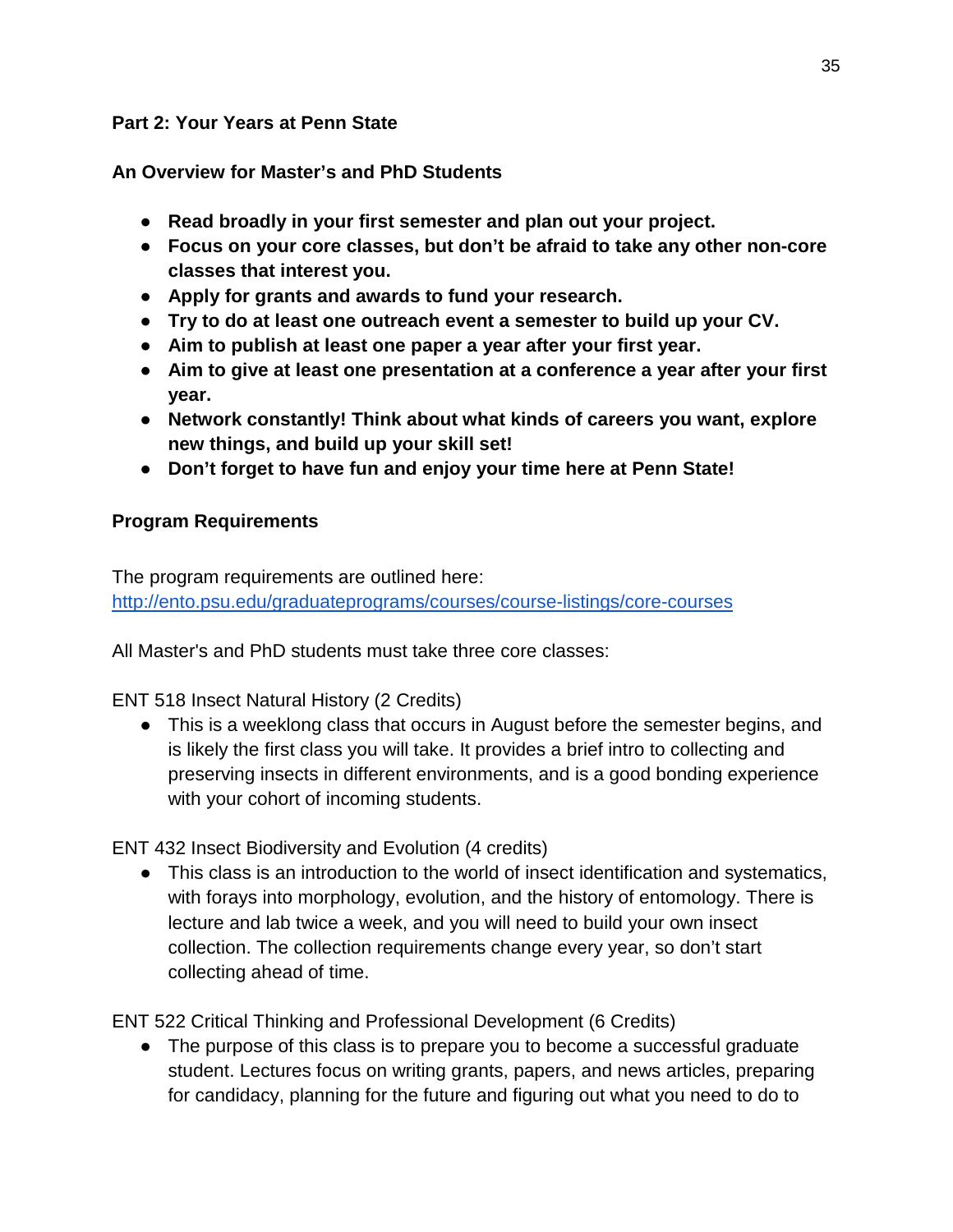## Part 2: Your Years at Penn State

### An Overview for Master's and PhD Students

- **Read broadly in your first semester and plan out your project.**
- **Focus on your core classes, but don't be afraid to take any other non-core classes that interest you.**
- **Apply for grants and awards to fund your research.**
- **Try to do at least one outreach event a semester to build up your CV.**
- **Aim to publish at least one paper a year after your first year.**
- **Aim to give at least one presentation at a conference a year after your first year.**
- **Network constantly! Think about what kinds of careers you want, explore new things, and build up your skill set!**
- **Don't forget to have fun and enjoy your time here at Penn State!**

### Program Requirements

The program requirements are outlined here: [http://ento.psu.edu/graduateprograms/courses/course-listings/core-courses](http://ento.psu.edu/graduateprograms/courses/course-listings/core-courses)

All Master's and PhD students must take three core classes:

ENT 518 Insect Natural History (2 Credits)

- This is a weeklong class that occurs in August before the semester begins, and is likely the first class you will take. It provides a brief intro to collecting and preserving insects in different environments, and is a good bonding experience with your cohort of incoming students.

ENT 432 Insect Biodiversity and Evolution (4 credits)

- This class is an introduction to the world of insect identification and systematics, with forays into morphology, evolution, and the history of entomology. There is lecture and lab twice a week, and you will need to build your own insect collection. The collection requirements change every year, so don't start collecting ahead of time.

ENT 522 Critical Thinking and Professional Development (6 Credits)

- The purpose of this class is to prepare you to become a successful graduate student. Lectures focus on writing grants, papers, and news articles, preparing for candidacy, planning for the future and figuring out what you need to do to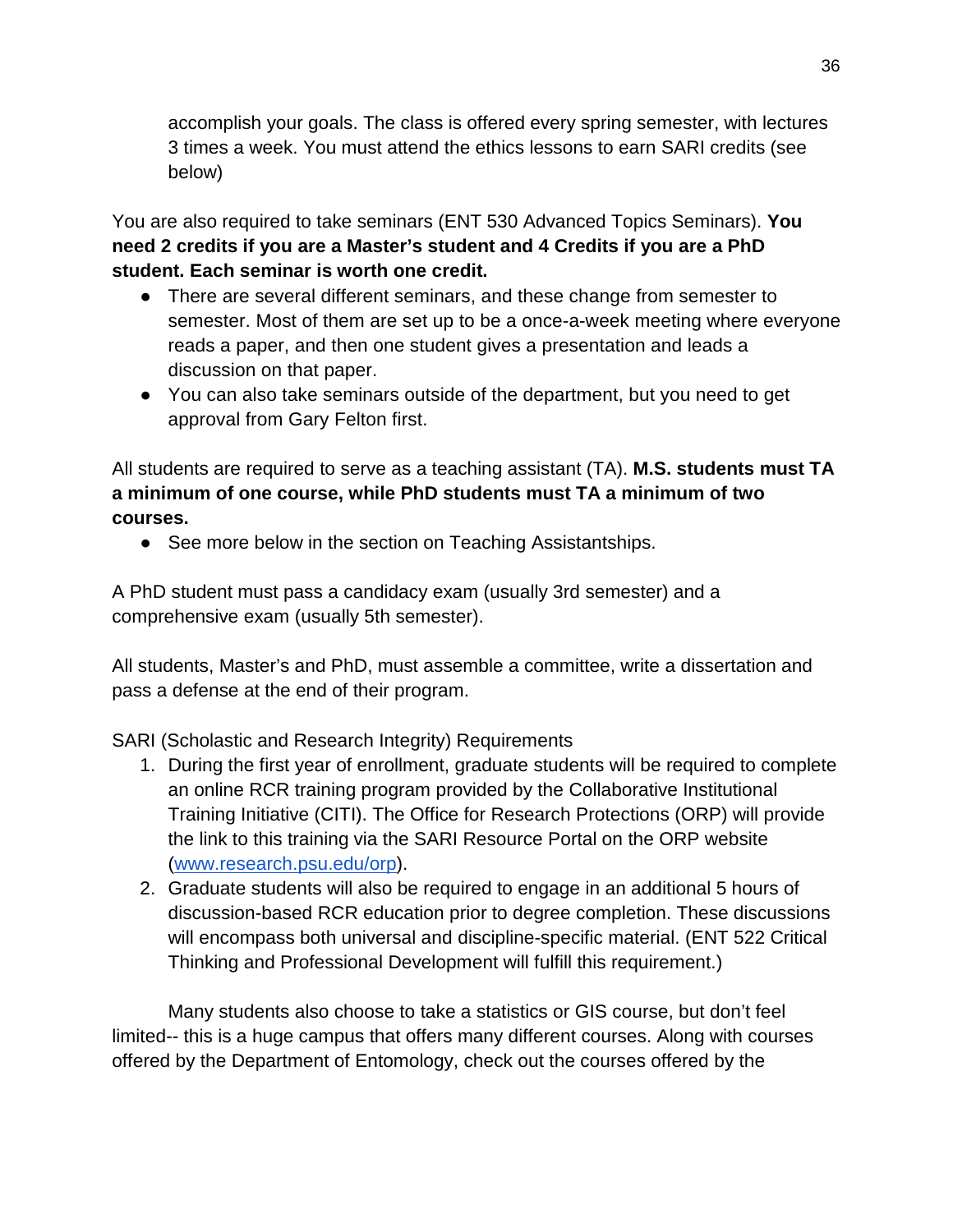accomplish your goals. The class is offered every spring semester, with lectures 3 times a week. You must attend the ethics lessons to earn SARI credits (see below)

You are also required to take seminars (ENT 530 Advanced Topics Seminars). **You need 2 credits if you are a Master's student and 4 Credits if you are a PhD student. Each seminar is worth one credit.**

- There are several different seminars, and these change from semester to semester. Most of them are set up to be a once-a-week meeting where everyone reads a paper, and then one student gives a presentation and leads a discussion on that paper.
- You can also take seminars outside of the department, but you need to get approval from Gary Felton first.

All students are required to serve as a teaching assistant (TA). **M.S. students must TA a minimum of one course, while PhD students must TA a minimum of two courses.**

- See more below in the section on Teaching Assistantships.

A PhD student must pass a candidacy exam (usually 3rd semester) and a comprehensive exam (usually 5th semester).

All students, Master's and PhD, must assemble a committee, write a dissertation and pass a defense at the end of their program.

SARI (Scholastic and Research Integrity) Requirements

1. During the first year of enrollment, graduate students will be required to complete an online RCR training program provided by the Collaborative Institutional Training Initiative (CITI). The Office for Research Protections (ORP) will provide the link to this training via the SARI Resource Portal on the ORP website ([www.research.psu.edu/orp](http://www.research.psu.edu/orp)).
2. Graduate students will also be required to engage in an additional 5 hours of discussion-based RCR education prior to degree completion. These discussions will encompass both universal and discipline-specific material. (ENT 522 Critical Thinking and Professional Development will fulfill this requirement.)

Many students also choose to take a statistics or GIS course, but don't feel limited-- this is a huge campus that offers many different courses. Along with courses offered by the Department of Entomology, check out the courses offered by the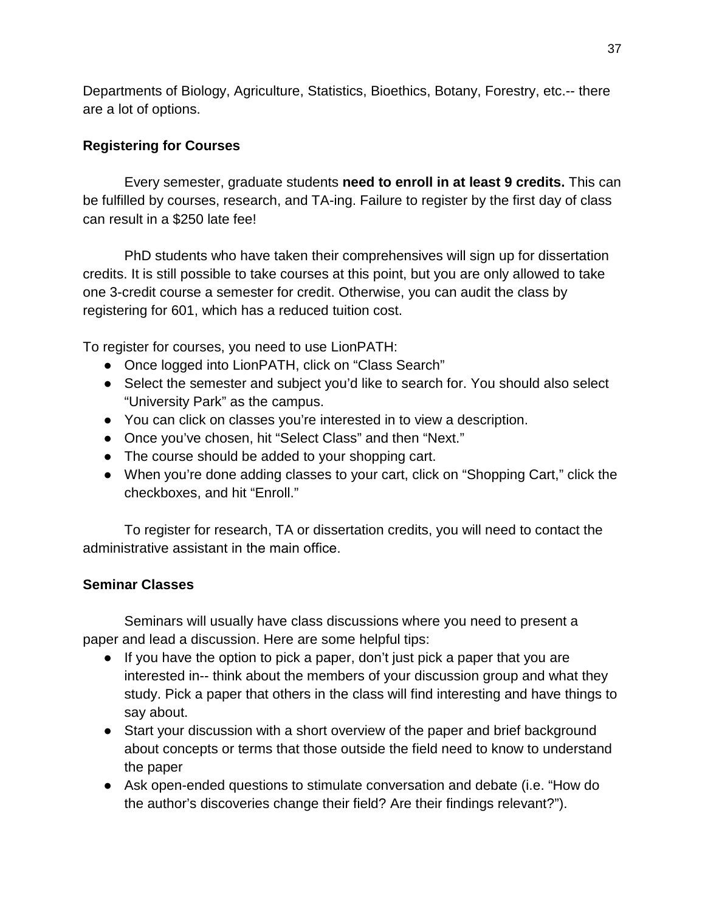Departments of Biology, Agriculture, Statistics, Bioethics, Botany, Forestry, etc.-- there are a lot of options.

### Registering for Courses

Every semester, graduate students **need to enroll in at least 9 credits.** This can be fulfilled by courses, research, and TA-ing. Failure to register by the first day of class can result in a $250 late fee!

PhD students who have taken their comprehensives will sign up for dissertation credits. It is still possible to take courses at this point, but you are only allowed to take one 3-credit course a semester for credit. Otherwise, you can audit the class by registering for 601, which has a reduced tuition cost.

To register for courses, you need to use LionPATH:

- Once logged into LionPATH, click on "Class Search"
- Select the semester and subject you'd like to search for. You should also select "University Park" as the campus.
- You can click on classes you're interested in to view a description.
- Once you've chosen, hit "Select Class" and then "Next."
- The course should be added to your shopping cart.
- When you're done adding classes to your cart, click on "Shopping Cart," click the checkboxes, and hit "Enroll."

To register for research, TA or dissertation credits, you will need to contact the administrative assistant in the main office.

### Seminar Classes

Seminars will usually have class discussions where you need to present a paper and lead a discussion. Here are some helpful tips:

- If you have the option to pick a paper, don't just pick a paper that you are interested in-- think about the members of your discussion group and what they study. Pick a paper that others in the class will find interesting and have things to say about.
- Start your discussion with a short overview of the paper and brief background about concepts or terms that those outside the field need to know to understand the paper
- Ask open-ended questions to stimulate conversation and debate (i.e. "How do the author's discoveries change their field? Are their findings relevant?").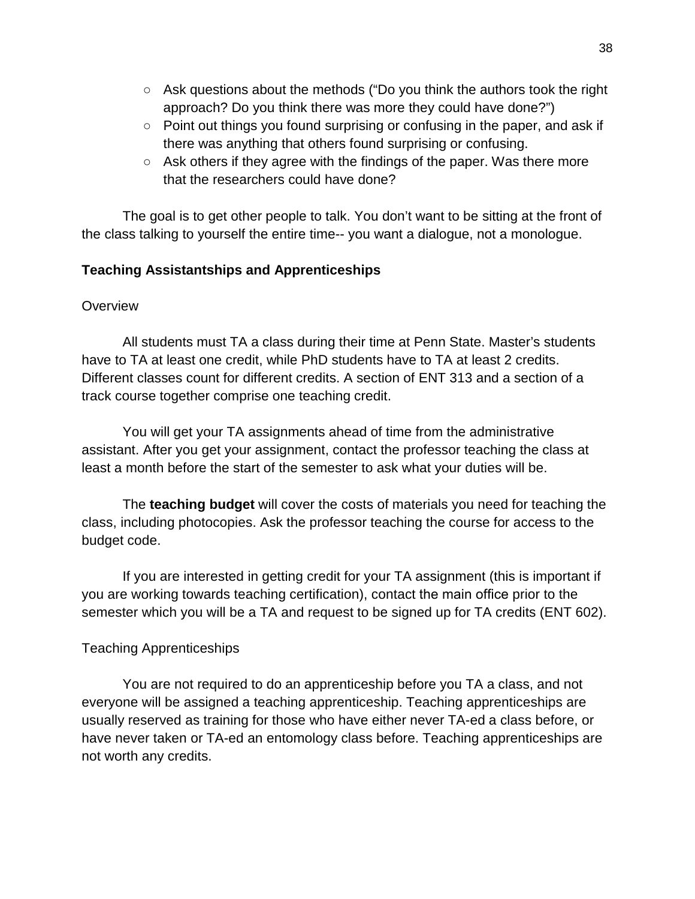- Ask questions about the methods ("Do you think the authors took the right approach? Do you think there was more they could have done?")
  - Point out things you found surprising or confusing in the paper, and ask if there was anything that others found surprising or confusing.
  - Ask others if they agree with the findings of the paper. Was there more that the researchers could have done?

The goal is to get other people to talk. You don't want to be sitting at the front of the class talking to yourself the entire time-- you want a dialogue, not a monologue.

**Teaching Assistantships and Apprenticeships**

Overview

All students must TA a class during their time at Penn State. Master's students have to TA at least one credit, while PhD students have to TA at least 2 credits. Different classes count for different credits. A section of ENT 313 and a section of a track course together comprise one teaching credit.

You will get your TA assignments ahead of time from the administrative assistant. After you get your assignment, contact the professor teaching the class at least a month before the start of the semester to ask what your duties will be.

The **teaching budget** will cover the costs of materials you need for teaching the class, including photocopies. Ask the professor teaching the course for access to the budget code.

If you are interested in getting credit for your TA assignment (this is important if you are working towards teaching certification), contact the main office prior to the semester which you will be a TA and request to be signed up for TA credits (ENT 602).

Teaching Apprenticeships

You are not required to do an apprenticeship before you TA a class, and not everyone will be assigned a teaching apprenticeship. Teaching apprenticeships are usually reserved as training for those who have either never TA-ed a class before, or have never taken or TA-ed an entomology class before. Teaching apprenticeships are not worth any credits.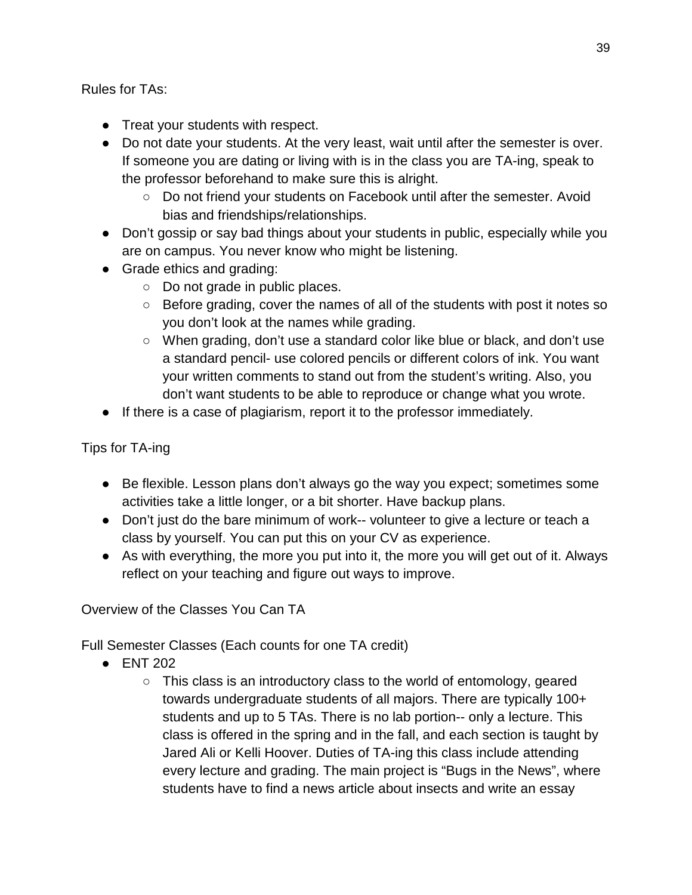Rules for TAs:

- Treat your students with respect.
- Do not date your students. At the very least, wait until after the semester is over. If someone you are dating or living with is in the class you are TA-ing, speak to the professor beforehand to make sure this is alright.
    - Do not friend your students on Facebook until after the semester. Avoid bias and friendships/relationships.
- Don't gossip or say bad things about your students in public, especially while you are on campus. You never know who might be listening.
- Grade ethics and grading:
    - Do not grade in public places.
    - Before grading, cover the names of all of the students with post it notes so you don't look at the names while grading.
    - When grading, don't use a standard color like blue or black, and don't use a standard pencil- use colored pencils or different colors of ink. You want your written comments to stand out from the student's writing. Also, you don't want students to be able to reproduce or change what you wrote.
- If there is a case of plagiarism, report it to the professor immediately.

Tips for TA-ing

- Be flexible. Lesson plans don't always go the way you expect; sometimes some activities take a little longer, or a bit shorter. Have backup plans.
- Don't just do the bare minimum of work-- volunteer to give a lecture or teach a class by yourself. You can put this on your CV as experience.
- As with everything, the more you put into it, the more you will get out of it. Always reflect on your teaching and figure out ways to improve.

Overview of the Classes You Can TA

Full Semester Classes (Each counts for one TA credit)

- ENT 202
    - This class is an introductory class to the world of entomology, geared towards undergraduate students of all majors. There are typically 100+ students and up to 5 TAs. There is no lab portion-- only a lecture. This class is offered in the spring and in the fall, and each section is taught by Jared Ali or Kelli Hoover. Duties of TA-ing this class include attending every lecture and grading. The main project is "Bugs in the News", where students have to find a news article about insects and write an essay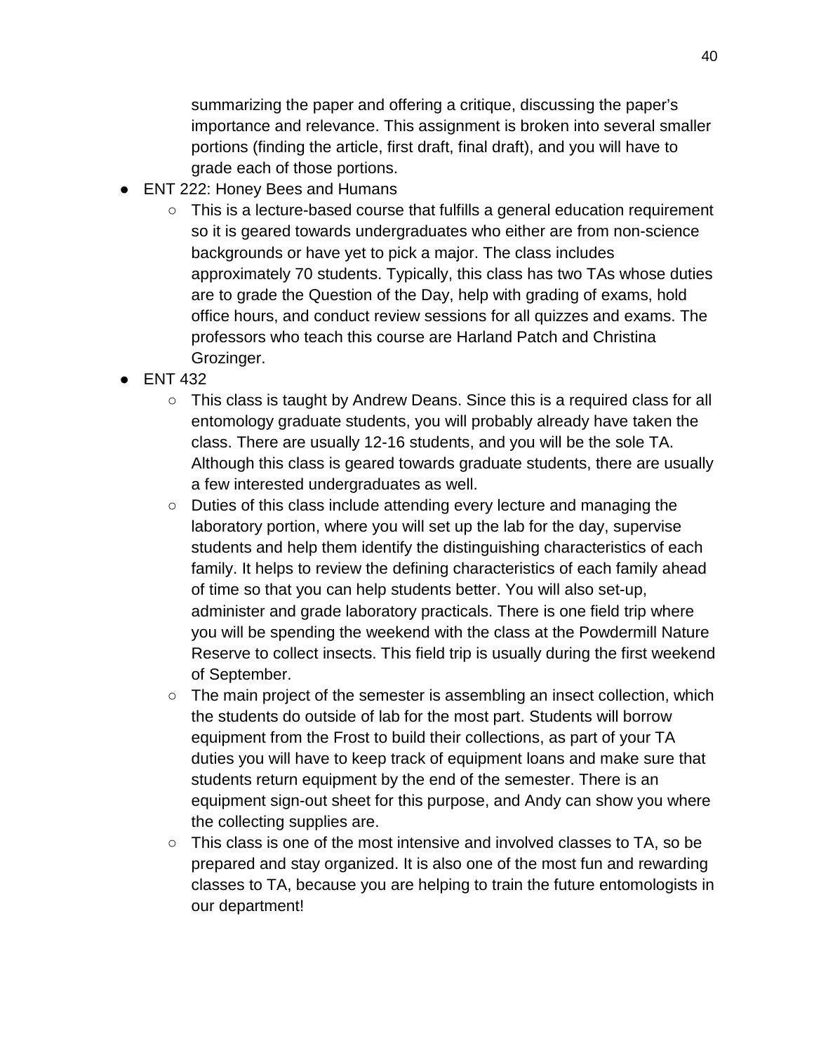summarizing the paper and offering a critique, discussing the paper's importance and relevance. This assignment is broken into several smaller portions (finding the article, first draft, final draft), and you will have to grade each of those portions.

- ENT 222: Honey Bees and Humans
    - This is a lecture-based course that fulfills a general education requirement so it is geared towards undergraduates who either are from non-science backgrounds or have yet to pick a major. The class includes approximately 70 students. Typically, this class has two TAs whose duties are to grade the Question of the Day, help with grading of exams, hold office hours, and conduct review sessions for all quizzes and exams. The professors who teach this course are Harland Patch and Christina Grozinger.
- ENT 432
    - This class is taught by Andrew Deans. Since this is a required class for all entomology graduate students, you will probably already have taken the class. There are usually 12-16 students, and you will be the sole TA. Although this class is geared towards graduate students, there are usually a few interested undergraduates as well.
    - Duties of this class include attending every lecture and managing the laboratory portion, where you will set up the lab for the day, supervise students and help them identify the distinguishing characteristics of each family. It helps to review the defining characteristics of each family ahead of time so that you can help students better. You will also set-up, administer and grade laboratory practicals. There is one field trip where you will be spending the weekend with the class at the Powdermill Nature Reserve to collect insects. This field trip is usually during the first weekend of September.
    - The main project of the semester is assembling an insect collection, which the students do outside of lab for the most part. Students will borrow equipment from the Frost to build their collections, as part of your TA duties you will have to keep track of equipment loans and make sure that students return equipment by the end of the semester. There is an equipment sign-out sheet for this purpose, and Andy can show you where the collecting supplies are.
    - This class is one of the most intensive and involved classes to TA, so be prepared and stay organized. It is also one of the most fun and rewarding classes to TA, because you are helping to train the future entomologists in our department!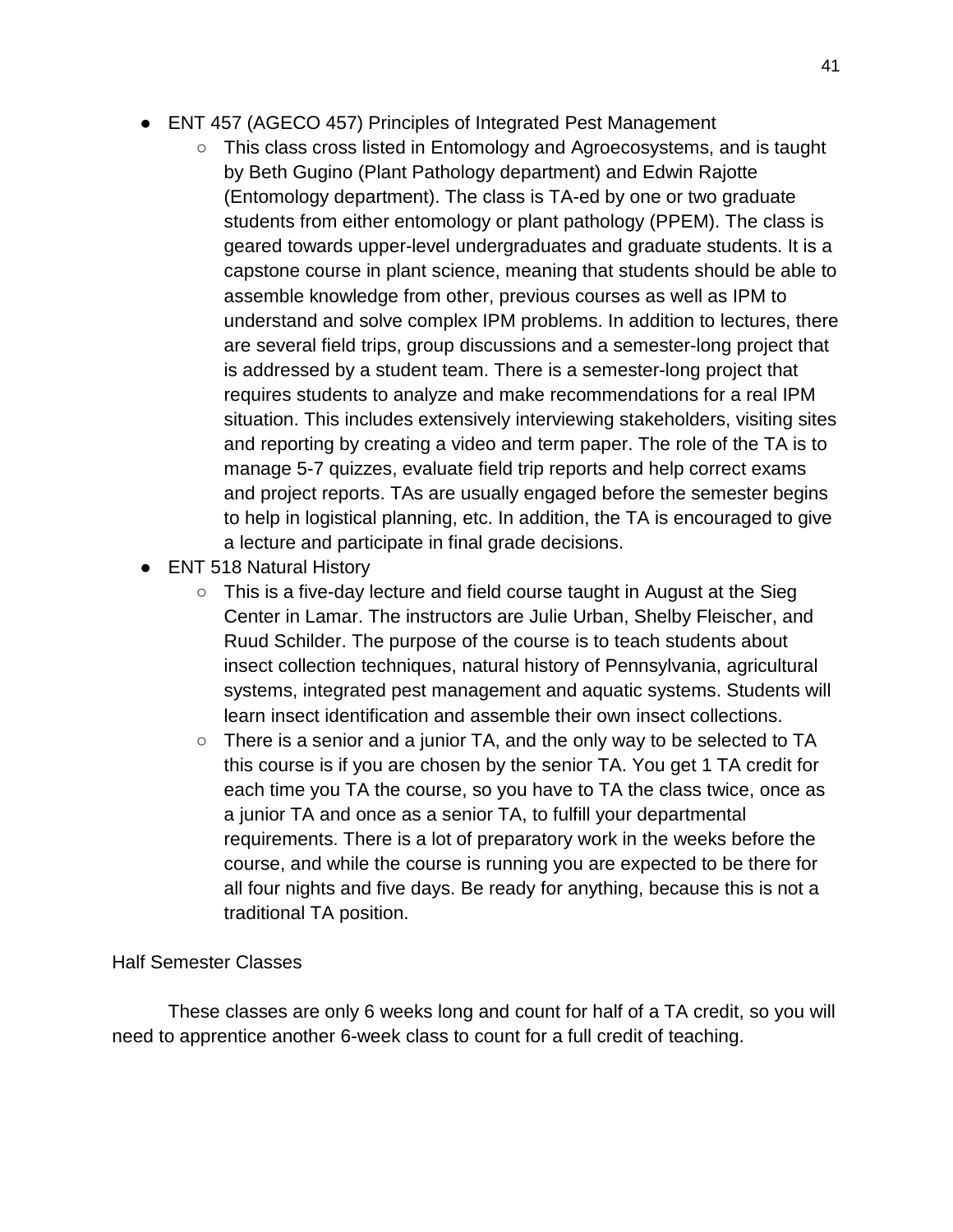- ENT 457 (AGECO 457) Principles of Integrated Pest Management
    - This class cross listed in Entomology and Agroecosystems, and is taught by Beth Gugino (Plant Pathology department) and Edwin Rajotte (Entomology department). The class is TA-ed by one or two graduate students from either entomology or plant pathology (PPEM). The class is geared towards upper-level undergraduates and graduate students. It is a capstone course in plant science, meaning that students should be able to assemble knowledge from other, previous courses as well as IPM to understand and solve complex IPM problems. In addition to lectures, there are several field trips, group discussions and a semester-long project that is addressed by a student team. There is a semester-long project that requires students to analyze and make recommendations for a real IPM situation. This includes extensively interviewing stakeholders, visiting sites and reporting by creating a video and term paper. The role of the TA is to manage 5-7 quizzes, evaluate field trip reports and help correct exams and project reports. TAs are usually engaged before the semester begins to help in logistical planning, etc. In addition, the TA is encouraged to give a lecture and participate in final grade decisions.
- ENT 518 Natural History
    - This is a five-day lecture and field course taught in August at the Sieg Center in Lamar. The instructors are Julie Urban, Shelby Fleischer, and Ruud Schilder. The purpose of the course is to teach students about insect collection techniques, natural history of Pennsylvania, agricultural systems, integrated pest management and aquatic systems. Students will learn insect identification and assemble their own insect collections.
    - There is a senior and a junior TA, and the only way to be selected to TA this course is if you are chosen by the senior TA. You get 1 TA credit for each time you TA the course, so you have to TA the class twice, once as a junior TA and once as a senior TA, to fulfill your departmental requirements. There is a lot of preparatory work in the weeks before the course, and while the course is running you are expected to be there for all four nights and five days. Be ready for anything, because this is not a traditional TA position.

Half Semester Classes

These classes are only 6 weeks long and count for half of a TA credit, so you will need to apprentice another 6-week class to count for a full credit of teaching.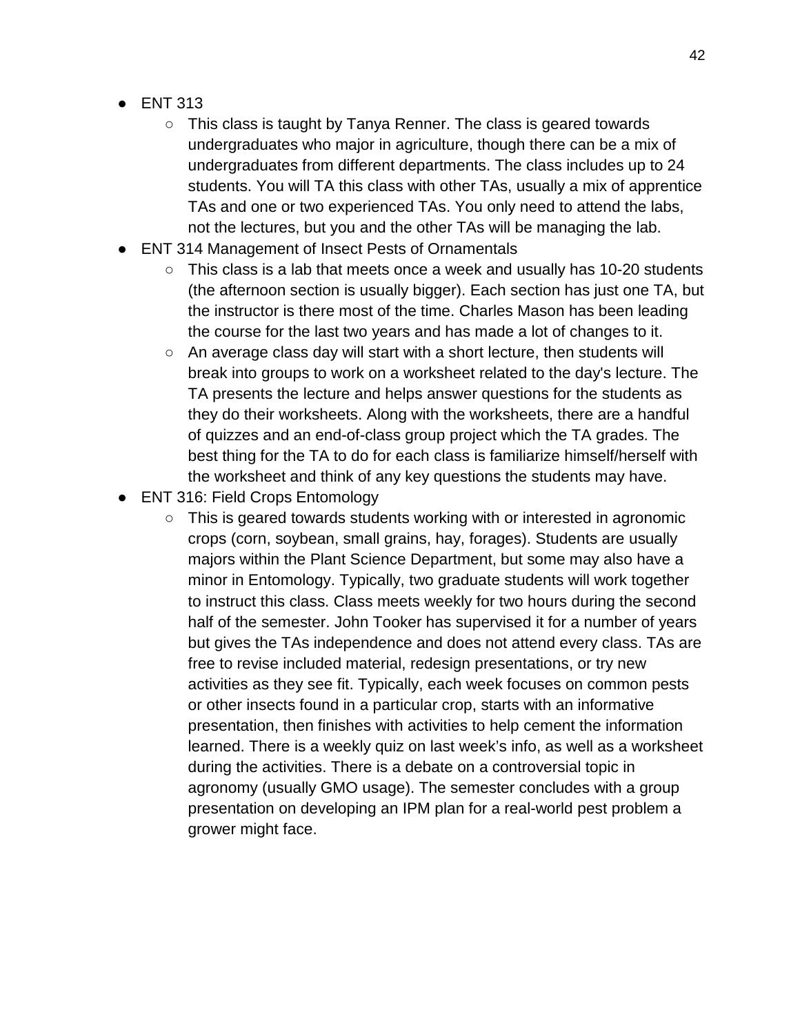- ENT 313
    - This class is taught by Tanya Renner. The class is geared towards undergraduates who major in agriculture, though there can be a mix of undergraduates from different departments. The class includes up to 24 students. You will TA this class with other TAs, usually a mix of apprentice TAs and one or two experienced TAs. You only need to attend the labs, not the lectures, but you and the other TAs will be managing the lab.
- ENT 314 Management of Insect Pests of Ornamentals
    - This class is a lab that meets once a week and usually has 10-20 students (the afternoon section is usually bigger). Each section has just one TA, but the instructor is there most of the time. Charles Mason has been leading the course for the last two years and has made a lot of changes to it.
    - An average class day will start with a short lecture, then students will break into groups to work on a worksheet related to the day's lecture. The TA presents the lecture and helps answer questions for the students as they do their worksheets. Along with the worksheets, there are a handful of quizzes and an end-of-class group project which the TA grades. The best thing for the TA to do for each class is familiarize himself/herself with the worksheet and think of any key questions the students may have.
- ENT 316: Field Crops Entomology
    - This is geared towards students working with or interested in agronomic crops (corn, soybean, small grains, hay, forages). Students are usually majors within the Plant Science Department, but some may also have a minor in Entomology. Typically, two graduate students will work together to instruct this class. Class meets weekly for two hours during the second half of the semester. John Tooker has supervised it for a number of years but gives the TAs independence and does not attend every class. TAs are free to revise included material, redesign presentations, or try new activities as they see fit. Typically, each week focuses on common pests or other insects found in a particular crop, starts with an informative presentation, then finishes with activities to help cement the information learned. There is a weekly quiz on last week's info, as well as a worksheet during the activities. There is a debate on a controversial topic in agronomy (usually GMO usage). The semester concludes with a group presentation on developing an IPM plan for a real-world pest problem a grower might face.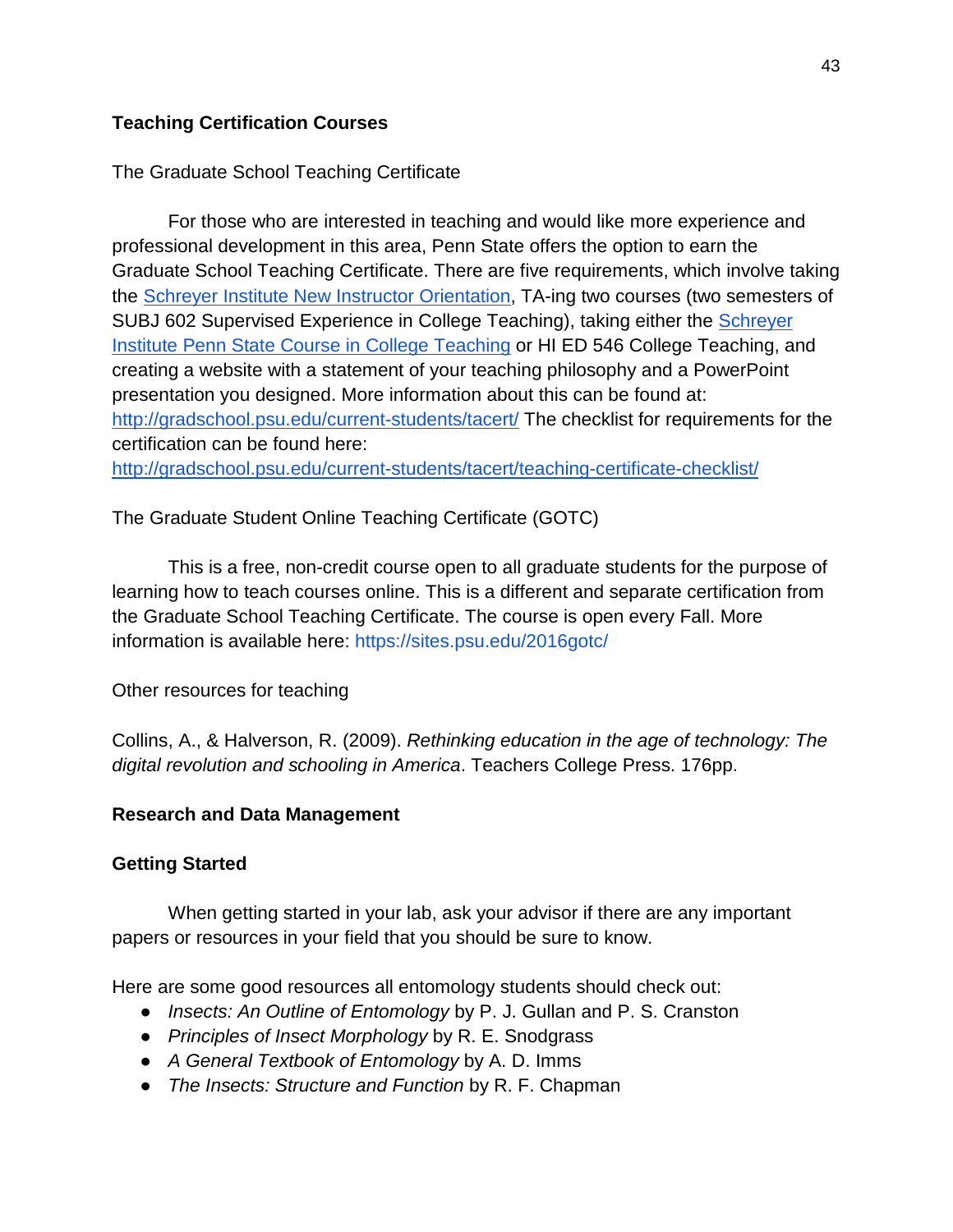## Teaching Certification Courses

The Graduate School Teaching Certificate

For those who are interested in teaching and would like more experience and professional development in this area, Penn State offers the option to earn the Graduate School Teaching Certificate. There are five requirements, which involve taking the [Schreyer Institute New Instructor Orientation](), TA-ing two courses (two semesters of SUBJ 602 Supervised Experience in College Teaching), taking either the [Schreyer Institute Penn State Course in College Teaching]() or HI ED 546 College Teaching, and creating a website with a statement of your teaching philosophy and a PowerPoint presentation you designed. More information about this can be found at: http://gradschool.psu.edu/current-students/tacert/ The checklist for requirements for the certification can be found here: http://gradschool.psu.edu/current-students/tacert/teaching-certificate-checklist/

The Graduate Student Online Teaching Certificate (GOTC)

This is a free, non-credit course open to all graduate students for the purpose of learning how to teach courses online. This is a different and separate certification from the Graduate School Teaching Certificate. The course is open every Fall. More information is available here: https://sites.psu.edu/2016gotc/

Other resources for teaching

Collins, A., & Halverson, R. (2009). *Rethinking education in the age of technology: The digital revolution and schooling in America*. Teachers College Press. 176pp.

## Research and Data Management

### Getting Started

When getting started in your lab, ask your advisor if there are any important papers or resources in your field that you should be sure to know.

Here are some good resources all entomology students should check out:

- *Insects: An Outline of Entomology* by P. J. Gullan and P. S. Cranston
- *Principles of Insect Morphology* by R. E. Snodgrass
- *A General Textbook of Entomology* by A. D. Imms
- *The Insects: Structure and Function* by R. F. Chapman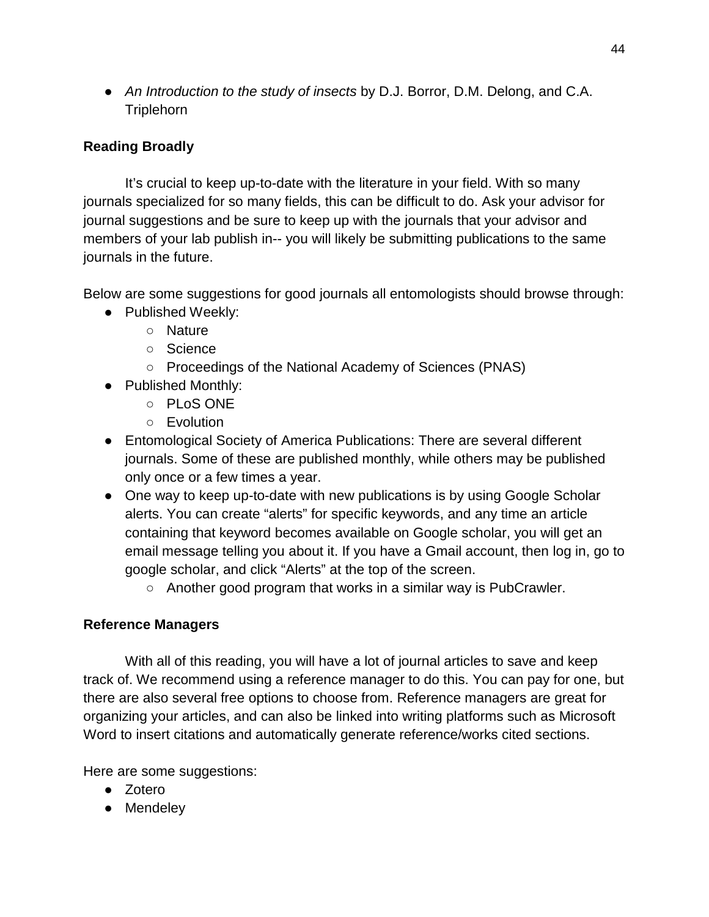- *An Introduction to the study of insects* by D.J. Borror, D.M. Delong, and C.A. Triplehorn

**Reading Broadly**

It's crucial to keep up-to-date with the literature in your field. With so many journals specialized for so many fields, this can be difficult to do. Ask your advisor for journal suggestions and be sure to keep up with the journals that your advisor and members of your lab publish in-- you will likely be submitting publications to the same journals in the future.

Below are some suggestions for good journals all entomologists should browse through:

- Published Weekly:
  - Nature
  - Science
  - Proceedings of the National Academy of Sciences (PNAS)
- Published Monthly:
  - PLoS ONE
  - Evolution
- Entomological Society of America Publications: There are several different journals. Some of these are published monthly, while others may be published only once or a few times a year.
- One way to keep up-to-date with new publications is by using Google Scholar alerts. You can create "alerts" for specific keywords, and any time an article containing that keyword becomes available on Google scholar, you will get an email message telling you about it. If you have a Gmail account, then log in, go to google scholar, and click "Alerts" at the top of the screen.
  - Another good program that works in a similar way is PubCrawler.

**Reference Managers**

With all of this reading, you will have a lot of journal articles to save and keep track of. We recommend using a reference manager to do this. You can pay for one, but there are also several free options to choose from. Reference managers are great for organizing your articles, and can also be linked into writing platforms such as Microsoft Word to insert citations and automatically generate reference/works cited sections.

Here are some suggestions:

- Zotero
- Mendeley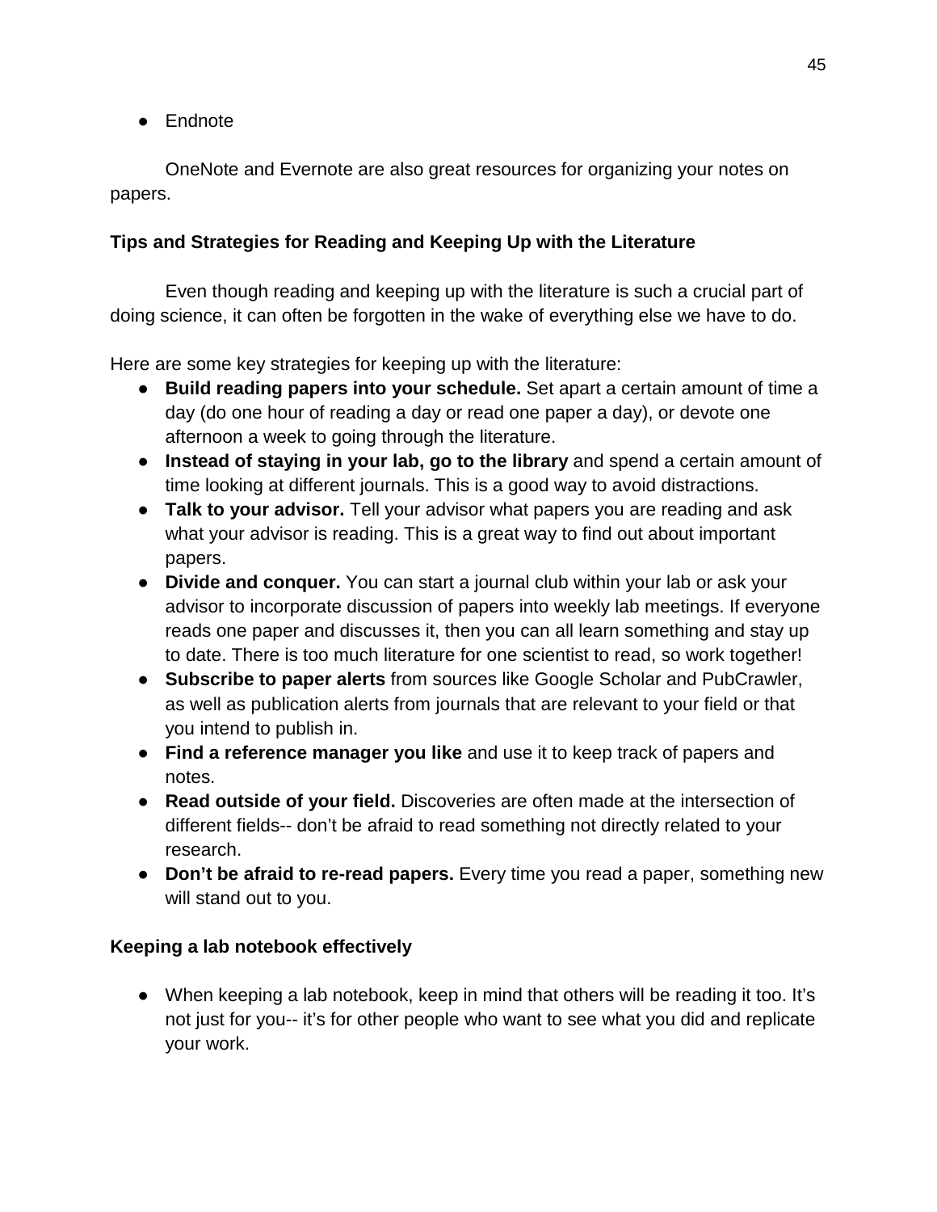- Endnote

OneNote and Evernote are also great resources for organizing your notes on papers.

**Tips and Strategies for Reading and Keeping Up with the Literature**

Even though reading and keeping up with the literature is such a crucial part of doing science, it can often be forgotten in the wake of everything else we have to do.

Here are some key strategies for keeping up with the literature:

- **Build reading papers into your schedule.** Set apart a certain amount of time a day (do one hour of reading a day or read one paper a day), or devote one afternoon a week to going through the literature.
- **Instead of staying in your lab, go to the library** and spend a certain amount of time looking at different journals. This is a good way to avoid distractions.
- **Talk to your advisor.** Tell your advisor what papers you are reading and ask what your advisor is reading. This is a great way to find out about important papers.
- **Divide and conquer.** You can start a journal club within your lab or ask your advisor to incorporate discussion of papers into weekly lab meetings. If everyone reads one paper and discusses it, then you can all learn something and stay up to date. There is too much literature for one scientist to read, so work together!
- **Subscribe to paper alerts** from sources like Google Scholar and PubCrawler, as well as publication alerts from journals that are relevant to your field or that you intend to publish in.
- **Find a reference manager you like** and use it to keep track of papers and notes.
- **Read outside of your field.** Discoveries are often made at the intersection of different fields-- don't be afraid to read something not directly related to your research.
- **Don't be afraid to re-read papers.** Every time you read a paper, something new will stand out to you.

**Keeping a lab notebook effectively**

- When keeping a lab notebook, keep in mind that others will be reading it too. It's not just for you-- it's for other people who want to see what you did and replicate your work.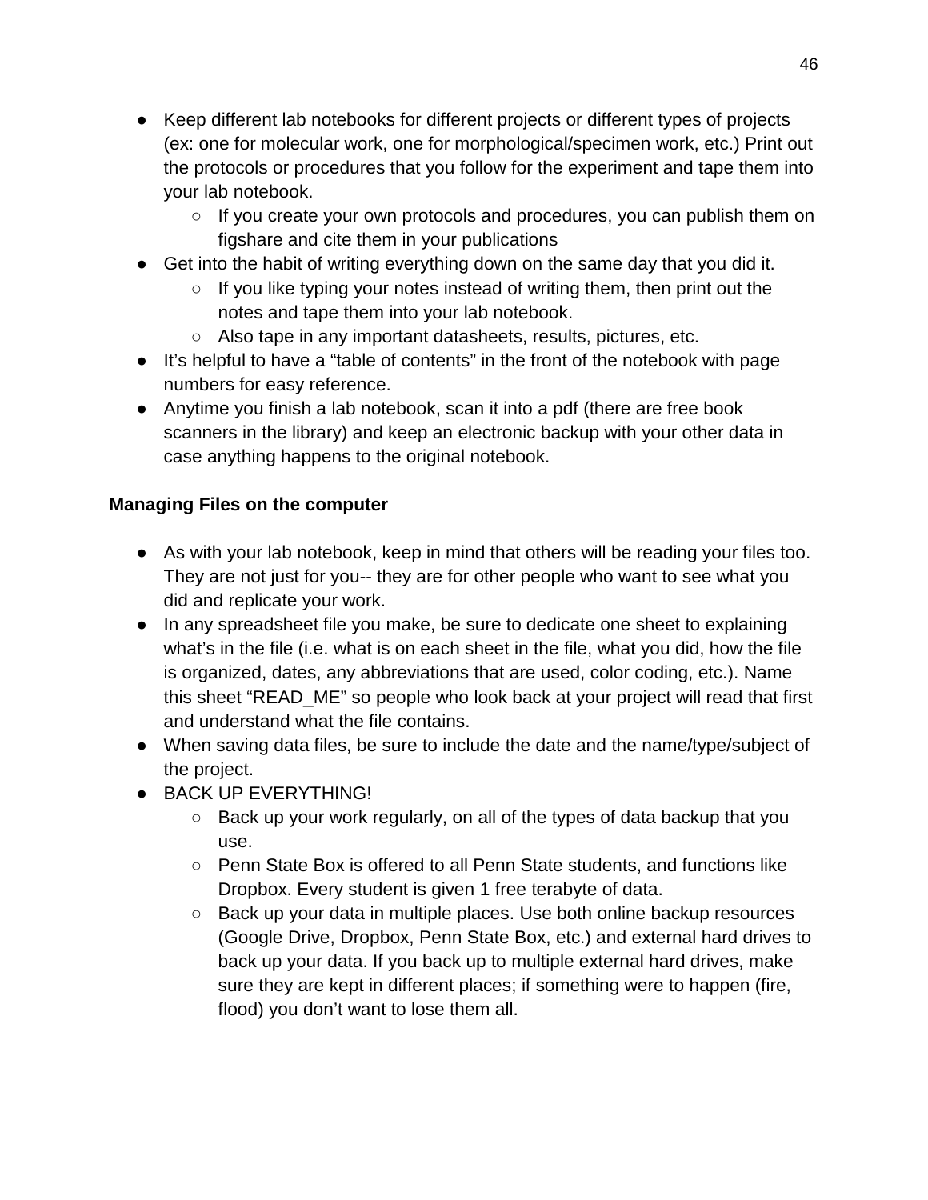- Keep different lab notebooks for different projects or different types of projects (ex: one for molecular work, one for morphological/specimen work, etc.) Print out the protocols or procedures that you follow for the experiment and tape them into your lab notebook.
    - If you create your own protocols and procedures, you can publish them on figshare and cite them in your publications
- Get into the habit of writing everything down on the same day that you did it.
    - If you like typing your notes instead of writing them, then print out the notes and tape them into your lab notebook.
    - Also tape in any important datasheets, results, pictures, etc.
- It's helpful to have a "table of contents" in the front of the notebook with page numbers for easy reference.
- Anytime you finish a lab notebook, scan it into a pdf (there are free book scanners in the library) and keep an electronic backup with your other data in case anything happens to the original notebook.

**Managing Files on the computer**

- As with your lab notebook, keep in mind that others will be reading your files too. They are not just for you-- they are for other people who want to see what you did and replicate your work.
- In any spreadsheet file you make, be sure to dedicate one sheet to explaining what's in the file (i.e. what is on each sheet in the file, what you did, how the file is organized, dates, any abbreviations that are used, color coding, etc.). Name this sheet "READ_ME" so people who look back at your project will read that first and understand what the file contains.
- When saving data files, be sure to include the date and the name/type/subject of the project.
- BACK UP EVERYTHING!
    - Back up your work regularly, on all of the types of data backup that you use.
    - Penn State Box is offered to all Penn State students, and functions like Dropbox. Every student is given 1 free terabyte of data.
    - Back up your data in multiple places. Use both online backup resources (Google Drive, Dropbox, Penn State Box, etc.) and external hard drives to back up your data. If you back up to multiple external hard drives, make sure they are kept in different places; if something were to happen (fire, flood) you don't want to lose them all.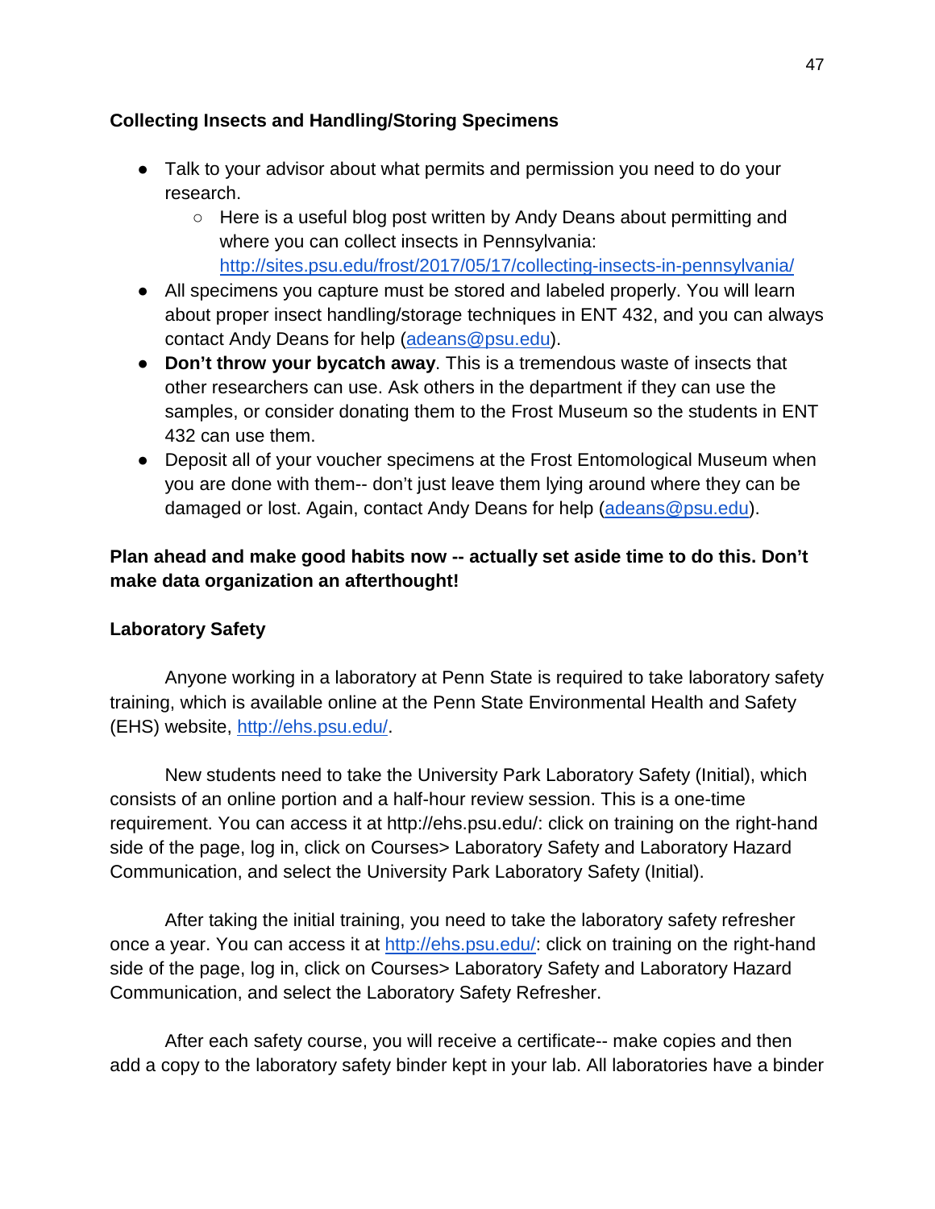**Collecting Insects and Handling/Storing Specimens**

- Talk to your advisor about what permits and permission you need to do your research.
    - Here is a useful blog post written by Andy Deans about permitting and where you can collect insects in Pennsylvania: http://sites.psu.edu/frost/2017/05/17/collecting-insects-in-pennsylvania/
- All specimens you capture must be stored and labeled properly. You will learn about proper insect handling/storage techniques in ENT 432, and you can always contact Andy Deans for help (adeans@psu.edu).
- **Don't throw your bycatch away**. This is a tremendous waste of insects that other researchers can use. Ask others in the department if they can use the samples, or consider donating them to the Frost Museum so the students in ENT 432 can use them.
- Deposit all of your voucher specimens at the Frost Entomological Museum when you are done with them-- don't just leave them lying around where they can be damaged or lost. Again, contact Andy Deans for help (adeans@psu.edu).

**Plan ahead and make good habits now -- actually set aside time to do this. Don't make data organization an afterthought!**

**Laboratory Safety**

Anyone working in a laboratory at Penn State is required to take laboratory safety training, which is available online at the Penn State Environmental Health and Safety (EHS) website, http://ehs.psu.edu/.

New students need to take the University Park Laboratory Safety (Initial), which consists of an online portion and a half-hour review session. This is a one-time requirement. You can access it at http://ehs.psu.edu/: click on training on the right-hand side of the page, log in, click on Courses> Laboratory Safety and Laboratory Hazard Communication, and select the University Park Laboratory Safety (Initial).

After taking the initial training, you need to take the laboratory safety refresher once a year. You can access it at http://ehs.psu.edu/: click on training on the right-hand side of the page, log in, click on Courses> Laboratory Safety and Laboratory Hazard Communication, and select the Laboratory Safety Refresher.

After each safety course, you will receive a certificate-- make copies and then add a copy to the laboratory safety binder kept in your lab. All laboratories have a binder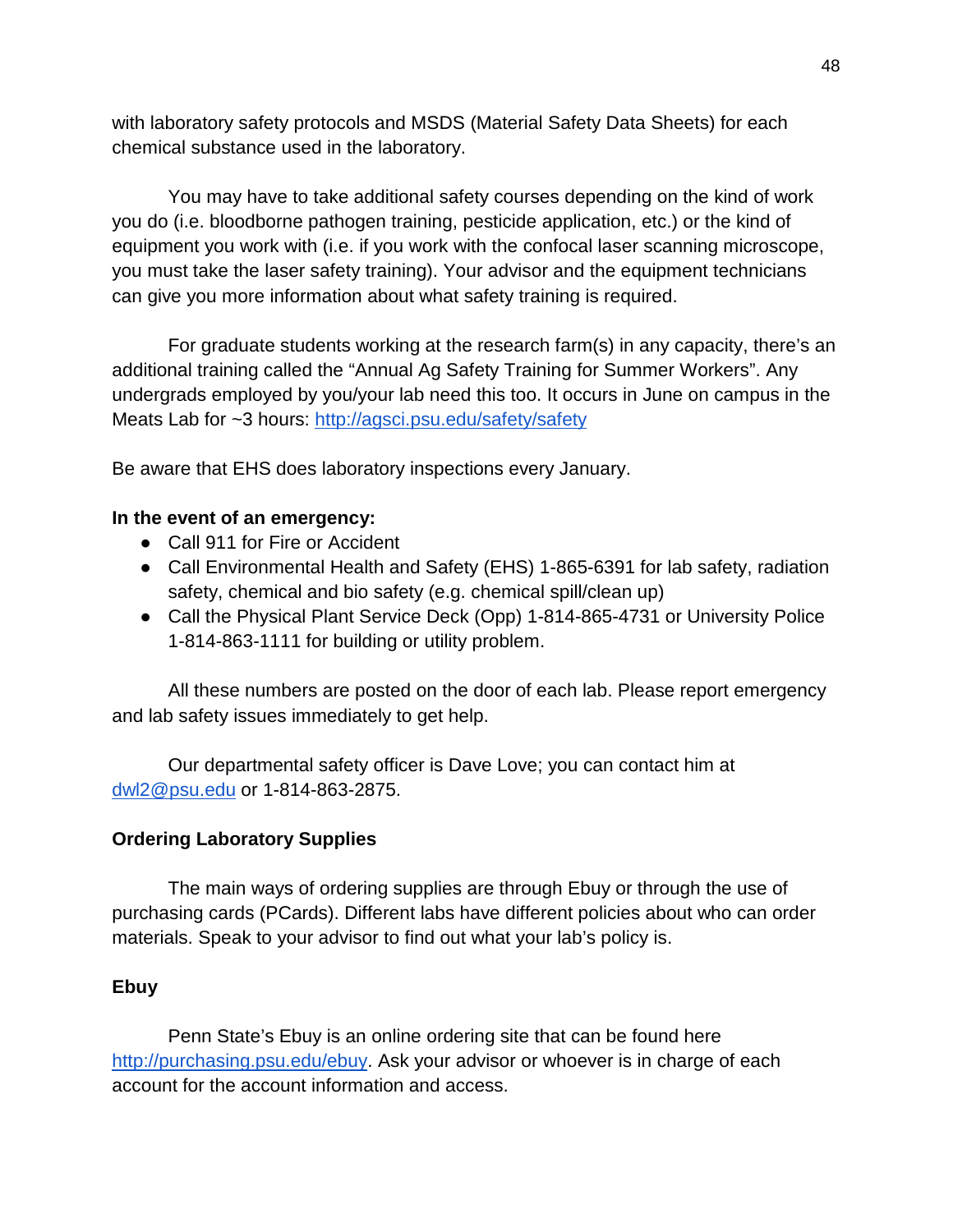with laboratory safety protocols and MSDS (Material Safety Data Sheets) for each chemical substance used in the laboratory.

You may have to take additional safety courses depending on the kind of work you do (i.e. bloodborne pathogen training, pesticide application, etc.) or the kind of equipment you work with (i.e. if you work with the confocal laser scanning microscope, you must take the laser safety training). Your advisor and the equipment technicians can give you more information about what safety training is required.

For graduate students working at the research farm(s) in any capacity, there's an additional training called the "Annual Ag Safety Training for Summer Workers". Any undergrads employed by you/your lab need this too. It occurs in June on campus in the Meats Lab for ~3 hours: [http://agsci.psu.edu/safety/safety](http://agsci.psu.edu/safety/safety)

Be aware that EHS does laboratory inspections every January.

**In the event of an emergency:**

- Call 911 for Fire or Accident
- Call Environmental Health and Safety (EHS) 1-865-6391 for lab safety, radiation safety, chemical and bio safety (e.g. chemical spill/clean up)
- Call the Physical Plant Service Deck (Opp) 1-814-865-4731 or University Police 1-814-863-1111 for building or utility problem.

All these numbers are posted on the door of each lab. Please report emergency and lab safety issues immediately to get help.

Our departmental safety officer is Dave Love; you can contact him at [dwl2@psu.edu](mailto:dwl2@psu.edu) or 1-814-863-2875.

### Ordering Laboratory Supplies

The main ways of ordering supplies are through Ebuy or through the use of purchasing cards (PCards). Different labs have different policies about who can order materials. Speak to your advisor to find out what your lab's policy is.

### Ebuy

Penn State's Ebuy is an online ordering site that can be found here [http://purchasing.psu.edu/ebuy](http://purchasing.psu.edu/ebuy). Ask your advisor or whoever is in charge of each account for the account information and access.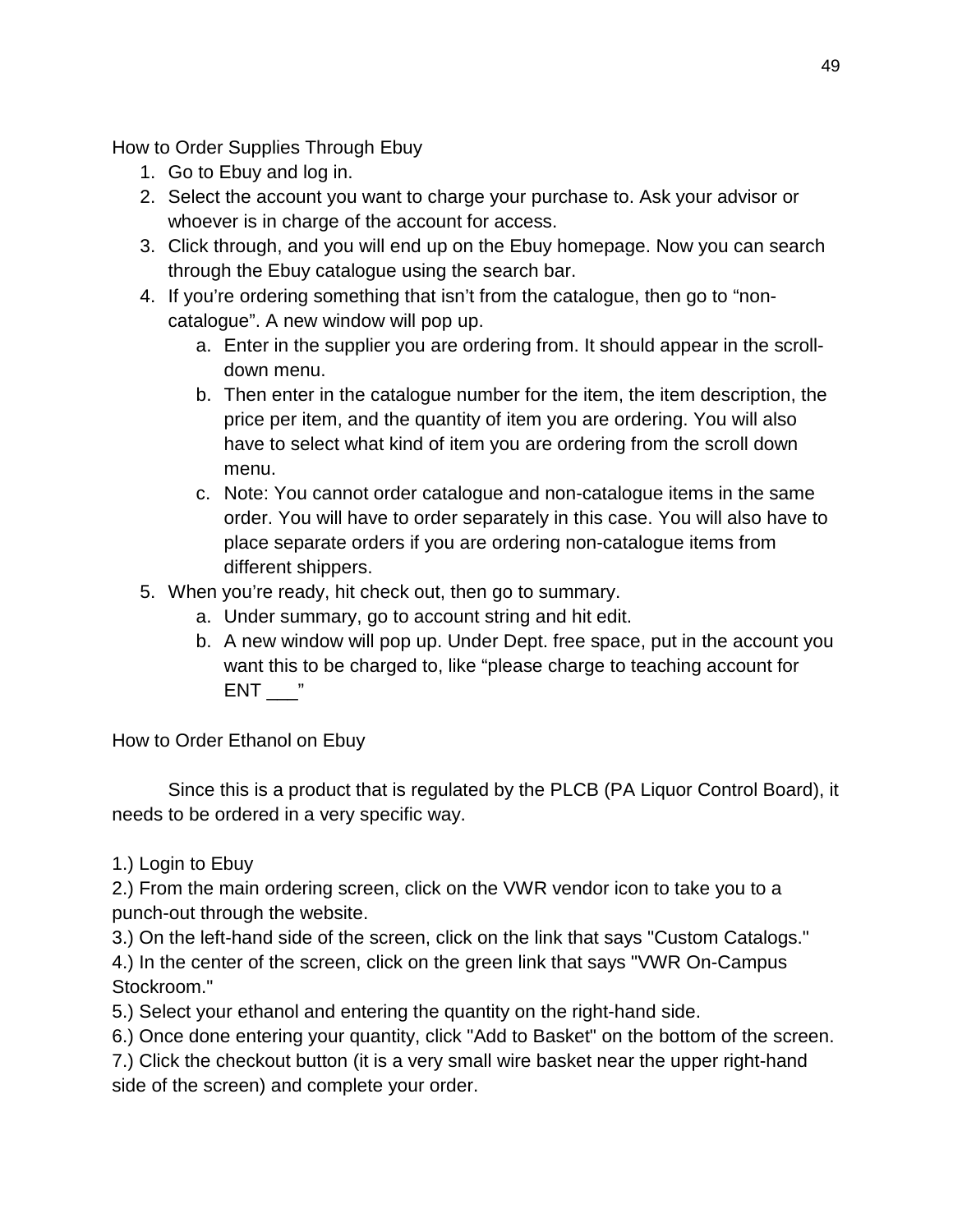## How to Order Supplies Through Ebuy

1. Go to Ebuy and log in.
2. Select the account you want to charge your purchase to. Ask your advisor or whoever is in charge of the account for access.
3. Click through, and you will end up on the Ebuy homepage. Now you can search through the Ebuy catalogue using the search bar.
4. If you're ordering something that isn't from the catalogue, then go to "non-catalogue". A new window will pop up.
   a. Enter in the supplier you are ordering from. It should appear in the scroll-down menu.
   b. Then enter in the catalogue number for the item, the item description, the price per item, and the quantity of item you are ordering. You will also have to select what kind of item you are ordering from the scroll down menu.
   c. Note: You cannot order catalogue and non-catalogue items in the same order. You will have to order separately in this case. You will also have to place separate orders if you are ordering non-catalogue items from different shippers.
5. When you're ready, hit check out, then go to summary.
   a. Under summary, go to account string and hit edit.
   b. A new window will pop up. Under Dept. free space, put in the account you want this to be charged to, like "please charge to teaching account for ENT ___"

## How to Order Ethanol on Ebuy

Since this is a product that is regulated by the PLCB (PA Liquor Control Board), it needs to be ordered in a very specific way.

1.) Login to Ebuy
2.) From the main ordering screen, click on the VWR vendor icon to take you to a punch-out through the website.
3.) On the left-hand side of the screen, click on the link that says "Custom Catalogs."
4.) In the center of the screen, click on the green link that says "VWR On-Campus Stockroom."
5.) Select your ethanol and entering the quantity on the right-hand side.
6.) Once done entering your quantity, click "Add to Basket" on the bottom of the screen.
7.) Click the checkout button (it is a very small wire basket near the upper right-hand side of the screen) and complete your order.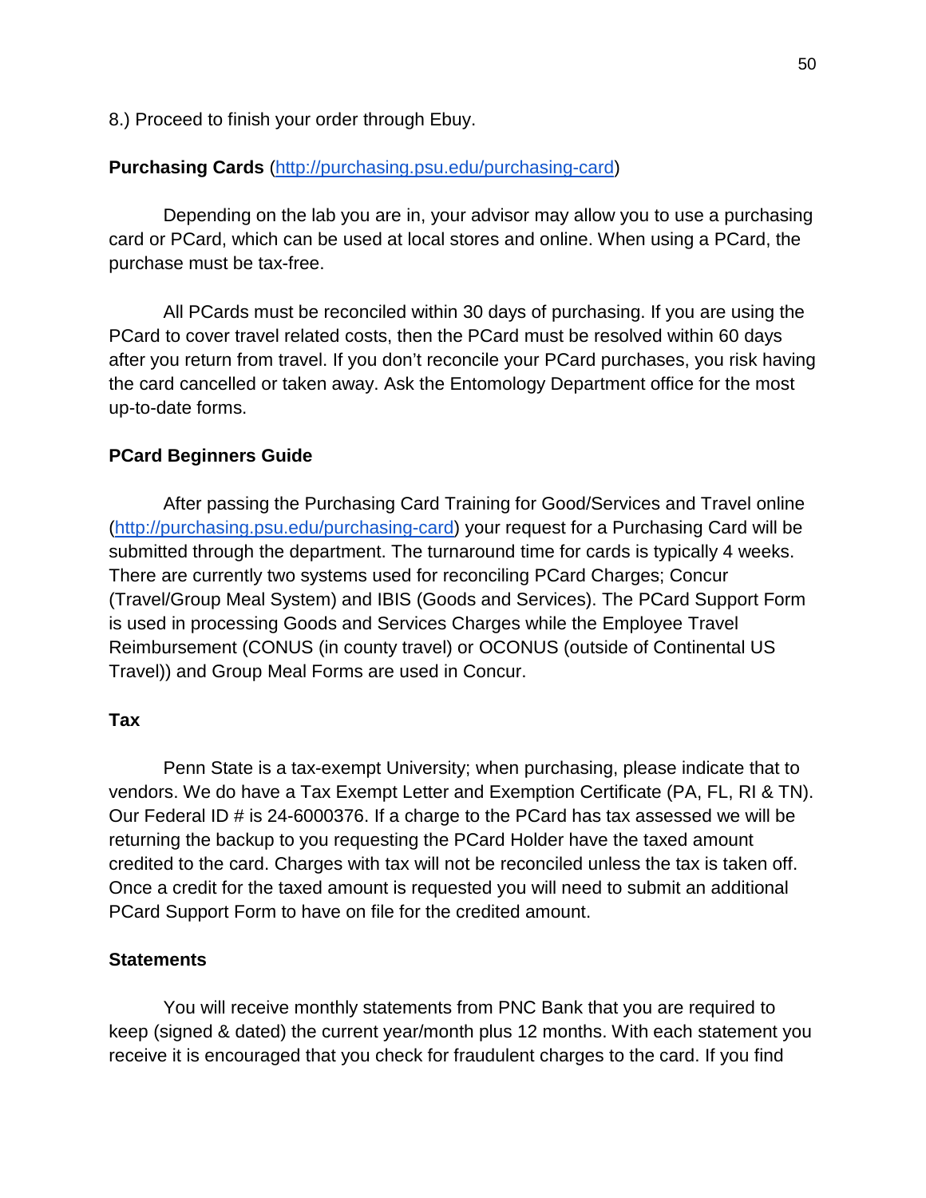8.) Proceed to finish your order through Ebuy.

**Purchasing Cards** ([http://purchasing.psu.edu/purchasing-card](http://purchasing.psu.edu/purchasing-card))

Depending on the lab you are in, your advisor may allow you to use a purchasing card or PCard, which can be used at local stores and online. When using a PCard, the purchase must be tax-free.

All PCards must be reconciled within 30 days of purchasing. If you are using the PCard to cover travel related costs, then the PCard must be resolved within 60 days after you return from travel. If you don't reconcile your PCard purchases, you risk having the card cancelled or taken away. Ask the Entomology Department office for the most up-to-date forms.

**PCard Beginners Guide**

After passing the Purchasing Card Training for Good/Services and Travel online ([http://purchasing.psu.edu/purchasing-card](http://purchasing.psu.edu/purchasing-card)) your request for a Purchasing Card will be submitted through the department. The turnaround time for cards is typically 4 weeks. There are currently two systems used for reconciling PCard Charges; Concur (Travel/Group Meal System) and IBIS (Goods and Services). The PCard Support Form is used in processing Goods and Services Charges while the Employee Travel Reimbursement (CONUS (in county travel) or OCONUS (outside of Continental US Travel)) and Group Meal Forms are used in Concur.

**Tax**

Penn State is a tax-exempt University; when purchasing, please indicate that to vendors. We do have a Tax Exempt Letter and Exemption Certificate (PA, FL, RI & TN). Our Federal ID # is 24-6000376. If a charge to the PCard has tax assessed we will be returning the backup to you requesting the PCard Holder have the taxed amount credited to the card. Charges with tax will not be reconciled unless the tax is taken off. Once a credit for the taxed amount is requested you will need to submit an additional PCard Support Form to have on file for the credited amount.

**Statements**

You will receive monthly statements from PNC Bank that you are required to keep (signed & dated) the current year/month plus 12 months. With each statement you receive it is encouraged that you check for fraudulent charges to the card. If you find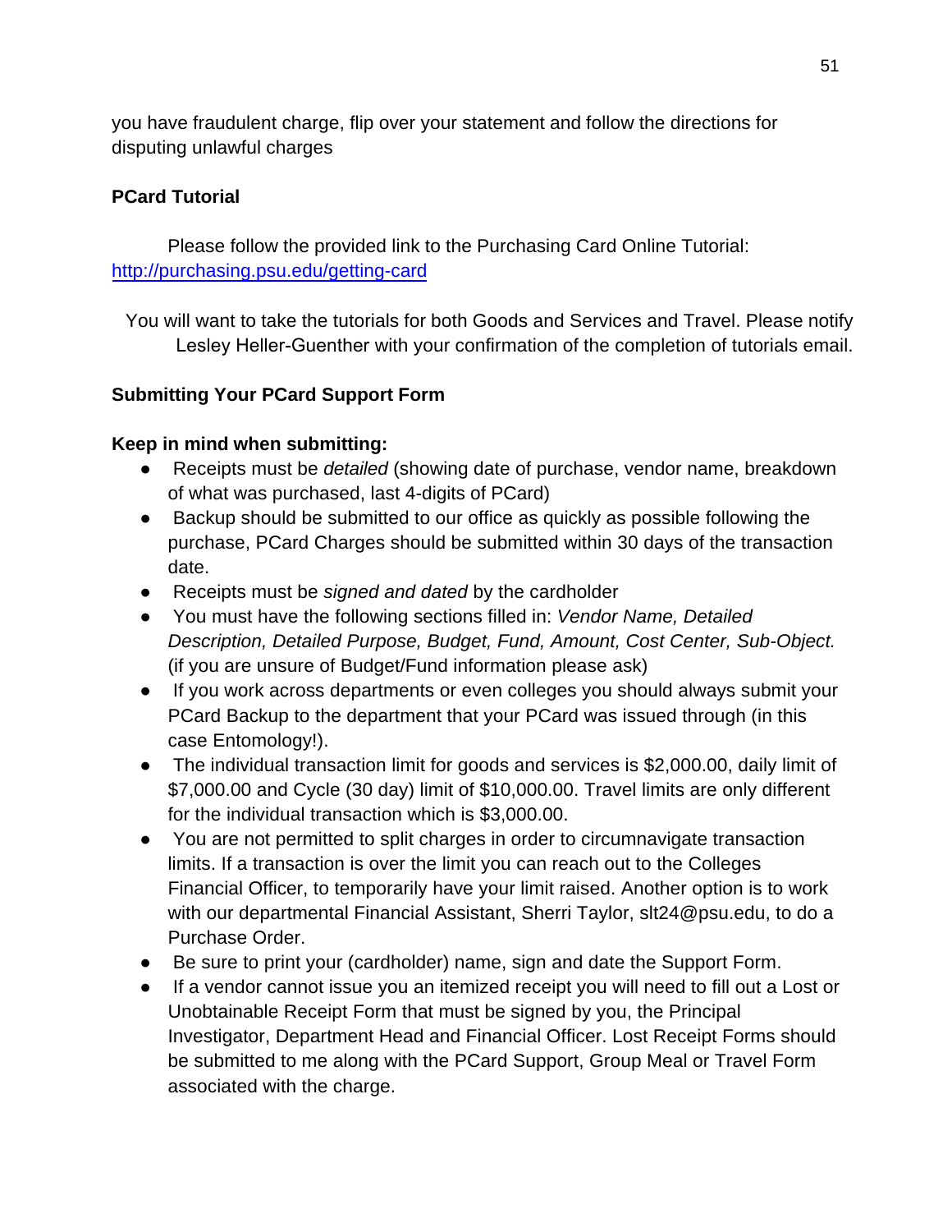you have fraudulent charge, flip over your statement and follow the directions for disputing unlawful charges

**PCard Tutorial**

Please follow the provided link to the Purchasing Card Online Tutorial: http://purchasing.psu.edu/getting-card

You will want to take the tutorials for both Goods and Services and Travel. Please notify Lesley Heller-Guenther with your confirmation of the completion of tutorials email.

**Submitting Your PCard Support Form**

**Keep in mind when submitting:**

- Receipts must be *detailed* (showing date of purchase, vendor name, breakdown of what was purchased, last 4-digits of PCard)
- Backup should be submitted to our office as quickly as possible following the purchase, PCard Charges should be submitted within 30 days of the transaction date.
- Receipts must be *signed and dated* by the cardholder
- You must have the following sections filled in: *Vendor Name, Detailed Description, Detailed Purpose, Budget, Fund, Amount, Cost Center, Sub-Object.* (if you are unsure of Budget/Fund information please ask)
- If you work across departments or even colleges you should always submit your PCard Backup to the department that your PCard was issued through (in this case Entomology!).
- The individual transaction limit for goods and services is $2,000.00, daily limit of $7,000.00 and Cycle (30 day) limit of $10,000.00. Travel limits are only different for the individual transaction which is $3,000.00.
- You are not permitted to split charges in order to circumnavigate transaction limits. If a transaction is over the limit you can reach out to the Colleges Financial Officer, to temporarily have your limit raised. Another option is to work with our departmental Financial Assistant, Sherri Taylor, slt24@psu.edu, to do a Purchase Order.
- Be sure to print your (cardholder) name, sign and date the Support Form.
- If a vendor cannot issue you an itemized receipt you will need to fill out a Lost or Unobtainable Receipt Form that must be signed by you, the Principal Investigator, Department Head and Financial Officer. Lost Receipt Forms should be submitted to me along with the PCard Support, Group Meal or Travel Form associated with the charge.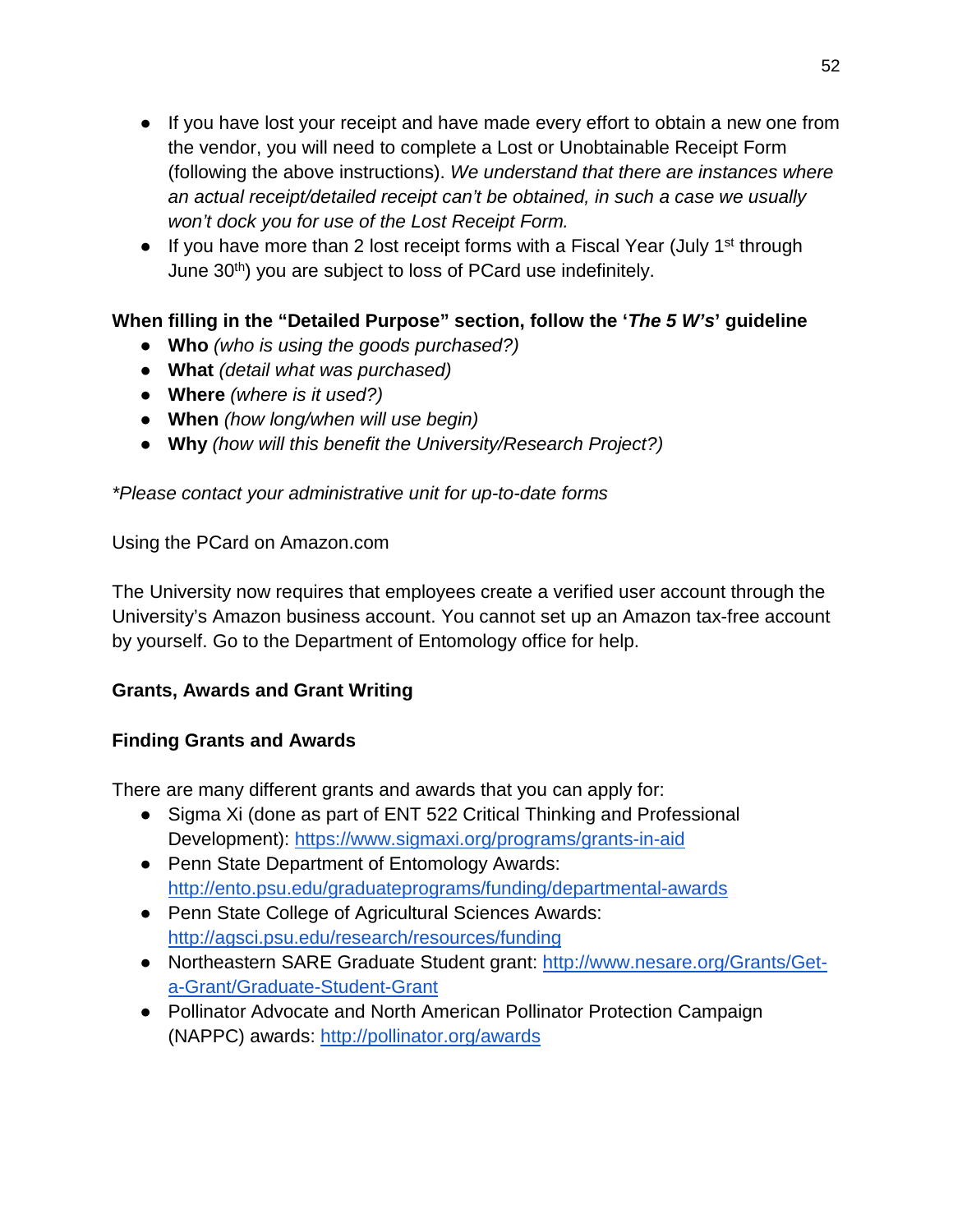- If you have lost your receipt and have made every effort to obtain a new one from the vendor, you will need to complete a Lost or Unobtainable Receipt Form (following the above instructions). *We understand that there are instances where an actual receipt/detailed receipt can't be obtained, in such a case we usually won't dock you for use of the Lost Receipt Form.*
- If you have more than 2 lost receipt forms with a Fiscal Year (July 1st through June 30th) you are subject to loss of PCard use indefinitely.

**When filling in the "Detailed Purpose" section, follow the '*The 5 W's*' guideline**

- **Who** *(who is using the goods purchased?)*
- **What** *(detail what was purchased)*
- **Where** *(where is it used?)*
- **When** *(how long/when will use begin)*
- **Why** *(how will this benefit the University/Research Project?)*

*\*Please contact your administrative unit for up-to-date forms*

Using the PCard on Amazon.com

The University now requires that employees create a verified user account through the University's Amazon business account. You cannot set up an Amazon tax-free account by yourself. Go to the Department of Entomology office for help.

## Grants, Awards and Grant Writing

### Finding Grants and Awards

There are many different grants and awards that you can apply for:

- Sigma Xi (done as part of ENT 522 Critical Thinking and Professional Development): https://www.sigmaxi.org/programs/grants-in-aid
- Penn State Department of Entomology Awards: http://ento.psu.edu/graduateprograms/funding/departmental-awards
- Penn State College of Agricultural Sciences Awards: http://agsci.psu.edu/research/resources/funding
- Northeastern SARE Graduate Student grant: http://www.nesare.org/Grants/Get-a-Grant/Graduate-Student-Grant
- Pollinator Advocate and North American Pollinator Protection Campaign (NAPPC) awards: http://pollinator.org/awards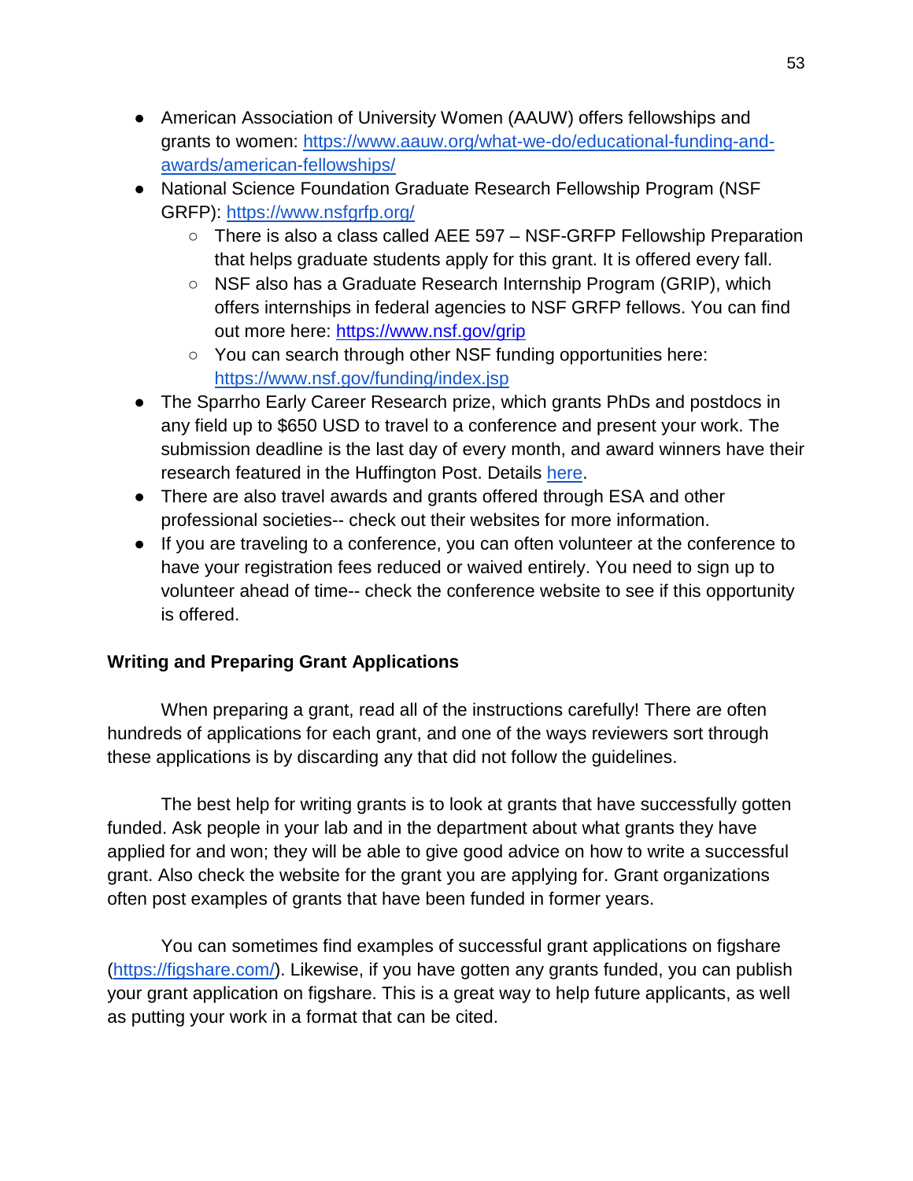- American Association of University Women (AAUW) offers fellowships and grants to women: https://www.aauw.org/what-we-do/educational-funding-and-awards/american-fellowships/
- National Science Foundation Graduate Research Fellowship Program (NSF GRFP): https://www.nsfgrfp.org/
  - There is also a class called AEE 597 – NSF-GRFP Fellowship Preparation that helps graduate students apply for this grant. It is offered every fall.
  - NSF also has a Graduate Research Internship Program (GRIP), which offers internships in federal agencies to NSF GRFP fellows. You can find out more here: https://www.nsf.gov/grip
  - You can search through other NSF funding opportunities here: https://www.nsf.gov/funding/index.jsp
- The Sparrho Early Career Research prize, which grants PhDs and postdocs in any field up to $650 USD to travel to a conference and present your work. The submission deadline is the last day of every month, and award winners have their research featured in the Huffington Post. Details here.
- There are also travel awards and grants offered through ESA and other professional societies-- check out their websites for more information.
- If you are traveling to a conference, you can often volunteer at the conference to have your registration fees reduced or waived entirely. You need to sign up to volunteer ahead of time-- check the conference website to see if this opportunity is offered.

**Writing and Preparing Grant Applications**

When preparing a grant, read all of the instructions carefully! There are often hundreds of applications for each grant, and one of the ways reviewers sort through these applications is by discarding any that did not follow the guidelines.

The best help for writing grants is to look at grants that have successfully gotten funded. Ask people in your lab and in the department about what grants they have applied for and won; they will be able to give good advice on how to write a successful grant. Also check the website for the grant you are applying for. Grant organizations often post examples of grants that have been funded in former years.

You can sometimes find examples of successful grant applications on figshare (https://figshare.com/). Likewise, if you have gotten any grants funded, you can publish your grant application on figshare. This is a great way to help future applicants, as well as putting your work in a format that can be cited.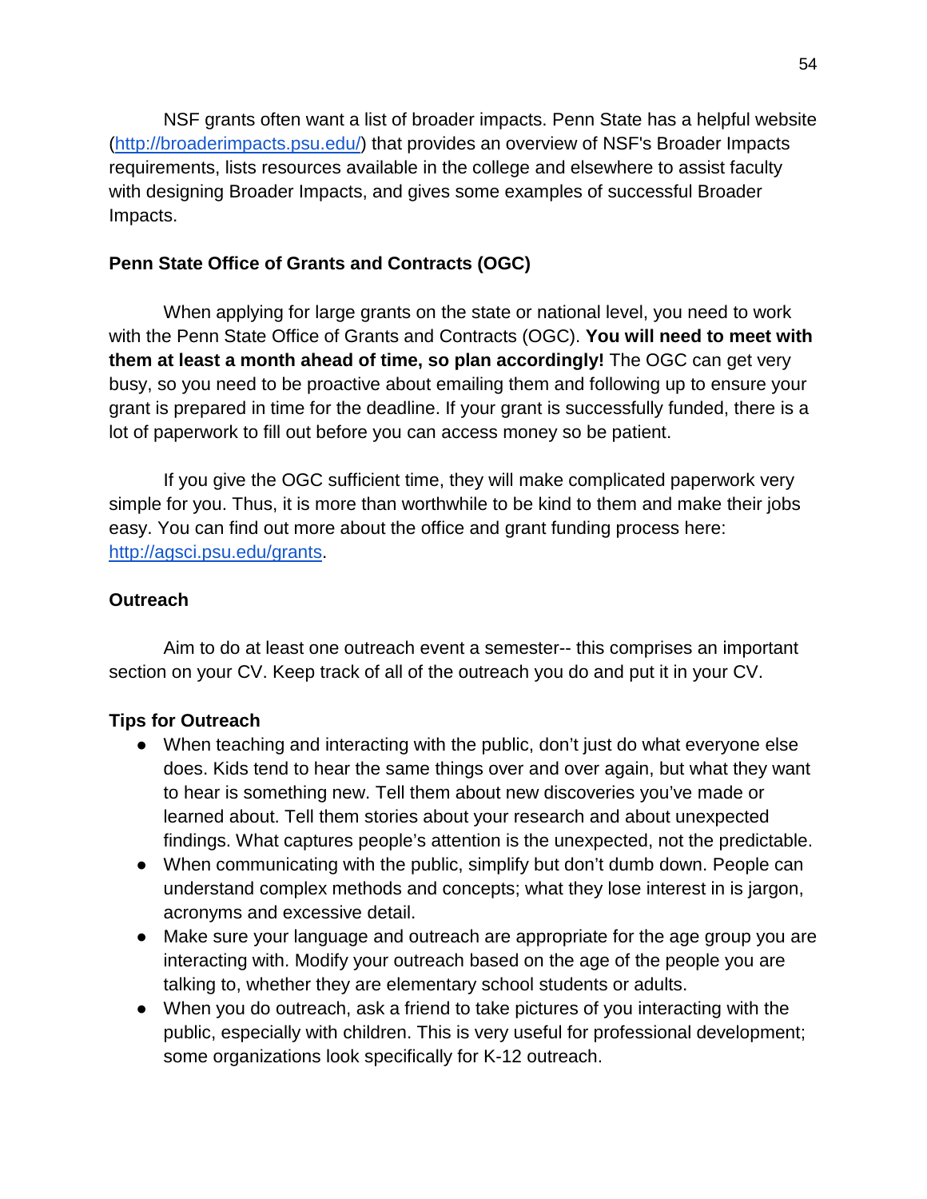NSF grants often want a list of broader impacts. Penn State has a helpful website (http://broaderimpacts.psu.edu/) that provides an overview of NSF's Broader Impacts requirements, lists resources available in the college and elsewhere to assist faculty with designing Broader Impacts, and gives some examples of successful Broader Impacts.

**Penn State Office of Grants and Contracts (OGC)**

When applying for large grants on the state or national level, you need to work with the Penn State Office of Grants and Contracts (OGC). **You will need to meet with them at least a month ahead of time, so plan accordingly!** The OGC can get very busy, so you need to be proactive about emailing them and following up to ensure your grant is prepared in time for the deadline. If your grant is successfully funded, there is a lot of paperwork to fill out before you can access money so be patient.

If you give the OGC sufficient time, they will make complicated paperwork very simple for you. Thus, it is more than worthwhile to be kind to them and make their jobs easy. You can find out more about the office and grant funding process here: http://agsci.psu.edu/grants.

**Outreach**

Aim to do at least one outreach event a semester-- this comprises an important section on your CV. Keep track of all of the outreach you do and put it in your CV.

**Tips for Outreach**

- When teaching and interacting with the public, don't just do what everyone else does. Kids tend to hear the same things over and over again, but what they want to hear is something new. Tell them about new discoveries you've made or learned about. Tell them stories about your research and about unexpected findings. What captures people's attention is the unexpected, not the predictable.
- When communicating with the public, simplify but don't dumb down. People can understand complex methods and concepts; what they lose interest in is jargon, acronyms and excessive detail.
- Make sure your language and outreach are appropriate for the age group you are interacting with. Modify your outreach based on the age of the people you are talking to, whether they are elementary school students or adults.
- When you do outreach, ask a friend to take pictures of you interacting with the public, especially with children. This is very useful for professional development; some organizations look specifically for K-12 outreach.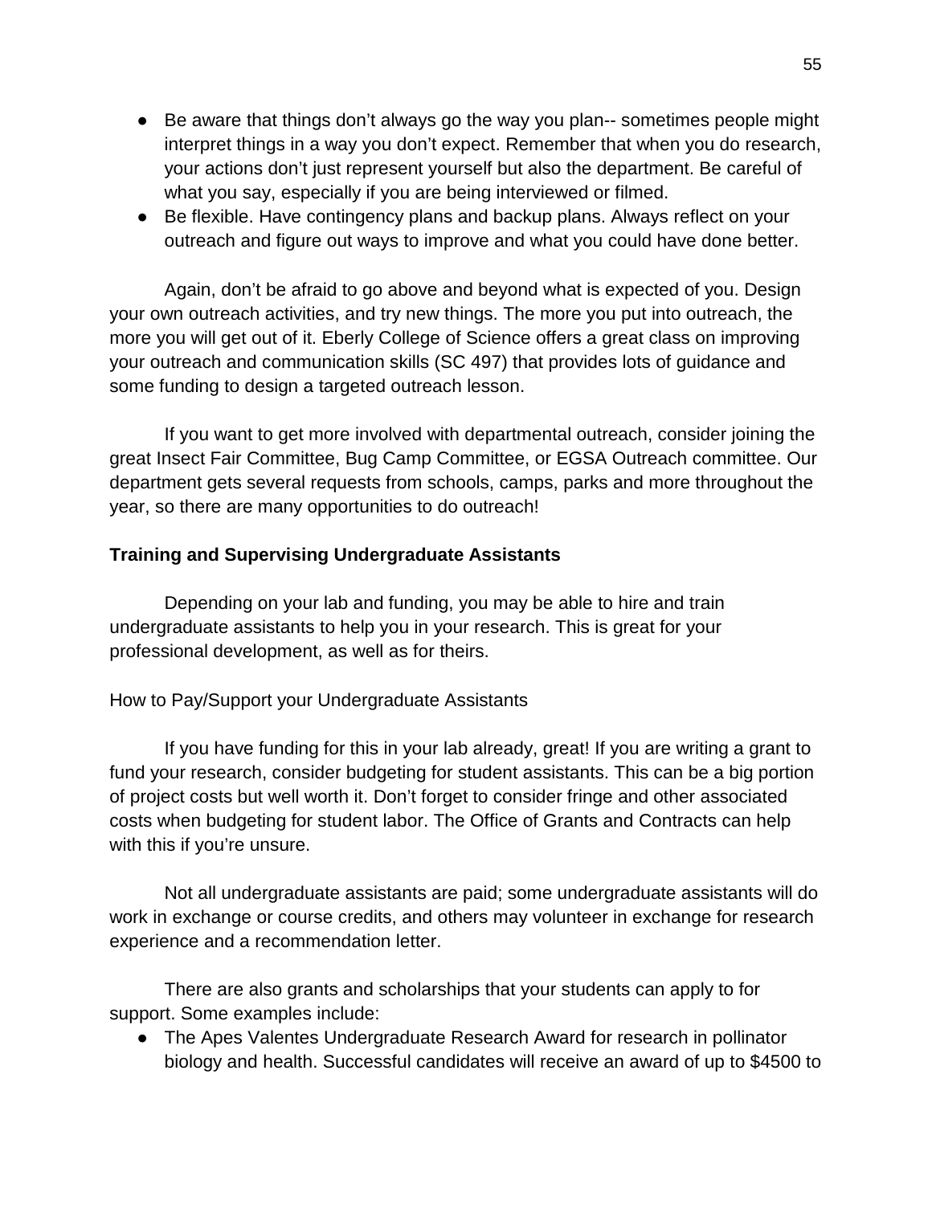- Be aware that things don't always go the way you plan-- sometimes people might interpret things in a way you don't expect. Remember that when you do research, your actions don't just represent yourself but also the department. Be careful of what you say, especially if you are being interviewed or filmed.
- Be flexible. Have contingency plans and backup plans. Always reflect on your outreach and figure out ways to improve and what you could have done better.

Again, don't be afraid to go above and beyond what is expected of you. Design your own outreach activities, and try new things. The more you put into outreach, the more you will get out of it. Eberly College of Science offers a great class on improving your outreach and communication skills (SC 497) that provides lots of guidance and some funding to design a targeted outreach lesson.

If you want to get more involved with departmental outreach, consider joining the great Insect Fair Committee, Bug Camp Committee, or EGSA Outreach committee. Our department gets several requests from schools, camps, parks and more throughout the year, so there are many opportunities to do outreach!

**Training and Supervising Undergraduate Assistants**

Depending on your lab and funding, you may be able to hire and train undergraduate assistants to help you in your research. This is great for your professional development, as well as for theirs.

How to Pay/Support your Undergraduate Assistants

If you have funding for this in your lab already, great! If you are writing a grant to fund your research, consider budgeting for student assistants. This can be a big portion of project costs but well worth it. Don't forget to consider fringe and other associated costs when budgeting for student labor. The Office of Grants and Contracts can help with this if you're unsure.

Not all undergraduate assistants are paid; some undergraduate assistants will do work in exchange or course credits, and others may volunteer in exchange for research experience and a recommendation letter.

There are also grants and scholarships that your students can apply to for support. Some examples include:

- The Apes Valentes Undergraduate Research Award for research in pollinator biology and health. Successful candidates will receive an award of up to $4500 to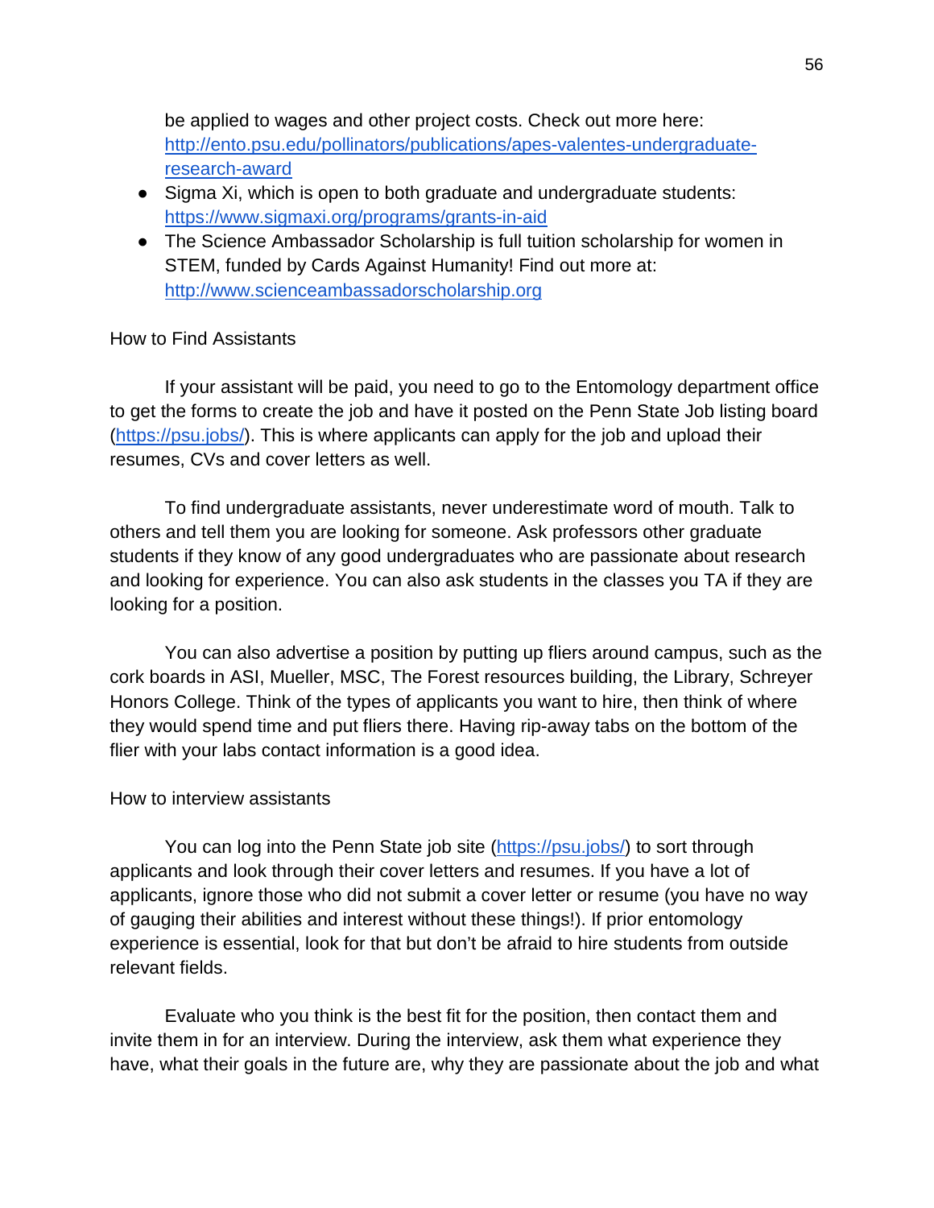be applied to wages and other project costs. Check out more here: [http://ento.psu.edu/pollinators/publications/apes-valentes-undergraduate-research-award](http://ento.psu.edu/pollinators/publications/apes-valentes-undergraduate-research-award)

- Sigma Xi, which is open to both graduate and undergraduate students: [https://www.sigmaxi.org/programs/grants-in-aid](https://www.sigmaxi.org/programs/grants-in-aid)
- The Science Ambassador Scholarship is full tuition scholarship for women in STEM, funded by Cards Against Humanity! Find out more at: [http://www.scienceambassadorscholarship.org](http://www.scienceambassadorscholarship.org)

### How to Find Assistants

If your assistant will be paid, you need to go to the Entomology department office to get the forms to create the job and have it posted on the Penn State Job listing board ([https://psu.jobs/](https://psu.jobs/)). This is where applicants can apply for the job and upload their resumes, CVs and cover letters as well.

To find undergraduate assistants, never underestimate word of mouth. Talk to others and tell them you are looking for someone. Ask professors other graduate students if they know of any good undergraduates who are passionate about research and looking for experience. You can also ask students in the classes you TA if they are looking for a position.

You can also advertise a position by putting up fliers around campus, such as the cork boards in ASI, Mueller, MSC, The Forest resources building, the Library, Schreyer Honors College. Think of the types of applicants you want to hire, then think of where they would spend time and put fliers there. Having rip-away tabs on the bottom of the flier with your labs contact information is a good idea.

### How to interview assistants

You can log into the Penn State job site ([https://psu.jobs/](https://psu.jobs/)) to sort through applicants and look through their cover letters and resumes. If you have a lot of applicants, ignore those who did not submit a cover letter or resume (you have no way of gauging their abilities and interest without these things!). If prior entomology experience is essential, look for that but don't be afraid to hire students from outside relevant fields.

Evaluate who you think is the best fit for the position, then contact them and invite them in for an interview. During the interview, ask them what experience they have, what their goals in the future are, why they are passionate about the job and what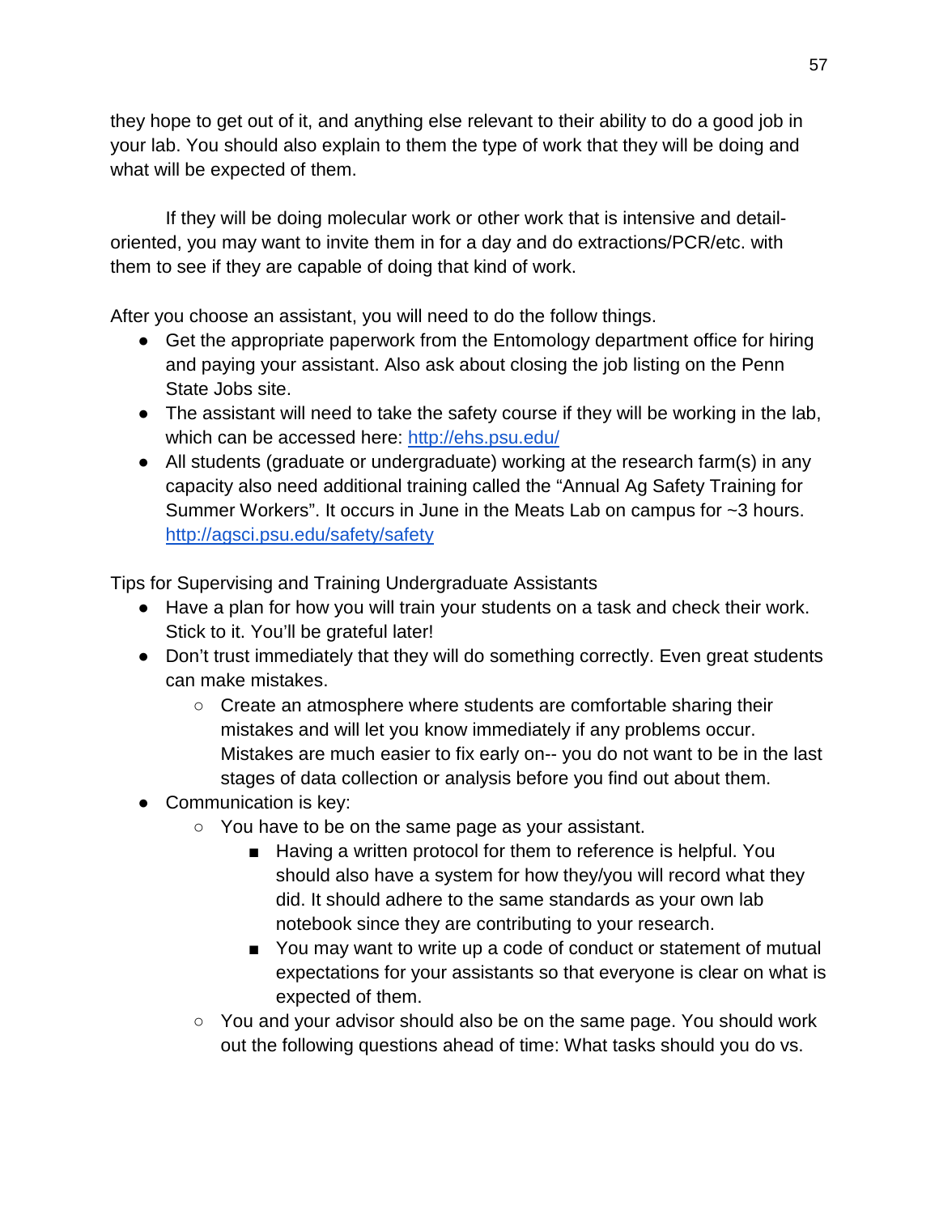they hope to get out of it, and anything else relevant to their ability to do a good job in your lab. You should also explain to them the type of work that they will be doing and what will be expected of them.

If they will be doing molecular work or other work that is intensive and detail-oriented, you may want to invite them in for a day and do extractions/PCR/etc. with them to see if they are capable of doing that kind of work.

After you choose an assistant, you will need to do the follow things.

- Get the appropriate paperwork from the Entomology department office for hiring and paying your assistant. Also ask about closing the job listing on the Penn State Jobs site.
- The assistant will need to take the safety course if they will be working in the lab, which can be accessed here: [http://ehs.psu.edu/](http://ehs.psu.edu/)
- All students (graduate or undergraduate) working at the research farm(s) in any capacity also need additional training called the "Annual Ag Safety Training for Summer Workers". It occurs in June in the Meats Lab on campus for ~3 hours. [http://agsci.psu.edu/safety/safety](http://agsci.psu.edu/safety/safety)

Tips for Supervising and Training Undergraduate Assistants

- Have a plan for how you will train your students on a task and check their work. Stick to it. You'll be grateful later!
- Don't trust immediately that they will do something correctly. Even great students can make mistakes.
  - Create an atmosphere where students are comfortable sharing their mistakes and will let you know immediately if any problems occur. Mistakes are much easier to fix early on-- you do not want to be in the last stages of data collection or analysis before you find out about them.
- Communication is key:
  - You have to be on the same page as your assistant.
    - Having a written protocol for them to reference is helpful. You should also have a system for how they/you will record what they did. It should adhere to the same standards as your own lab notebook since they are contributing to your research.
    - You may want to write up a code of conduct or statement of mutual expectations for your assistants so that everyone is clear on what is expected of them.
  - You and your advisor should also be on the same page. You should work out the following questions ahead of time: What tasks should you do vs.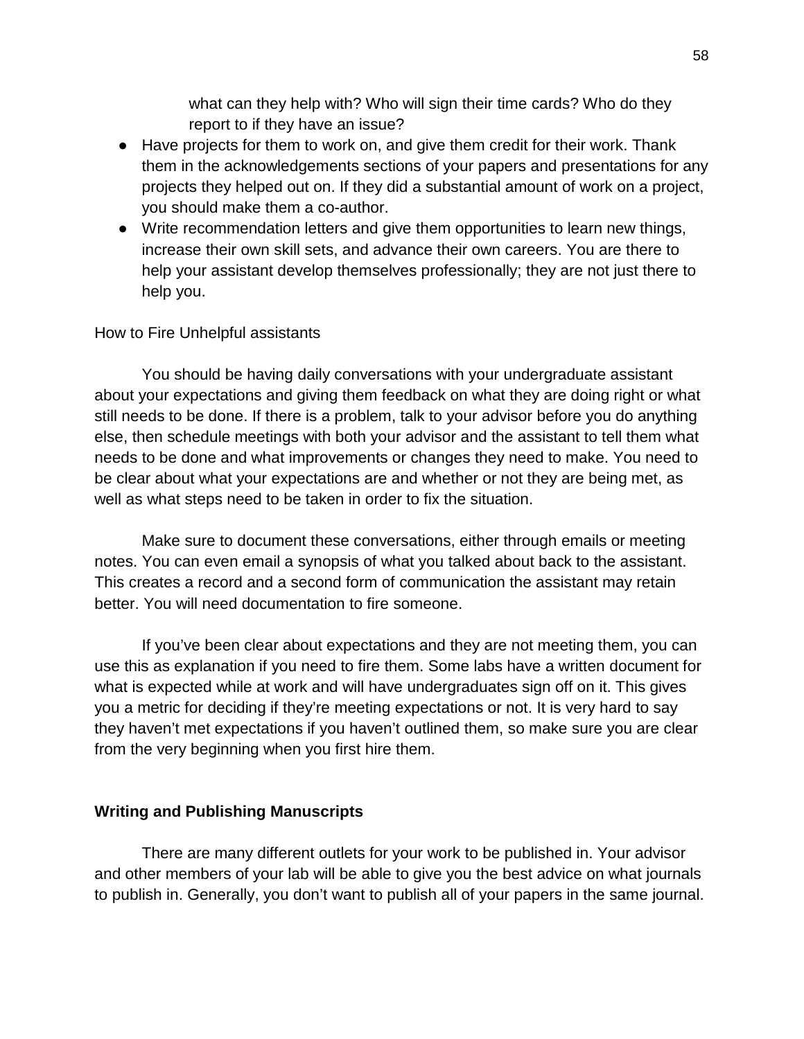what can they help with? Who will sign their time cards? Who do they report to if they have an issue?

- Have projects for them to work on, and give them credit for their work. Thank them in the acknowledgements sections of your papers and presentations for any projects they helped out on. If they did a substantial amount of work on a project, you should make them a co-author.
- Write recommendation letters and give them opportunities to learn new things, increase their own skill sets, and advance their own careers. You are there to help your assistant develop themselves professionally; they are not just there to help you.

### How to Fire Unhelpful assistants

You should be having daily conversations with your undergraduate assistant about your expectations and giving them feedback on what they are doing right or what still needs to be done. If there is a problem, talk to your advisor before you do anything else, then schedule meetings with both your advisor and the assistant to tell them what needs to be done and what improvements or changes they need to make. You need to be clear about what your expectations are and whether or not they are being met, as well as what steps need to be taken in order to fix the situation.

Make sure to document these conversations, either through emails or meeting notes. You can even email a synopsis of what you talked about back to the assistant. This creates a record and a second form of communication the assistant may retain better. You will need documentation to fire someone.

If you've been clear about expectations and they are not meeting them, you can use this as explanation if you need to fire them. Some labs have a written document for what is expected while at work and will have undergraduates sign off on it. This gives you a metric for deciding if they're meeting expectations or not. It is very hard to say they haven't met expectations if you haven't outlined them, so make sure you are clear from the very beginning when you first hire them.

## Writing and Publishing Manuscripts

There are many different outlets for your work to be published in. Your advisor and other members of your lab will be able to give you the best advice on what journals to publish in. Generally, you don't want to publish all of your papers in the same journal.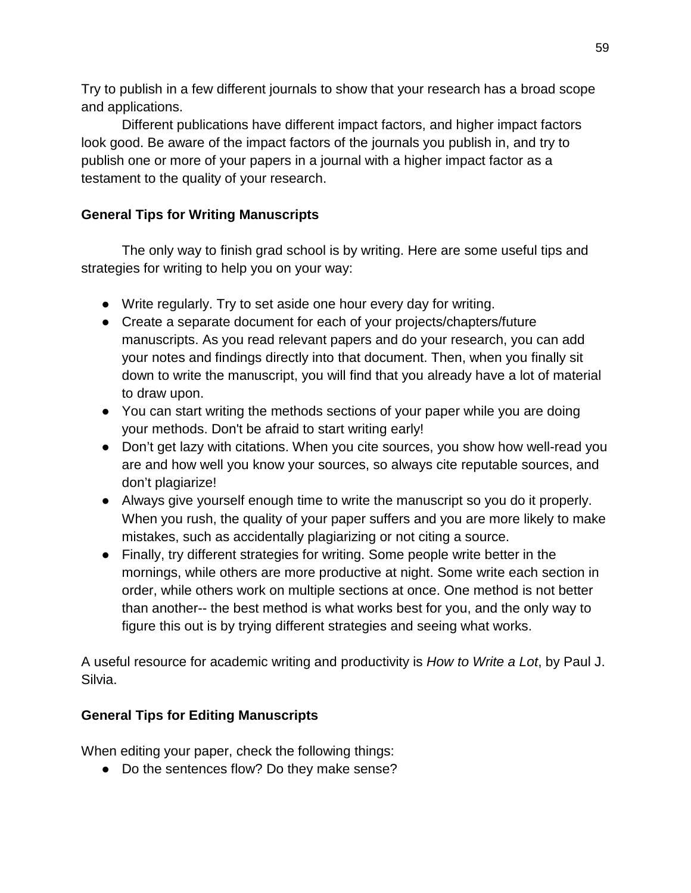Try to publish in a few different journals to show that your research has a broad scope and applications.

Different publications have different impact factors, and higher impact factors look good. Be aware of the impact factors of the journals you publish in, and try to publish one or more of your papers in a journal with a higher impact factor as a testament to the quality of your research.

### General Tips for Writing Manuscripts

The only way to finish grad school is by writing. Here are some useful tips and strategies for writing to help you on your way:

- Write regularly. Try to set aside one hour every day for writing.
- Create a separate document for each of your projects/chapters/future manuscripts. As you read relevant papers and do your research, you can add your notes and findings directly into that document. Then, when you finally sit down to write the manuscript, you will find that you already have a lot of material to draw upon.
- You can start writing the methods sections of your paper while you are doing your methods. Don't be afraid to start writing early!
- Don't get lazy with citations. When you cite sources, you show how well-read you are and how well you know your sources, so always cite reputable sources, and don't plagiarize!
- Always give yourself enough time to write the manuscript so you do it properly. When you rush, the quality of your paper suffers and you are more likely to make mistakes, such as accidentally plagiarizing or not citing a source.
- Finally, try different strategies for writing. Some people write better in the mornings, while others are more productive at night. Some write each section in order, while others work on multiple sections at once. One method is not better than another-- the best method is what works best for you, and the only way to figure this out is by trying different strategies and seeing what works.

A useful resource for academic writing and productivity is *How to Write a Lot*, by Paul J. Silvia.

### General Tips for Editing Manuscripts

When editing your paper, check the following things:

- Do the sentences flow? Do they make sense?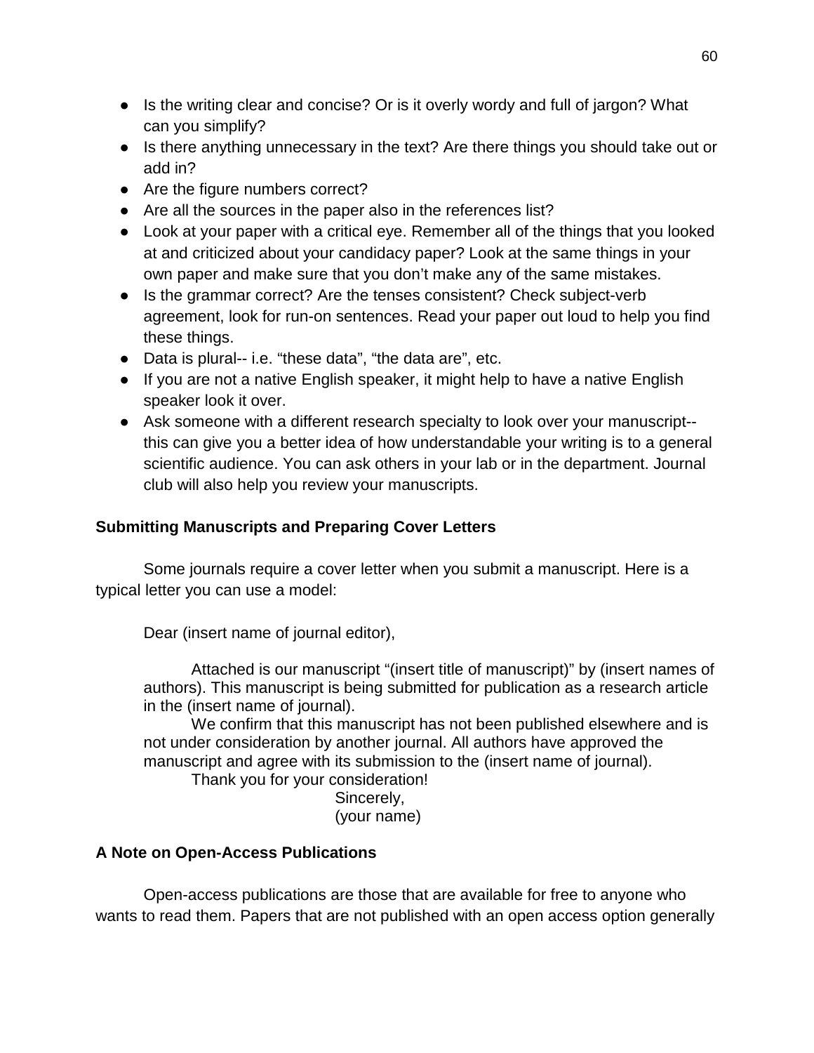- Is the writing clear and concise? Or is it overly wordy and full of jargon? What can you simplify?
- Is there anything unnecessary in the text? Are there things you should take out or add in?
- Are the figure numbers correct?
- Are all the sources in the paper also in the references list?
- Look at your paper with a critical eye. Remember all of the things that you looked at and criticized about your candidacy paper? Look at the same things in your own paper and make sure that you don't make any of the same mistakes.
- Is the grammar correct? Are the tenses consistent? Check subject-verb agreement, look for run-on sentences. Read your paper out loud to help you find these things.
- Data is plural-- i.e. "these data", "the data are", etc.
- If you are not a native English speaker, it might help to have a native English speaker look it over.
- Ask someone with a different research specialty to look over your manuscript-- this can give you a better idea of how understandable your writing is to a general scientific audience. You can ask others in your lab or in the department. Journal club will also help you review your manuscripts.

**Submitting Manuscripts and Preparing Cover Letters**

Some journals require a cover letter when you submit a manuscript. Here is a typical letter you can use a model:

> Dear (insert name of journal editor),
>
> Attached is our manuscript "(insert title of manuscript)" by (insert names of authors). This manuscript is being submitted for publication as a research article in the (insert name of journal).
>
> We confirm that this manuscript has not been published elsewhere and is not under consideration by another journal. All authors have approved the manuscript and agree with its submission to the (insert name of journal).
>
> Thank you for your consideration!
>
> Sincerely,
> (your name)

**A Note on Open-Access Publications**

Open-access publications are those that are available for free to anyone who wants to read them. Papers that are not published with an open access option generally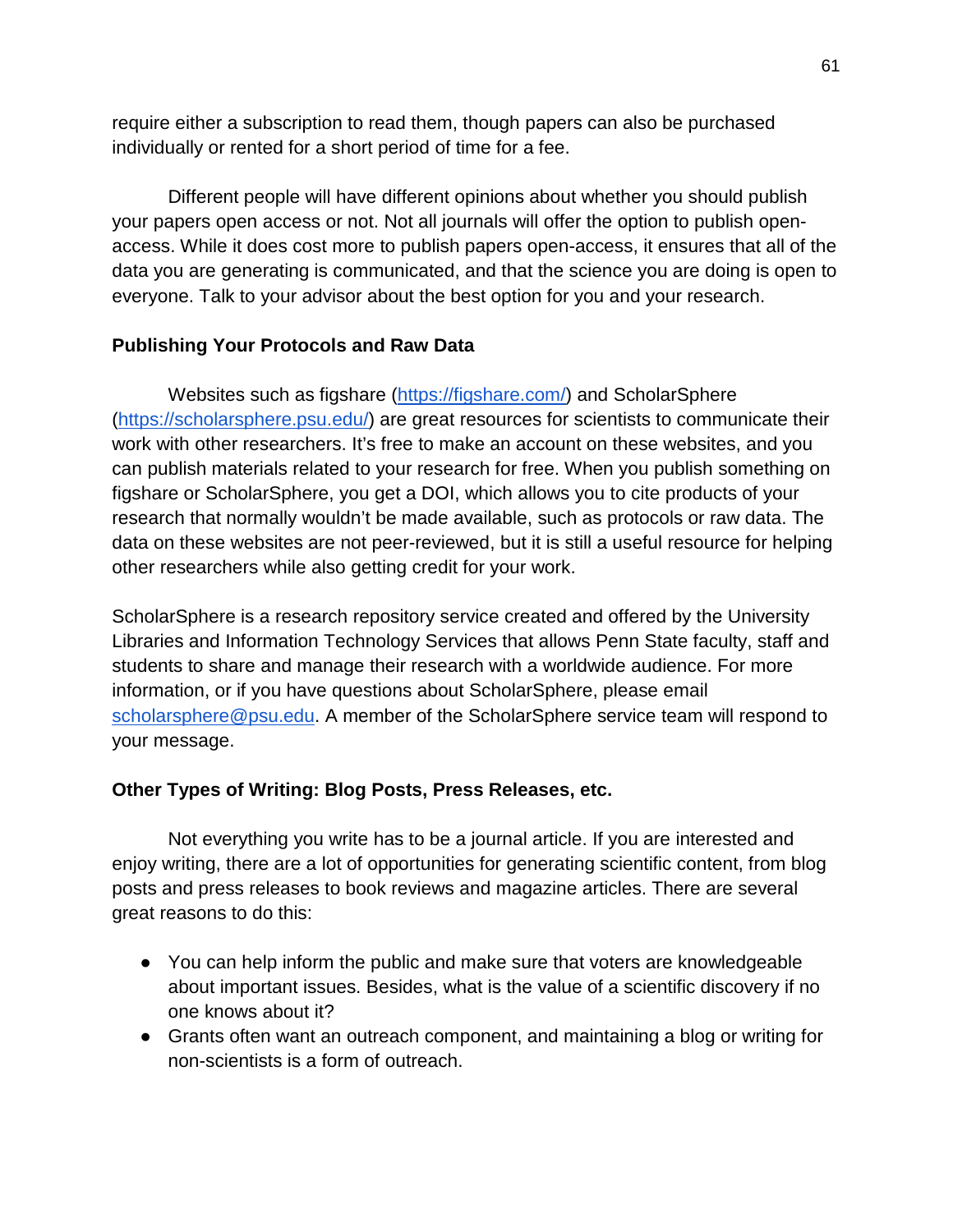require either a subscription to read them, though papers can also be purchased individually or rented for a short period of time for a fee.

Different people will have different opinions about whether you should publish your papers open access or not. Not all journals will offer the option to publish open-access. While it does cost more to publish papers open-access, it ensures that all of the data you are generating is communicated, and that the science you are doing is open to everyone. Talk to your advisor about the best option for you and your research.

**Publishing Your Protocols and Raw Data**

Websites such as figshare (https://figshare.com/) and ScholarSphere (https://scholarsphere.psu.edu/) are great resources for scientists to communicate their work with other researchers. It's free to make an account on these websites, and you can publish materials related to your research for free. When you publish something on figshare or ScholarSphere, you get a DOI, which allows you to cite products of your research that normally wouldn't be made available, such as protocols or raw data. The data on these websites are not peer-reviewed, but it is still a useful resource for helping other researchers while also getting credit for your work.

ScholarSphere is a research repository service created and offered by the University Libraries and Information Technology Services that allows Penn State faculty, staff and students to share and manage their research with a worldwide audience. For more information, or if you have questions about ScholarSphere, please email scholarsphere@psu.edu. A member of the ScholarSphere service team will respond to your message.

**Other Types of Writing: Blog Posts, Press Releases, etc.**

Not everything you write has to be a journal article. If you are interested and enjoy writing, there are a lot of opportunities for generating scientific content, from blog posts and press releases to book reviews and magazine articles. There are several great reasons to do this:

- You can help inform the public and make sure that voters are knowledgeable about important issues. Besides, what is the value of a scientific discovery if no one knows about it?
- Grants often want an outreach component, and maintaining a blog or writing for non-scientists is a form of outreach.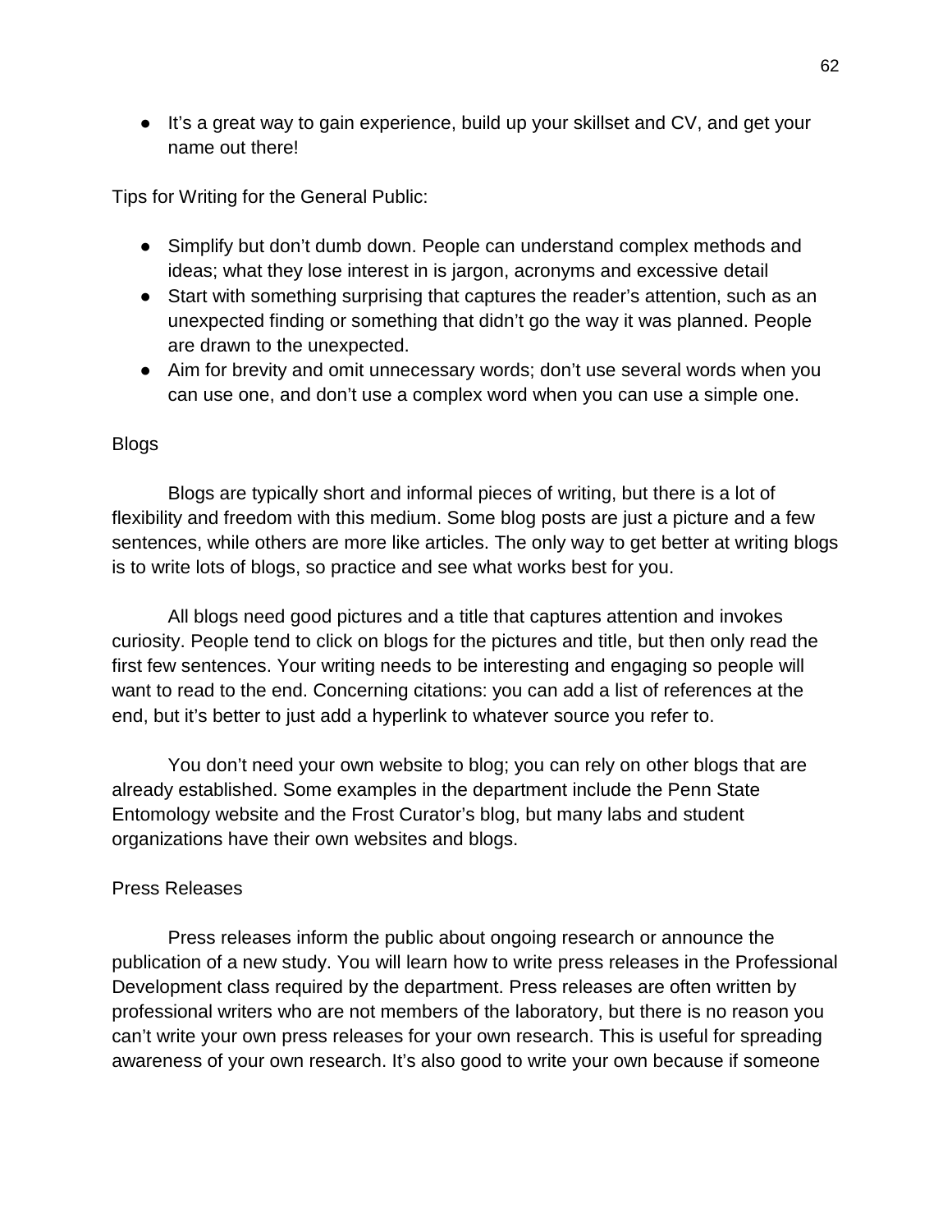- It's a great way to gain experience, build up your skillset and CV, and get your name out there!

Tips for Writing for the General Public:

- Simplify but don't dumb down. People can understand complex methods and ideas; what they lose interest in is jargon, acronyms and excessive detail
- Start with something surprising that captures the reader's attention, such as an unexpected finding or something that didn't go the way it was planned. People are drawn to the unexpected.
- Aim for brevity and omit unnecessary words; don't use several words when you can use one, and don't use a complex word when you can use a simple one.

### Blogs

Blogs are typically short and informal pieces of writing, but there is a lot of flexibility and freedom with this medium. Some blog posts are just a picture and a few sentences, while others are more like articles. The only way to get better at writing blogs is to write lots of blogs, so practice and see what works best for you.

All blogs need good pictures and a title that captures attention and invokes curiosity. People tend to click on blogs for the pictures and title, but then only read the first few sentences. Your writing needs to be interesting and engaging so people will want to read to the end. Concerning citations: you can add a list of references at the end, but it's better to just add a hyperlink to whatever source you refer to.

You don't need your own website to blog; you can rely on other blogs that are already established. Some examples in the department include the Penn State Entomology website and the Frost Curator's blog, but many labs and student organizations have their own websites and blogs.

### Press Releases

Press releases inform the public about ongoing research or announce the publication of a new study. You will learn how to write press releases in the Professional Development class required by the department. Press releases are often written by professional writers who are not members of the laboratory, but there is no reason you can't write your own press releases for your own research. This is useful for spreading awareness of your own research. It's also good to write your own because if someone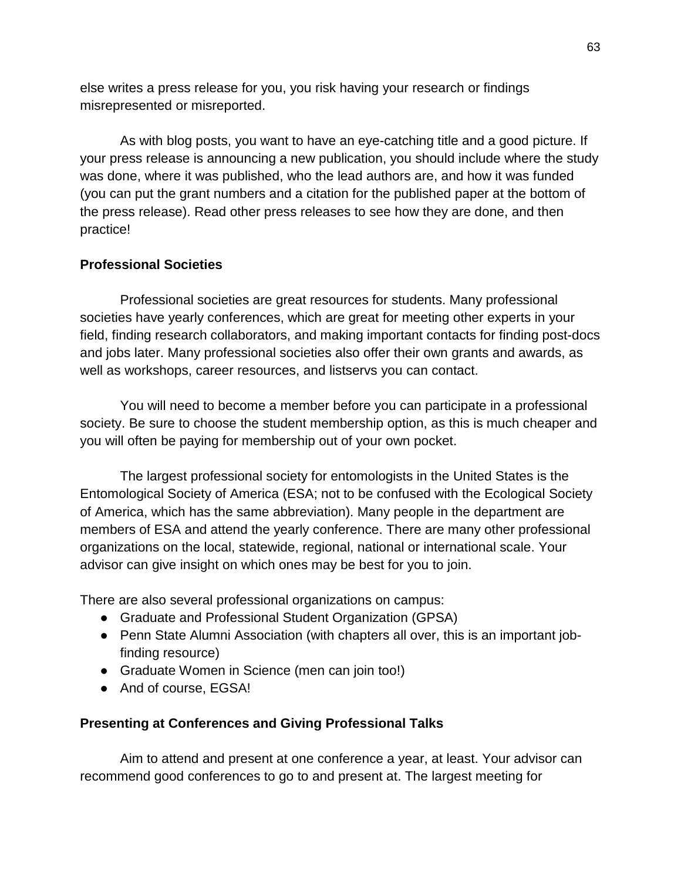else writes a press release for you, you risk having your research or findings misrepresented or misreported.

As with blog posts, you want to have an eye-catching title and a good picture. If your press release is announcing a new publication, you should include where the study was done, where it was published, who the lead authors are, and how it was funded (you can put the grant numbers and a citation for the published paper at the bottom of the press release). Read other press releases to see how they are done, and then practice!

**Professional Societies**

Professional societies are great resources for students. Many professional societies have yearly conferences, which are great for meeting other experts in your field, finding research collaborators, and making important contacts for finding post-docs and jobs later. Many professional societies also offer their own grants and awards, as well as workshops, career resources, and listservs you can contact.

You will need to become a member before you can participate in a professional society. Be sure to choose the student membership option, as this is much cheaper and you will often be paying for membership out of your own pocket.

The largest professional society for entomologists in the United States is the Entomological Society of America (ESA; not to be confused with the Ecological Society of America, which has the same abbreviation). Many people in the department are members of ESA and attend the yearly conference. There are many other professional organizations on the local, statewide, regional, national or international scale. Your advisor can give insight on which ones may be best for you to join.

There are also several professional organizations on campus:

- Graduate and Professional Student Organization (GPSA)
- Penn State Alumni Association (with chapters all over, this is an important job-finding resource)
- Graduate Women in Science (men can join too!)
- And of course, EGSA!

**Presenting at Conferences and Giving Professional Talks**

Aim to attend and present at one conference a year, at least. Your advisor can recommend good conferences to go to and present at. The largest meeting for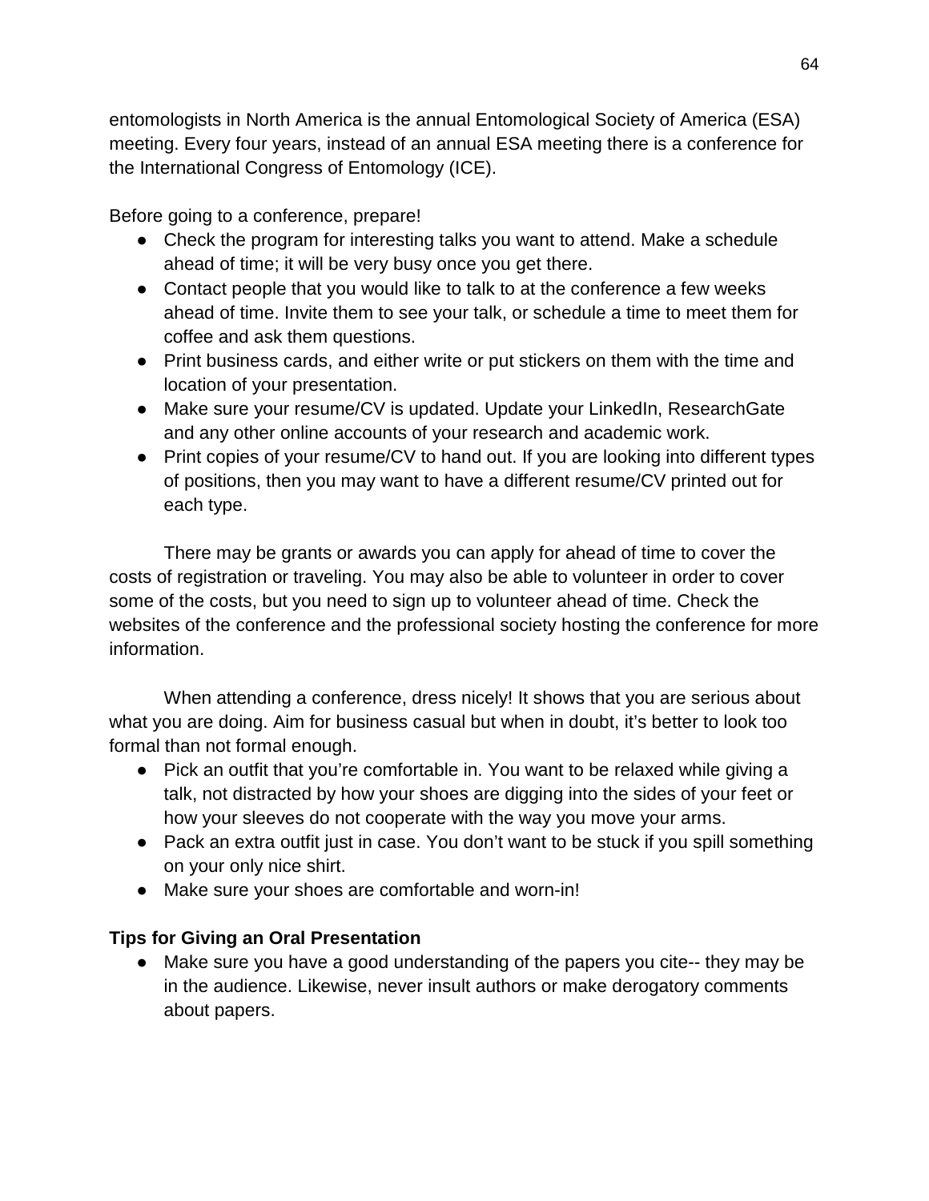entomologists in North America is the annual Entomological Society of America (ESA) meeting. Every four years, instead of an annual ESA meeting there is a conference for the International Congress of Entomology (ICE).

Before going to a conference, prepare!

- Check the program for interesting talks you want to attend. Make a schedule ahead of time; it will be very busy once you get there.
- Contact people that you would like to talk to at the conference a few weeks ahead of time. Invite them to see your talk, or schedule a time to meet them for coffee and ask them questions.
- Print business cards, and either write or put stickers on them with the time and location of your presentation.
- Make sure your resume/CV is updated. Update your LinkedIn, ResearchGate and any other online accounts of your research and academic work.
- Print copies of your resume/CV to hand out. If you are looking into different types of positions, then you may want to have a different resume/CV printed out for each type.

There may be grants or awards you can apply for ahead of time to cover the costs of registration or traveling. You may also be able to volunteer in order to cover some of the costs, but you need to sign up to volunteer ahead of time. Check the websites of the conference and the professional society hosting the conference for more information.

When attending a conference, dress nicely! It shows that you are serious about what you are doing. Aim for business casual but when in doubt, it's better to look too formal than not formal enough.

- Pick an outfit that you're comfortable in. You want to be relaxed while giving a talk, not distracted by how your shoes are digging into the sides of your feet or how your sleeves do not cooperate with the way you move your arms.
- Pack an extra outfit just in case. You don't want to be stuck if you spill something on your only nice shirt.
- Make sure your shoes are comfortable and worn-in!

**Tips for Giving an Oral Presentation**

- Make sure you have a good understanding of the papers you cite-- they may be in the audience. Likewise, never insult authors or make derogatory comments about papers.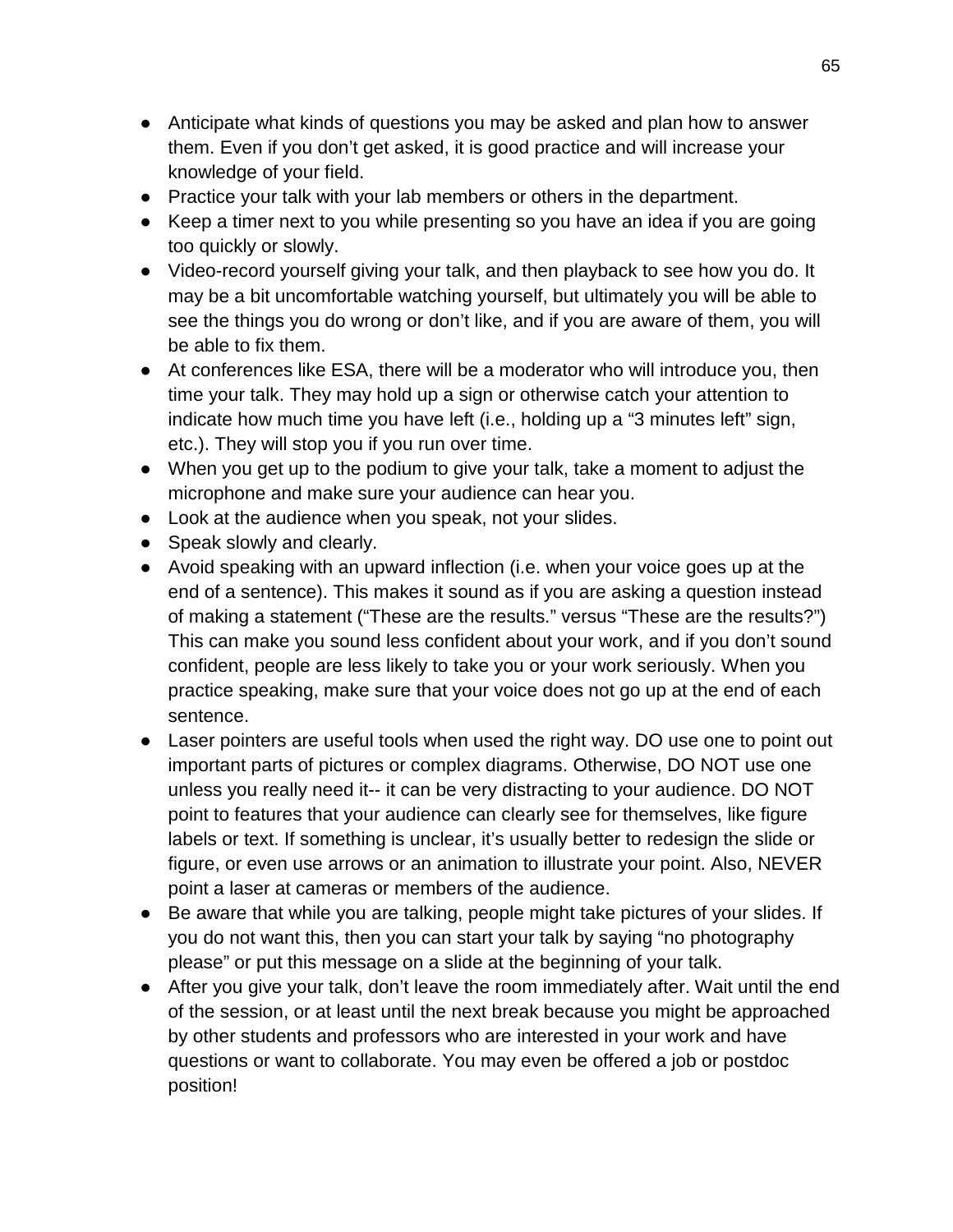- Anticipate what kinds of questions you may be asked and plan how to answer them. Even if you don't get asked, it is good practice and will increase your knowledge of your field.
- Practice your talk with your lab members or others in the department.
- Keep a timer next to you while presenting so you have an idea if you are going too quickly or slowly.
- Video-record yourself giving your talk, and then playback to see how you do. It may be a bit uncomfortable watching yourself, but ultimately you will be able to see the things you do wrong or don't like, and if you are aware of them, you will be able to fix them.
- At conferences like ESA, there will be a moderator who will introduce you, then time your talk. They may hold up a sign or otherwise catch your attention to indicate how much time you have left (i.e., holding up a "3 minutes left" sign, etc.). They will stop you if you run over time.
- When you get up to the podium to give your talk, take a moment to adjust the microphone and make sure your audience can hear you.
- Look at the audience when you speak, not your slides.
- Speak slowly and clearly.
- Avoid speaking with an upward inflection (i.e. when your voice goes up at the end of a sentence). This makes it sound as if you are asking a question instead of making a statement ("These are the results." versus "These are the results?") This can make you sound less confident about your work, and if you don't sound confident, people are less likely to take you or your work seriously. When you practice speaking, make sure that your voice does not go up at the end of each sentence.
- Laser pointers are useful tools when used the right way. DO use one to point out important parts of pictures or complex diagrams. Otherwise, DO NOT use one unless you really need it-- it can be very distracting to your audience. DO NOT point to features that your audience can clearly see for themselves, like figure labels or text. If something is unclear, it's usually better to redesign the slide or figure, or even use arrows or an animation to illustrate your point. Also, NEVER point a laser at cameras or members of the audience.
- Be aware that while you are talking, people might take pictures of your slides. If you do not want this, then you can start your talk by saying "no photography please" or put this message on a slide at the beginning of your talk.
- After you give your talk, don't leave the room immediately after. Wait until the end of the session, or at least until the next break because you might be approached by other students and professors who are interested in your work and have questions or want to collaborate. You may even be offered a job or postdoc position!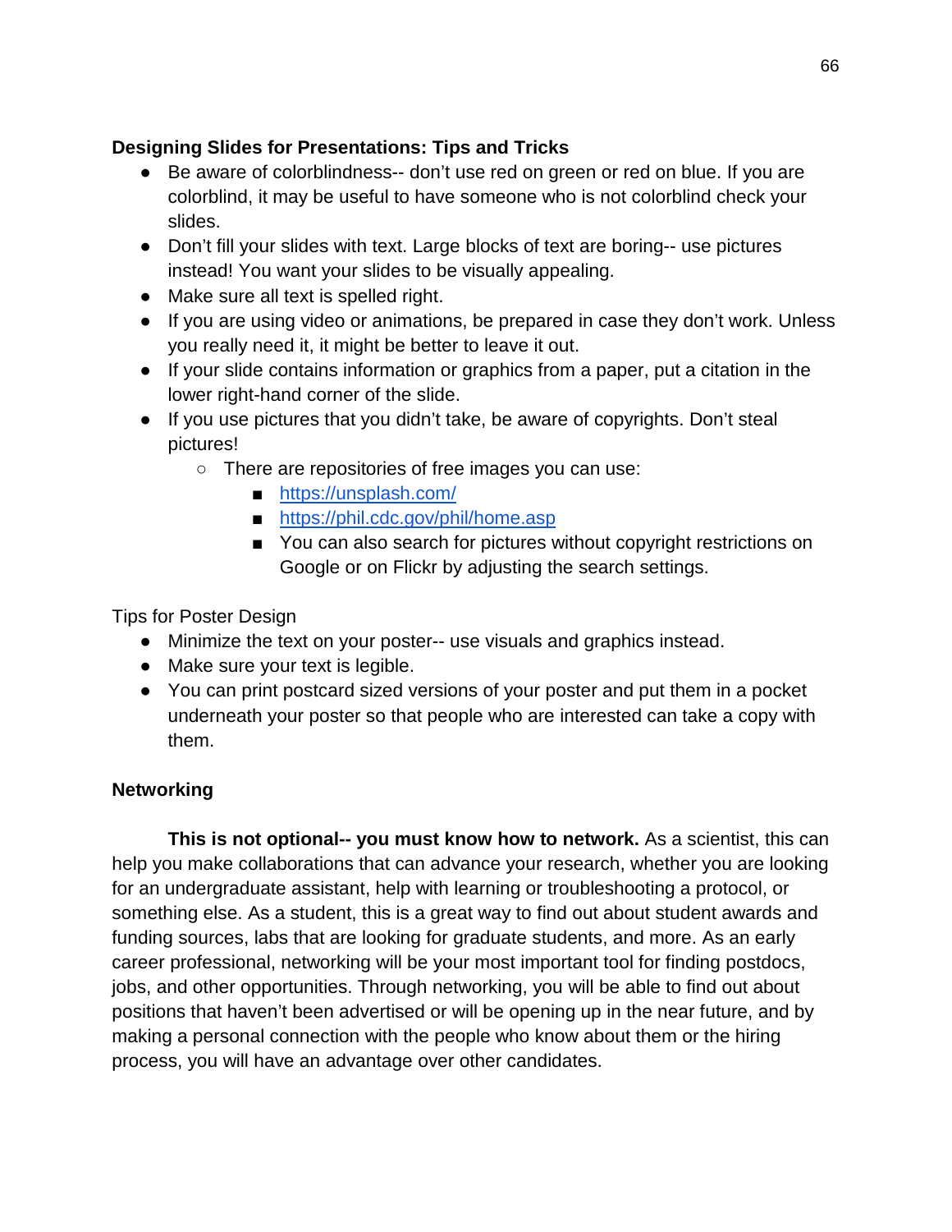**Designing Slides for Presentations: Tips and Tricks**

- Be aware of colorblindness-- don't use red on green or red on blue. If you are colorblind, it may be useful to have someone who is not colorblind check your slides.
- Don't fill your slides with text. Large blocks of text are boring-- use pictures instead! You want your slides to be visually appealing.
- Make sure all text is spelled right.
- If you are using video or animations, be prepared in case they don't work. Unless you really need it, it might be better to leave it out.
- If your slide contains information or graphics from a paper, put a citation in the lower right-hand corner of the slide.
- If you use pictures that you didn't take, be aware of copyrights. Don't steal pictures!
    - There are repositories of free images you can use:
        - https://unsplash.com/
        - https://phil.cdc.gov/phil/home.asp
        - You can also search for pictures without copyright restrictions on Google or on Flickr by adjusting the search settings.

Tips for Poster Design

- Minimize the text on your poster-- use visuals and graphics instead.
- Make sure your text is legible.
- You can print postcard sized versions of your poster and put them in a pocket underneath your poster so that people who are interested can take a copy with them.

**Networking**

**This is not optional-- you must know how to network.** As a scientist, this can help you make collaborations that can advance your research, whether you are looking for an undergraduate assistant, help with learning or troubleshooting a protocol, or something else. As a student, this is a great way to find out about student awards and funding sources, labs that are looking for graduate students, and more. As an early career professional, networking will be your most important tool for finding postdocs, jobs, and other opportunities. Through networking, you will be able to find out about positions that haven't been advertised or will be opening up in the near future, and by making a personal connection with the people who know about them or the hiring process, you will have an advantage over other candidates.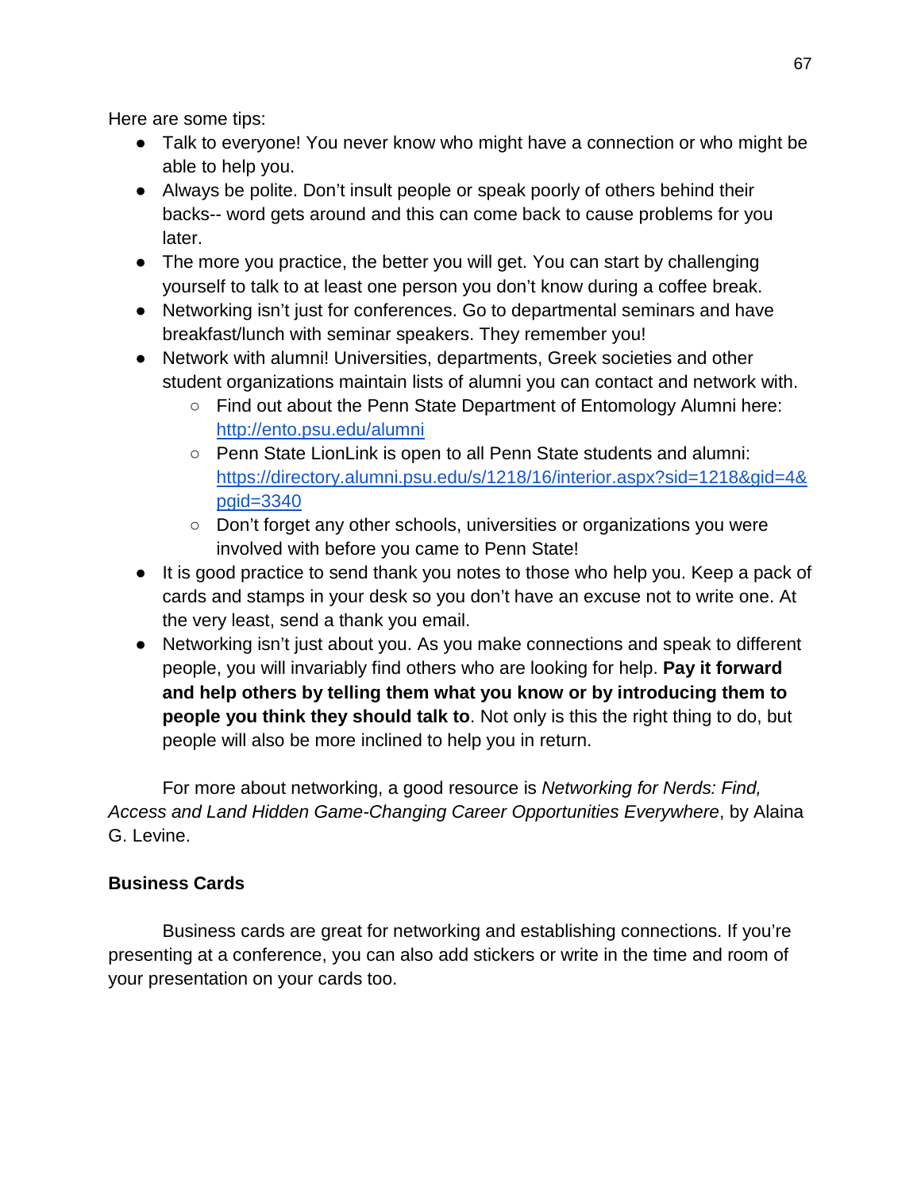Here are some tips:

- Talk to everyone! You never know who might have a connection or who might be able to help you.
- Always be polite. Don't insult people or speak poorly of others behind their backs-- word gets around and this can come back to cause problems for you later.
- The more you practice, the better you will get. You can start by challenging yourself to talk to at least one person you don't know during a coffee break.
- Networking isn't just for conferences. Go to departmental seminars and have breakfast/lunch with seminar speakers. They remember you!
- Network with alumni! Universities, departments, Greek societies and other student organizations maintain lists of alumni you can contact and network with.
    - Find out about the Penn State Department of Entomology Alumni here: [http://ento.psu.edu/alumni](http://ento.psu.edu/alumni)
    - Penn State LionLink is open to all Penn State students and alumni: [https://directory.alumni.psu.edu/s/1218/16/interior.aspx?sid=1218&gid=4&pgid=3340](https://directory.alumni.psu.edu/s/1218/16/interior.aspx?sid=1218&gid=4&pgid=3340)
    - Don't forget any other schools, universities or organizations you were involved with before you came to Penn State!
- It is good practice to send thank you notes to those who help you. Keep a pack of cards and stamps in your desk so you don't have an excuse not to write one. At the very least, send a thank you email.
- Networking isn't just about you. As you make connections and speak to different people, you will invariably find others who are looking for help. **Pay it forward and help others by telling them what you know or by introducing them to people you think they should talk to**. Not only is this the right thing to do, but people will also be more inclined to help you in return.

For more about networking, a good resource is *Networking for Nerds: Find, Access and Land Hidden Game-Changing Career Opportunities Everywhere*, by Alaina G. Levine.

**Business Cards**

Business cards are great for networking and establishing connections. If you're presenting at a conference, you can also add stickers or write in the time and room of your presentation on your cards too.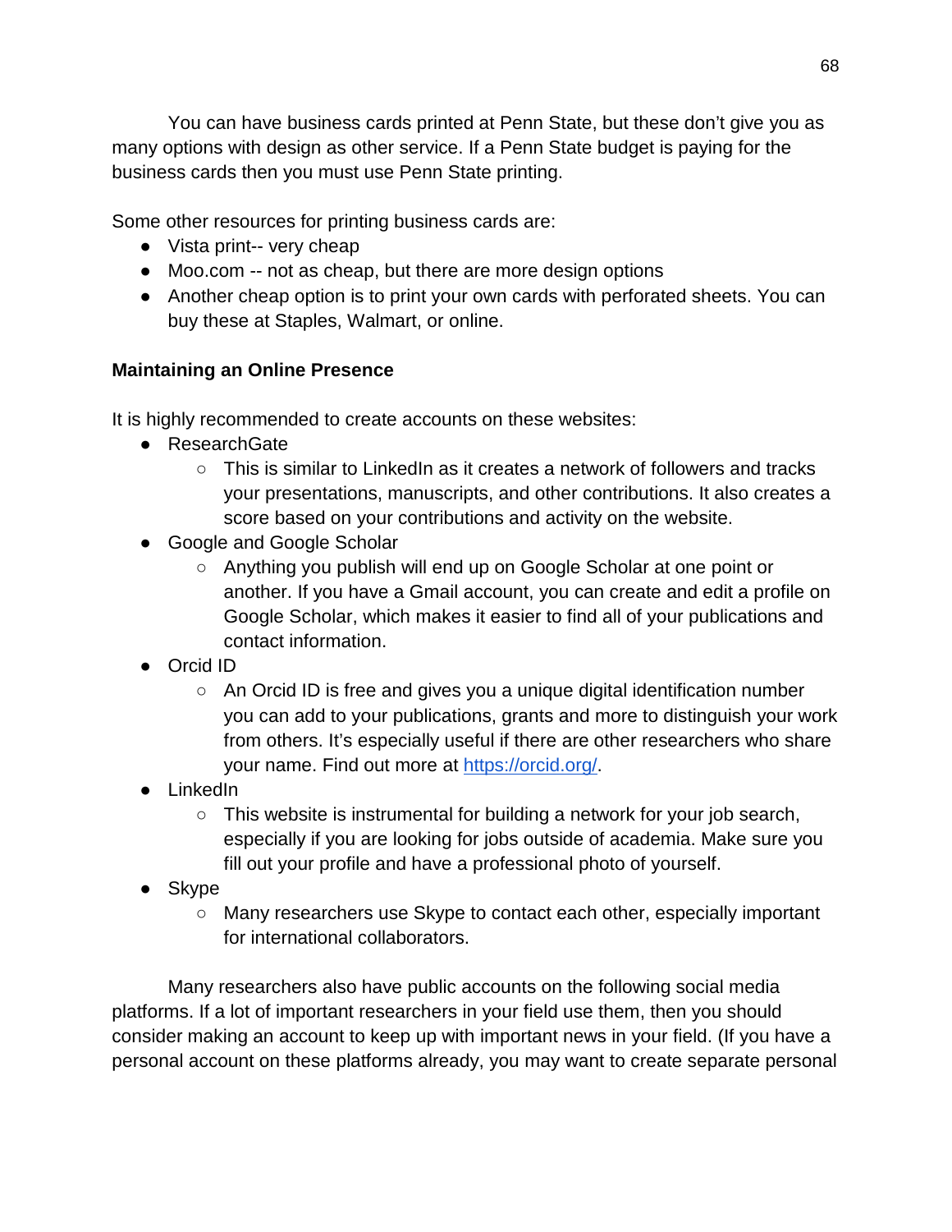You can have business cards printed at Penn State, but these don't give you as many options with design as other service. If a Penn State budget is paying for the business cards then you must use Penn State printing.

Some other resources for printing business cards are:

- Vista print-- very cheap
- Moo.com -- not as cheap, but there are more design options
- Another cheap option is to print your own cards with perforated sheets. You can buy these at Staples, Walmart, or online.

**Maintaining an Online Presence**

It is highly recommended to create accounts on these websites:

- ResearchGate
    - This is similar to LinkedIn as it creates a network of followers and tracks your presentations, manuscripts, and other contributions. It also creates a score based on your contributions and activity on the website.
- Google and Google Scholar
    - Anything you publish will end up on Google Scholar at one point or another. If you have a Gmail account, you can create and edit a profile on Google Scholar, which makes it easier to find all of your publications and contact information.
- Orcid ID
    - An Orcid ID is free and gives you a unique digital identification number you can add to your publications, grants and more to distinguish your work from others. It's especially useful if there are other researchers who share your name. Find out more at [https://orcid.org/](https://orcid.org/).
- LinkedIn
    - This website is instrumental for building a network for your job search, especially if you are looking for jobs outside of academia. Make sure you fill out your profile and have a professional photo of yourself.
- Skype
    - Many researchers use Skype to contact each other, especially important for international collaborators.

Many researchers also have public accounts on the following social media platforms. If a lot of important researchers in your field use them, then you should consider making an account to keep up with important news in your field. (If you have a personal account on these platforms already, you may want to create separate personal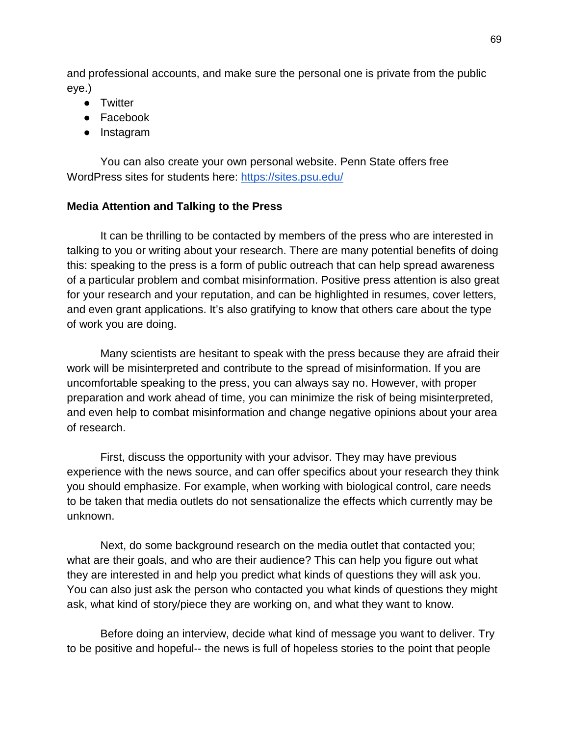and professional accounts, and make sure the personal one is private from the public eye.)

- Twitter
- Facebook
- Instagram

You can also create your own personal website. Penn State offers free WordPress sites for students here: https://sites.psu.edu/

**Media Attention and Talking to the Press**

It can be thrilling to be contacted by members of the press who are interested in talking to you or writing about your research. There are many potential benefits of doing this: speaking to the press is a form of public outreach that can help spread awareness of a particular problem and combat misinformation. Positive press attention is also great for your research and your reputation, and can be highlighted in resumes, cover letters, and even grant applications. It's also gratifying to know that others care about the type of work you are doing.

Many scientists are hesitant to speak with the press because they are afraid their work will be misinterpreted and contribute to the spread of misinformation. If you are uncomfortable speaking to the press, you can always say no. However, with proper preparation and work ahead of time, you can minimize the risk of being misinterpreted, and even help to combat misinformation and change negative opinions about your area of research.

First, discuss the opportunity with your advisor. They may have previous experience with the news source, and can offer specifics about your research they think you should emphasize. For example, when working with biological control, care needs to be taken that media outlets do not sensationalize the effects which currently may be unknown.

Next, do some background research on the media outlet that contacted you; what are their goals, and who are their audience? This can help you figure out what they are interested in and help you predict what kinds of questions they will ask you. You can also just ask the person who contacted you what kinds of questions they might ask, what kind of story/piece they are working on, and what they want to know.

Before doing an interview, decide what kind of message you want to deliver. Try to be positive and hopeful-- the news is full of hopeless stories to the point that people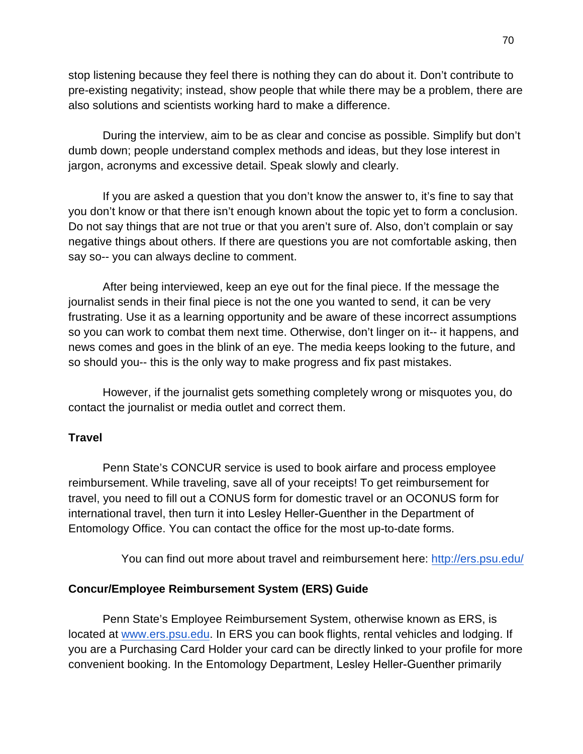stop listening because they feel there is nothing they can do about it. Don't contribute to pre-existing negativity; instead, show people that while there may be a problem, there are also solutions and scientists working hard to make a difference.

During the interview, aim to be as clear and concise as possible. Simplify but don't dumb down; people understand complex methods and ideas, but they lose interest in jargon, acronyms and excessive detail. Speak slowly and clearly.

If you are asked a question that you don't know the answer to, it's fine to say that you don't know or that there isn't enough known about the topic yet to form a conclusion. Do not say things that are not true or that you aren't sure of. Also, don't complain or say negative things about others. If there are questions you are not comfortable asking, then say so-- you can always decline to comment.

After being interviewed, keep an eye out for the final piece. If the message the journalist sends in their final piece is not the one you wanted to send, it can be very frustrating. Use it as a learning opportunity and be aware of these incorrect assumptions so you can work to combat them next time. Otherwise, don't linger on it-- it happens, and news comes and goes in the blink of an eye. The media keeps looking to the future, and so should you-- this is the only way to make progress and fix past mistakes.

However, if the journalist gets something completely wrong or misquotes you, do contact the journalist or media outlet and correct them.

**Travel**

Penn State's CONCUR service is used to book airfare and process employee reimbursement. While traveling, save all of your receipts! To get reimbursement for travel, you need to fill out a CONUS form for domestic travel or an OCONUS form for international travel, then turn it into Lesley Heller-Guenther in the Department of Entomology Office. You can contact the office for the most up-to-date forms.

You can find out more about travel and reimbursement here: [http://ers.psu.edu/](http://ers.psu.edu/)

**Concur/Employee Reimbursement System (ERS) Guide**

Penn State's Employee Reimbursement System, otherwise known as ERS, is located at [www.ers.psu.edu](http://www.ers.psu.edu). In ERS you can book flights, rental vehicles and lodging. If you are a Purchasing Card Holder your card can be directly linked to your profile for more convenient booking. In the Entomology Department, Lesley Heller-Guenther primarily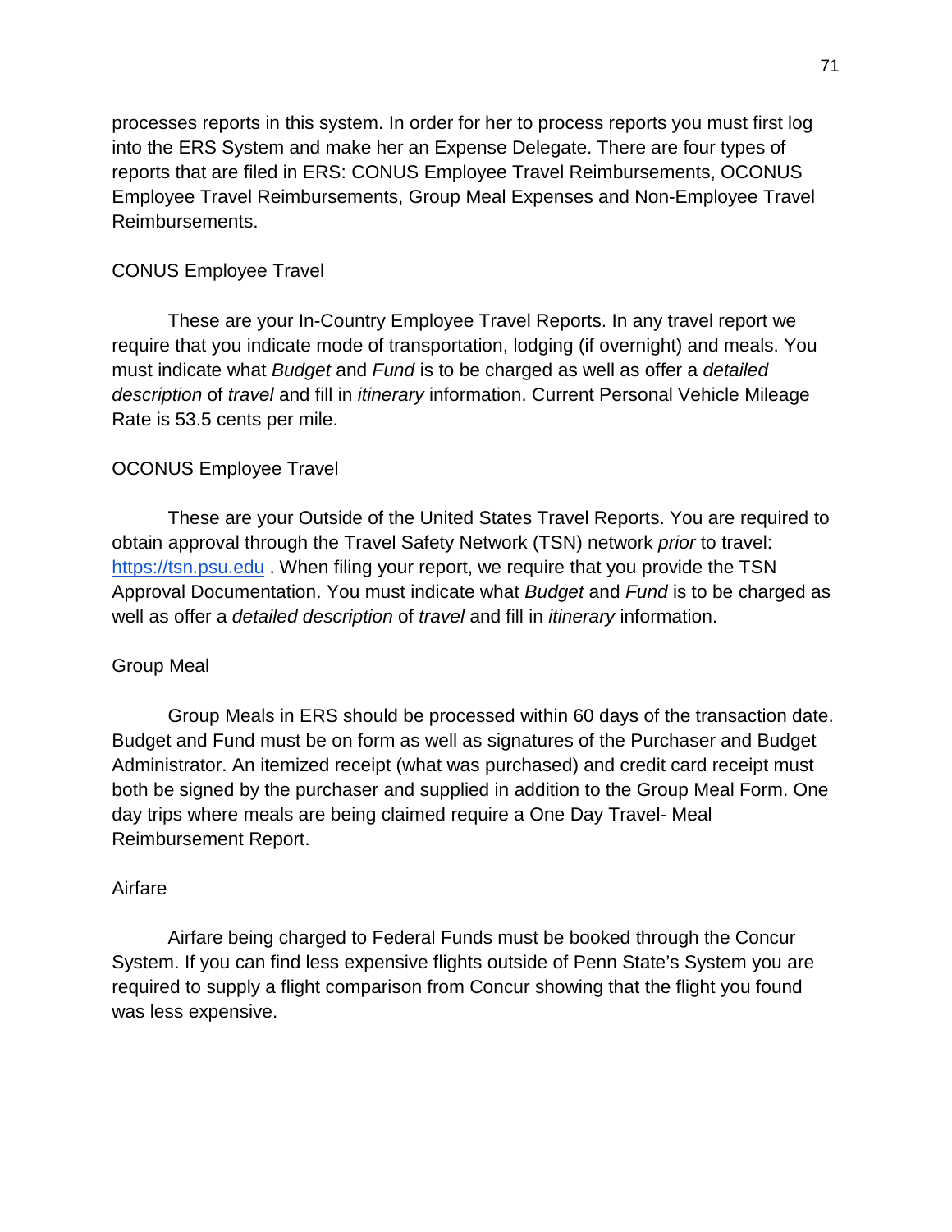processes reports in this system. In order for her to process reports you must first log into the ERS System and make her an Expense Delegate. There are four types of reports that are filed in ERS: CONUS Employee Travel Reimbursements, OCONUS Employee Travel Reimbursements, Group Meal Expenses and Non-Employee Travel Reimbursements.

### CONUS Employee Travel

These are your In-Country Employee Travel Reports. In any travel report we require that you indicate mode of transportation, lodging (if overnight) and meals. You must indicate what *Budget* and *Fund* is to be charged as well as offer a *detailed description* of *travel* and fill in *itinerary* information. Current Personal Vehicle Mileage Rate is 53.5 cents per mile.

### OCONUS Employee Travel

These are your Outside of the United States Travel Reports. You are required to obtain approval through the Travel Safety Network (TSN) network *prior* to travel: [https://tsn.psu.edu](https://tsn.psu.edu) . When filing your report, we require that you provide the TSN Approval Documentation. You must indicate what *Budget* and *Fund* is to be charged as well as offer a *detailed description* of *travel* and fill in *itinerary* information.

### Group Meal

Group Meals in ERS should be processed within 60 days of the transaction date. Budget and Fund must be on form as well as signatures of the Purchaser and Budget Administrator. An itemized receipt (what was purchased) and credit card receipt must both be signed by the purchaser and supplied in addition to the Group Meal Form. One day trips where meals are being claimed require a One Day Travel- Meal Reimbursement Report.

### Airfare

Airfare being charged to Federal Funds must be booked through the Concur System. If you can find less expensive flights outside of Penn State's System you are required to supply a flight comparison from Concur showing that the flight you found was less expensive.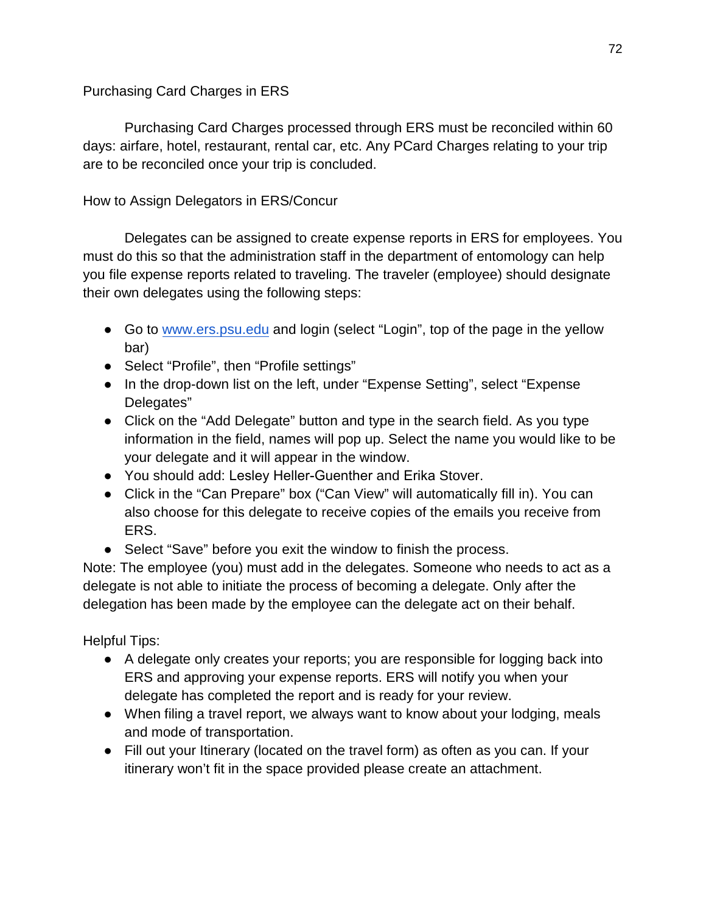### Purchasing Card Charges in ERS

Purchasing Card Charges processed through ERS must be reconciled within 60 days: airfare, hotel, restaurant, rental car, etc. Any PCard Charges relating to your trip are to be reconciled once your trip is concluded.

### How to Assign Delegators in ERS/Concur

Delegates can be assigned to create expense reports in ERS for employees. You must do this so that the administration staff in the department of entomology can help you file expense reports related to traveling. The traveler (employee) should designate their own delegates using the following steps:

- Go to [www.ers.psu.edu](http://www.ers.psu.edu) and login (select “Login”, top of the page in the yellow bar)
- Select “Profile”, then “Profile settings”
- In the drop-down list on the left, under “Expense Setting”, select “Expense Delegates”
- Click on the “Add Delegate” button and type in the search field. As you type information in the field, names will pop up. Select the name you would like to be your delegate and it will appear in the window.
- You should add: Lesley Heller-Guenther and Erika Stover.
- Click in the “Can Prepare” box (“Can View” will automatically fill in). You can also choose for this delegate to receive copies of the emails you receive from ERS.
- Select “Save” before you exit the window to finish the process.

Note: The employee (you) must add in the delegates. Someone who needs to act as a delegate is not able to initiate the process of becoming a delegate. Only after the delegation has been made by the employee can the delegate act on their behalf.

Helpful Tips:

- A delegate only creates your reports; you are responsible for logging back into ERS and approving your expense reports. ERS will notify you when your delegate has completed the report and is ready for your review.
- When filing a travel report, we always want to know about your lodging, meals and mode of transportation.
- Fill out your Itinerary (located on the travel form) as often as you can. If your itinerary won’t fit in the space provided please create an attachment.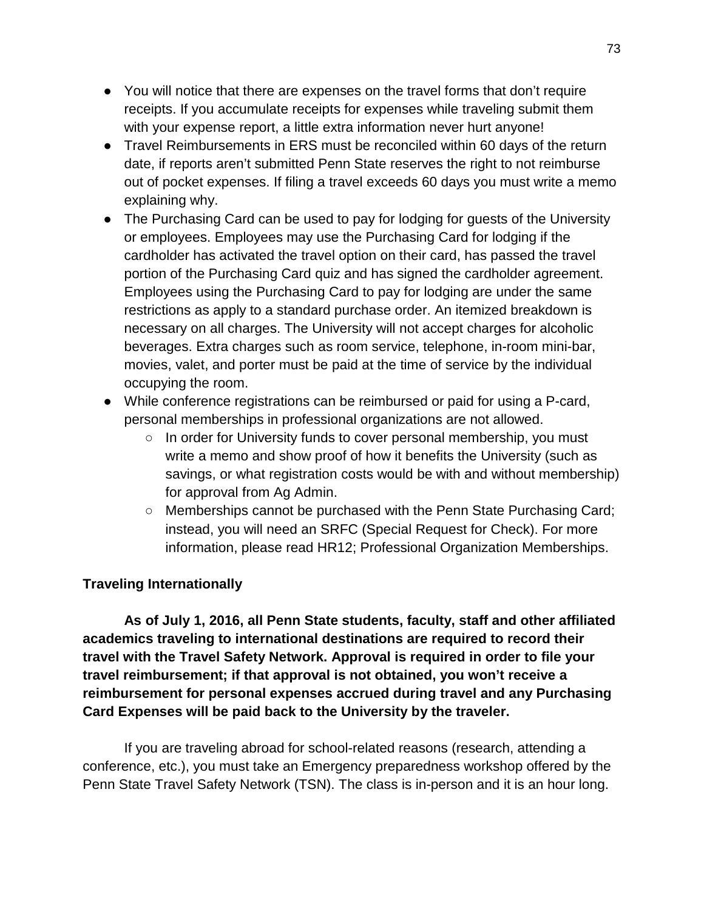- You will notice that there are expenses on the travel forms that don't require receipts. If you accumulate receipts for expenses while traveling submit them with your expense report, a little extra information never hurt anyone!
- Travel Reimbursements in ERS must be reconciled within 60 days of the return date, if reports aren't submitted Penn State reserves the right to not reimburse out of pocket expenses. If filing a travel exceeds 60 days you must write a memo explaining why.
- The Purchasing Card can be used to pay for lodging for guests of the University or employees. Employees may use the Purchasing Card for lodging if the cardholder has activated the travel option on their card, has passed the travel portion of the Purchasing Card quiz and has signed the cardholder agreement. Employees using the Purchasing Card to pay for lodging are under the same restrictions as apply to a standard purchase order. An itemized breakdown is necessary on all charges. The University will not accept charges for alcoholic beverages. Extra charges such as room service, telephone, in-room mini-bar, movies, valet, and porter must be paid at the time of service by the individual occupying the room.
- While conference registrations can be reimbursed or paid for using a P-card, personal memberships in professional organizations are not allowed.
    - In order for University funds to cover personal membership, you must write a memo and show proof of how it benefits the University (such as savings, or what registration costs would be with and without membership) for approval from Ag Admin.
    - Memberships cannot be purchased with the Penn State Purchasing Card; instead, you will need an SRFC (Special Request for Check). For more information, please read HR12; Professional Organization Memberships.

**Traveling Internationally**

**As of July 1, 2016, all Penn State students, faculty, staff and other affiliated academics traveling to international destinations are required to record their travel with the Travel Safety Network. Approval is required in order to file your travel reimbursement; if that approval is not obtained, you won't receive a reimbursement for personal expenses accrued during travel and any Purchasing Card Expenses will be paid back to the University by the traveler.**

If you are traveling abroad for school-related reasons (research, attending a conference, etc.), you must take an Emergency preparedness workshop offered by the Penn State Travel Safety Network (TSN). The class is in-person and it is an hour long.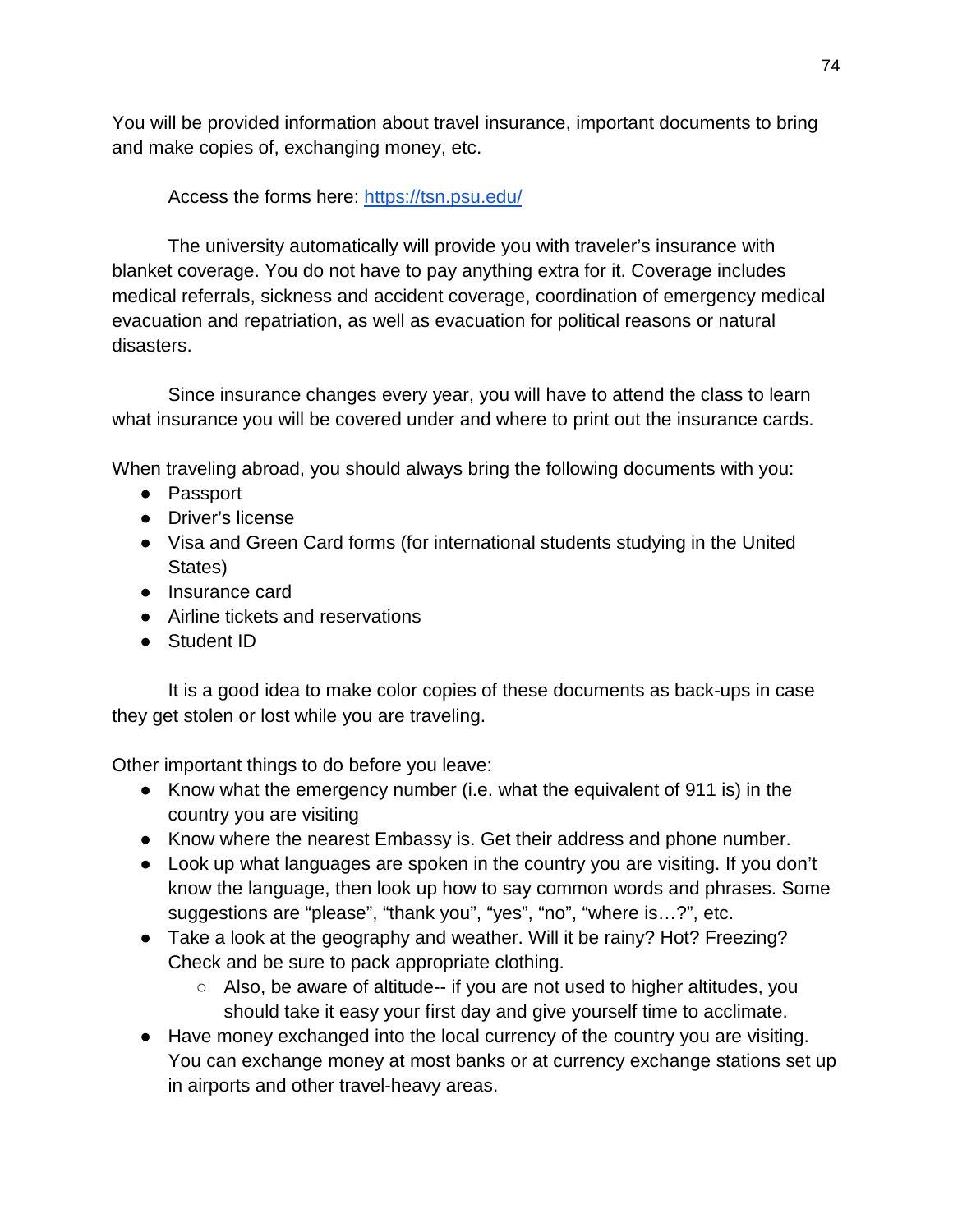You will be provided information about travel insurance, important documents to bring and make copies of, exchanging money, etc.

Access the forms here: [https://tsn.psu.edu/](https://tsn.psu.edu/)

The university automatically will provide you with traveler's insurance with blanket coverage. You do not have to pay anything extra for it. Coverage includes medical referrals, sickness and accident coverage, coordination of emergency medical evacuation and repatriation, as well as evacuation for political reasons or natural disasters.

Since insurance changes every year, you will have to attend the class to learn what insurance you will be covered under and where to print out the insurance cards.

When traveling abroad, you should always bring the following documents with you:

- Passport
- Driver's license
- Visa and Green Card forms (for international students studying in the United States)
- Insurance card
- Airline tickets and reservations
- Student ID

It is a good idea to make color copies of these documents as back-ups in case they get stolen or lost while you are traveling.

Other important things to do before you leave:

- Know what the emergency number (i.e. what the equivalent of 911 is) in the country you are visiting
- Know where the nearest Embassy is. Get their address and phone number.
- Look up what languages are spoken in the country you are visiting. If you don't know the language, then look up how to say common words and phrases. Some suggestions are "please", "thank you", "yes", "no", "where is…?", etc.
- Take a look at the geography and weather. Will it be rainy? Hot? Freezing? Check and be sure to pack appropriate clothing.
    - Also, be aware of altitude-- if you are not used to higher altitudes, you should take it easy your first day and give yourself time to acclimate.
- Have money exchanged into the local currency of the country you are visiting. You can exchange money at most banks or at currency exchange stations set up in airports and other travel-heavy areas.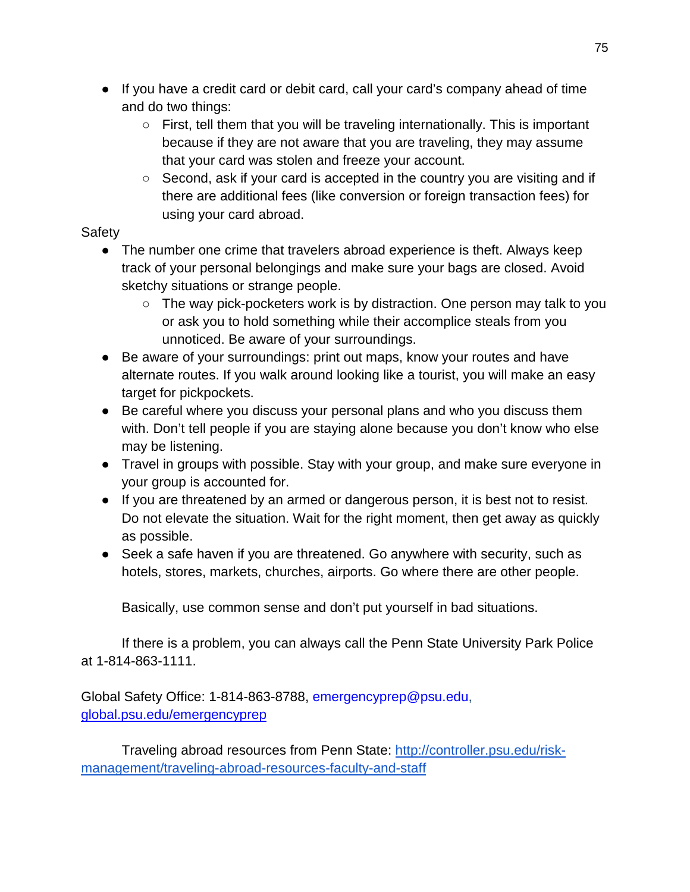- If you have a credit card or debit card, call your card's company ahead of time and do two things:
  - First, tell them that you will be traveling internationally. This is important because if they are not aware that you are traveling, they may assume that your card was stolen and freeze your account.
  - Second, ask if your card is accepted in the country you are visiting and if there are additional fees (like conversion or foreign transaction fees) for using your card abroad.

Safety

- The number one crime that travelers abroad experience is theft. Always keep track of your personal belongings and make sure your bags are closed. Avoid sketchy situations or strange people.
  - The way pick-pocketers work is by distraction. One person may talk to you or ask you to hold something while their accomplice steals from you unnoticed. Be aware of your surroundings.
- Be aware of your surroundings: print out maps, know your routes and have alternate routes. If you walk around looking like a tourist, you will make an easy target for pickpockets.
- Be careful where you discuss your personal plans and who you discuss them with. Don't tell people if you are staying alone because you don't know who else may be listening.
- Travel in groups with possible. Stay with your group, and make sure everyone in your group is accounted for.
- If you are threatened by an armed or dangerous person, it is best not to resist. Do not elevate the situation. Wait for the right moment, then get away as quickly as possible.
- Seek a safe haven if you are threatened. Go anywhere with security, such as hotels, stores, markets, churches, airports. Go where there are other people.

Basically, use common sense and don't put yourself in bad situations.

If there is a problem, you can always call the Penn State University Park Police at 1-814-863-1111.

Global Safety Office: 1-814-863-8788, emergencyprep@psu.edu, [global.psu.edu/emergencyprep](global.psu.edu/emergencyprep)

Traveling abroad resources from Penn State: [http://controller.psu.edu/risk-management/traveling-abroad-resources-faculty-and-staff](http://controller.psu.edu/risk-management/traveling-abroad-resources-faculty-and-staff)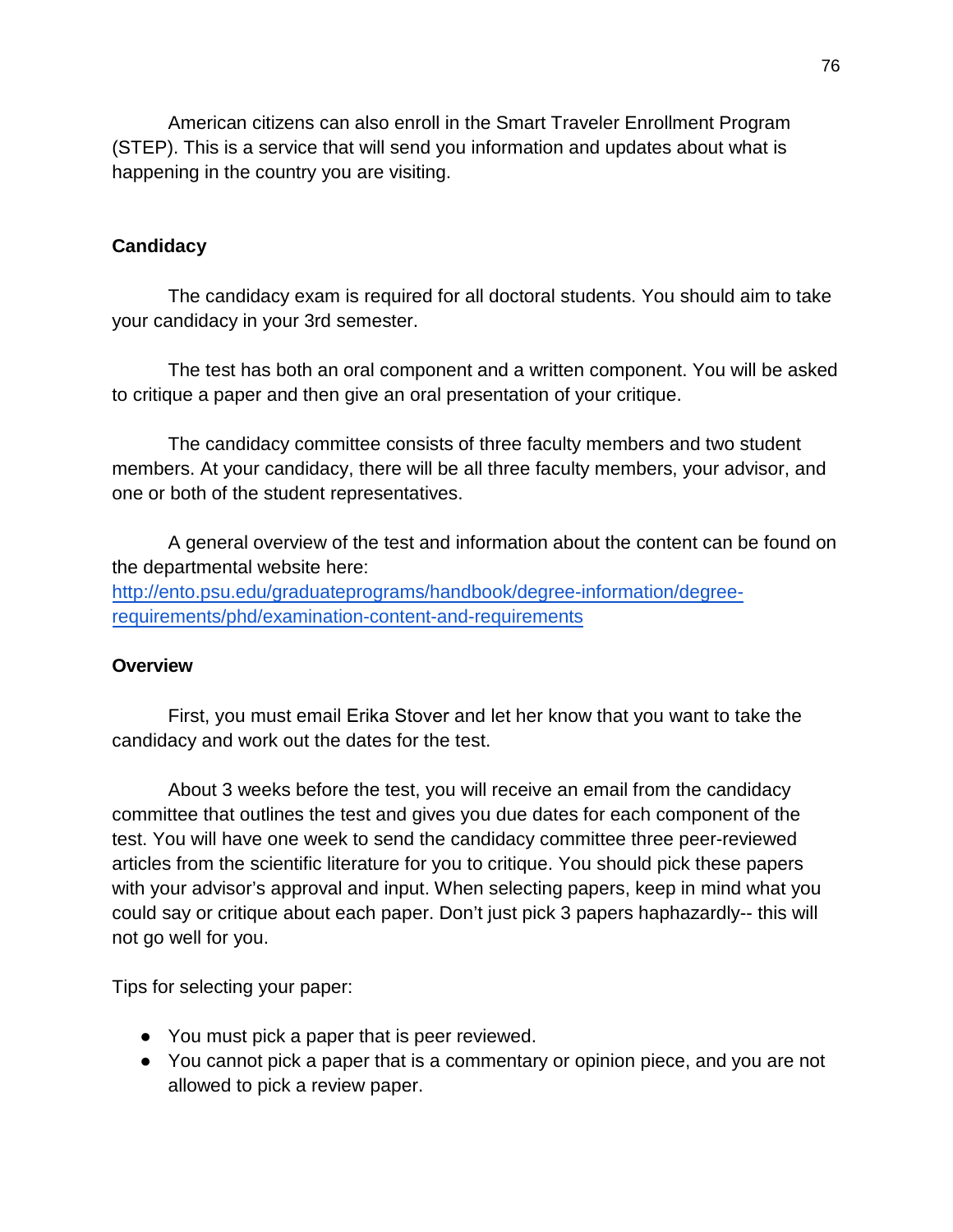American citizens can also enroll in the Smart Traveler Enrollment Program (STEP). This is a service that will send you information and updates about what is happening in the country you are visiting.

## Candidacy

The candidacy exam is required for all doctoral students. You should aim to take your candidacy in your 3rd semester.

The test has both an oral component and a written component. You will be asked to critique a paper and then give an oral presentation of your critique.

The candidacy committee consists of three faculty members and two student members. At your candidacy, there will be all three faculty members, your advisor, and one or both of the student representatives.

A general overview of the test and information about the content can be found on the departmental website here: [http://ento.psu.edu/graduateprograms/handbook/degree-information/degree-requirements/phd/examination-content-and-requirements](http://ento.psu.edu/graduateprograms/handbook/degree-information/degree-requirements/phd/examination-content-and-requirements)

## Overview

First, you must email Erika Stover and let her know that you want to take the candidacy and work out the dates for the test.

About 3 weeks before the test, you will receive an email from the candidacy committee that outlines the test and gives you due dates for each component of the test. You will have one week to send the candidacy committee three peer-reviewed articles from the scientific literature for you to critique. You should pick these papers with your advisor's approval and input. When selecting papers, keep in mind what you could say or critique about each paper. Don't just pick 3 papers haphazardly-- this will not go well for you.

Tips for selecting your paper:

- You must pick a paper that is peer reviewed.
- You cannot pick a paper that is a commentary or opinion piece, and you are not allowed to pick a review paper.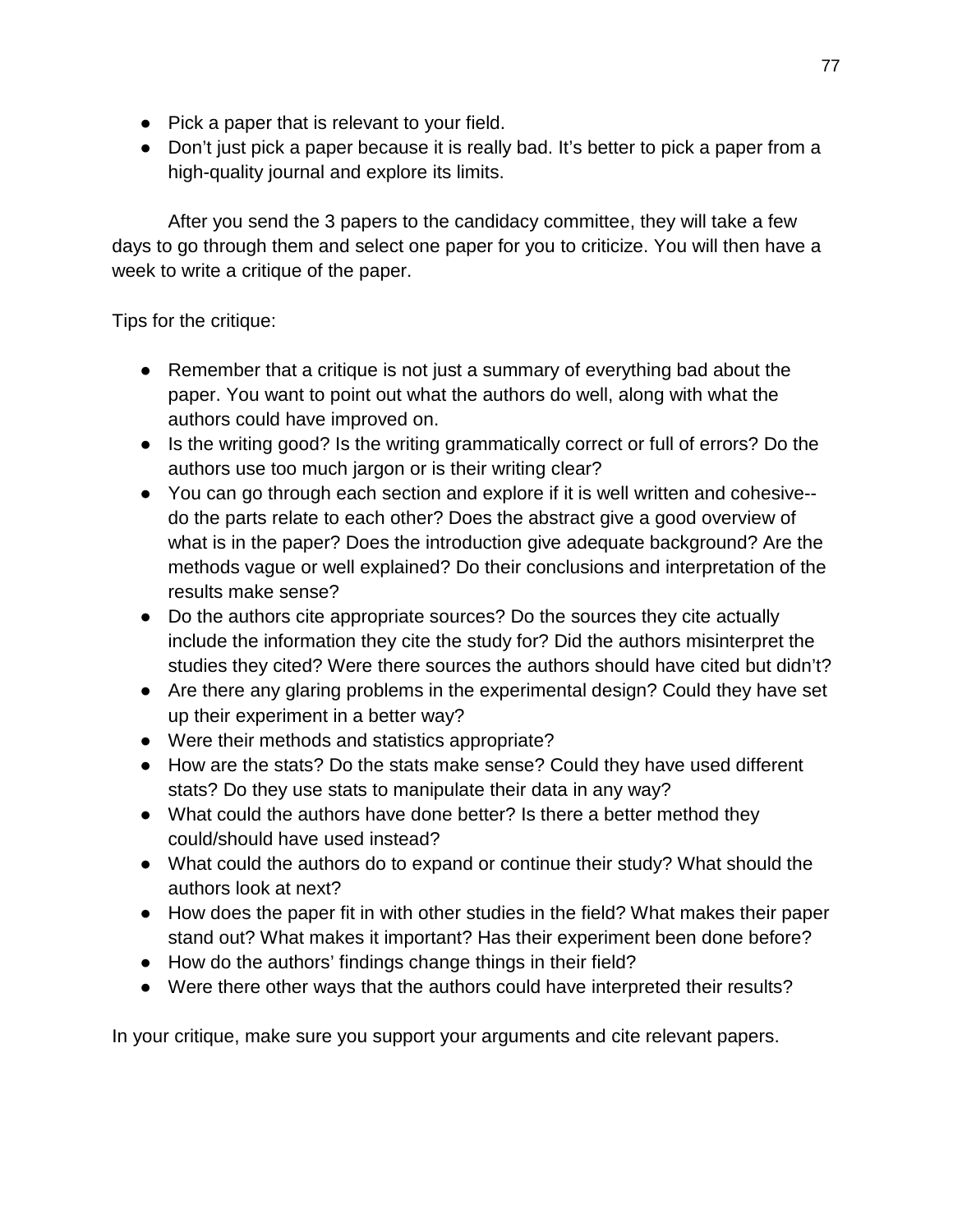- Pick a paper that is relevant to your field.
- Don't just pick a paper because it is really bad. It's better to pick a paper from a high-quality journal and explore its limits.

After you send the 3 papers to the candidacy committee, they will take a few days to go through them and select one paper for you to criticize. You will then have a week to write a critique of the paper.

Tips for the critique:

- Remember that a critique is not just a summary of everything bad about the paper. You want to point out what the authors do well, along with what the authors could have improved on.
- Is the writing good? Is the writing grammatically correct or full of errors? Do the authors use too much jargon or is their writing clear?
- You can go through each section and explore if it is well written and cohesive--do the parts relate to each other? Does the abstract give a good overview of what is in the paper? Does the introduction give adequate background? Are the methods vague or well explained? Do their conclusions and interpretation of the results make sense?
- Do the authors cite appropriate sources? Do the sources they cite actually include the information they cite the study for? Did the authors misinterpret the studies they cited? Were there sources the authors should have cited but didn't?
- Are there any glaring problems in the experimental design? Could they have set up their experiment in a better way?
- Were their methods and statistics appropriate?
- How are the stats? Do the stats make sense? Could they have used different stats? Do they use stats to manipulate their data in any way?
- What could the authors have done better? Is there a better method they could/should have used instead?
- What could the authors do to expand or continue their study? What should the authors look at next?
- How does the paper fit in with other studies in the field? What makes their paper stand out? What makes it important? Has their experiment been done before?
- How do the authors' findings change things in their field?
- Were there other ways that the authors could have interpreted their results?

In your critique, make sure you support your arguments and cite relevant papers.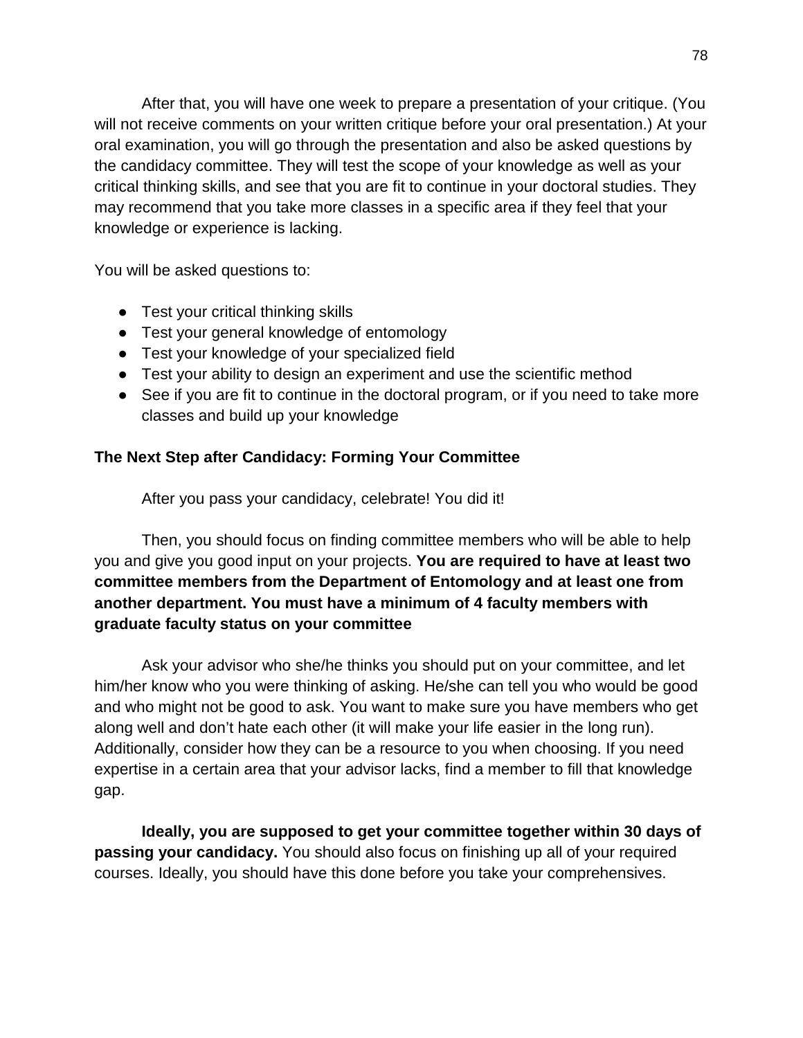After that, you will have one week to prepare a presentation of your critique. (You will not receive comments on your written critique before your oral presentation.) At your oral examination, you will go through the presentation and also be asked questions by the candidacy committee. They will test the scope of your knowledge as well as your critical thinking skills, and see that you are fit to continue in your doctoral studies. They may recommend that you take more classes in a specific area if they feel that your knowledge or experience is lacking.

You will be asked questions to:

- Test your critical thinking skills
- Test your general knowledge of entomology
- Test your knowledge of your specialized field
- Test your ability to design an experiment and use the scientific method
- See if you are fit to continue in the doctoral program, or if you need to take more classes and build up your knowledge

**The Next Step after Candidacy: Forming Your Committee**

After you pass your candidacy, celebrate! You did it!

Then, you should focus on finding committee members who will be able to help you and give you good input on your projects. **You are required to have at least two committee members from the Department of Entomology and at least one from another department. You must have a minimum of 4 faculty members with graduate faculty status on your committee**

Ask your advisor who she/he thinks you should put on your committee, and let him/her know who you were thinking of asking. He/she can tell you who would be good and who might not be good to ask. You want to make sure you have members who get along well and don't hate each other (it will make your life easier in the long run). Additionally, consider how they can be a resource to you when choosing. If you need expertise in a certain area that your advisor lacks, find a member to fill that knowledge gap.

**Ideally, you are supposed to get your committee together within 30 days of passing your candidacy.** You should also focus on finishing up all of your required courses. Ideally, you should have this done before you take your comprehensives.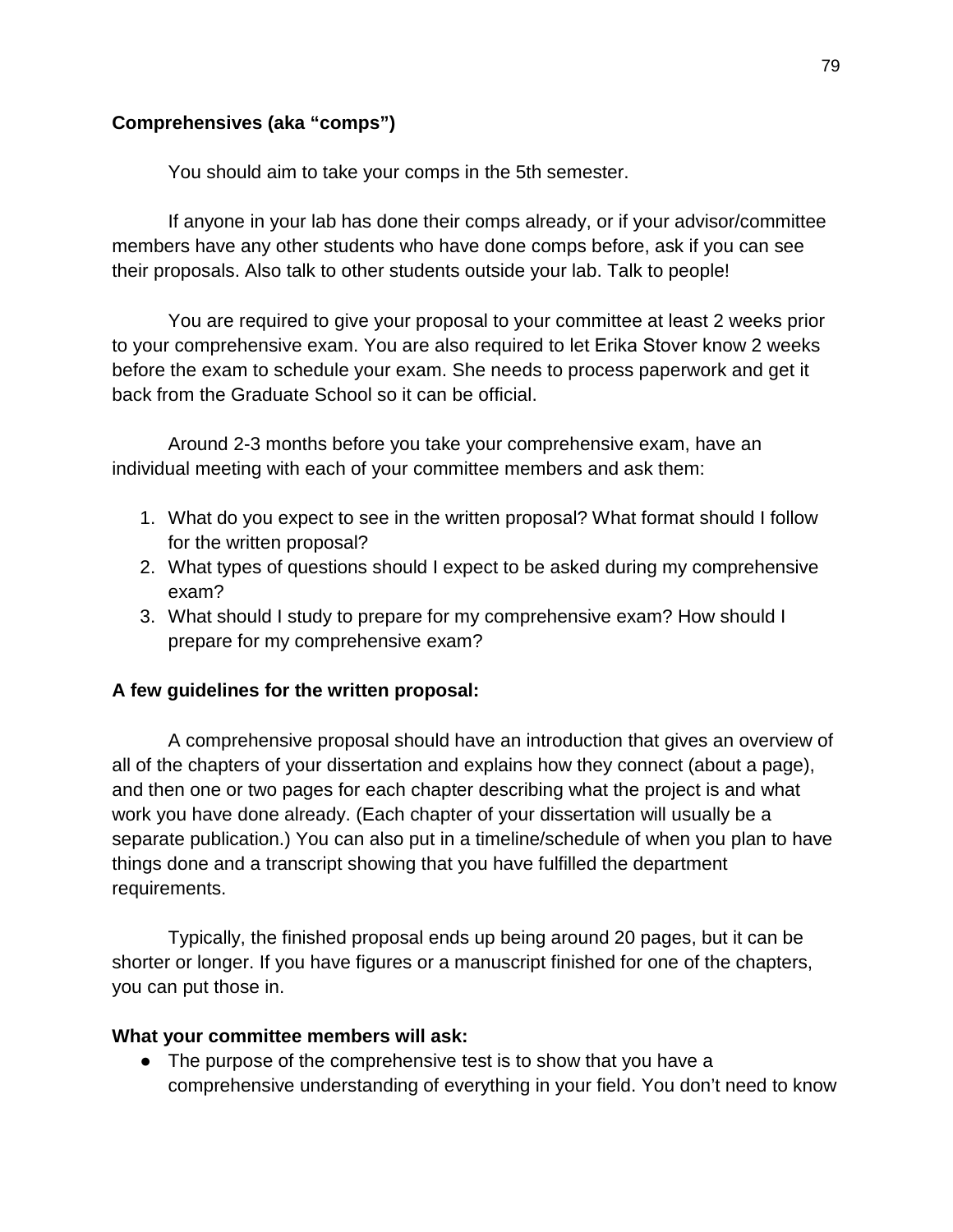**Comprehensives (aka "comps")**

You should aim to take your comps in the 5th semester.

If anyone in your lab has done their comps already, or if your advisor/committee members have any other students who have done comps before, ask if you can see their proposals. Also talk to other students outside your lab. Talk to people!

You are required to give your proposal to your committee at least 2 weeks prior to your comprehensive exam. You are also required to let Erika Stover know 2 weeks before the exam to schedule your exam. She needs to process paperwork and get it back from the Graduate School so it can be official.

Around 2-3 months before you take your comprehensive exam, have an individual meeting with each of your committee members and ask them:

1. What do you expect to see in the written proposal? What format should I follow for the written proposal?
2. What types of questions should I expect to be asked during my comprehensive exam?
3. What should I study to prepare for my comprehensive exam? How should I prepare for my comprehensive exam?

**A few guidelines for the written proposal:**

A comprehensive proposal should have an introduction that gives an overview of all of the chapters of your dissertation and explains how they connect (about a page), and then one or two pages for each chapter describing what the project is and what work you have done already. (Each chapter of your dissertation will usually be a separate publication.) You can also put in a timeline/schedule of when you plan to have things done and a transcript showing that you have fulfilled the department requirements.

Typically, the finished proposal ends up being around 20 pages, but it can be shorter or longer. If you have figures or a manuscript finished for one of the chapters, you can put those in.

**What your committee members will ask:**

- The purpose of the comprehensive test is to show that you have a comprehensive understanding of everything in your field. You don't need to know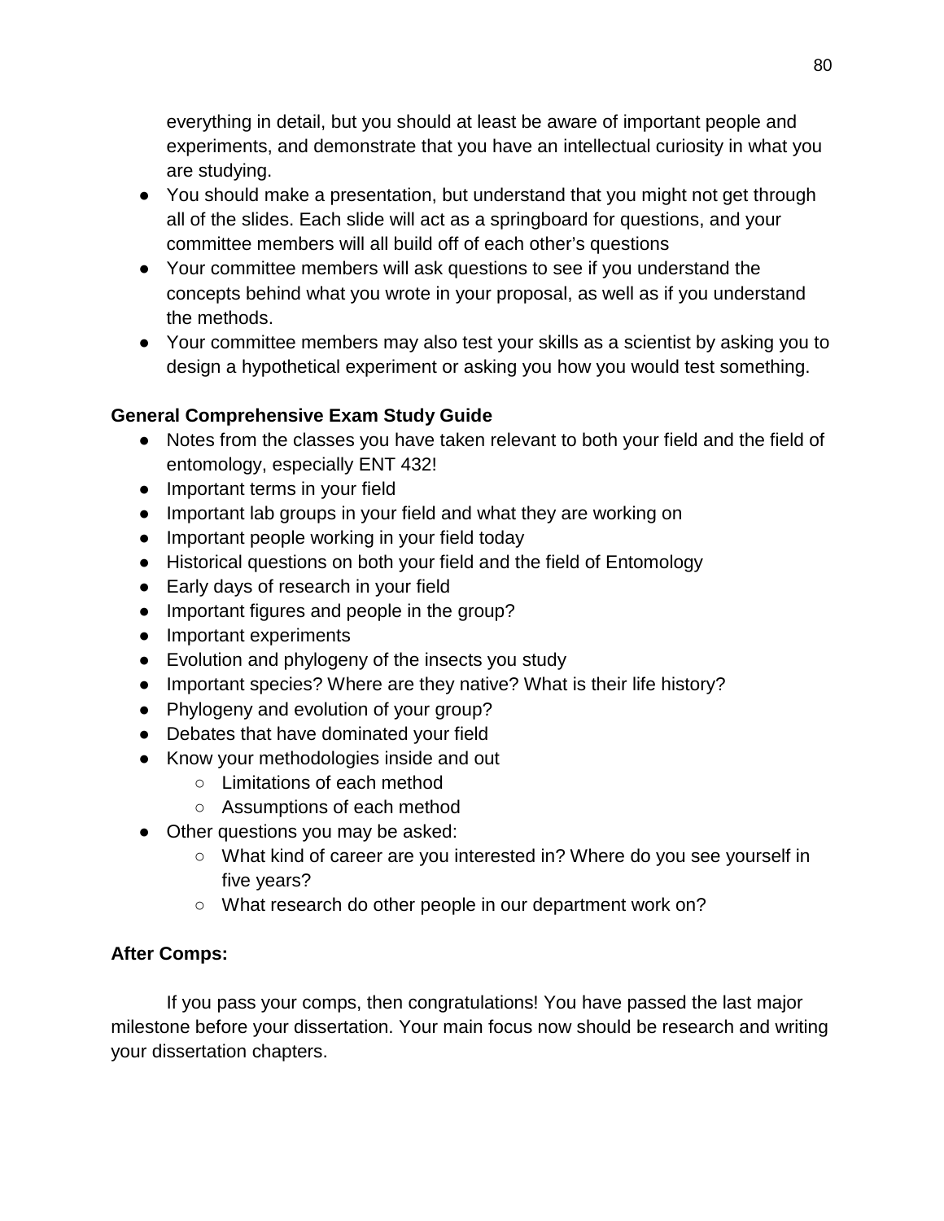everything in detail, but you should at least be aware of important people and experiments, and demonstrate that you have an intellectual curiosity in what you are studying.

- You should make a presentation, but understand that you might not get through all of the slides. Each slide will act as a springboard for questions, and your committee members will all build off of each other's questions
- Your committee members will ask questions to see if you understand the concepts behind what you wrote in your proposal, as well as if you understand the methods.
- Your committee members may also test your skills as a scientist by asking you to design a hypothetical experiment or asking you how you would test something.

**General Comprehensive Exam Study Guide**

- Notes from the classes you have taken relevant to both your field and the field of entomology, especially ENT 432!
- Important terms in your field
- Important lab groups in your field and what they are working on
- Important people working in your field today
- Historical questions on both your field and the field of Entomology
- Early days of research in your field
- Important figures and people in the group?
- Important experiments
- Evolution and phylogeny of the insects you study
- Important species? Where are they native? What is their life history?
- Phylogeny and evolution of your group?
- Debates that have dominated your field
- Know your methodologies inside and out
    - Limitations of each method
    - Assumptions of each method
- Other questions you may be asked:
    - What kind of career are you interested in? Where do you see yourself in five years?
    - What research do other people in our department work on?

**After Comps:**

If you pass your comps, then congratulations! You have passed the last major milestone before your dissertation. Your main focus now should be research and writing your dissertation chapters.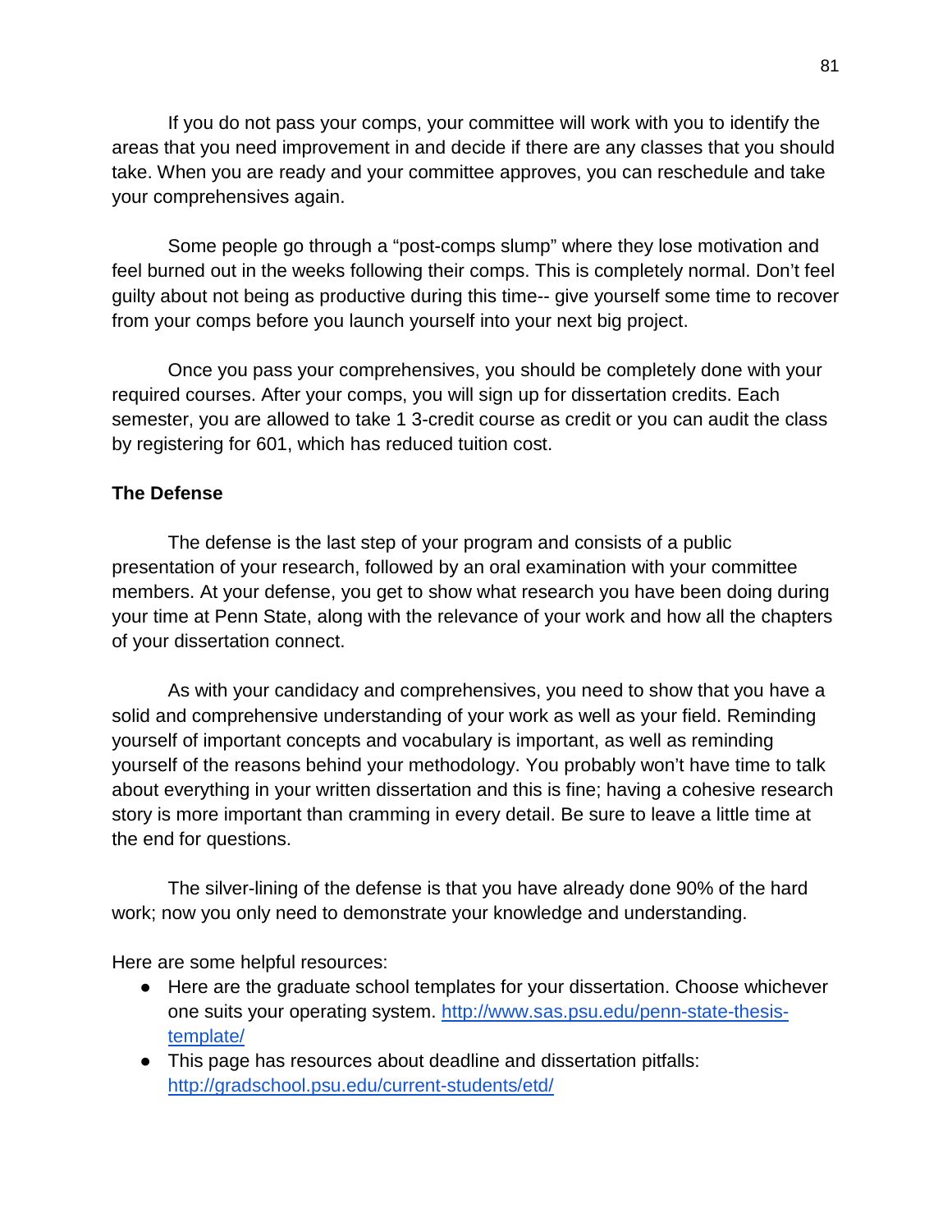If you do not pass your comps, your committee will work with you to identify the areas that you need improvement in and decide if there are any classes that you should take. When you are ready and your committee approves, you can reschedule and take your comprehensives again.

Some people go through a “post-comps slump” where they lose motivation and feel burned out in the weeks following their comps. This is completely normal. Don’t feel guilty about not being as productive during this time-- give yourself some time to recover from your comps before you launch yourself into your next big project.

Once you pass your comprehensives, you should be completely done with your required courses. After your comps, you will sign up for dissertation credits. Each semester, you are allowed to take 1 3-credit course as credit or you can audit the class by registering for 601, which has reduced tuition cost.

**The Defense**

The defense is the last step of your program and consists of a public presentation of your research, followed by an oral examination with your committee members. At your defense, you get to show what research you have been doing during your time at Penn State, along with the relevance of your work and how all the chapters of your dissertation connect.

As with your candidacy and comprehensives, you need to show that you have a solid and comprehensive understanding of your work as well as your field. Reminding yourself of important concepts and vocabulary is important, as well as reminding yourself of the reasons behind your methodology. You probably won’t have time to talk about everything in your written dissertation and this is fine; having a cohesive research story is more important than cramming in every detail. Be sure to leave a little time at the end for questions.

The silver-lining of the defense is that you have already done 90% of the hard work; now you only need to demonstrate your knowledge and understanding.

Here are some helpful resources:

- Here are the graduate school templates for your dissertation. Choose whichever one suits your operating system. [http://www.sas.psu.edu/penn-state-thesis-template/](http://www.sas.psu.edu/penn-state-thesis-template/)
- This page has resources about deadline and dissertation pitfalls: [http://gradschool.psu.edu/current-students/etd/](http://gradschool.psu.edu/current-students/etd/)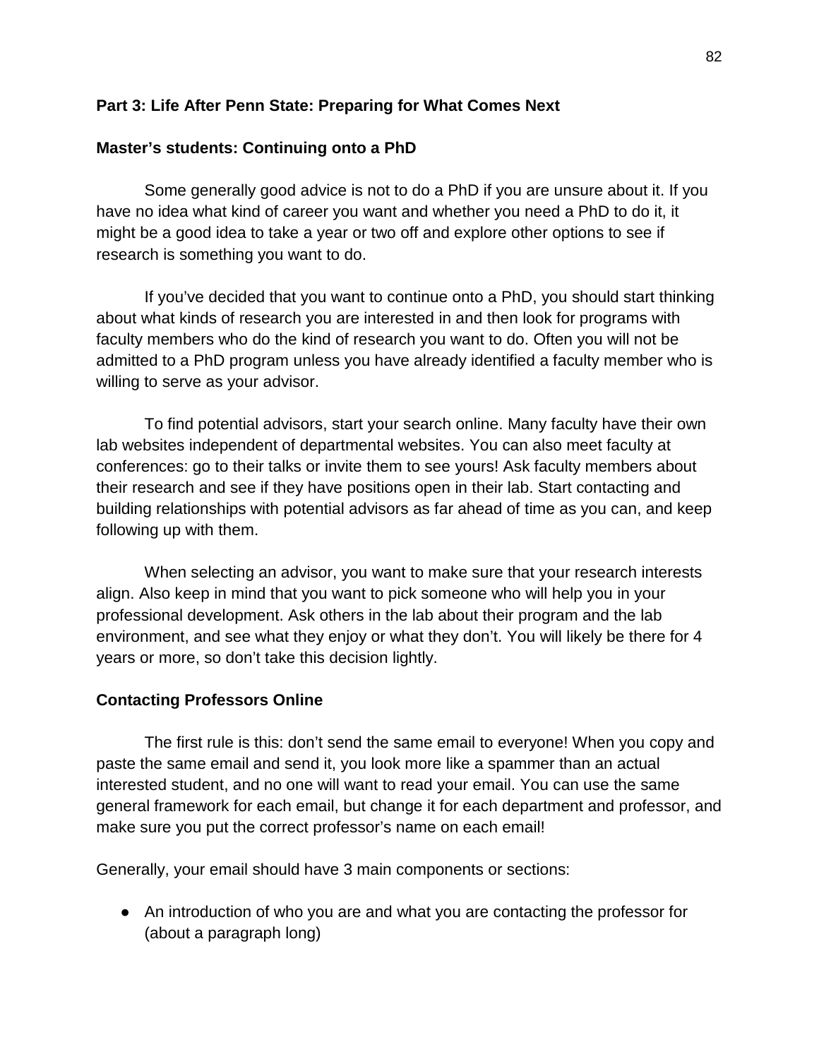## Part 3: Life After Penn State: Preparing for What Comes Next

### Master's students: Continuing onto a PhD

Some generally good advice is not to do a PhD if you are unsure about it. If you have no idea what kind of career you want and whether you need a PhD to do it, it might be a good idea to take a year or two off and explore other options to see if research is something you want to do.

If you've decided that you want to continue onto a PhD, you should start thinking about what kinds of research you are interested in and then look for programs with faculty members who do the kind of research you want to do. Often you will not be admitted to a PhD program unless you have already identified a faculty member who is willing to serve as your advisor.

To find potential advisors, start your search online. Many faculty have their own lab websites independent of departmental websites. You can also meet faculty at conferences: go to their talks or invite them to see yours! Ask faculty members about their research and see if they have positions open in their lab. Start contacting and building relationships with potential advisors as far ahead of time as you can, and keep following up with them.

When selecting an advisor, you want to make sure that your research interests align. Also keep in mind that you want to pick someone who will help you in your professional development. Ask others in the lab about their program and the lab environment, and see what they enjoy or what they don't. You will likely be there for 4 years or more, so don't take this decision lightly.

### Contacting Professors Online

The first rule is this: don't send the same email to everyone! When you copy and paste the same email and send it, you look more like a spammer than an actual interested student, and no one will want to read your email. You can use the same general framework for each email, but change it for each department and professor, and make sure you put the correct professor's name on each email!

Generally, your email should have 3 main components or sections:

- An introduction of who you are and what you are contacting the professor for (about a paragraph long)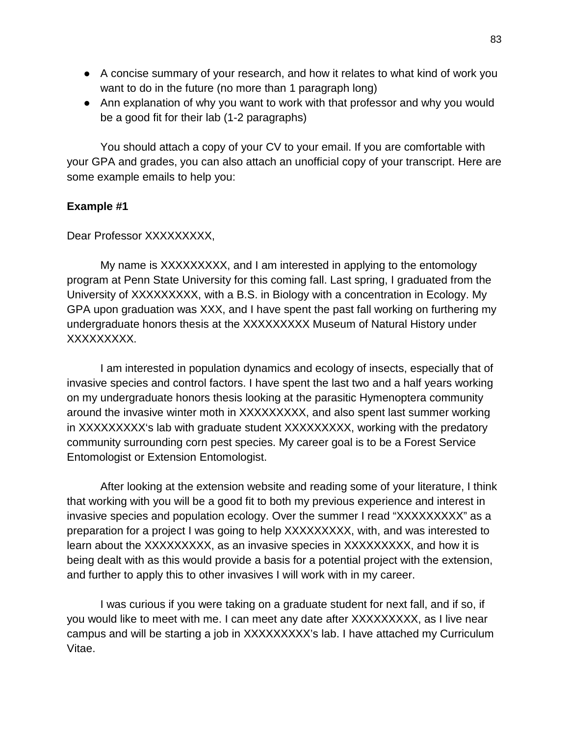- A concise summary of your research, and how it relates to what kind of work you want to do in the future (no more than 1 paragraph long)
- Ann explanation of why you want to work with that professor and why you would be a good fit for their lab (1-2 paragraphs)

You should attach a copy of your CV to your email. If you are comfortable with your GPA and grades, you can also attach an unofficial copy of your transcript. Here are some example emails to help you:

**Example #1**

Dear Professor XXXXXXXXX,

My name is XXXXXXXXX, and I am interested in applying to the entomology program at Penn State University for this coming fall. Last spring, I graduated from the University of XXXXXXXXX, with a B.S. in Biology with a concentration in Ecology. My GPA upon graduation was XXX, and I have spent the past fall working on furthering my undergraduate honors thesis at the XXXXXXXXX Museum of Natural History under XXXXXXXXX.

I am interested in population dynamics and ecology of insects, especially that of invasive species and control factors. I have spent the last two and a half years working on my undergraduate honors thesis looking at the parasitic Hymenoptera community around the invasive winter moth in XXXXXXXXX, and also spent last summer working in XXXXXXXXX's lab with graduate student XXXXXXXXX, working with the predatory community surrounding corn pest species. My career goal is to be a Forest Service Entomologist or Extension Entomologist.

After looking at the extension website and reading some of your literature, I think that working with you will be a good fit to both my previous experience and interest in invasive species and population ecology. Over the summer I read "XXXXXXXXX" as a preparation for a project I was going to help XXXXXXXXX, with, and was interested to learn about the XXXXXXXXX, as an invasive species in XXXXXXXXX, and how it is being dealt with as this would provide a basis for a potential project with the extension, and further to apply this to other invasives I will work with in my career.

I was curious if you were taking on a graduate student for next fall, and if so, if you would like to meet with me. I can meet any date after XXXXXXXXX, as I live near campus and will be starting a job in XXXXXXXXX's lab. I have attached my Curriculum Vitae.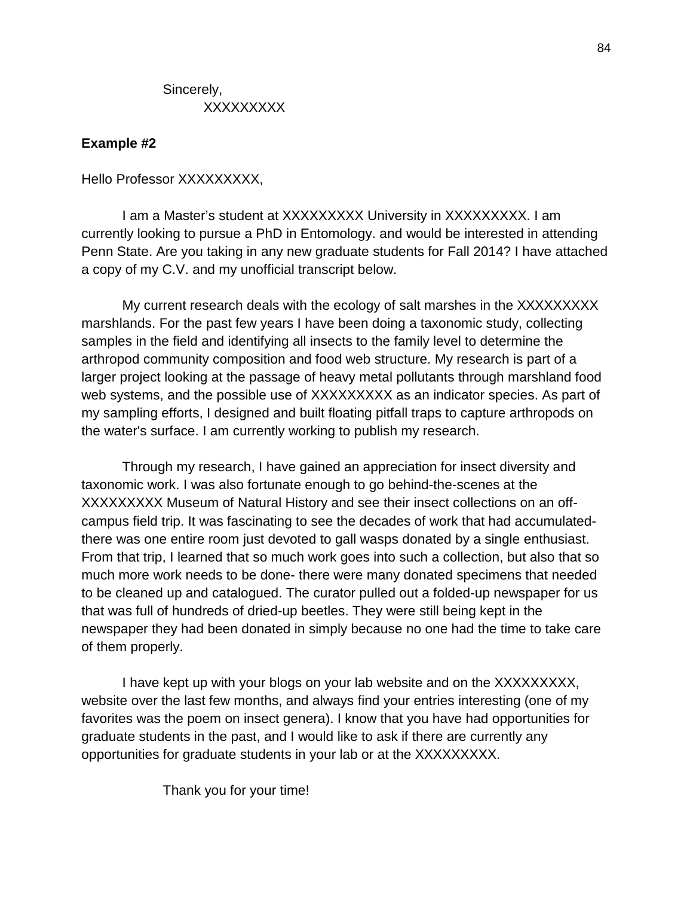Sincerely,

XXXXXXXXX

**Example #2**

Hello Professor XXXXXXXXX,

I am a Master's student at XXXXXXXXX University in XXXXXXXXX. I am currently looking to pursue a PhD in Entomology. and would be interested in attending Penn State. Are you taking in any new graduate students for Fall 2014? I have attached a copy of my C.V. and my unofficial transcript below.

My current research deals with the ecology of salt marshes in the XXXXXXXXX marshlands. For the past few years I have been doing a taxonomic study, collecting samples in the field and identifying all insects to the family level to determine the arthropod community composition and food web structure. My research is part of a larger project looking at the passage of heavy metal pollutants through marshland food web systems, and the possible use of XXXXXXXXX as an indicator species. As part of my sampling efforts, I designed and built floating pitfall traps to capture arthropods on the water's surface. I am currently working to publish my research.

Through my research, I have gained an appreciation for insect diversity and taxonomic work. I was also fortunate enough to go behind-the-scenes at the XXXXXXXXX Museum of Natural History and see their insect collections on an off-campus field trip. It was fascinating to see the decades of work that had accumulated- there was one entire room just devoted to gall wasps donated by a single enthusiast. From that trip, I learned that so much work goes into such a collection, but also that so much more work needs to be done- there were many donated specimens that needed to be cleaned up and catalogued. The curator pulled out a folded-up newspaper for us that was full of hundreds of dried-up beetles. They were still being kept in the newspaper they had been donated in simply because no one had the time to take care of them properly.

I have kept up with your blogs on your lab website and on the XXXXXXXXX, website over the last few months, and always find your entries interesting (one of my favorites was the poem on insect genera). I know that you have had opportunities for graduate students in the past, and I would like to ask if there are currently any opportunities for graduate students in your lab or at the XXXXXXXXX.

Thank you for your time!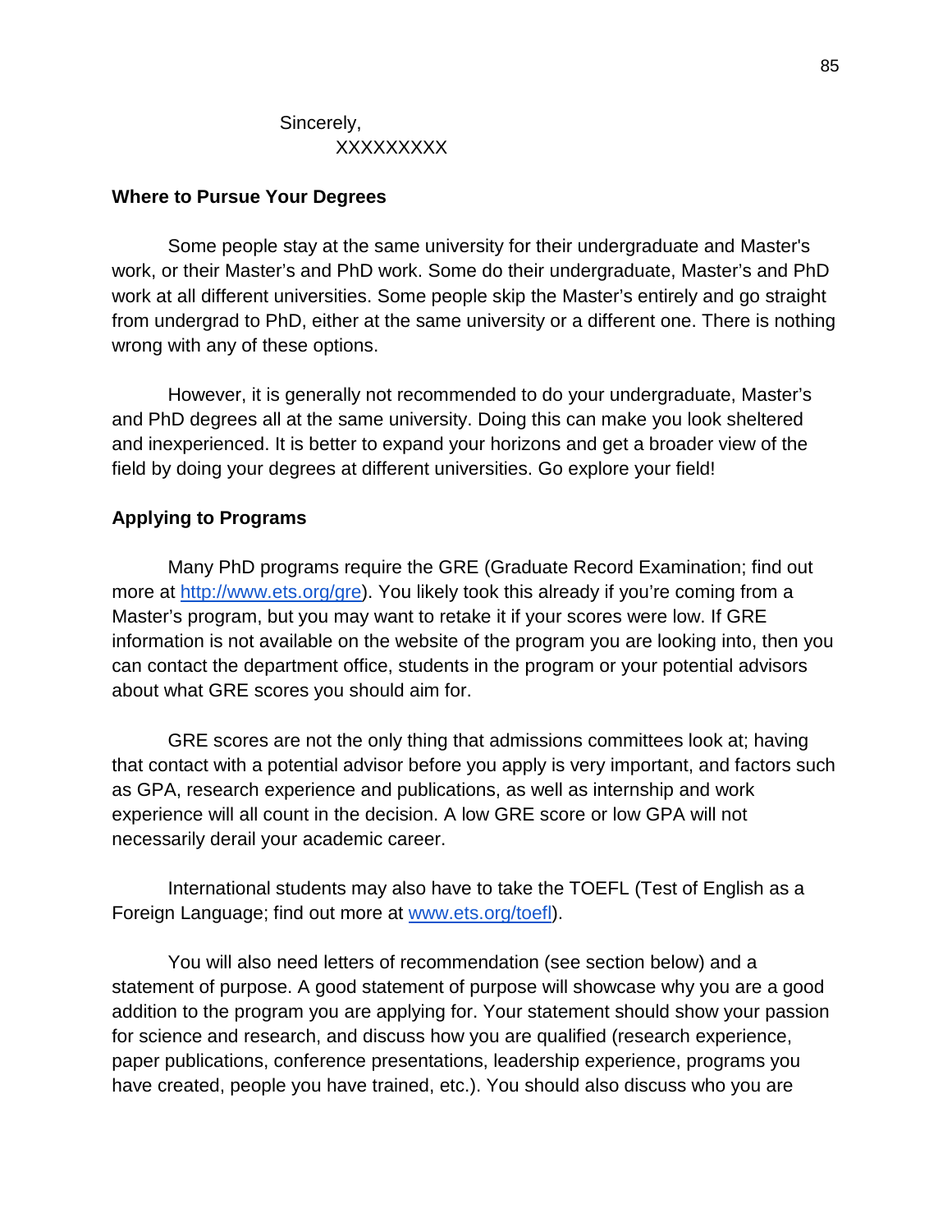Sincerely,

XXXXXXXXX

**Where to Pursue Your Degrees**

Some people stay at the same university for their undergraduate and Master's work, or their Master's and PhD work. Some do their undergraduate, Master's and PhD work at all different universities. Some people skip the Master's entirely and go straight from undergrad to PhD, either at the same university or a different one. There is nothing wrong with any of these options.

However, it is generally not recommended to do your undergraduate, Master's and PhD degrees all at the same university. Doing this can make you look sheltered and inexperienced. It is better to expand your horizons and get a broader view of the field by doing your degrees at different universities. Go explore your field!

**Applying to Programs**

Many PhD programs require the GRE (Graduate Record Examination; find out more at [http://www.ets.org/gre](http://www.ets.org/gre)). You likely took this already if you're coming from a Master's program, but you may want to retake it if your scores were low. If GRE information is not available on the website of the program you are looking into, then you can contact the department office, students in the program or your potential advisors about what GRE scores you should aim for.

GRE scores are not the only thing that admissions committees look at; having that contact with a potential advisor before you apply is very important, and factors such as GPA, research experience and publications, as well as internship and work experience will all count in the decision. A low GRE score or low GPA will not necessarily derail your academic career.

International students may also have to take the TOEFL (Test of English as a Foreign Language; find out more at [www.ets.org/toefl](http://www.ets.org/toefl)).

You will also need letters of recommendation (see section below) and a statement of purpose. A good statement of purpose will showcase why you are a good addition to the program you are applying for. Your statement should show your passion for science and research, and discuss how you are qualified (research experience, paper publications, conference presentations, leadership experience, programs you have created, people you have trained, etc.). You should also discuss who you are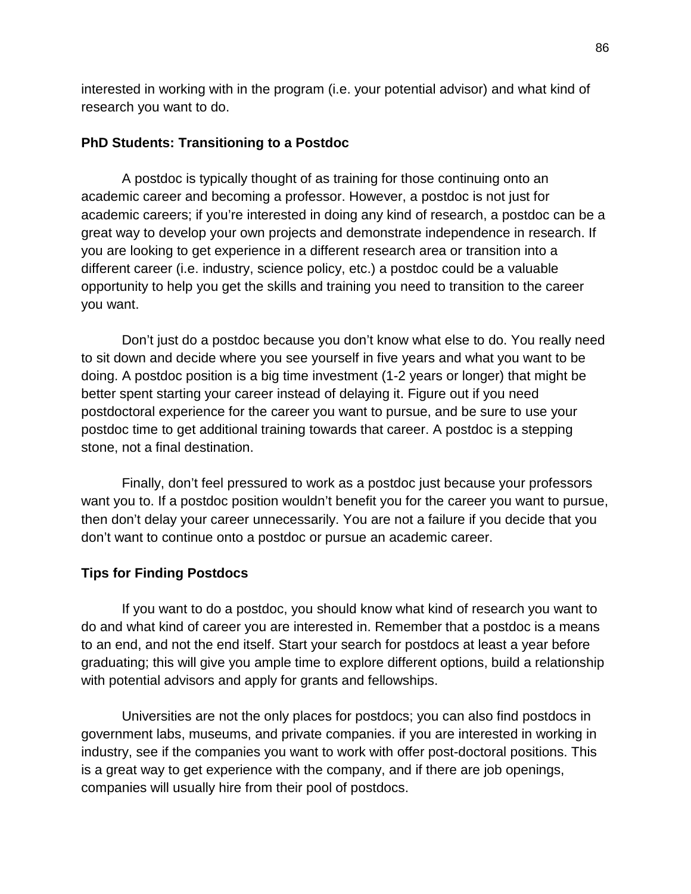interested in working with in the program (i.e. your potential advisor) and what kind of research you want to do.

**PhD Students: Transitioning to a Postdoc**

A postdoc is typically thought of as training for those continuing onto an academic career and becoming a professor. However, a postdoc is not just for academic careers; if you're interested in doing any kind of research, a postdoc can be a great way to develop your own projects and demonstrate independence in research. If you are looking to get experience in a different research area or transition into a different career (i.e. industry, science policy, etc.) a postdoc could be a valuable opportunity to help you get the skills and training you need to transition to the career you want.

Don't just do a postdoc because you don't know what else to do. You really need to sit down and decide where you see yourself in five years and what you want to be doing. A postdoc position is a big time investment (1-2 years or longer) that might be better spent starting your career instead of delaying it. Figure out if you need postdoctoral experience for the career you want to pursue, and be sure to use your postdoc time to get additional training towards that career. A postdoc is a stepping stone, not a final destination.

Finally, don't feel pressured to work as a postdoc just because your professors want you to. If a postdoc position wouldn't benefit you for the career you want to pursue, then don't delay your career unnecessarily. You are not a failure if you decide that you don't want to continue onto a postdoc or pursue an academic career.

**Tips for Finding Postdocs**

If you want to do a postdoc, you should know what kind of research you want to do and what kind of career you are interested in. Remember that a postdoc is a means to an end, and not the end itself. Start your search for postdocs at least a year before graduating; this will give you ample time to explore different options, build a relationship with potential advisors and apply for grants and fellowships.

Universities are not the only places for postdocs; you can also find postdocs in government labs, museums, and private companies. if you are interested in working in industry, see if the companies you want to work with offer post-doctoral positions. This is a great way to get experience with the company, and if there are job openings, companies will usually hire from their pool of postdocs.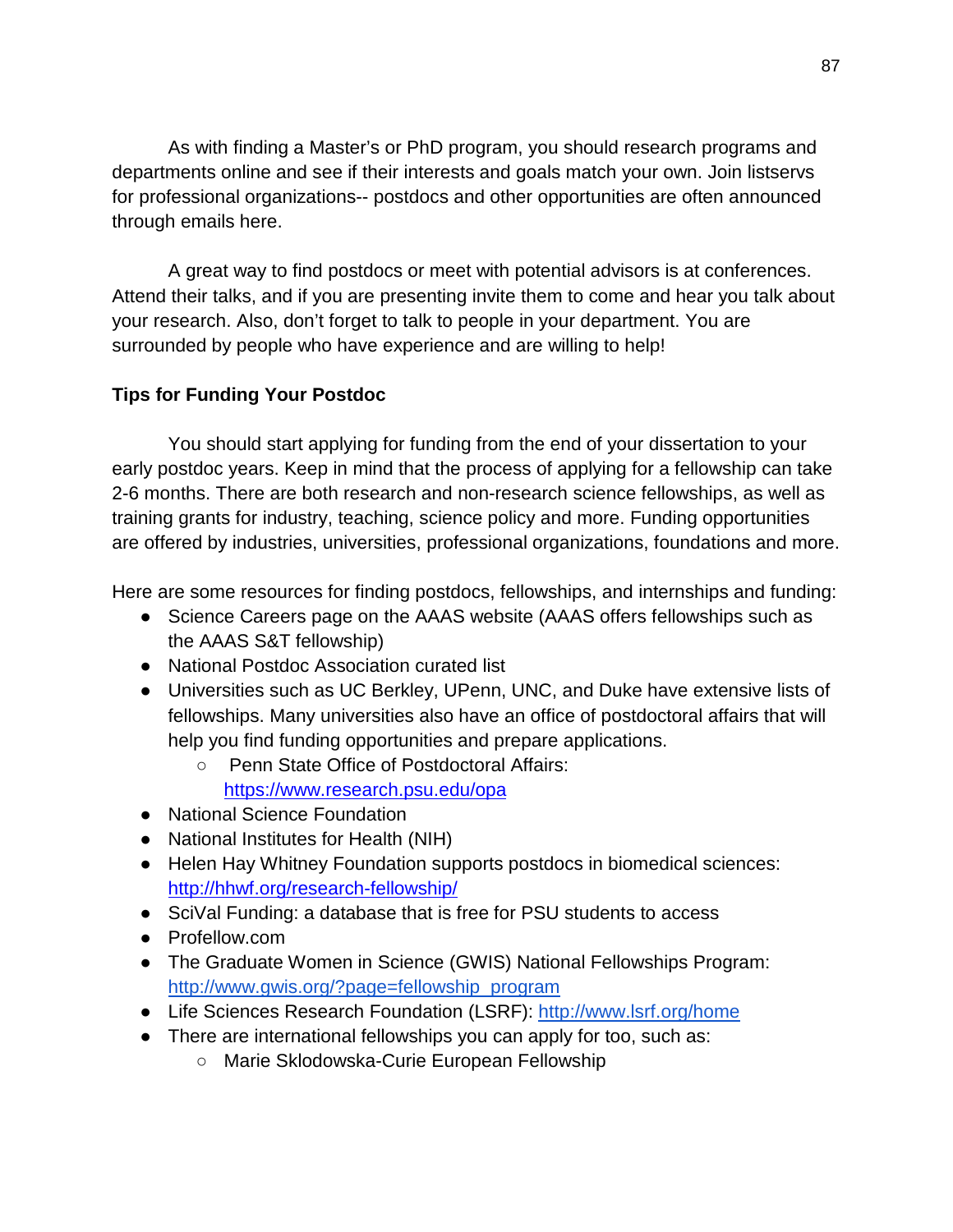As with finding a Master's or PhD program, you should research programs and departments online and see if their interests and goals match your own. Join listservs for professional organizations-- postdocs and other opportunities are often announced through emails here.

A great way to find postdocs or meet with potential advisors is at conferences. Attend their talks, and if you are presenting invite them to come and hear you talk about your research. Also, don't forget to talk to people in your department. You are surrounded by people who have experience and are willing to help!

**Tips for Funding Your Postdoc**

You should start applying for funding from the end of your dissertation to your early postdoc years. Keep in mind that the process of applying for a fellowship can take 2-6 months. There are both research and non-research science fellowships, as well as training grants for industry, teaching, science policy and more. Funding opportunities are offered by industries, universities, professional organizations, foundations and more.

Here are some resources for finding postdocs, fellowships, and internships and funding:

- Science Careers page on the AAAS website (AAAS offers fellowships such as the AAAS S&T fellowship)
- National Postdoc Association curated list
- Universities such as UC Berkley, UPenn, UNC, and Duke have extensive lists of fellowships. Many universities also have an office of postdoctoral affairs that will help you find funding opportunities and prepare applications.
  - Penn State Office of Postdoctoral Affairs: https://www.research.psu.edu/opa
- National Science Foundation
- National Institutes for Health (NIH)
- Helen Hay Whitney Foundation supports postdocs in biomedical sciences: http://hhwf.org/research-fellowship/
- SciVal Funding: a database that is free for PSU students to access
- Profellow.com
- The Graduate Women in Science (GWIS) National Fellowships Program: http://www.gwis.org/?page=fellowship_program
- Life Sciences Research Foundation (LSRF): http://www.lsrf.org/home
- There are international fellowships you can apply for too, such as:
  - Marie Sklodowska-Curie European Fellowship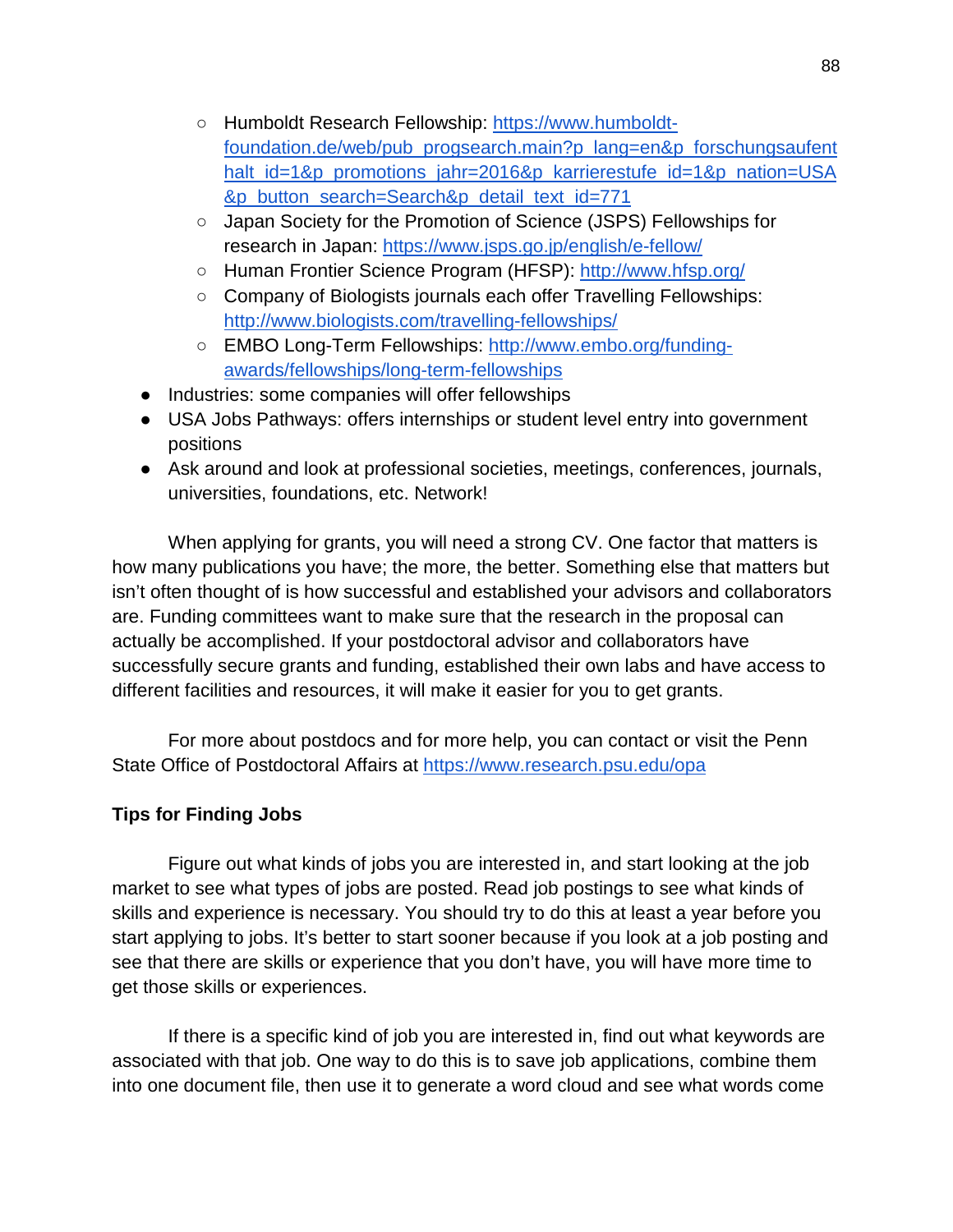- Humboldt Research Fellowship: https://www.humboldt-foundation.de/web/pub_progsearch.main?p_lang=en&p_forschungsaufenthalt_id=1&p_promotions_jahr=2016&p_karrierestufe_id=1&p_nation=USA&p_button_search=Search&p_detail_text_id=771
    - Japan Society for the Promotion of Science (JSPS) Fellowships for research in Japan: https://www.jsps.go.jp/english/e-fellow/
    - Human Frontier Science Program (HFSP): http://www.hfsp.org/
    - Company of Biologists journals each offer Travelling Fellowships: http://www.biologists.com/travelling-fellowships/
    - EMBO Long-Term Fellowships: http://www.embo.org/funding-awards/fellowships/long-term-fellowships
- Industries: some companies will offer fellowships
- USA Jobs Pathways: offers internships or student level entry into government positions
- Ask around and look at professional societies, meetings, conferences, journals, universities, foundations, etc. Network!

When applying for grants, you will need a strong CV. One factor that matters is how many publications you have; the more, the better. Something else that matters but isn't often thought of is how successful and established your advisors and collaborators are. Funding committees want to make sure that the research in the proposal can actually be accomplished. If your postdoctoral advisor and collaborators have successfully secure grants and funding, established their own labs and have access to different facilities and resources, it will make it easier for you to get grants.

For more about postdocs and for more help, you can contact or visit the Penn State Office of Postdoctoral Affairs at https://www.research.psu.edu/opa

**Tips for Finding Jobs**

Figure out what kinds of jobs you are interested in, and start looking at the job market to see what types of jobs are posted. Read job postings to see what kinds of skills and experience is necessary. You should try to do this at least a year before you start applying to jobs. It's better to start sooner because if you look at a job posting and see that there are skills or experience that you don't have, you will have more time to get those skills or experiences.

If there is a specific kind of job you are interested in, find out what keywords are associated with that job. One way to do this is to save job applications, combine them into one document file, then use it to generate a word cloud and see what words come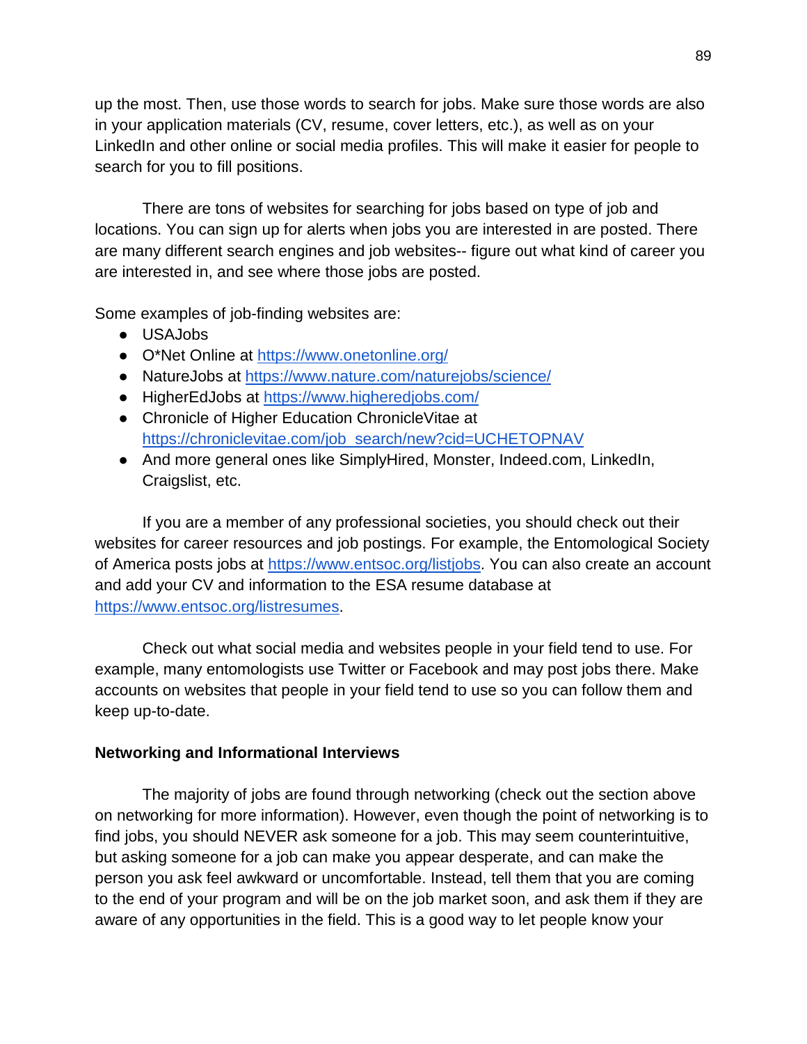up the most. Then, use those words to search for jobs. Make sure those words are also in your application materials (CV, resume, cover letters, etc.), as well as on your LinkedIn and other online or social media profiles. This will make it easier for people to search for you to fill positions.

There are tons of websites for searching for jobs based on type of job and locations. You can sign up for alerts when jobs you are interested in are posted. There are many different search engines and job websites-- figure out what kind of career you are interested in, and see where those jobs are posted.

Some examples of job-finding websites are:

- USAJobs
- O*Net Online at https://www.onetonline.org/
- NatureJobs at https://www.nature.com/naturejobs/science/
- HigherEdJobs at https://www.higheredjobs.com/
- Chronicle of Higher Education ChronicleVitae at https://chroniclevitae.com/job_search/new?cid=UCHETOPNAV
- And more general ones like SimplyHired, Monster, Indeed.com, LinkedIn, Craigslist, etc.

If you are a member of any professional societies, you should check out their websites for career resources and job postings. For example, the Entomological Society of America posts jobs at https://www.entsoc.org/listjobs. You can also create an account and add your CV and information to the ESA resume database at https://www.entsoc.org/listresumes.

Check out what social media and websites people in your field tend to use. For example, many entomologists use Twitter or Facebook and may post jobs there. Make accounts on websites that people in your field tend to use so you can follow them and keep up-to-date.

**Networking and Informational Interviews**

The majority of jobs are found through networking (check out the section above on networking for more information). However, even though the point of networking is to find jobs, you should NEVER ask someone for a job. This may seem counterintuitive, but asking someone for a job can make you appear desperate, and can make the person you ask feel awkward or uncomfortable. Instead, tell them that you are coming to the end of your program and will be on the job market soon, and ask them if they are aware of any opportunities in the field. This is a good way to let people know your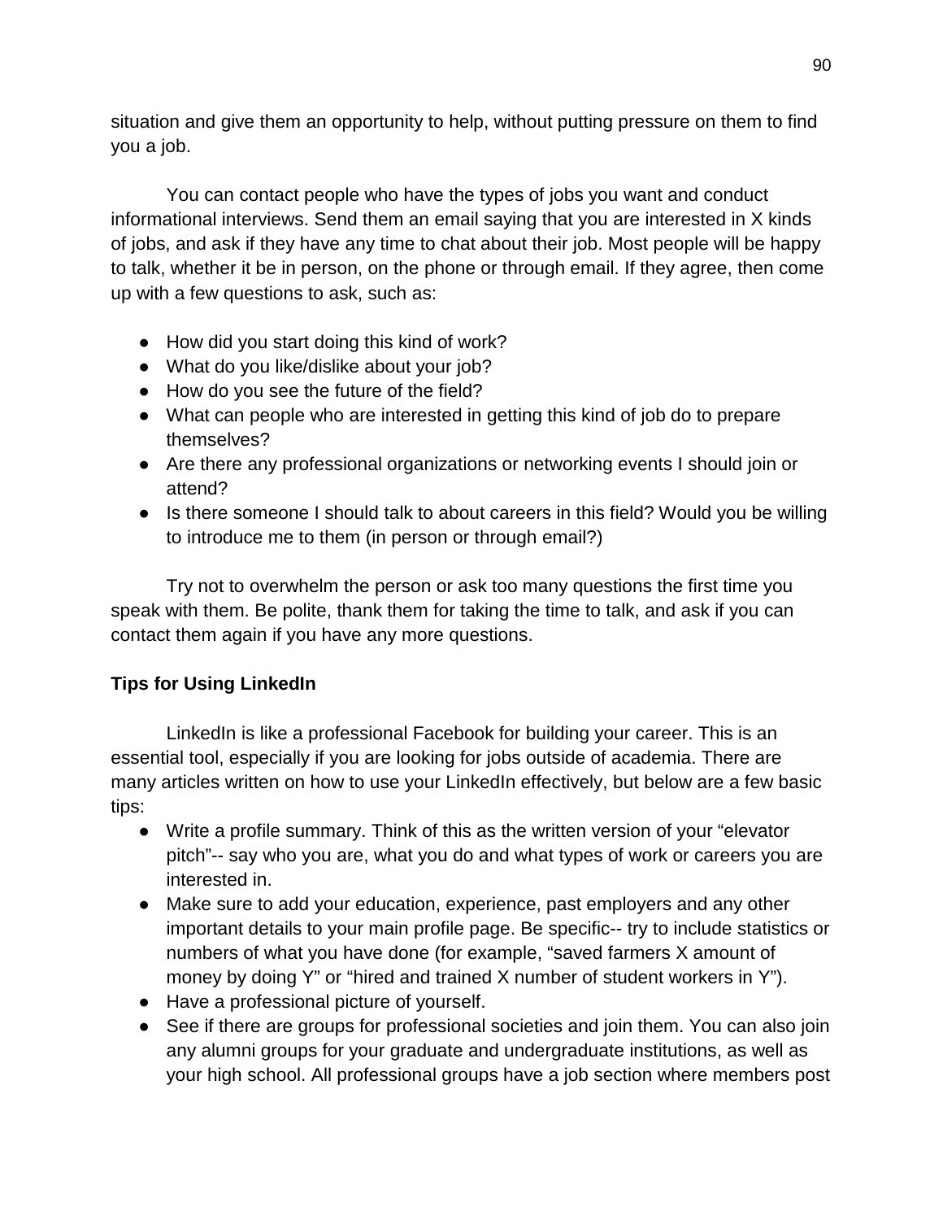situation and give them an opportunity to help, without putting pressure on them to find you a job.

You can contact people who have the types of jobs you want and conduct informational interviews. Send them an email saying that you are interested in X kinds of jobs, and ask if they have any time to chat about their job. Most people will be happy to talk, whether it be in person, on the phone or through email. If they agree, then come up with a few questions to ask, such as:

- How did you start doing this kind of work?
- What do you like/dislike about your job?
- How do you see the future of the field?
- What can people who are interested in getting this kind of job do to prepare themselves?
- Are there any professional organizations or networking events I should join or attend?
- Is there someone I should talk to about careers in this field? Would you be willing to introduce me to them (in person or through email?)

Try not to overwhelm the person or ask too many questions the first time you speak with them. Be polite, thank them for taking the time to talk, and ask if you can contact them again if you have any more questions.

**Tips for Using LinkedIn**

LinkedIn is like a professional Facebook for building your career. This is an essential tool, especially if you are looking for jobs outside of academia. There are many articles written on how to use your LinkedIn effectively, but below are a few basic tips:

- Write a profile summary. Think of this as the written version of your "elevator pitch"-- say who you are, what you do and what types of work or careers you are interested in.
- Make sure to add your education, experience, past employers and any other important details to your main profile page. Be specific-- try to include statistics or numbers of what you have done (for example, "saved farmers X amount of money by doing Y" or "hired and trained X number of student workers in Y").
- Have a professional picture of yourself.
- See if there are groups for professional societies and join them. You can also join any alumni groups for your graduate and undergraduate institutions, as well as your high school. All professional groups have a job section where members post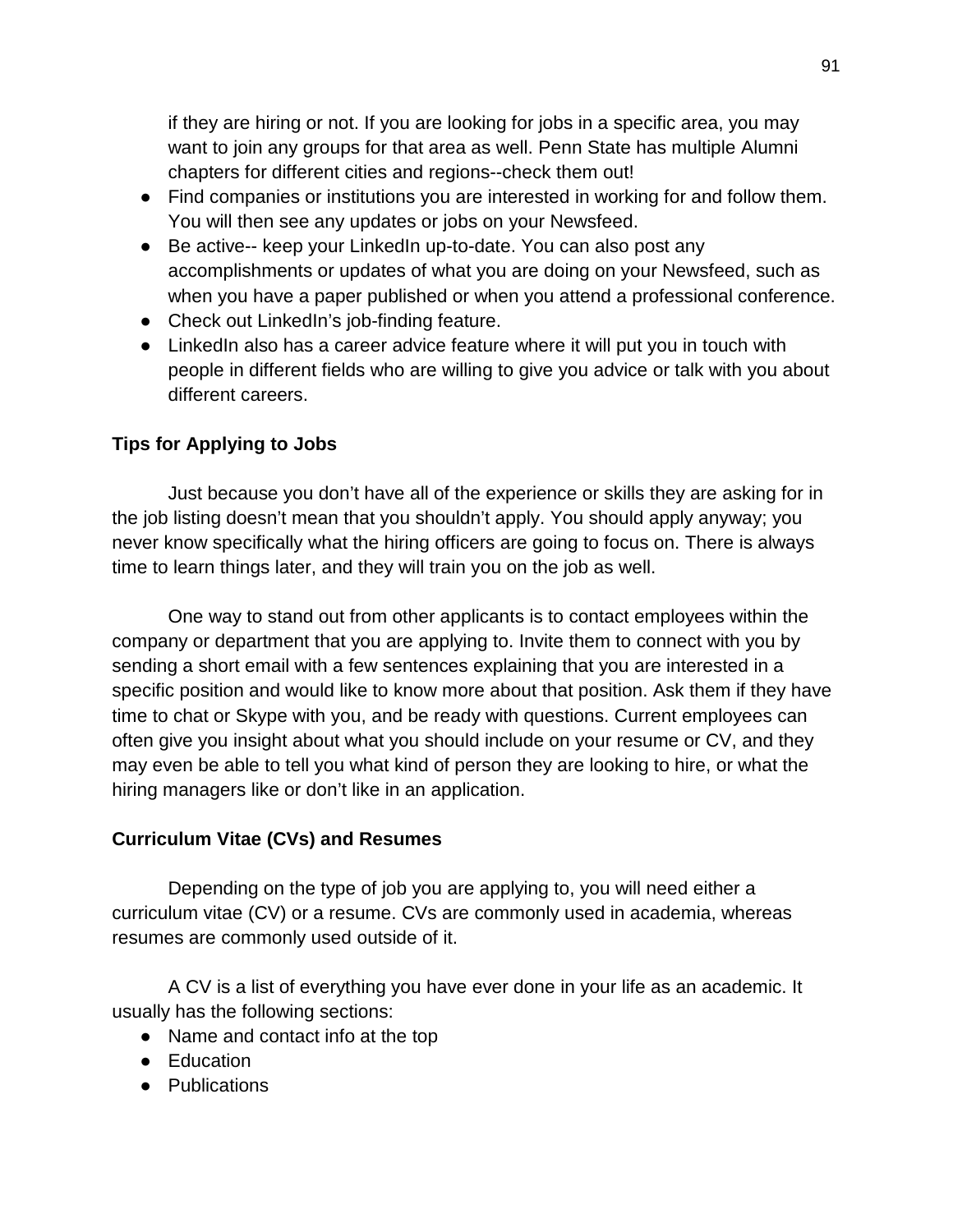if they are hiring or not. If you are looking for jobs in a specific area, you may want to join any groups for that area as well. Penn State has multiple Alumni chapters for different cities and regions--check them out!

- Find companies or institutions you are interested in working for and follow them. You will then see any updates or jobs on your Newsfeed.
- Be active-- keep your LinkedIn up-to-date. You can also post any accomplishments or updates of what you are doing on your Newsfeed, such as when you have a paper published or when you attend a professional conference.
- Check out LinkedIn's job-finding feature.
- LinkedIn also has a career advice feature where it will put you in touch with people in different fields who are willing to give you advice or talk with you about different careers.

**Tips for Applying to Jobs**

Just because you don't have all of the experience or skills they are asking for in the job listing doesn't mean that you shouldn't apply. You should apply anyway; you never know specifically what the hiring officers are going to focus on. There is always time to learn things later, and they will train you on the job as well.

One way to stand out from other applicants is to contact employees within the company or department that you are applying to. Invite them to connect with you by sending a short email with a few sentences explaining that you are interested in a specific position and would like to know more about that position. Ask them if they have time to chat or Skype with you, and be ready with questions. Current employees can often give you insight about what you should include on your resume or CV, and they may even be able to tell you what kind of person they are looking to hire, or what the hiring managers like or don't like in an application.

**Curriculum Vitae (CVs) and Resumes**

Depending on the type of job you are applying to, you will need either a curriculum vitae (CV) or a resume. CVs are commonly used in academia, whereas resumes are commonly used outside of it.

A CV is a list of everything you have ever done in your life as an academic. It usually has the following sections:

- Name and contact info at the top
- Education
- Publications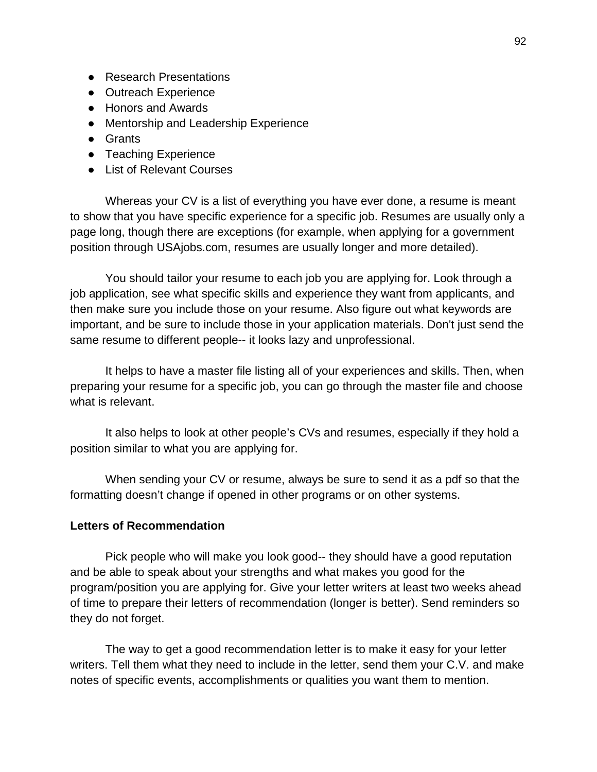- Research Presentations
- Outreach Experience
- Honors and Awards
- Mentorship and Leadership Experience
- Grants
- Teaching Experience
- List of Relevant Courses

Whereas your CV is a list of everything you have ever done, a resume is meant to show that you have specific experience for a specific job. Resumes are usually only a page long, though there are exceptions (for example, when applying for a government position through USAjobs.com, resumes are usually longer and more detailed).

You should tailor your resume to each job you are applying for. Look through a job application, see what specific skills and experience they want from applicants, and then make sure you include those on your resume. Also figure out what keywords are important, and be sure to include those in your application materials. Don't just send the same resume to different people-- it looks lazy and unprofessional.

It helps to have a master file listing all of your experiences and skills. Then, when preparing your resume for a specific job, you can go through the master file and choose what is relevant.

It also helps to look at other people's CVs and resumes, especially if they hold a position similar to what you are applying for.

When sending your CV or resume, always be sure to send it as a pdf so that the formatting doesn't change if opened in other programs or on other systems.

**Letters of Recommendation**

Pick people who will make you look good-- they should have a good reputation and be able to speak about your strengths and what makes you good for the program/position you are applying for. Give your letter writers at least two weeks ahead of time to prepare their letters of recommendation (longer is better). Send reminders so they do not forget.

The way to get a good recommendation letter is to make it easy for your letter writers. Tell them what they need to include in the letter, send them your C.V. and make notes of specific events, accomplishments or qualities you want them to mention.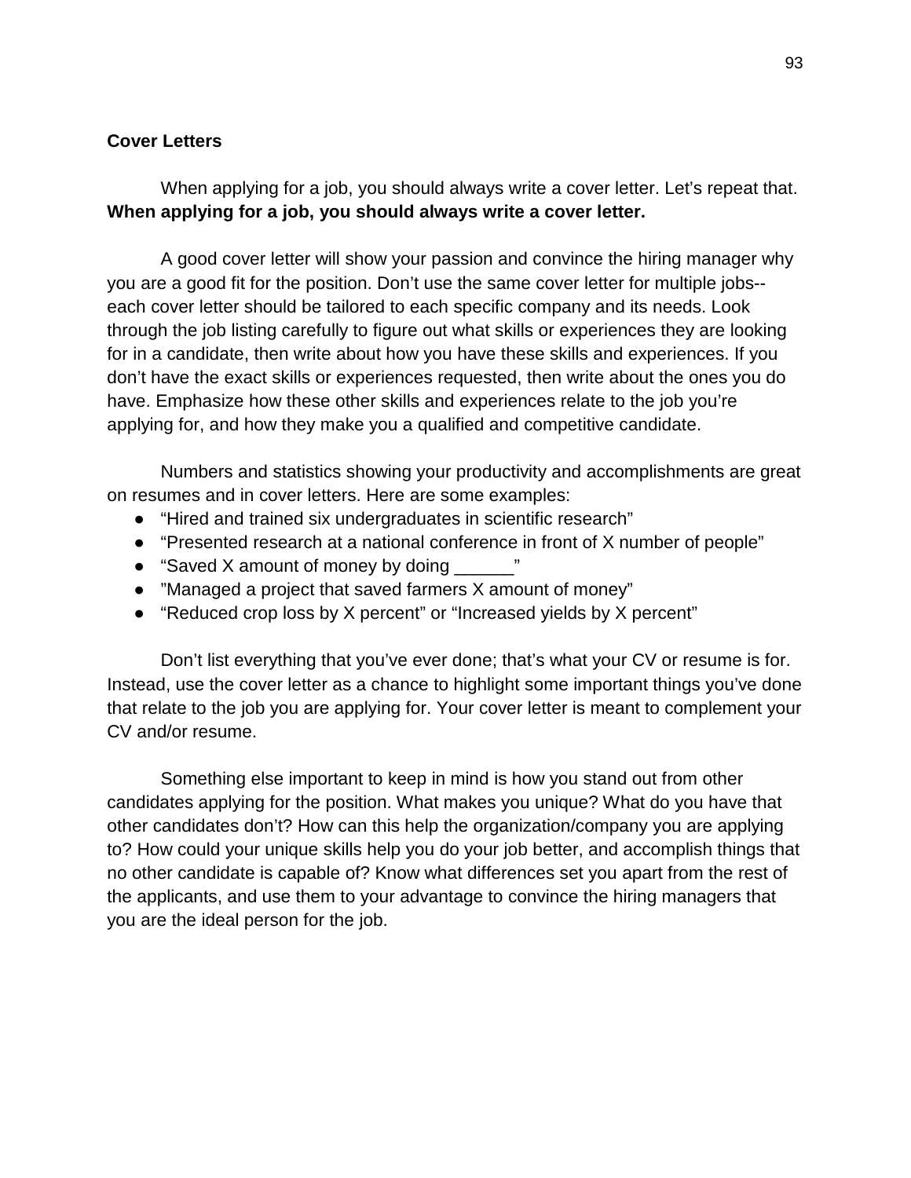**Cover Letters**

When applying for a job, you should always write a cover letter. Let's repeat that. **When applying for a job, you should always write a cover letter.**

A good cover letter will show your passion and convince the hiring manager why you are a good fit for the position. Don't use the same cover letter for multiple jobs--each cover letter should be tailored to each specific company and its needs. Look through the job listing carefully to figure out what skills or experiences they are looking for in a candidate, then write about how you have these skills and experiences. If you don't have the exact skills or experiences requested, then write about the ones you do have. Emphasize how these other skills and experiences relate to the job you're applying for, and how they make you a qualified and competitive candidate.

Numbers and statistics showing your productivity and accomplishments are great on resumes and in cover letters. Here are some examples:

- "Hired and trained six undergraduates in scientific research"
- "Presented research at a national conference in front of X number of people"
- "Saved X amount of money by doing ______"
- "Managed a project that saved farmers X amount of money"
- "Reduced crop loss by X percent" or "Increased yields by X percent"

Don't list everything that you've ever done; that's what your CV or resume is for. Instead, use the cover letter as a chance to highlight some important things you've done that relate to the job you are applying for. Your cover letter is meant to complement your CV and/or resume.

Something else important to keep in mind is how you stand out from other candidates applying for the position. What makes you unique? What do you have that other candidates don't? How can this help the organization/company you are applying to? How could your unique skills help you do your job better, and accomplish things that no other candidate is capable of? Know what differences set you apart from the rest of the applicants, and use them to your advantage to convince the hiring managers that you are the ideal person for the job.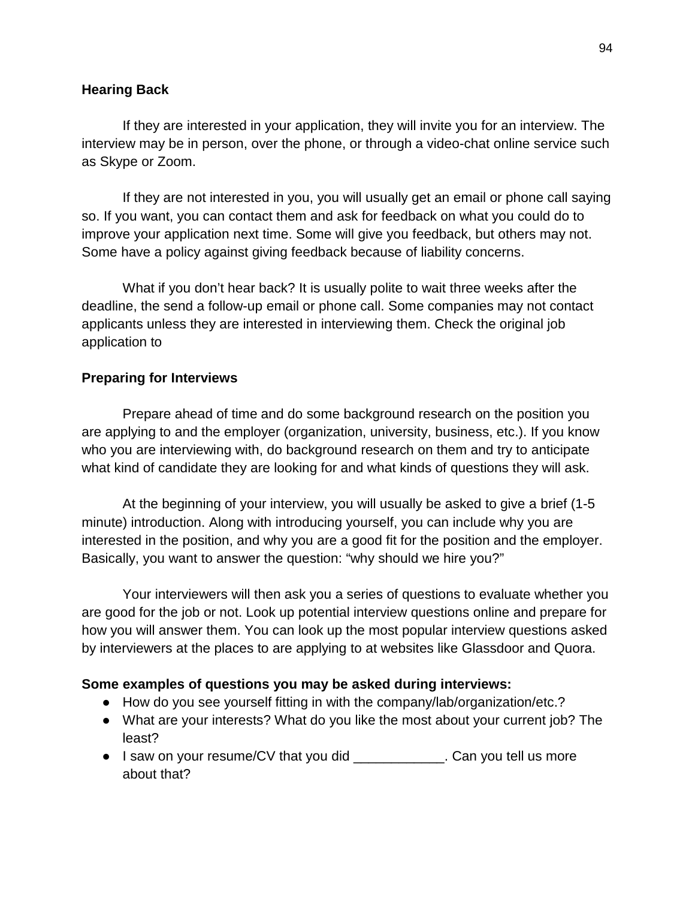**Hearing Back**

If they are interested in your application, they will invite you for an interview. The interview may be in person, over the phone, or through a video-chat online service such as Skype or Zoom.

If they are not interested in you, you will usually get an email or phone call saying so. If you want, you can contact them and ask for feedback on what you could do to improve your application next time. Some will give you feedback, but others may not. Some have a policy against giving feedback because of liability concerns.

What if you don't hear back? It is usually polite to wait three weeks after the deadline, the send a follow-up email or phone call. Some companies may not contact applicants unless they are interested in interviewing them. Check the original job application to

**Preparing for Interviews**

Prepare ahead of time and do some background research on the position you are applying to and the employer (organization, university, business, etc.). If you know who you are interviewing with, do background research on them and try to anticipate what kind of candidate they are looking for and what kinds of questions they will ask.

At the beginning of your interview, you will usually be asked to give a brief (1-5 minute) introduction. Along with introducing yourself, you can include why you are interested in the position, and why you are a good fit for the position and the employer. Basically, you want to answer the question: "why should we hire you?"

Your interviewers will then ask you a series of questions to evaluate whether you are good for the job or not. Look up potential interview questions online and prepare for how you will answer them. You can look up the most popular interview questions asked by interviewers at the places to are applying to at websites like Glassdoor and Quora.

**Some examples of questions you may be asked during interviews:**

- How do you see yourself fitting in with the company/lab/organization/etc.?
- What are your interests? What do you like the most about your current job? The least?
- I saw on your resume/CV that you did ____________. Can you tell us more about that?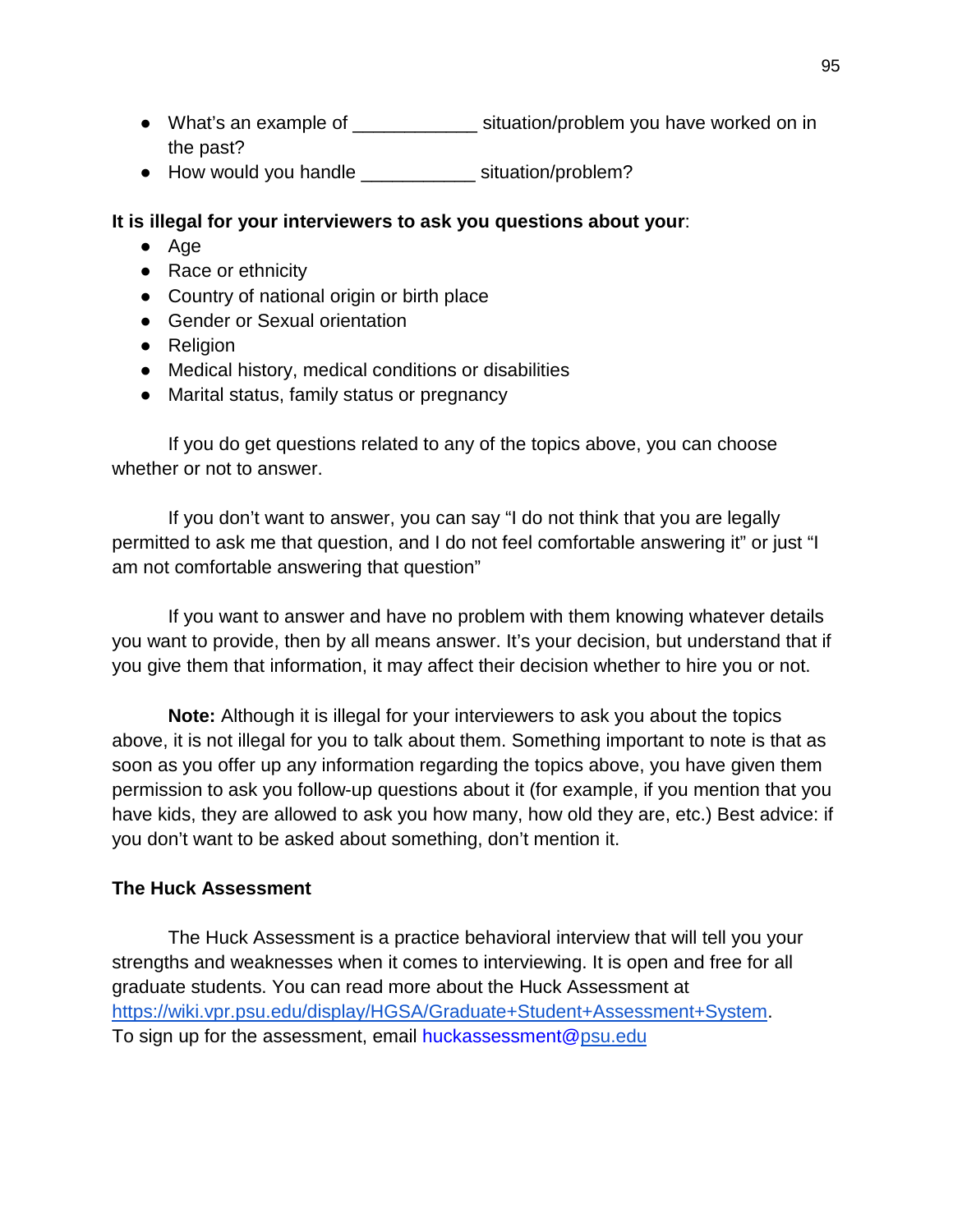- What's an example of ___________ situation/problem you have worked on in the past?
- How would you handle ___________ situation/problem?

**It is illegal for your interviewers to ask you questions about your**:

- Age
- Race or ethnicity
- Country of national origin or birth place
- Gender or Sexual orientation
- Religion
- Medical history, medical conditions or disabilities
- Marital status, family status or pregnancy

If you do get questions related to any of the topics above, you can choose whether or not to answer.

If you don't want to answer, you can say "I do not think that you are legally permitted to ask me that question, and I do not feel comfortable answering it" or just "I am not comfortable answering that question"

If you want to answer and have no problem with them knowing whatever details you want to provide, then by all means answer. It's your decision, but understand that if you give them that information, it may affect their decision whether to hire you or not.

**Note:** Although it is illegal for your interviewers to ask you about the topics above, it is not illegal for you to talk about them. Something important to note is that as soon as you offer up any information regarding the topics above, you have given them permission to ask you follow-up questions about it (for example, if you mention that you have kids, they are allowed to ask you how many, how old they are, etc.) Best advice: if you don't want to be asked about something, don't mention it.

**The Huck Assessment**

The Huck Assessment is a practice behavioral interview that will tell you your strengths and weaknesses when it comes to interviewing. It is open and free for all graduate students. You can read more about the Huck Assessment at https://wiki.vpr.psu.edu/display/HGSA/Graduate+Student+Assessment+System. To sign up for the assessment, email huckassessment@psu.edu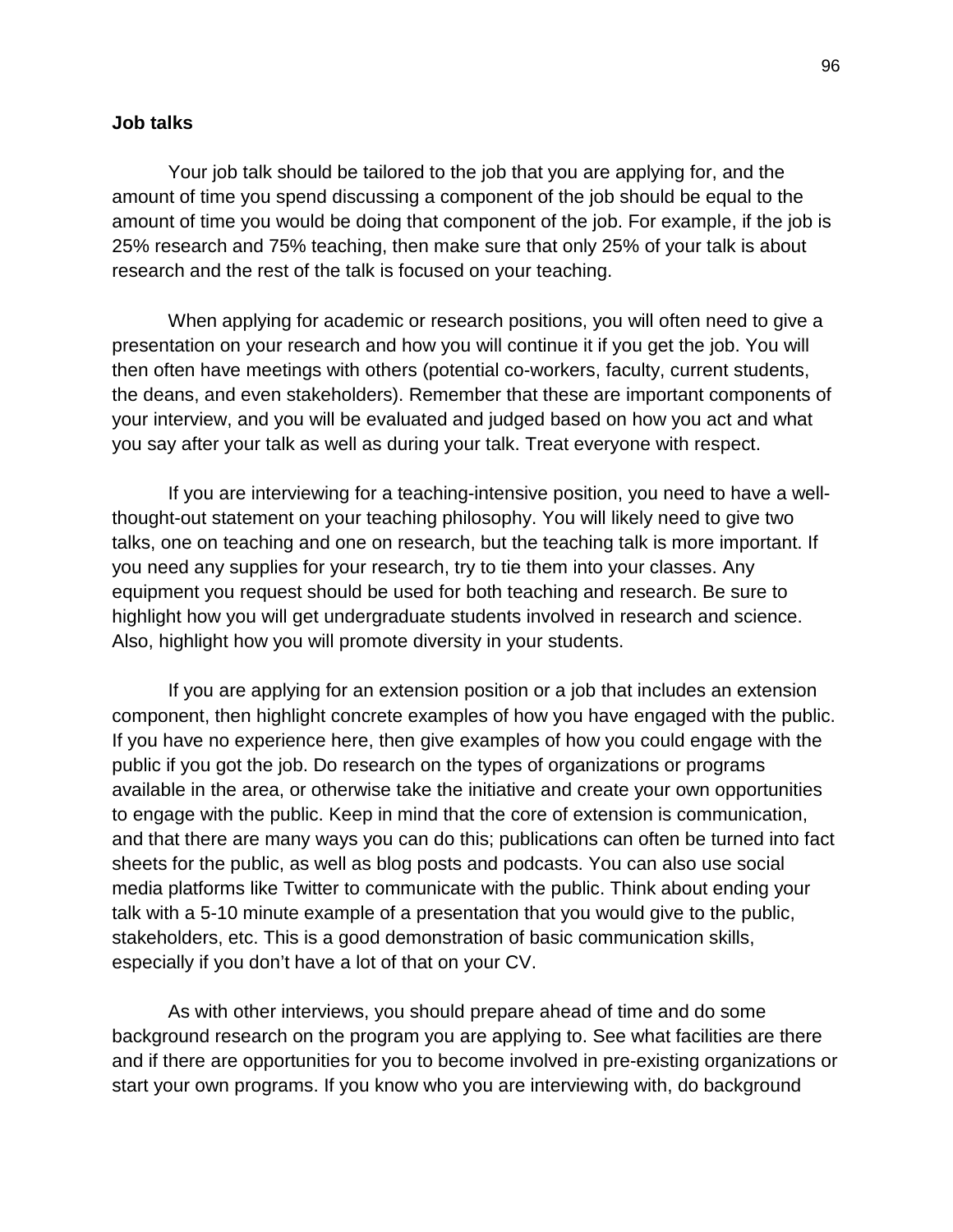**Job talks**

Your job talk should be tailored to the job that you are applying for, and the amount of time you spend discussing a component of the job should be equal to the amount of time you would be doing that component of the job. For example, if the job is 25% research and 75% teaching, then make sure that only 25% of your talk is about research and the rest of the talk is focused on your teaching.

When applying for academic or research positions, you will often need to give a presentation on your research and how you will continue it if you get the job. You will then often have meetings with others (potential co-workers, faculty, current students, the deans, and even stakeholders). Remember that these are important components of your interview, and you will be evaluated and judged based on how you act and what you say after your talk as well as during your talk. Treat everyone with respect.

If you are interviewing for a teaching-intensive position, you need to have a well-thought-out statement on your teaching philosophy. You will likely need to give two talks, one on teaching and one on research, but the teaching talk is more important. If you need any supplies for your research, try to tie them into your classes. Any equipment you request should be used for both teaching and research. Be sure to highlight how you will get undergraduate students involved in research and science. Also, highlight how you will promote diversity in your students.

If you are applying for an extension position or a job that includes an extension component, then highlight concrete examples of how you have engaged with the public. If you have no experience here, then give examples of how you could engage with the public if you got the job. Do research on the types of organizations or programs available in the area, or otherwise take the initiative and create your own opportunities to engage with the public. Keep in mind that the core of extension is communication, and that there are many ways you can do this; publications can often be turned into fact sheets for the public, as well as blog posts and podcasts. You can also use social media platforms like Twitter to communicate with the public. Think about ending your talk with a 5-10 minute example of a presentation that you would give to the public, stakeholders, etc. This is a good demonstration of basic communication skills, especially if you don't have a lot of that on your CV.

As with other interviews, you should prepare ahead of time and do some background research on the program you are applying to. See what facilities are there and if there are opportunities for you to become involved in pre-existing organizations or start your own programs. If you know who you are interviewing with, do background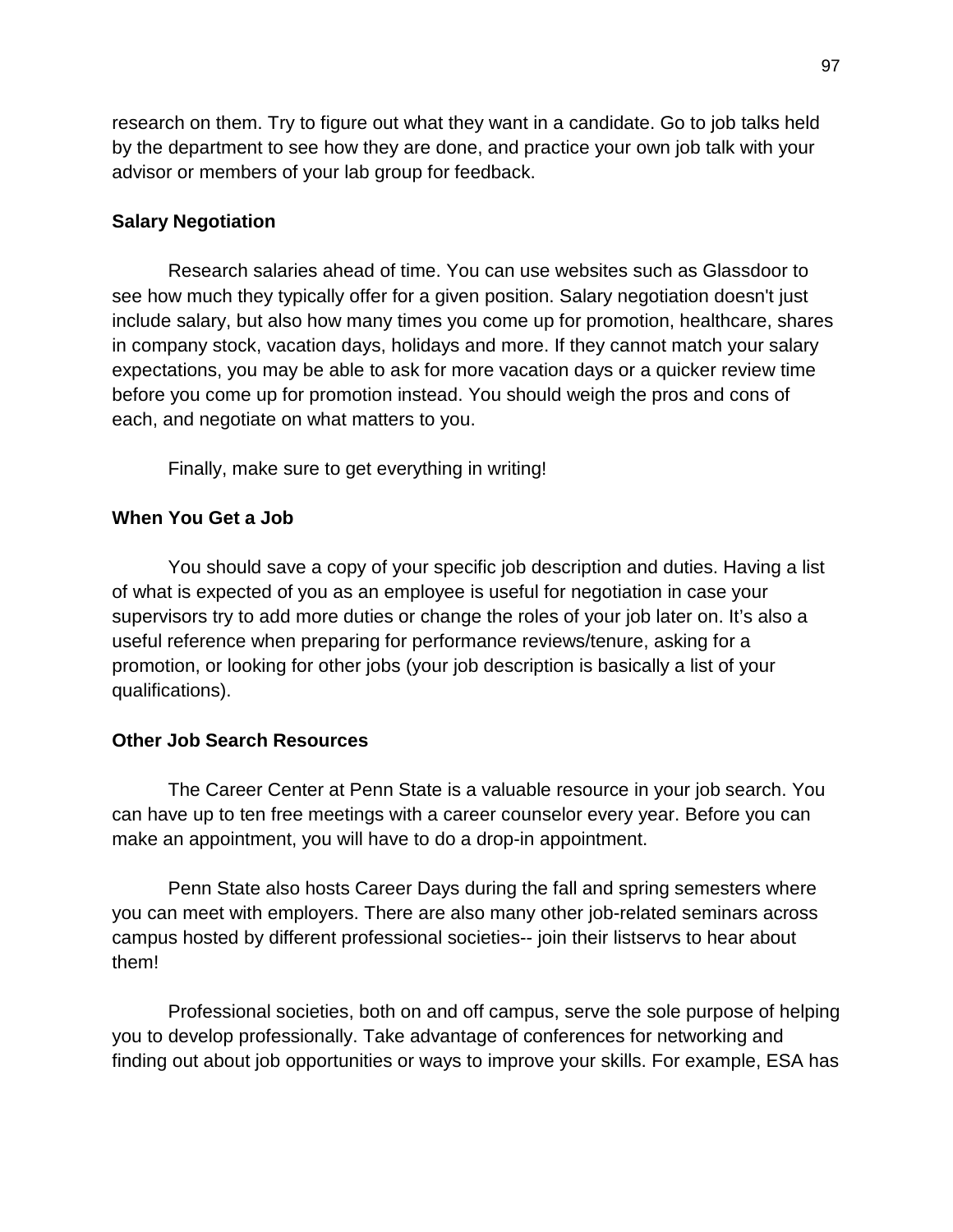research on them. Try to figure out what they want in a candidate. Go to job talks held by the department to see how they are done, and practice your own job talk with your advisor or members of your lab group for feedback.

**Salary Negotiation**

Research salaries ahead of time. You can use websites such as Glassdoor to see how much they typically offer for a given position. Salary negotiation doesn't just include salary, but also how many times you come up for promotion, healthcare, shares in company stock, vacation days, holidays and more. If they cannot match your salary expectations, you may be able to ask for more vacation days or a quicker review time before you come up for promotion instead. You should weigh the pros and cons of each, and negotiate on what matters to you.

Finally, make sure to get everything in writing!

**When You Get a Job**

You should save a copy of your specific job description and duties. Having a list of what is expected of you as an employee is useful for negotiation in case your supervisors try to add more duties or change the roles of your job later on. It's also a useful reference when preparing for performance reviews/tenure, asking for a promotion, or looking for other jobs (your job description is basically a list of your qualifications).

**Other Job Search Resources**

The Career Center at Penn State is a valuable resource in your job search. You can have up to ten free meetings with a career counselor every year. Before you can make an appointment, you will have to do a drop-in appointment.

Penn State also hosts Career Days during the fall and spring semesters where you can meet with employers. There are also many other job-related seminars across campus hosted by different professional societies-- join their listservs to hear about them!

Professional societies, both on and off campus, serve the sole purpose of helping you to develop professionally. Take advantage of conferences for networking and finding out about job opportunities or ways to improve your skills. For example, ESA has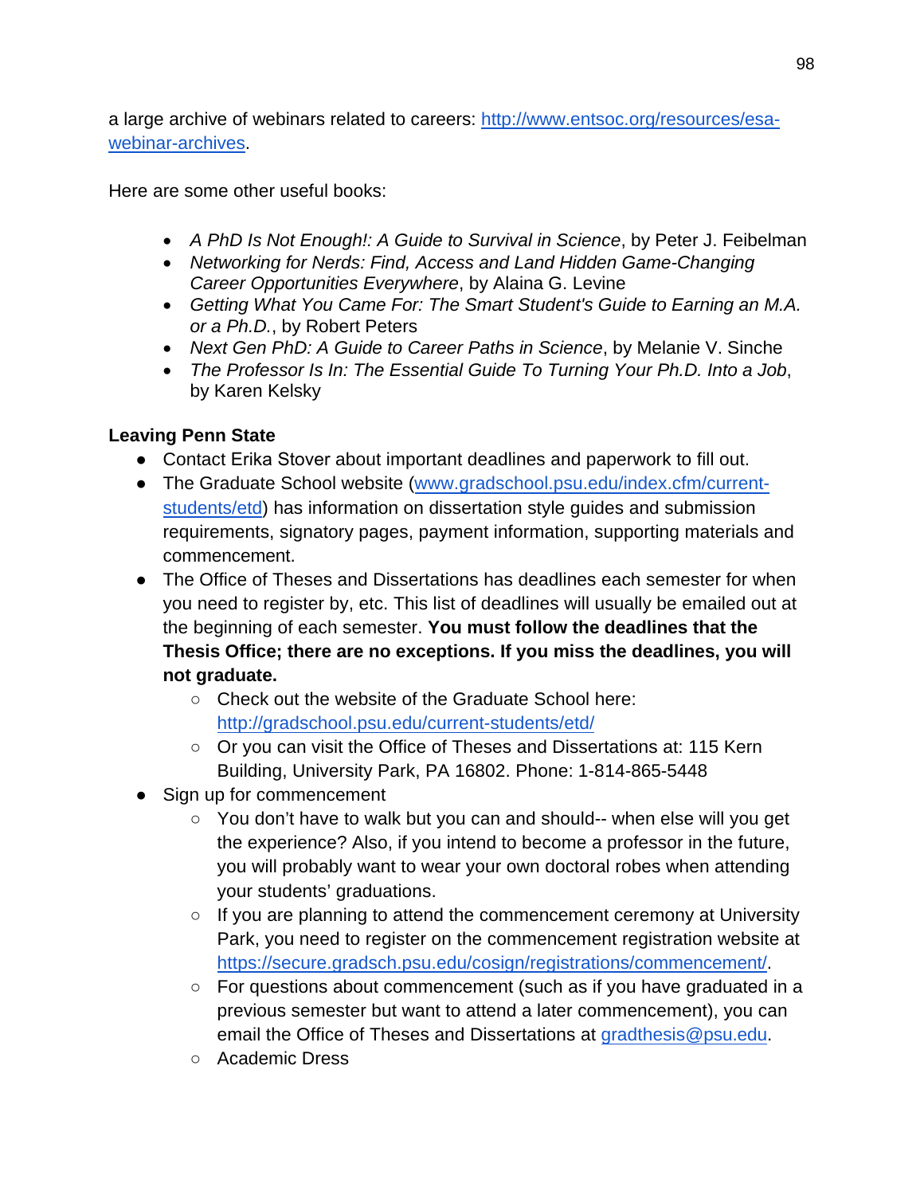a large archive of webinars related to careers: [http://www.entsoc.org/resources/esa-webinar-archives](http://www.entsoc.org/resources/esa-webinar-archives).

Here are some other useful books:

- *A PhD Is Not Enough!: A Guide to Survival in Science*, by Peter J. Feibelman
- *Networking for Nerds: Find, Access and Land Hidden Game-Changing Career Opportunities Everywhere*, by Alaina G. Levine
- *Getting What You Came For: The Smart Student's Guide to Earning an M.A. or a Ph.D.*, by Robert Peters
- *Next Gen PhD: A Guide to Career Paths in Science*, by Melanie V. Sinche
- *The Professor Is In: The Essential Guide To Turning Your Ph.D. Into a Job*, by Karen Kelsky

**Leaving Penn State**

- Contact Erika Stover about important deadlines and paperwork to fill out.
- The Graduate School website ([www.gradschool.psu.edu/index.cfm/current-students/etd](www.gradschool.psu.edu/index.cfm/current-students/etd)) has information on dissertation style guides and submission requirements, signatory pages, payment information, supporting materials and commencement.
- The Office of Theses and Dissertations has deadlines each semester for when you need to register by, etc. This list of deadlines will usually be emailed out at the beginning of each semester. **You must follow the deadlines that the Thesis Office; there are no exceptions. If you miss the deadlines, you will not graduate.**
  - Check out the website of the Graduate School here: [http://gradschool.psu.edu/current-students/etd/](http://gradschool.psu.edu/current-students/etd/)
  - Or you can visit the Office of Theses and Dissertations at: 115 Kern Building, University Park, PA 16802. Phone: 1-814-865-5448
- Sign up for commencement
  - You don't have to walk but you can and should-- when else will you get the experience? Also, if you intend to become a professor in the future, you will probably want to wear your own doctoral robes when attending your students' graduations.
  - If you are planning to attend the commencement ceremony at University Park, you need to register on the commencement registration website at [https://secure.gradsch.psu.edu/cosign/registrations/commencement/](https://secure.gradsch.psu.edu/cosign/registrations/commencement/).
  - For questions about commencement (such as if you have graduated in a previous semester but want to attend a later commencement), you can email the Office of Theses and Dissertations at [gradthesis@psu.edu](mailto:gradthesis@psu.edu).
  - Academic Dress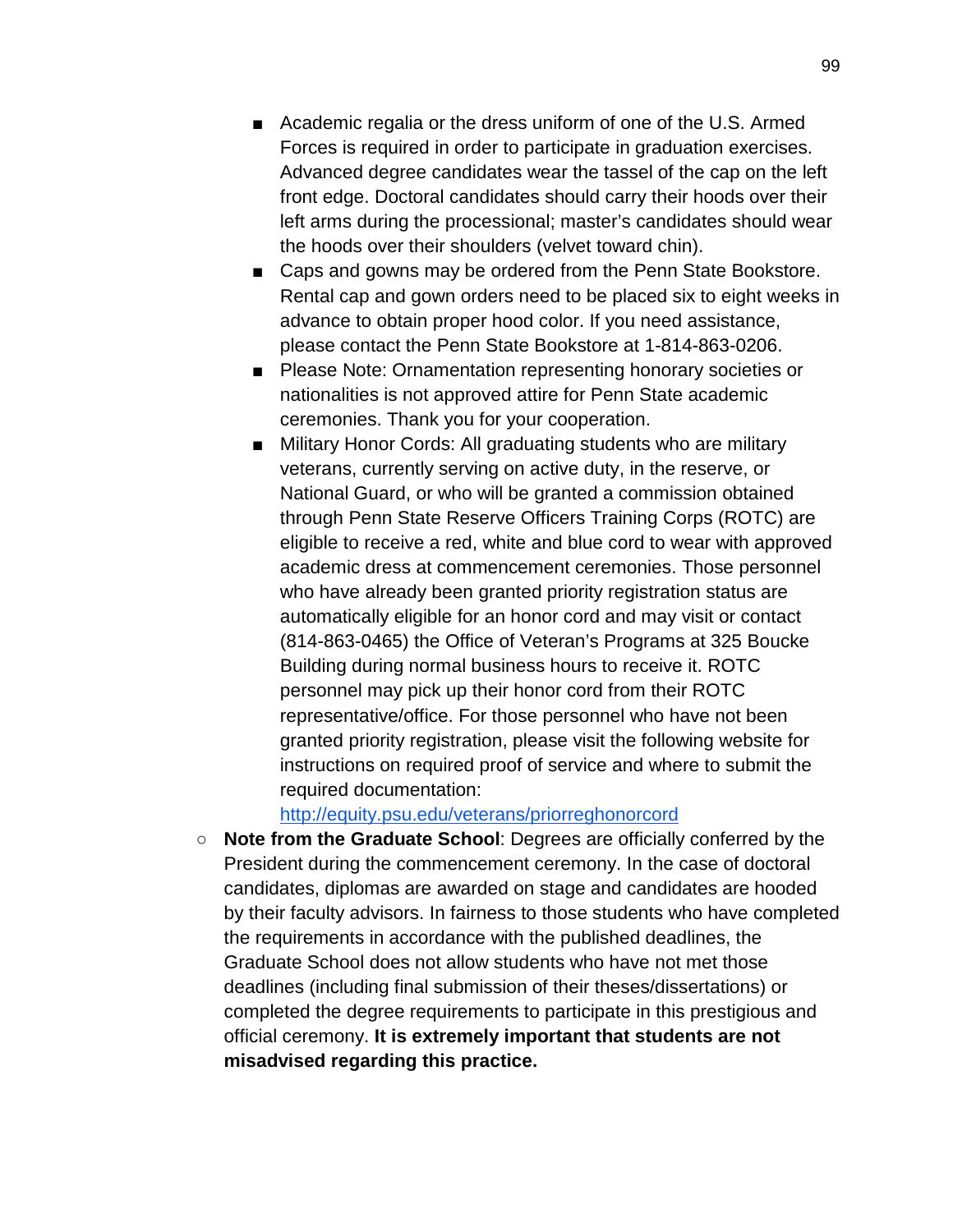- Academic regalia or the dress uniform of one of the U.S. Armed Forces is required in order to participate in graduation exercises. Advanced degree candidates wear the tassel of the cap on the left front edge. Doctoral candidates should carry their hoods over their left arms during the processional; master's candidates should wear the hoods over their shoulders (velvet toward chin).
        - Caps and gowns may be ordered from the Penn State Bookstore. Rental cap and gown orders need to be placed six to eight weeks in advance to obtain proper hood color. If you need assistance, please contact the Penn State Bookstore at 1-814-863-0206.
        - Please Note: Ornamentation representing honorary societies or nationalities is not approved attire for Penn State academic ceremonies. Thank you for your cooperation.
        - Military Honor Cords: All graduating students who are military veterans, currently serving on active duty, in the reserve, or National Guard, or who will be granted a commission obtained through Penn State Reserve Officers Training Corps (ROTC) are eligible to receive a red, white and blue cord to wear with approved academic dress at commencement ceremonies. Those personnel who have already been granted priority registration status are automatically eligible for an honor cord and may visit or contact (814-863-0465) the Office of Veteran's Programs at 325 Boucke Building during normal business hours to receive it. ROTC personnel may pick up their honor cord from their ROTC representative/office. For those personnel who have not been granted priority registration, please visit the following website for instructions on required proof of service and where to submit the required documentation: [http://equity.psu.edu/veterans/priorreghonorcord](http://equity.psu.edu/veterans/priorreghonorcord)
    - **Note from the Graduate School**: Degrees are officially conferred by the President during the commencement ceremony. In the case of doctoral candidates, diplomas are awarded on stage and candidates are hooded by their faculty advisors. In fairness to those students who have completed the requirements in accordance with the published deadlines, the Graduate School does not allow students who have not met those deadlines (including final submission of their theses/dissertations) or completed the degree requirements to participate in this prestigious and official ceremony. **It is extremely important that students are not misadvised regarding this practice.**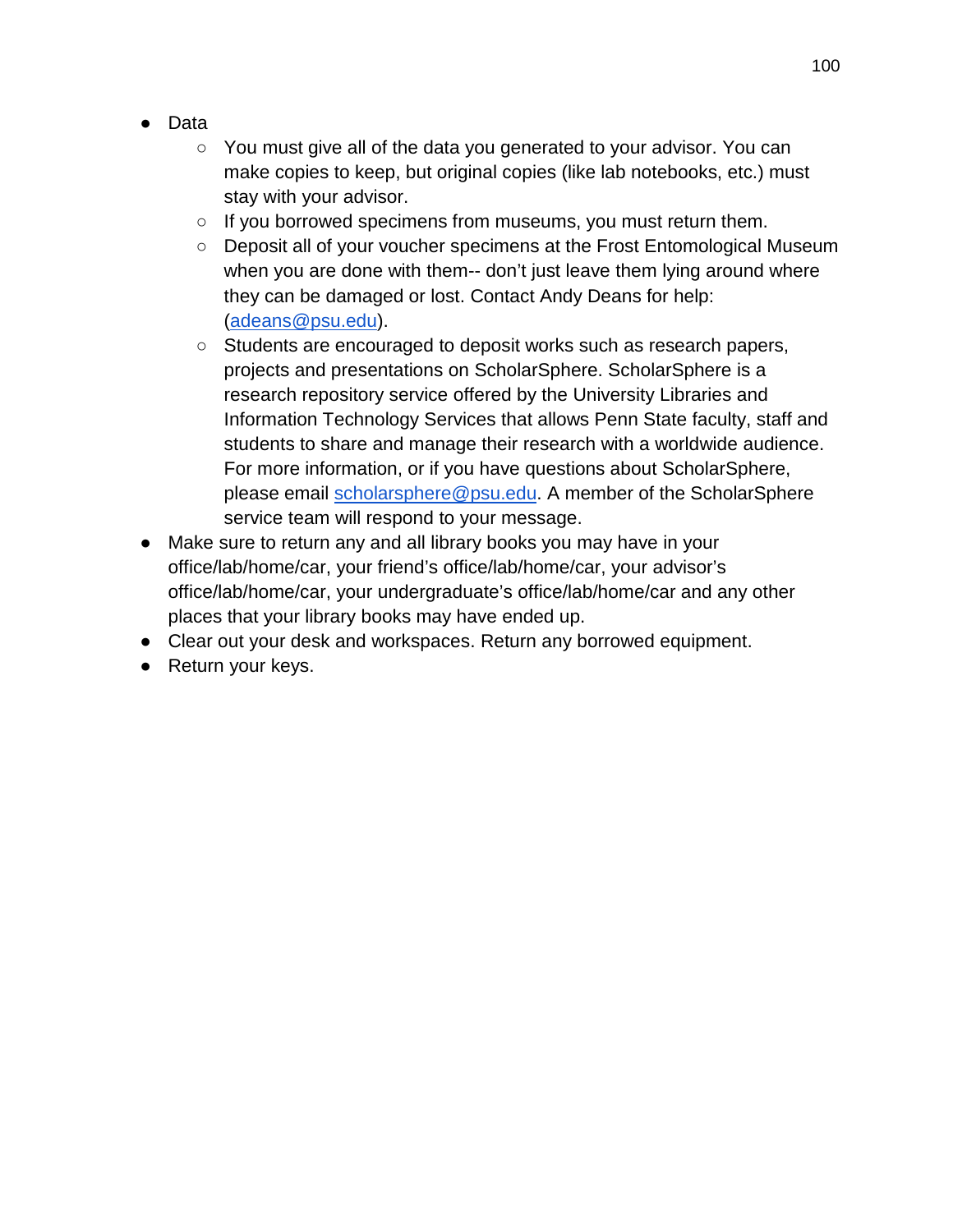- Data
  - You must give all of the data you generated to your advisor. You can make copies to keep, but original copies (like lab notebooks, etc.) must stay with your advisor.
  - If you borrowed specimens from museums, you must return them.
  - Deposit all of your voucher specimens at the Frost Entomological Museum when you are done with them-- don't just leave them lying around where they can be damaged or lost. Contact Andy Deans for help: (adeans@psu.edu).
  - Students are encouraged to deposit works such as research papers, projects and presentations on ScholarSphere. ScholarSphere is a research repository service offered by the University Libraries and Information Technology Services that allows Penn State faculty, staff and students to share and manage their research with a worldwide audience. For more information, or if you have questions about ScholarSphere, please email scholarsphere@psu.edu. A member of the ScholarSphere service team will respond to your message.
- Make sure to return any and all library books you may have in your office/lab/home/car, your friend's office/lab/home/car, your advisor's office/lab/home/car, your undergraduate's office/lab/home/car and any other places that your library books may have ended up.
- Clear out your desk and workspaces. Return any borrowed equipment.
- Return your keys.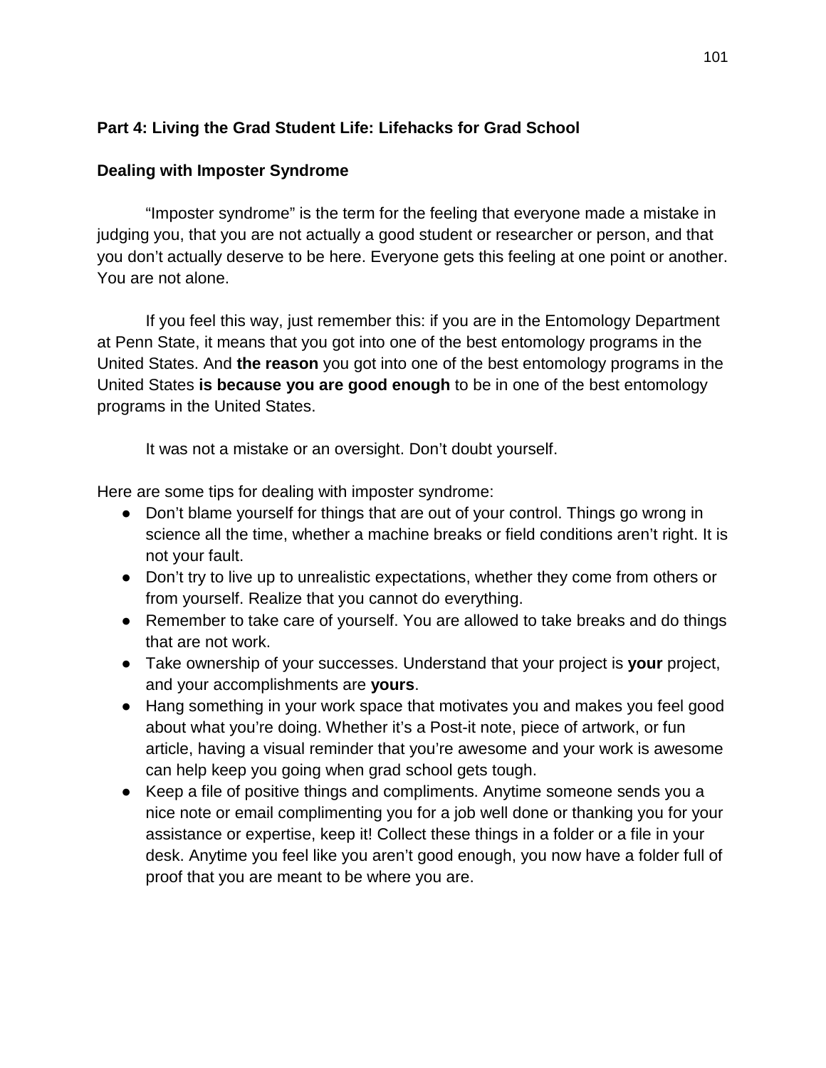## Part 4: Living the Grad Student Life: Lifehacks for Grad School

### Dealing with Imposter Syndrome

"Imposter syndrome" is the term for the feeling that everyone made a mistake in judging you, that you are not actually a good student or researcher or person, and that you don't actually deserve to be here. Everyone gets this feeling at one point or another. You are not alone.

If you feel this way, just remember this: if you are in the Entomology Department at Penn State, it means that you got into one of the best entomology programs in the United States. And **the reason** you got into one of the best entomology programs in the United States **is because you are good enough** to be in one of the best entomology programs in the United States.

It was not a mistake or an oversight. Don't doubt yourself.

Here are some tips for dealing with imposter syndrome:

- Don't blame yourself for things that are out of your control. Things go wrong in science all the time, whether a machine breaks or field conditions aren't right. It is not your fault.
- Don't try to live up to unrealistic expectations, whether they come from others or from yourself. Realize that you cannot do everything.
- Remember to take care of yourself. You are allowed to take breaks and do things that are not work.
- Take ownership of your successes. Understand that your project is **your** project, and your accomplishments are **yours**.
- Hang something in your work space that motivates you and makes you feel good about what you're doing. Whether it's a Post-it note, piece of artwork, or fun article, having a visual reminder that you're awesome and your work is awesome can help keep you going when grad school gets tough.
- Keep a file of positive things and compliments. Anytime someone sends you a nice note or email complimenting you for a job well done or thanking you for your assistance or expertise, keep it! Collect these things in a folder or a file in your desk. Anytime you feel like you aren't good enough, you now have a folder full of proof that you are meant to be where you are.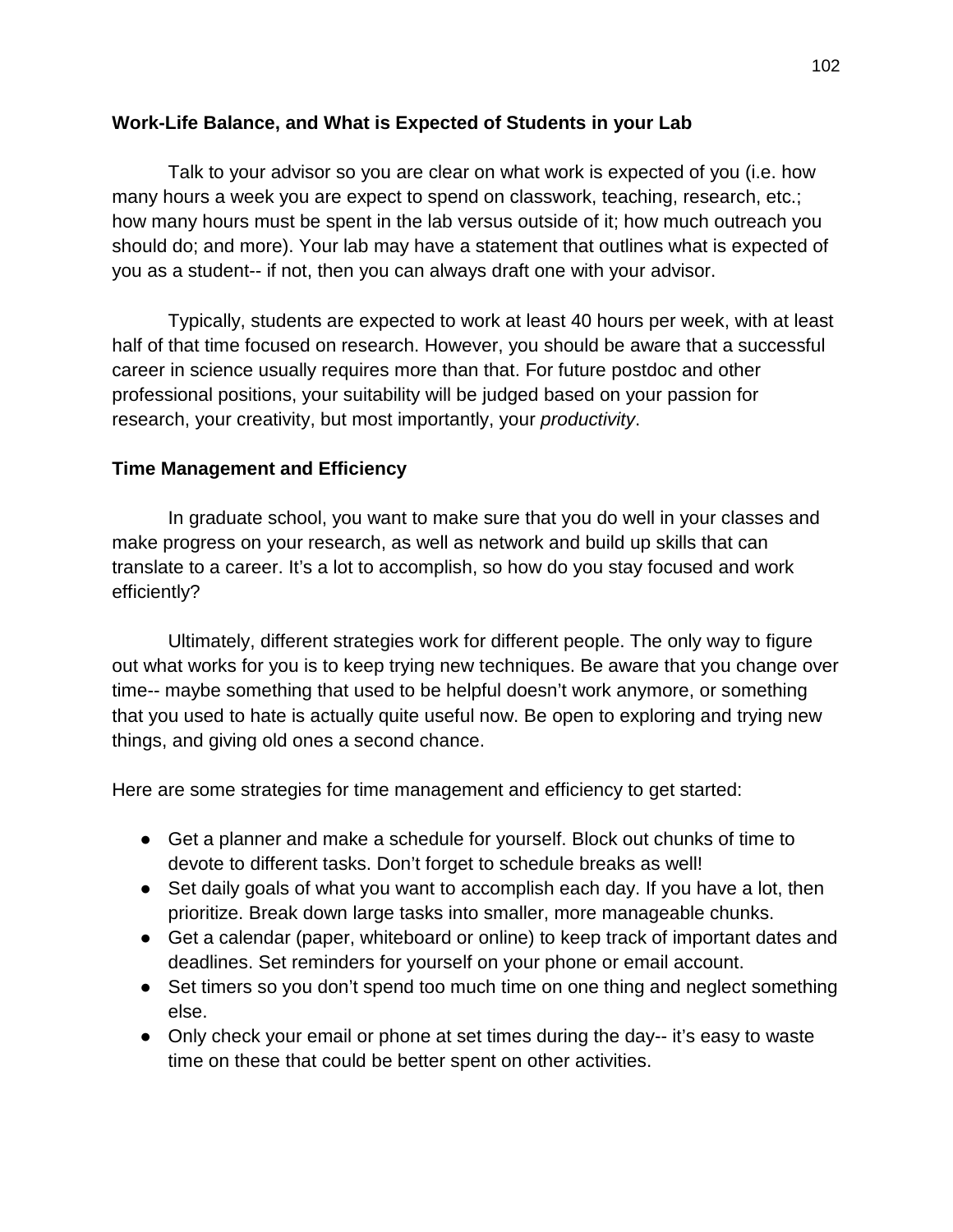**Work-Life Balance, and What is Expected of Students in your Lab**

Talk to your advisor so you are clear on what work is expected of you (i.e. how many hours a week you are expect to spend on classwork, teaching, research, etc.; how many hours must be spent in the lab versus outside of it; how much outreach you should do; and more). Your lab may have a statement that outlines what is expected of you as a student-- if not, then you can always draft one with your advisor.

Typically, students are expected to work at least 40 hours per week, with at least half of that time focused on research. However, you should be aware that a successful career in science usually requires more than that. For future postdoc and other professional positions, your suitability will be judged based on your passion for research, your creativity, but most importantly, your *productivity*.

**Time Management and Efficiency**

In graduate school, you want to make sure that you do well in your classes and make progress on your research, as well as network and build up skills that can translate to a career. It's a lot to accomplish, so how do you stay focused and work efficiently?

Ultimately, different strategies work for different people. The only way to figure out what works for you is to keep trying new techniques. Be aware that you change over time-- maybe something that used to be helpful doesn't work anymore, or something that you used to hate is actually quite useful now. Be open to exploring and trying new things, and giving old ones a second chance.

Here are some strategies for time management and efficiency to get started:

- Get a planner and make a schedule for yourself. Block out chunks of time to devote to different tasks. Don't forget to schedule breaks as well!
- Set daily goals of what you want to accomplish each day. If you have a lot, then prioritize. Break down large tasks into smaller, more manageable chunks.
- Get a calendar (paper, whiteboard or online) to keep track of important dates and deadlines. Set reminders for yourself on your phone or email account.
- Set timers so you don't spend too much time on one thing and neglect something else.
- Only check your email or phone at set times during the day-- it's easy to waste time on these that could be better spent on other activities.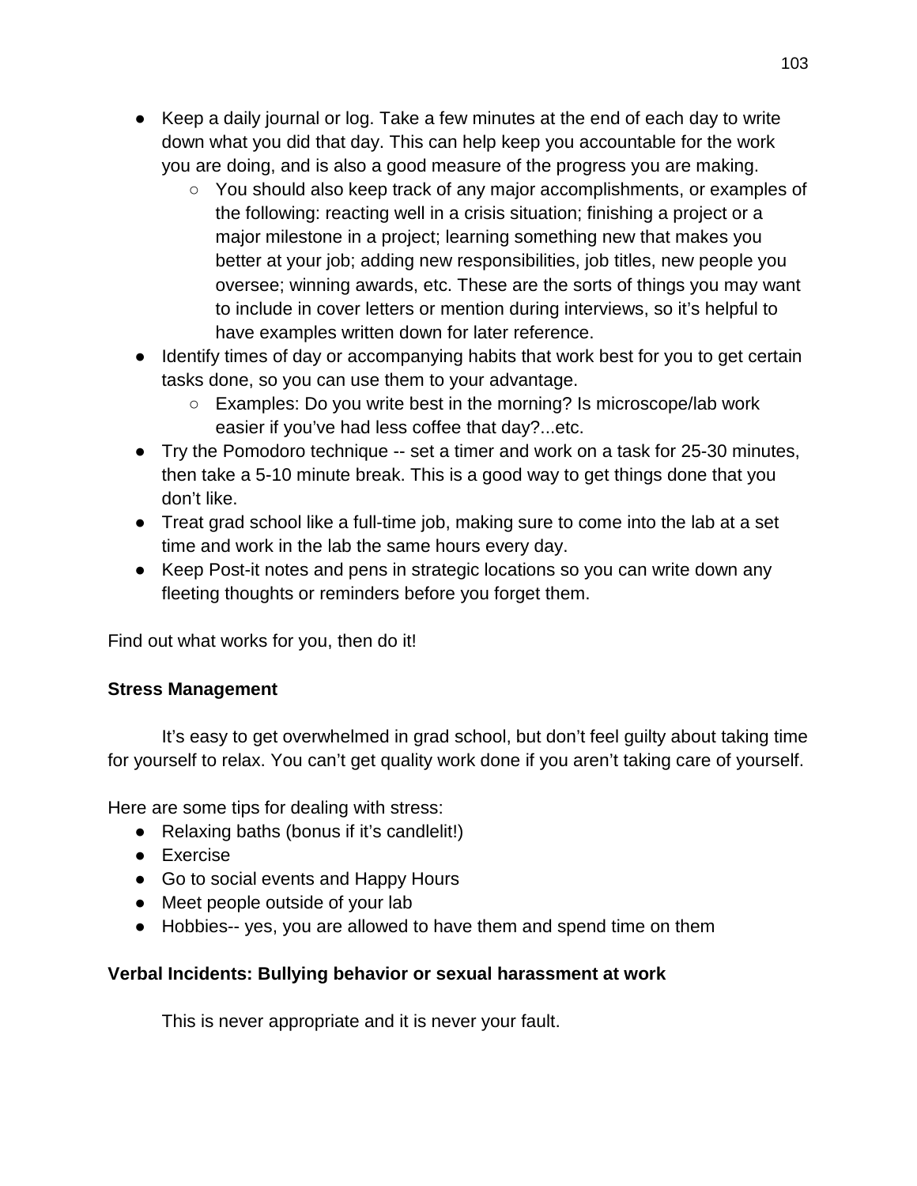- Keep a daily journal or log. Take a few minutes at the end of each day to write down what you did that day. This can help keep you accountable for the work you are doing, and is also a good measure of the progress you are making.
  - You should also keep track of any major accomplishments, or examples of the following: reacting well in a crisis situation; finishing a project or a major milestone in a project; learning something new that makes you better at your job; adding new responsibilities, job titles, new people you oversee; winning awards, etc. These are the sorts of things you may want to include in cover letters or mention during interviews, so it's helpful to have examples written down for later reference.
- Identify times of day or accompanying habits that work best for you to get certain tasks done, so you can use them to your advantage.
  - Examples: Do you write best in the morning? Is microscope/lab work easier if you've had less coffee that day?...etc.
- Try the Pomodoro technique -- set a timer and work on a task for 25-30 minutes, then take a 5-10 minute break. This is a good way to get things done that you don't like.
- Treat grad school like a full-time job, making sure to come into the lab at a set time and work in the lab the same hours every day.
- Keep Post-it notes and pens in strategic locations so you can write down any fleeting thoughts or reminders before you forget them.

Find out what works for you, then do it!

**Stress Management**

It's easy to get overwhelmed in grad school, but don't feel guilty about taking time for yourself to relax. You can't get quality work done if you aren't taking care of yourself.

Here are some tips for dealing with stress:

- Relaxing baths (bonus if it's candlelit!)
- Exercise
- Go to social events and Happy Hours
- Meet people outside of your lab
- Hobbies-- yes, you are allowed to have them and spend time on them

**Verbal Incidents: Bullying behavior or sexual harassment at work**

This is never appropriate and it is never your fault.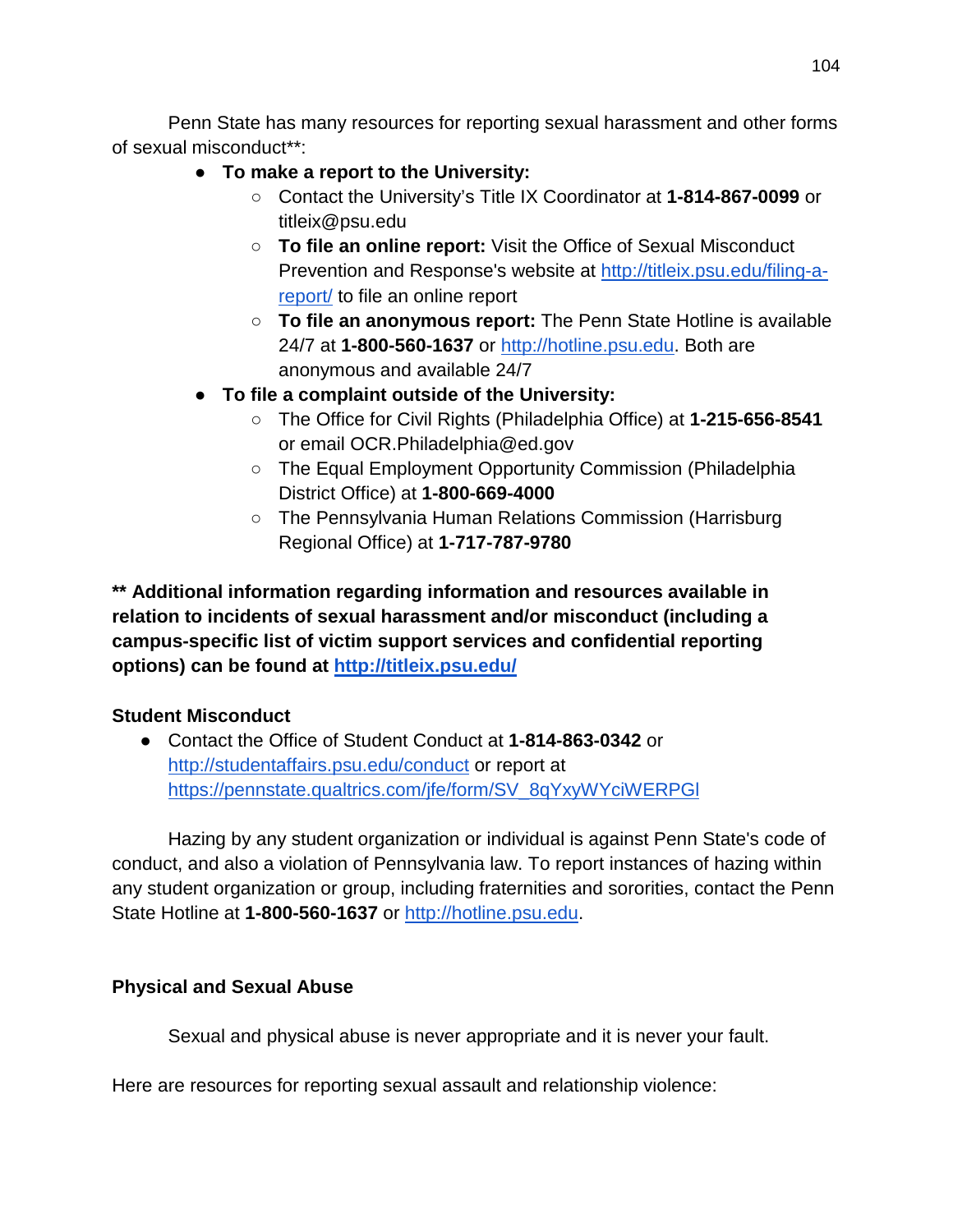Penn State has many resources for reporting sexual harassment and other forms of sexual misconduct**:

- **To make a report to the University:**
  - Contact the University's Title IX Coordinator at **1-814-867-0099** or titleix@psu.edu
  - **To file an online report:** Visit the Office of Sexual Misconduct Prevention and Response's website at [http://titleix.psu.edu/filing-a-report/](http://titleix.psu.edu/filing-a-report/) to file an online report
  - **To file an anonymous report:** The Penn State Hotline is available 24/7 at **1-800-560-1637** or [http://hotline.psu.edu](http://hotline.psu.edu). Both are anonymous and available 24/7
- **To file a complaint outside of the University:**
  - The Office for Civil Rights (Philadelphia Office) at **1-215-656-8541** or email OCR.Philadelphia@ed.gov
  - The Equal Employment Opportunity Commission (Philadelphia District Office) at **1-800-669-4000**
  - The Pennsylvania Human Relations Commission (Harrisburg Regional Office) at **1-717-787-9780**

**** Additional information regarding information and resources available in relation to incidents of sexual harassment and/or misconduct (including a campus-specific list of victim support services and confidential reporting options) can be found at [http://titleix.psu.edu/](http://titleix.psu.edu/)**

**Student Misconduct**

- Contact the Office of Student Conduct at **1-814-863-0342** or [http://studentaffairs.psu.edu/conduct](http://studentaffairs.psu.edu/conduct) or report at [https://pennstate.qualtrics.com/jfe/form/SV_8qYxyWYciWERPGl](https://pennstate.qualtrics.com/jfe/form/SV_8qYxyWYciWERPGl)

Hazing by any student organization or individual is against Penn State's code of conduct, and also a violation of Pennsylvania law. To report instances of hazing within any student organization or group, including fraternities and sororities, contact the Penn State Hotline at **1-800-560-1637** or [http://hotline.psu.edu](http://hotline.psu.edu).

**Physical and Sexual Abuse**

Sexual and physical abuse is never appropriate and it is never your fault.

Here are resources for reporting sexual assault and relationship violence: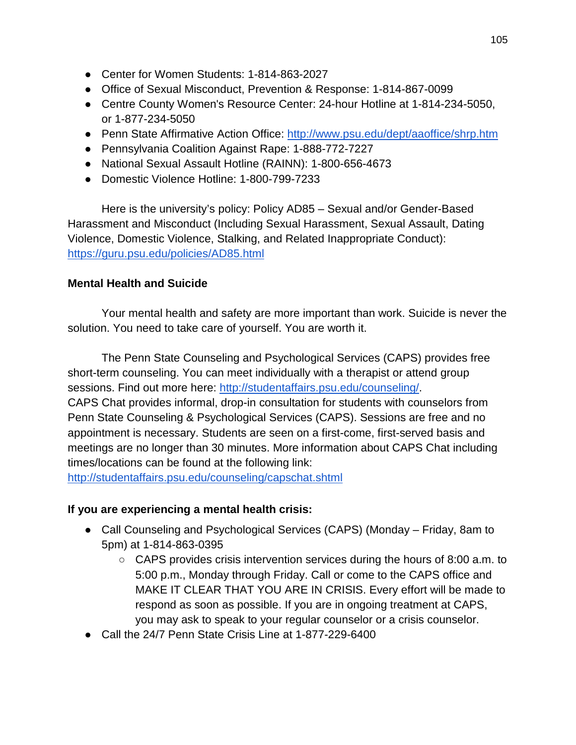- Center for Women Students: 1-814-863-2027
- Office of Sexual Misconduct, Prevention & Response: 1-814-867-0099
- Centre County Women's Resource Center: 24-hour Hotline at 1-814-234-5050, or 1-877-234-5050
- Penn State Affirmative Action Office: [http://www.psu.edu/dept/aaoffice/shrp.htm](http://www.psu.edu/dept/aaoffice/shrp.htm)
- Pennsylvania Coalition Against Rape: 1-888-772-7227
- National Sexual Assault Hotline (RAINN): 1-800-656-4673
- Domestic Violence Hotline: 1-800-799-7233

Here is the university's policy: Policy AD85 – Sexual and/or Gender-Based Harassment and Misconduct (Including Sexual Harassment, Sexual Assault, Dating Violence, Domestic Violence, Stalking, and Related Inappropriate Conduct): [https://guru.psu.edu/policies/AD85.html](https://guru.psu.edu/policies/AD85.html)

**Mental Health and Suicide**

Your mental health and safety are more important than work. Suicide is never the solution. You need to take care of yourself. You are worth it.

The Penn State Counseling and Psychological Services (CAPS) provides free short-term counseling. You can meet individually with a therapist or attend group sessions. Find out more here: [http://studentaffairs.psu.edu/counseling/](http://studentaffairs.psu.edu/counseling/).
CAPS Chat provides informal, drop-in consultation for students with counselors from Penn State Counseling & Psychological Services (CAPS). Sessions are free and no appointment is necessary. Students are seen on a first-come, first-served basis and meetings are no longer than 30 minutes. More information about CAPS Chat including times/locations can be found at the following link: [http://studentaffairs.psu.edu/counseling/capschat.shtml](http://studentaffairs.psu.edu/counseling/capschat.shtml)

**If you are experiencing a mental health crisis:**

- Call Counseling and Psychological Services (CAPS) (Monday – Friday, 8am to 5pm) at 1-814-863-0395
  - CAPS provides crisis intervention services during the hours of 8:00 a.m. to 5:00 p.m., Monday through Friday. Call or come to the CAPS office and MAKE IT CLEAR THAT YOU ARE IN CRISIS. Every effort will be made to respond as soon as possible. If you are in ongoing treatment at CAPS, you may ask to speak to your regular counselor or a crisis counselor.
- Call the 24/7 Penn State Crisis Line at 1-877-229-6400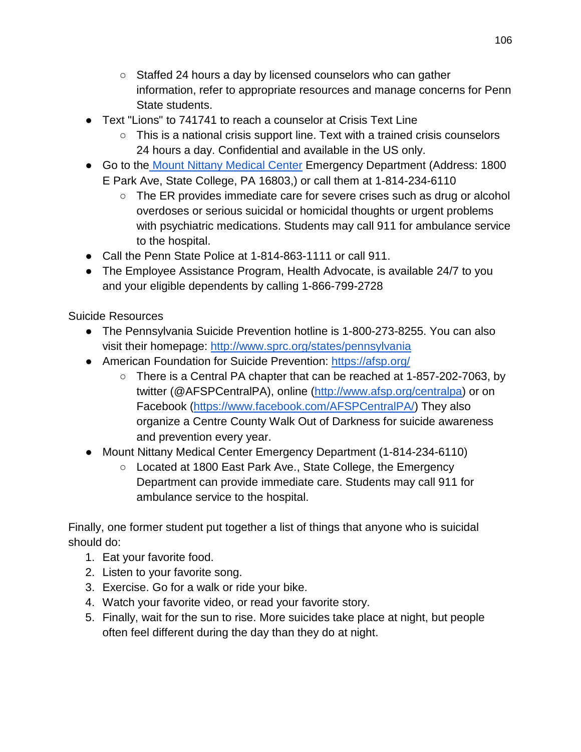- Staffed 24 hours a day by licensed counselors who can gather information, refer to appropriate resources and manage concerns for Penn State students.
- Text "Lions" to 741741 to reach a counselor at Crisis Text Line
    - This is a national crisis support line. Text with a trained crisis counselors 24 hours a day. Confidential and available in the US only.
- Go to the [Mount Nittany Medical Center]() Emergency Department (Address: 1800 E Park Ave, State College, PA 16803,) or call them at 1-814-234-6110
    - The ER provides immediate care for severe crises such as drug or alcohol overdoses or serious suicidal or homicidal thoughts or urgent problems with psychiatric medications. Students may call 911 for ambulance service to the hospital.
- Call the Penn State Police at 1-814-863-1111 or call 911.
- The Employee Assistance Program, Health Advocate, is available 24/7 to you and your eligible dependents by calling 1-866-799-2728

Suicide Resources

- The Pennsylvania Suicide Prevention hotline is 1-800-273-8255. You can also visit their homepage: http://www.sprc.org/states/pennsylvania
- American Foundation for Suicide Prevention: https://afsp.org/
    - There is a Central PA chapter that can be reached at 1-857-202-7063, by twitter (@AFSPCentralPA), online (http://www.afsp.org/centralpa) or on Facebook (https://www.facebook.com/AFSPCentralPA/) They also organize a Centre County Walk Out of Darkness for suicide awareness and prevention every year.
- Mount Nittany Medical Center Emergency Department (1-814-234-6110)
    - Located at 1800 East Park Ave., State College, the Emergency Department can provide immediate care. Students may call 911 for ambulance service to the hospital.

Finally, one former student put together a list of things that anyone who is suicidal should do:

1. Eat your favorite food.
2. Listen to your favorite song.
3. Exercise. Go for a walk or ride your bike.
4. Watch your favorite video, or read your favorite story.
5. Finally, wait for the sun to rise. More suicides take place at night, but people often feel different during the day than they do at night.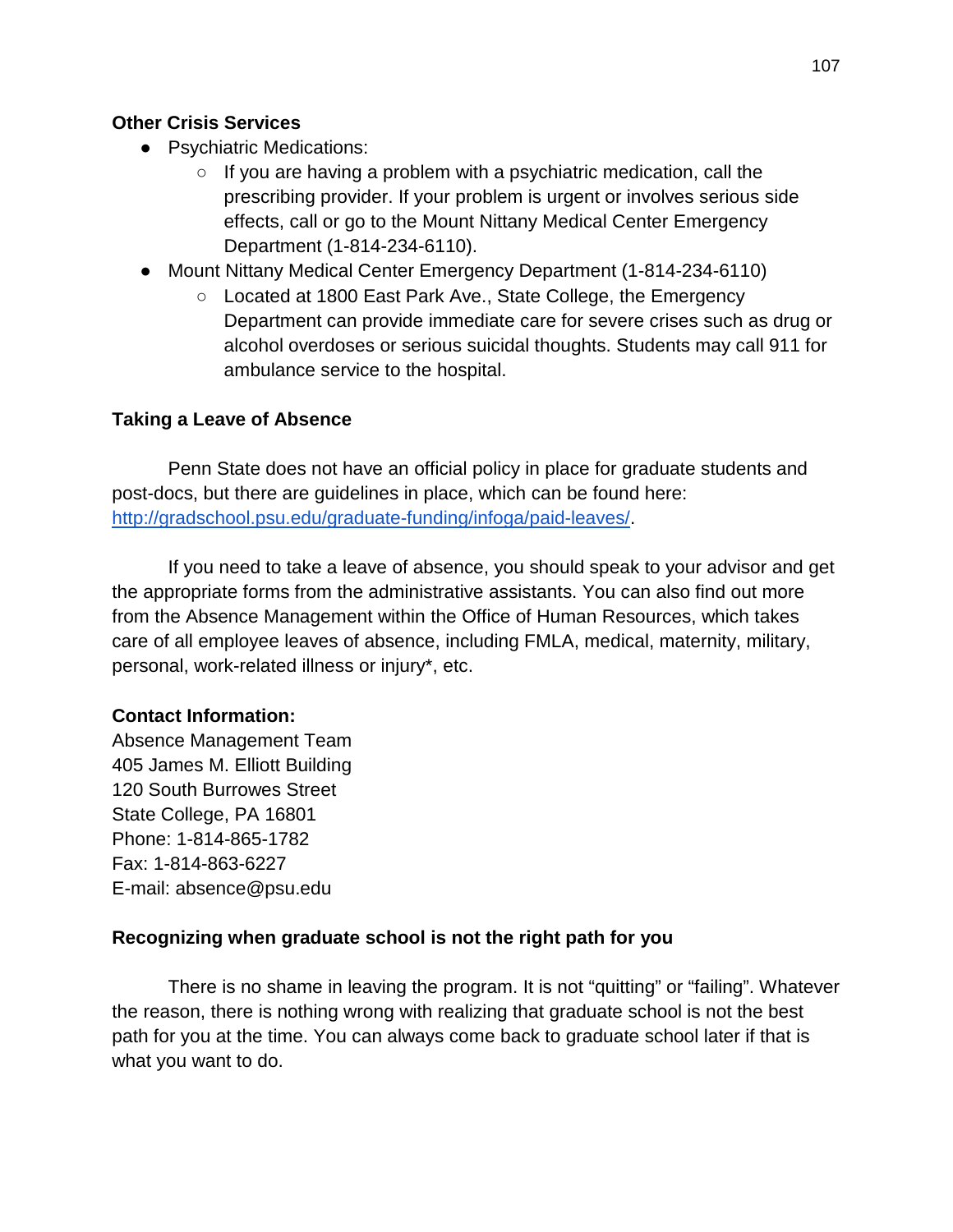### Other Crisis Services

- Psychiatric Medications:
    - If you are having a problem with a psychiatric medication, call the prescribing provider. If your problem is urgent or involves serious side effects, call or go to the Mount Nittany Medical Center Emergency Department (1-814-234-6110).
- Mount Nittany Medical Center Emergency Department (1-814-234-6110)
    - Located at 1800 East Park Ave., State College, the Emergency Department can provide immediate care for severe crises such as drug or alcohol overdoses or serious suicidal thoughts. Students may call 911 for ambulance service to the hospital.

### Taking a Leave of Absence

Penn State does not have an official policy in place for graduate students and post-docs, but there are guidelines in place, which can be found here: [http://gradschool.psu.edu/graduate-funding/infoga/paid-leaves/](http://gradschool.psu.edu/graduate-funding/infoga/paid-leaves/).

If you need to take a leave of absence, you should speak to your advisor and get the appropriate forms from the administrative assistants. You can also find out more from the Absence Management within the Office of Human Resources, which takes care of all employee leaves of absence, including FMLA, medical, maternity, military, personal, work-related illness or injury*, etc.

**Contact Information:**
Absence Management Team
405 James M. Elliott Building
120 South Burrowes Street
State College, PA 16801
Phone: 1-814-865-1782
Fax: 1-814-863-6227
E-mail: absence@psu.edu

### Recognizing when graduate school is not the right path for you

There is no shame in leaving the program. It is not "quitting" or "failing". Whatever the reason, there is nothing wrong with realizing that graduate school is not the best path for you at the time. You can always come back to graduate school later if that is what you want to do.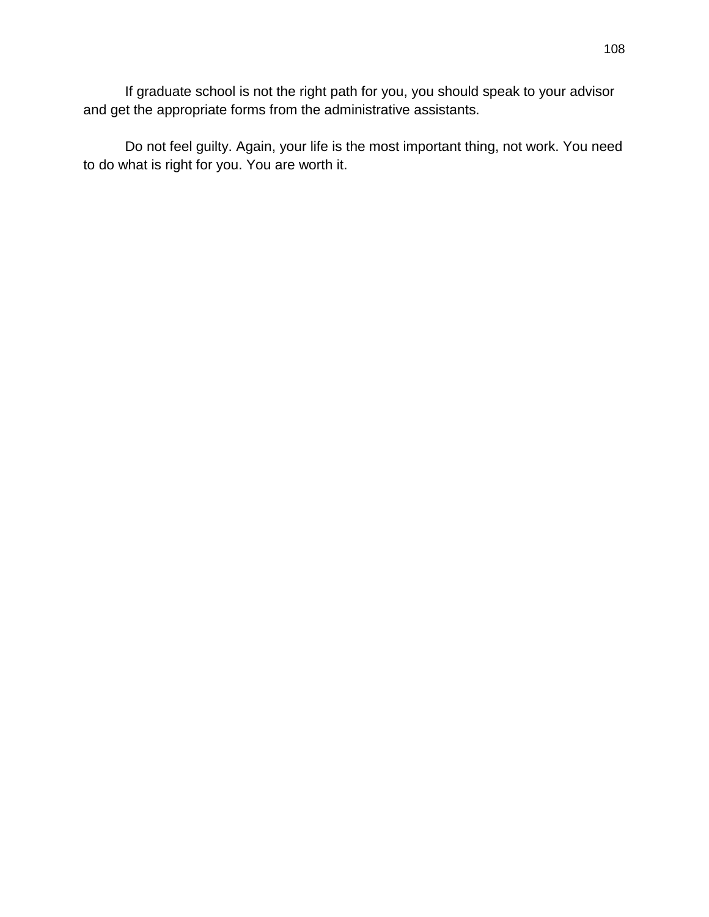If graduate school is not the right path for you, you should speak to your advisor and get the appropriate forms from the administrative assistants.

Do not feel guilty. Again, your life is the most important thing, not work. You need to do what is right for you. You are worth it.